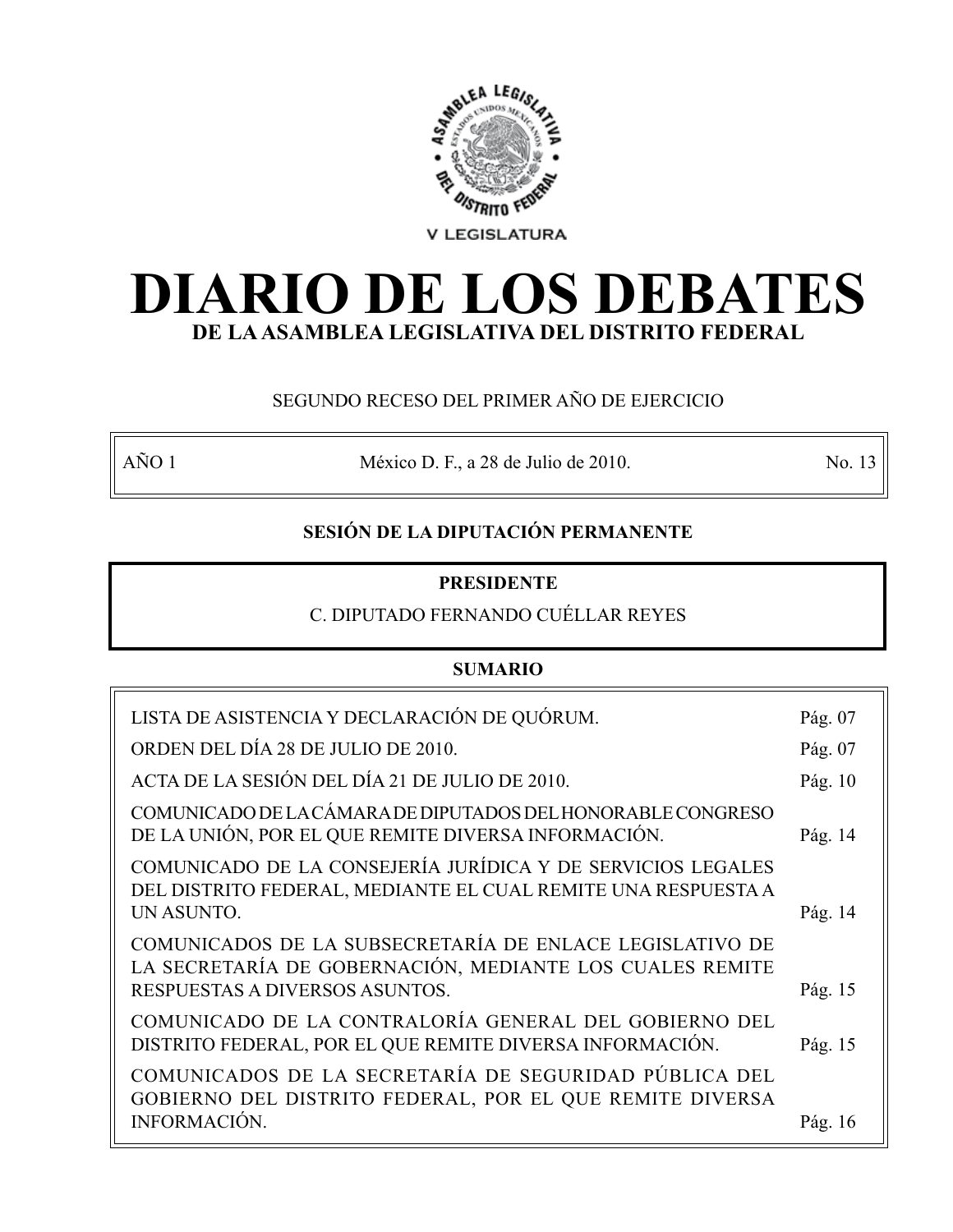V LEGISLATURA

# DIARIO DE LOS DEBATES

## DE LA ASAMBLEA LEGISLATIVA DEL DISTRITO FEDERAL

SEGUNDO RECESO DEL PRIMER AÑO DE EJERCICIO

| AÑO 1 | México D. F., a 28 de Julio de 2010. | No. 13 |
|---|---|---|

**SESIÓN DE LA DIPUTACIÓN PERMANENTE**

**PRESIDENTE**

C. DIPUTADO FERNANDO CUÉLLAR REYES

**SUMARIO**

| | |
|---|---|
| LISTA DE ASISTENCIA Y DECLARACIÓN DE QUÓRUM. | Pág. 07 |
| ORDEN DEL DÍA 28 DE JULIO DE 2010. | Pág. 07 |
| ACTA DE LA SESIÓN DEL DÍA 21 DE JULIO DE 2010. | Pág. 10 |
| COMUNICADO DE LA CÁMARA DE DIPUTADOS DEL HONORABLE CONGRESO DE LA UNIÓN, POR EL QUE REMITE DIVERSA INFORMACIÓN. | Pág. 14 |
| COMUNICADO DE LA CONSEJERÍA JURÍDICA Y DE SERVICIOS LEGALES DEL DISTRITO FEDERAL, MEDIANTE EL CUAL REMITE UNA RESPUESTA A UN ASUNTO. | Pág. 14 |
| COMUNICADOS DE LA SUBSECRETARÍA DE ENLACE LEGISLATIVO DE LA SECRETARÍA DE GOBERNACIÓN, MEDIANTE LOS CUALES REMITE RESPUESTAS A DIVERSOS ASUNTOS. | Pág. 15 |
| COMUNICADO DE LA CONTRALORÍA GENERAL DEL GOBIERNO DEL DISTRITO FEDERAL, POR EL QUE REMITE DIVERSA INFORMACIÓN. | Pág. 15 |
| COMUNICADOS DE LA SECRETARÍA DE SEGURIDAD PÚBLICA DEL GOBIERNO DEL DISTRITO FEDERAL, POR EL QUE REMITE DIVERSA INFORMACIÓN. | Pág. 16 |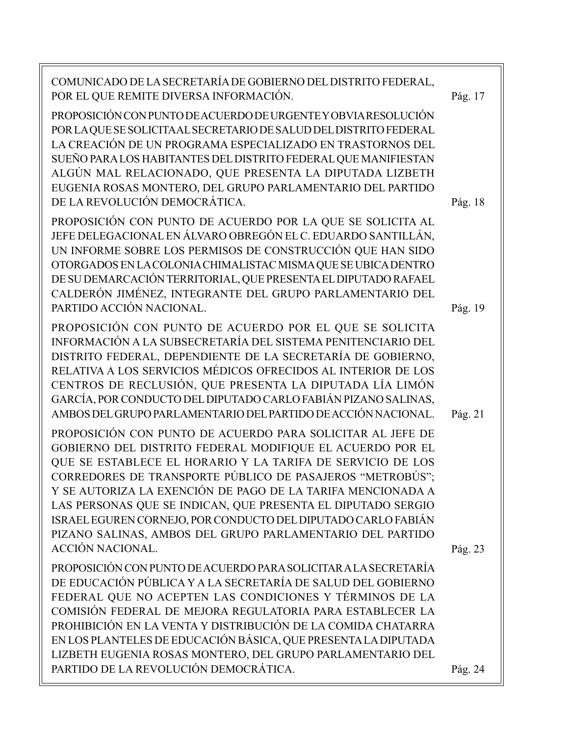COMUNICADO DE LA SECRETARÍA DE GOBIERNO DEL DISTRITO FEDERAL, POR EL QUE REMITE DIVERSA INFORMACIÓN. Pág. 17

PROPOSICIÓN CON PUNTO DE ACUERDO DE URGENTE Y OBVIA RESOLUCIÓN POR LA QUE SE SOLICITA AL SECRETARIO DE SALUD DEL DISTRITO FEDERAL LA CREACIÓN DE UN PROGRAMA ESPECIALIZADO EN TRASTORNOS DEL SUEÑO PARA LOS HABITANTES DEL DISTRITO FEDERAL QUE MANIFIESTAN ALGÚN MAL RELACIONADO, QUE PRESENTA LA DIPUTADA LIZBETH EUGENIA ROSAS MONTERO, DEL GRUPO PARLAMENTARIO DEL PARTIDO DE LA REVOLUCIÓN DEMOCRÁTICA. Pág. 18

PROPOSICIÓN CON PUNTO DE ACUERDO POR LA QUE SE SOLICITA AL JEFE DELEGACIONAL EN ÁLVARO OBREGÓN EL C. EDUARDO SANTILLÁN, UN INFORME SOBRE LOS PERMISOS DE CONSTRUCCIÓN QUE HAN SIDO OTORGADOS EN LA COLONIA CHIMALISTAC MISMA QUE SE UBICA DENTRO DE SU DEMARCACIÓN TERRITORIAL, QUE PRESENTA EL DIPUTADO RAFAEL CALDERÓN JIMÉNEZ, INTEGRANTE DEL GRUPO PARLAMENTARIO DEL PARTIDO ACCIÓN NACIONAL. Pág. 19

PROPOSICIÓN CON PUNTO DE ACUERDO POR EL QUE SE SOLICITA INFORMACIÓN A LA SUBSECRETARÍA DEL SISTEMA PENITENCIARIO DEL DISTRITO FEDERAL, DEPENDIENTE DE LA SECRETARÍA DE GOBIERNO, RELATIVA A LOS SERVICIOS MÉDICOS OFRECIDOS AL INTERIOR DE LOS CENTROS DE RECLUSIÓN, QUE PRESENTA LA DIPUTADA LÍA LIMÓN GARCÍA, POR CONDUCTO DEL DIPUTADO CARLO FABIÁN PIZANO SALINAS, AMBOS DEL GRUPO PARLAMENTARIO DEL PARTIDO DE ACCIÓN NACIONAL. Pág. 21

PROPOSICIÓN CON PUNTO DE ACUERDO PARA SOLICITAR AL JEFE DE GOBIERNO DEL DISTRITO FEDERAL MODIFIQUE EL ACUERDO POR EL QUE SE ESTABLECE EL HORARIO Y LA TARIFA DE SERVICIO DE LOS CORREDORES DE TRANSPORTE PÚBLICO DE PASAJEROS "METROBÚS"; Y SE AUTORIZA LA EXENCIÓN DE PAGO DE LA TARIFA MENCIONADA A LAS PERSONAS QUE SE INDICAN, QUE PRESENTA EL DIPUTADO SERGIO ISRAEL EGUREN CORNEJO, POR CONDUCTO DEL DIPUTADO CARLO FABIÁN PIZANO SALINAS, AMBOS DEL GRUPO PARLAMENTARIO DEL PARTIDO ACCIÓN NACIONAL. Pág. 23

PROPOSICIÓN CON PUNTO DE ACUERDO PARA SOLICITAR A LA SECRETARÍA DE EDUCACIÓN PÚBLICA Y A LA SECRETARÍA DE SALUD DEL GOBIERNO FEDERAL QUE NO ACEPTEN LAS CONDICIONES Y TÉRMINOS DE LA COMISIÓN FEDERAL DE MEJORA REGULATORIA PARA ESTABLECER LA PROHIBICIÓN EN LA VENTA Y DISTRIBUCIÓN DE LA COMIDA CHATARRA EN LOS PLANTELES DE EDUCACIÓN BÁSICA, QUE PRESENTA LA DIPUTADA LIZBETH EUGENIA ROSAS MONTERO, DEL GRUPO PARLAMENTARIO DEL PARTIDO DE LA REVOLUCIÓN DEMOCRÁTICA. Pág. 24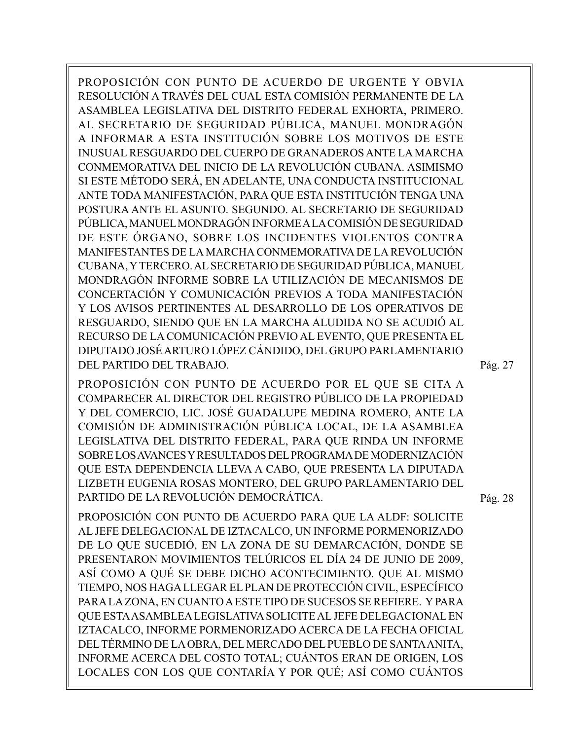PROPOSICIÓN CON PUNTO DE ACUERDO DE URGENTE Y OBVIA RESOLUCIÓN A TRAVÉS DEL CUAL ESTA COMISIÓN PERMANENTE DE LA ASAMBLEA LEGISLATIVA DEL DISTRITO FEDERAL EXHORTA, PRIMERO. AL SECRETARIO DE SEGURIDAD PÚBLICA, MANUEL MONDRAGÓN A INFORMAR A ESTA INSTITUCIÓN SOBRE LOS MOTIVOS DE ESTE INUSUAL RESGUARDO DEL CUERPO DE GRANADEROS ANTE LA MARCHA CONMEMORATIVA DEL INICIO DE LA REVOLUCIÓN CUBANA. ASIMISMO SI ESTE MÉTODO SERÁ, EN ADELANTE, UNA CONDUCTA INSTITUCIONAL ANTE TODA MANIFESTACIÓN, PARA QUE ESTA INSTITUCIÓN TENGA UNA POSTURA ANTE EL ASUNTO. SEGUNDO. AL SECRETARIO DE SEGURIDAD PÚBLICA, MANUEL MONDRAGÓN INFORME A LA COMISIÓN DE SEGURIDAD DE ESTE ÓRGANO, SOBRE LOS INCIDENTES VIOLENTOS CONTRA MANIFESTANTES DE LA MARCHA CONMEMORATIVA DE LA REVOLUCIÓN CUBANA, Y TERCERO. AL SECRETARIO DE SEGURIDAD PÚBLICA, MANUEL MONDRAGÓN INFORME SOBRE LA UTILIZACIÓN DE MECANISMOS DE CONCERTACIÓN Y COMUNICACIÓN PREVIOS A TODA MANIFESTACIÓN Y LOS AVISOS PERTINENTES AL DESARROLLO DE LOS OPERATIVOS DE RESGUARDO, SIENDO QUE EN LA MARCHA ALUDIDA NO SE ACUDIÓ AL RECURSO DE LA COMUNICACIÓN PREVIO AL EVENTO, QUE PRESENTA EL DIPUTADO JOSÉ ARTURO LÓPEZ CÁNDIDO, DEL GRUPO PARLAMENTARIO DEL PARTIDO DEL TRABAJO. Pág. 27

PROPOSICIÓN CON PUNTO DE ACUERDO POR EL QUE SE CITA A COMPARECER AL DIRECTOR DEL REGISTRO PÚBLICO DE LA PROPIEDAD Y DEL COMERCIO, LIC. JOSÉ GUADALUPE MEDINA ROMERO, ANTE LA COMISIÓN DE ADMINISTRACIÓN PÚBLICA LOCAL, DE LA ASAMBLEA LEGISLATIVA DEL DISTRITO FEDERAL, PARA QUE RINDA UN INFORME SOBRE LOS AVANCES Y RESULTADOS DEL PROGRAMA DE MODERNIZACIÓN QUE ESTA DEPENDENCIA LLEVA A CABO, QUE PRESENTA LA DIPUTADA LIZBETH EUGENIA ROSAS MONTERO, DEL GRUPO PARLAMENTARIO DEL PARTIDO DE LA REVOLUCIÓN DEMOCRÁTICA. Pág. 28

PROPOSICIÓN CON PUNTO DE ACUERDO PARA QUE LA ALDF: SOLICITE AL JEFE DELEGACIONAL DE IZTACALCO, UN INFORME PORMENORIZADO DE LO QUE SUCEDIÓ, EN LA ZONA DE SU DEMARCACIÓN, DONDE SE PRESENTARON MOVIMIENTOS TELÚRICOS EL DÍA 24 DE JUNIO DE 2009, ASÍ COMO A QUÉ SE DEBE DICHO ACONTECIMIENTO. QUE AL MISMO TIEMPO, NOS HAGA LLEGAR EL PLAN DE PROTECCIÓN CIVIL, ESPECÍFICO PARA LA ZONA, EN CUANTO A ESTE TIPO DE SUCESOS SE REFIERE. Y PARA QUE ESTA ASAMBLEA LEGISLATIVA SOLICITE AL JEFE DELEGACIONAL EN IZTACALCO, INFORME PORMENORIZADO ACERCA DE LA FECHA OFICIAL DEL TÉRMINO DE LA OBRA, DEL MERCADO DEL PUEBLO DE SANTA ANITA, INFORME ACERCA DEL COSTO TOTAL; CUÁNTOS ERAN DE ORIGEN, LOS LOCALES CON LOS QUE CONTARÍA Y POR QUÉ; ASÍ COMO CUÁNTOS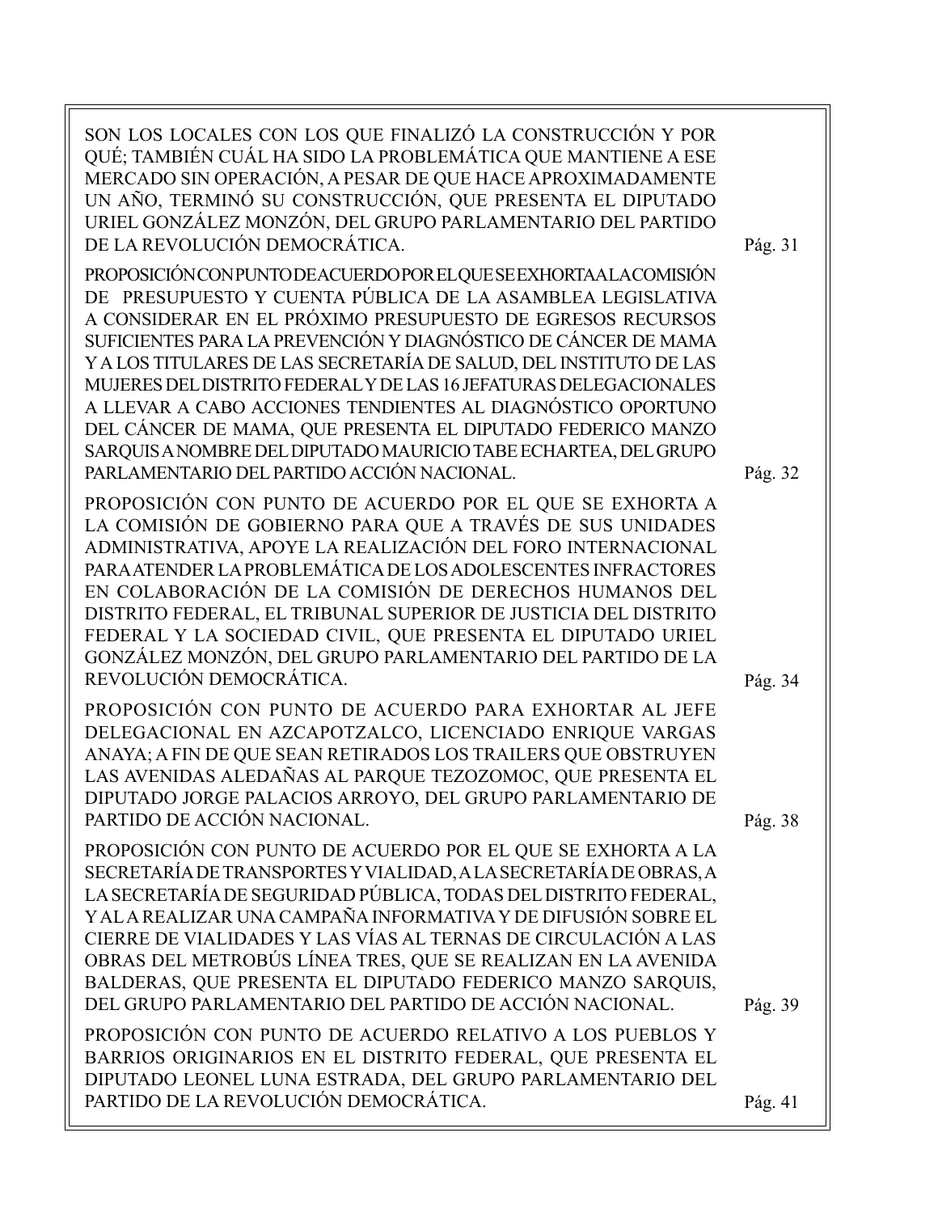SON LOS LOCALES CON LOS QUE FINALIZÓ LA CONSTRUCCIÓN Y POR QUÉ; TAMBIÉN CUÁL HA SIDO LA PROBLEMÁTICA QUE MANTIENE A ESE MERCADO SIN OPERACIÓN, A PESAR DE QUE HACE APROXIMADAMENTE UN AÑO, TERMINÓ SU CONSTRUCCIÓN, QUE PRESENTA EL DIPUTADO URIEL GONZÁLEZ MONZÓN, DEL GRUPO PARLAMENTARIO DEL PARTIDO DE LA REVOLUCIÓN DEMOCRÁTICA. Pág. 31

PROPOSICIÓN CON PUNTO DE ACUERDO POR EL QUE SE EXHORTA A LA COMISIÓN DE PRESUPUESTO Y CUENTA PÚBLICA DE LA ASAMBLEA LEGISLATIVA A CONSIDERAR EN EL PRÓXIMO PRESUPUESTO DE EGRESOS RECURSOS SUFICIENTES PARA LA PREVENCIÓN Y DIAGNÓSTICO DE CÁNCER DE MAMA Y A LOS TITULARES DE LAS SECRETARÍA DE SALUD, DEL INSTITUTO DE LAS MUJERES DEL DISTRITO FEDERAL Y DE LAS 16 JEFATURAS DELEGACIONALES A LLEVAR A CABO ACCIONES TENDIENTES AL DIAGNÓSTICO OPORTUNO DEL CÁNCER DE MAMA, QUE PRESENTA EL DIPUTADO FEDERICO MANZO SARQUIS A NOMBRE DEL DIPUTADO MAURICIO TABE ECHARTEA, DEL GRUPO PARLAMENTARIO DEL PARTIDO ACCIÓN NACIONAL. Pág. 32

PROPOSICIÓN CON PUNTO DE ACUERDO POR EL QUE SE EXHORTA A LA COMISIÓN DE GOBIERNO PARA QUE A TRAVÉS DE SUS UNIDADES ADMINISTRATIVA, APOYE LA REALIZACIÓN DEL FORO INTERNACIONAL PARA ATENDER LA PROBLEMÁTICA DE LOS ADOLESCENTES INFRACTORES EN COLABORACIÓN DE LA COMISIÓN DE DERECHOS HUMANOS DEL DISTRITO FEDERAL, EL TRIBUNAL SUPERIOR DE JUSTICIA DEL DISTRITO FEDERAL Y LA SOCIEDAD CIVIL, QUE PRESENTA EL DIPUTADO URIEL GONZÁLEZ MONZÓN, DEL GRUPO PARLAMENTARIO DEL PARTIDO DE LA REVOLUCIÓN DEMOCRÁTICA. Pág. 34

PROPOSICIÓN CON PUNTO DE ACUERDO PARA EXHORTAR AL JEFE DELEGACIONAL EN AZCAPOTZALCO, LICENCIADO ENRIQUE VARGAS ANAYA; A FIN DE QUE SEAN RETIRADOS LOS TRAILERS QUE OBSTRUYEN LAS AVENIDAS ALEDAÑAS AL PARQUE TEZOZOMOC, QUE PRESENTA EL DIPUTADO JORGE PALACIOS ARROYO, DEL GRUPO PARLAMENTARIO DE PARTIDO DE ACCIÓN NACIONAL. Pág. 38

PROPOSICIÓN CON PUNTO DE ACUERDO POR EL QUE SE EXHORTA A LA SECRETARÍA DE TRANSPORTES Y VIALIDAD, A LA SECRETARÍA DE OBRAS, A LA SECRETARÍA DE SEGURIDAD PÚBLICA, TODAS DEL DISTRITO FEDERAL, Y AL A REALIZAR UNA CAMPAÑA INFORMATIVA Y DE DIFUSIÓN SOBRE EL CIERRE DE VIALIDADES Y LAS VÍAS AL TERNAS DE CIRCULACIÓN A LAS OBRAS DEL METROBÚS LÍNEA TRES, QUE SE REALIZAN EN LA AVENIDA BALDERAS, QUE PRESENTA EL DIPUTADO FEDERICO MANZO SARQUIS, DEL GRUPO PARLAMENTARIO DEL PARTIDO DE ACCIÓN NACIONAL. Pág. 39

PROPOSICIÓN CON PUNTO DE ACUERDO RELATIVO A LOS PUEBLOS Y BARRIOS ORIGINARIOS EN EL DISTRITO FEDERAL, QUE PRESENTA EL DIPUTADO LEONEL LUNA ESTRADA, DEL GRUPO PARLAMENTARIO DEL PARTIDO DE LA REVOLUCIÓN DEMOCRÁTICA. Pág. 41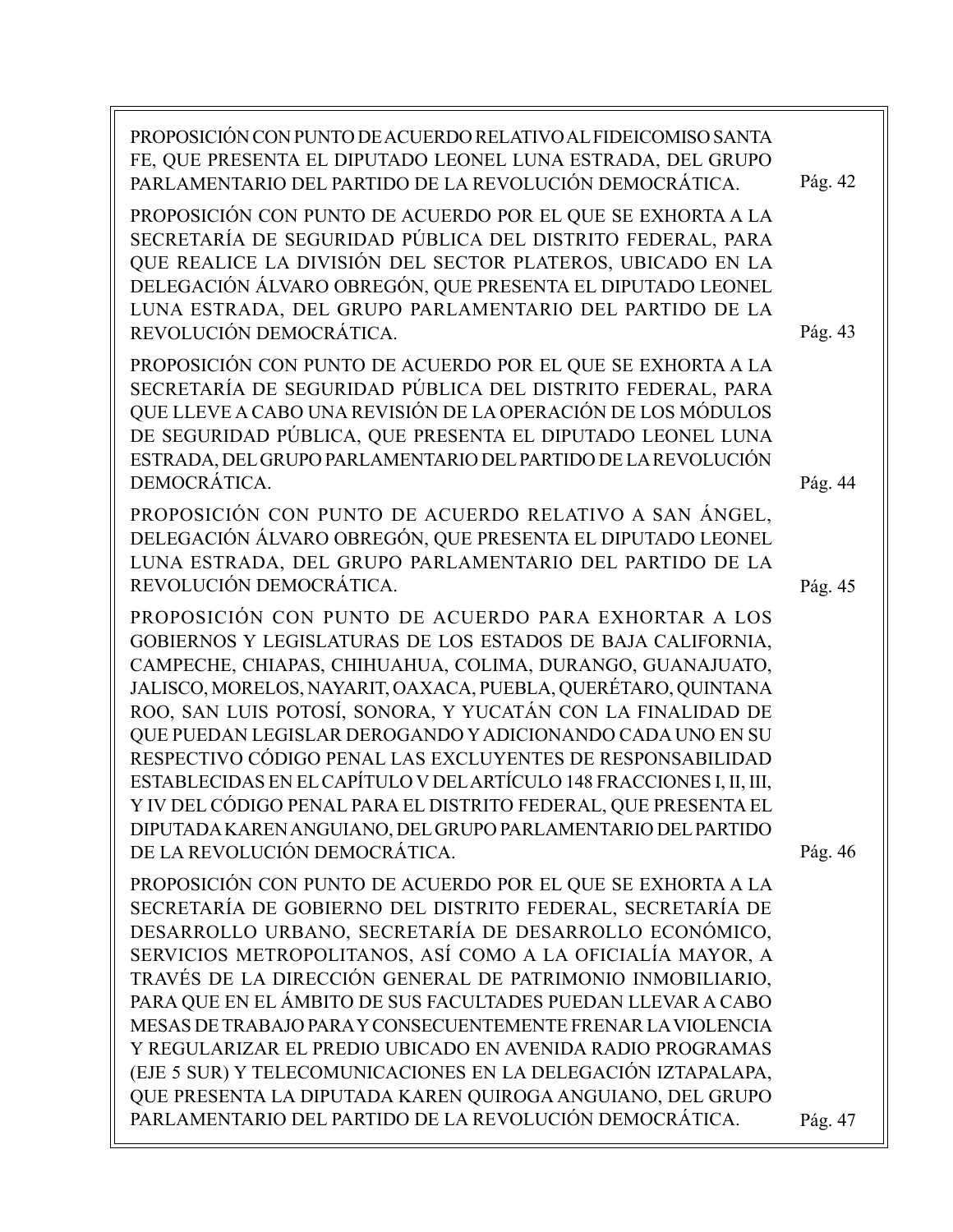PROPOSICIÓN CON PUNTO DE ACUERDO RELATIVO AL FIDEICOMISO SANTA FE, QUE PRESENTA EL DIPUTADO LEONEL LUNA ESTRADA, DEL GRUPO PARLAMENTARIO DEL PARTIDO DE LA REVOLUCIÓN DEMOCRÁTICA. Pág. 42

PROPOSICIÓN CON PUNTO DE ACUERDO POR EL QUE SE EXHORTA A LA SECRETARÍA DE SEGURIDAD PÚBLICA DEL DISTRITO FEDERAL, PARA QUE REALICE LA DIVISIÓN DEL SECTOR PLATEROS, UBICADO EN LA DELEGACIÓN ÁLVARO OBREGÓN, QUE PRESENTA EL DIPUTADO LEONEL LUNA ESTRADA, DEL GRUPO PARLAMENTARIO DEL PARTIDO DE LA REVOLUCIÓN DEMOCRÁTICA. Pág. 43

PROPOSICIÓN CON PUNTO DE ACUERDO POR EL QUE SE EXHORTA A LA SECRETARÍA DE SEGURIDAD PÚBLICA DEL DISTRITO FEDERAL, PARA QUE LLEVE A CABO UNA REVISIÓN DE LA OPERACIÓN DE LOS MÓDULOS DE SEGURIDAD PÚBLICA, QUE PRESENTA EL DIPUTADO LEONEL LUNA ESTRADA, DEL GRUPO PARLAMENTARIO DEL PARTIDO DE LA REVOLUCIÓN DEMOCRÁTICA. Pág. 44

PROPOSICIÓN CON PUNTO DE ACUERDO RELATIVO A SAN ÁNGEL, DELEGACIÓN ÁLVARO OBREGÓN, QUE PRESENTA EL DIPUTADO LEONEL LUNA ESTRADA, DEL GRUPO PARLAMENTARIO DEL PARTIDO DE LA REVOLUCIÓN DEMOCRÁTICA. Pág. 45

PROPOSICIÓN CON PUNTO DE ACUERDO PARA EXHORTAR A LOS GOBIERNOS Y LEGISLATURAS DE LOS ESTADOS DE BAJA CALIFORNIA, CAMPECHE, CHIAPAS, CHIHUAHUA, COLIMA, DURANGO, GUANAJUATO, JALISCO, MORELOS, NAYARIT, OAXACA, PUEBLA, QUERÉTARO, QUINTANA ROO, SAN LUIS POTOSÍ, SONORA, Y YUCATÁN CON LA FINALIDAD DE QUE PUEDAN LEGISLAR DEROGANDO Y ADICIONANDO CADA UNO EN SU RESPECTIVO CÓDIGO PENAL LAS EXCLUYENTES DE RESPONSABILIDAD ESTABLECIDAS EN EL CAPÍTULO V DEL ARTÍCULO 148 FRACCIONES I, II, III, Y IV DEL CÓDIGO PENAL PARA EL DISTRITO FEDERAL, QUE PRESENTA EL DIPUTADA KAREN ANGUIANO, DEL GRUPO PARLAMENTARIO DEL PARTIDO DE LA REVOLUCIÓN DEMOCRÁTICA. Pág. 46

PROPOSICIÓN CON PUNTO DE ACUERDO POR EL QUE SE EXHORTA A LA SECRETARÍA DE GOBIERNO DEL DISTRITO FEDERAL, SECRETARÍA DE DESARROLLO URBANO, SECRETARÍA DE DESARROLLO ECONÓMICO, SERVICIOS METROPOLITANOS, ASÍ COMO A LA OFICIALÍA MAYOR, A TRAVÉS DE LA DIRECCIÓN GENERAL DE PATRIMONIO INMOBILIARIO, PARA QUE EN EL ÁMBITO DE SUS FACULTADES PUEDAN LLEVAR A CABO MESAS DE TRABAJO PARA Y CONSECUENTEMENTE FRENAR LA VIOLENCIA Y REGULARIZAR EL PREDIO UBICADO EN AVENIDA RADIO PROGRAMAS (EJE 5 SUR) Y TELECOMUNICACIONES EN LA DELEGACIÓN IZTAPALAPA, QUE PRESENTA LA DIPUTADA KAREN QUIROGA ANGUIANO, DEL GRUPO PARLAMENTARIO DEL PARTIDO DE LA REVOLUCIÓN DEMOCRÁTICA. Pág. 47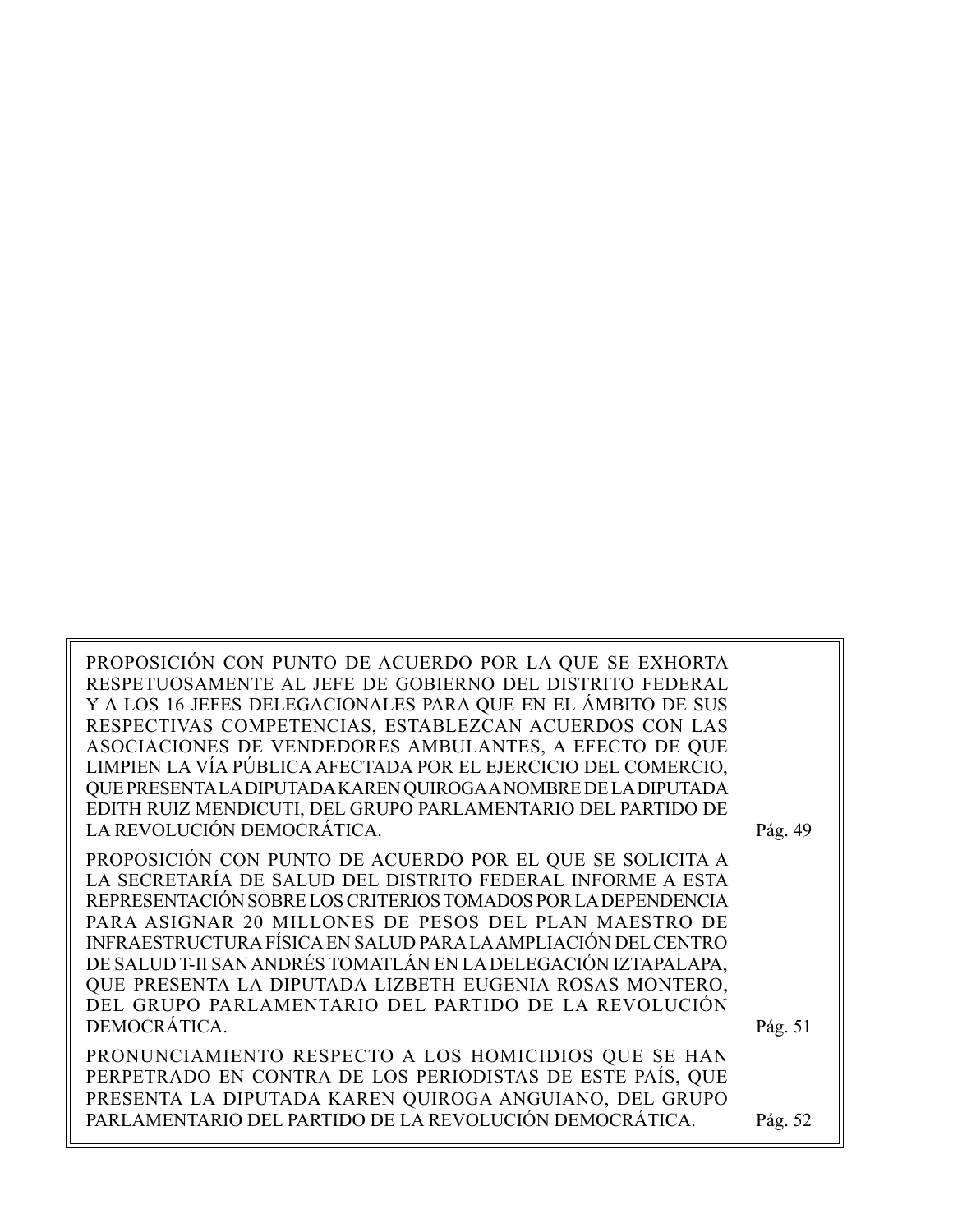PROPOSICIÓN CON PUNTO DE ACUERDO POR LA QUE SE EXHORTA RESPETUOSAMENTE AL JEFE DE GOBIERNO DEL DISTRITO FEDERAL Y A LOS 16 JEFES DELEGACIONALES PARA QUE EN EL ÁMBITO DE SUS RESPECTIVAS COMPETENCIAS, ESTABLEZCAN ACUERDOS CON LAS ASOCIACIONES DE VENDEDORES AMBULANTES, A EFECTO DE QUE LIMPIEN LA VÍA PÚBLICA AFECTADA POR EL EJERCICIO DEL COMERCIO, QUE PRESENTA LA DIPUTADA KAREN QUIROGA A NOMBRE DE LA DIPUTADA EDITH RUIZ MENDICUTI, DEL GRUPO PARLAMENTARIO DEL PARTIDO DE LA REVOLUCIÓN DEMOCRÁTICA. Pág. 49

PROPOSICIÓN CON PUNTO DE ACUERDO POR EL QUE SE SOLICITA A LA SECRETARÍA DE SALUD DEL DISTRITO FEDERAL INFORME A ESTA REPRESENTACIÓN SOBRE LOS CRITERIOS TOMADOS POR LA DEPENDENCIA PARA ASIGNAR 20 MILLONES DE PESOS DEL PLAN MAESTRO DE INFRAESTRUCTURA FÍSICA EN SALUD PARA LA AMPLIACIÓN DEL CENTRO DE SALUD T-II SAN ANDRÉS TOMATLÁN EN LA DELEGACIÓN IZTAPALAPA, QUE PRESENTA LA DIPUTADA LIZBETH EUGENIA ROSAS MONTERO, DEL GRUPO PARLAMENTARIO DEL PARTIDO DE LA REVOLUCIÓN DEMOCRÁTICA. Pág. 51

PRONUNCIAMIENTO RESPECTO A LOS HOMICIDIOS QUE SE HAN PERPETRADO EN CONTRA DE LOS PERIODISTAS DE ESTE PAÍS, QUE PRESENTA LA DIPUTADA KAREN QUIROGA ANGUIANO, DEL GRUPO PARLAMENTARIO DEL PARTIDO DE LA REVOLUCIÓN DEMOCRÁTICA. Pág. 52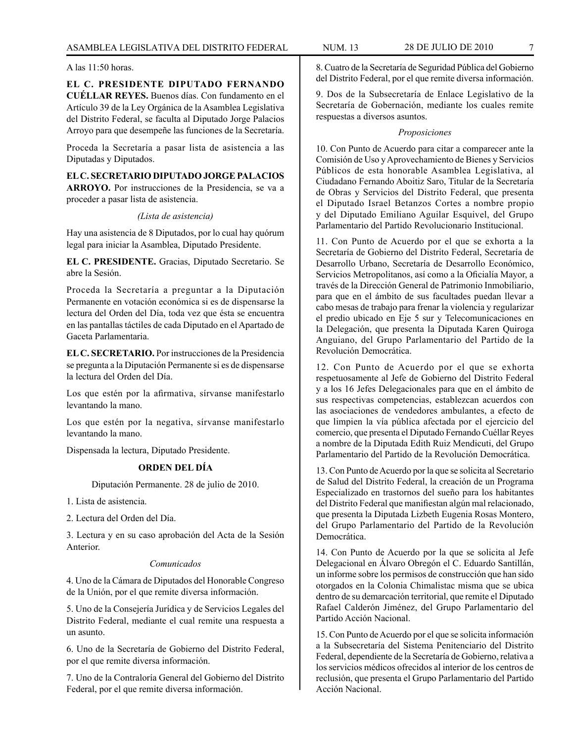A las 11:50 horas.

**EL C. PRESIDENTE DIPUTADO FERNANDO CUÉLLAR REYES.** Buenos días. Con fundamento en el Artículo 39 de la Ley Orgánica de la Asamblea Legislativa del Distrito Federal, se faculta al Diputado Jorge Palacios Arroyo para que desempeñe las funciones de la Secretaría.

Proceda la Secretaría a pasar lista de asistencia a las Diputadas y Diputados.

**EL C. SECRETARIO DIPUTADO JORGE PALACIOS ARROYO.** Por instrucciones de la Presidencia, se va a proceder a pasar lista de asistencia.

*(Lista de asistencia)*

Hay una asistencia de 8 Diputados, por lo cual hay quórum legal para iniciar la Asamblea, Diputado Presidente.

**EL C. PRESIDENTE.** Gracias, Diputado Secretario. Se abre la Sesión.

Proceda la Secretaría a preguntar a la Diputación Permanente en votación económica si es de dispensarse la lectura del Orden del Día, toda vez que ésta se encuentra en las pantallas táctiles de cada Diputado en el Apartado de Gaceta Parlamentaria.

**EL C. SECRETARIO.** Por instrucciones de la Presidencia se pregunta a la Diputación Permanente si es de dispensarse la lectura del Orden del Día.

Los que estén por la afirmativa, sírvanse manifestarlo levantando la mano.

Los que estén por la negativa, sírvanse manifestarlo levantando la mano.

Dispensada la lectura, Diputado Presidente.

## ORDEN DEL DÍA

Diputación Permanente. 28 de julio de 2010.

1. Lista de asistencia.

2. Lectura del Orden del Día.

3. Lectura y en su caso aprobación del Acta de la Sesión Anterior.

*Comunicados*

4. Uno de la Cámara de Diputados del Honorable Congreso de la Unión, por el que remite diversa información.

5. Uno de la Consejería Jurídica y de Servicios Legales del Distrito Federal, mediante el cual remite una respuesta a un asunto.

6. Uno de la Secretaría de Gobierno del Distrito Federal, por el que remite diversa información.

7. Uno de la Contraloría General del Gobierno del Distrito Federal, por el que remite diversa información.

8. Cuatro de la Secretaría de Seguridad Pública del Gobierno del Distrito Federal, por el que remite diversa información.

9. Dos de la Subsecretaría de Enlace Legislativo de la Secretaría de Gobernación, mediante los cuales remite respuestas a diversos asuntos.

*Proposiciones*

10. Con Punto de Acuerdo para citar a comparecer ante la Comisión de Uso y Aprovechamiento de Bienes y Servicios Públicos de esta honorable Asamblea Legislativa, al Ciudadano Fernando Aboitiz Saro, Titular de la Secretaría de Obras y Servicios del Distrito Federal, que presenta el Diputado Israel Betanzos Cortes a nombre propio y del Diputado Emiliano Aguilar Esquivel, del Grupo Parlamentario del Partido Revolucionario Institucional.

11. Con Punto de Acuerdo por el que se exhorta a la Secretaría de Gobierno del Distrito Federal, Secretaría de Desarrollo Urbano, Secretaría de Desarrollo Económico, Servicios Metropolitanos, así como a la Oficialía Mayor, a través de la Dirección General de Patrimonio Inmobiliario, para que en el ámbito de sus facultades puedan llevar a cabo mesas de trabajo para frenar la violencia y regularizar el predio ubicado en Eje 5 sur y Telecomunicaciones en la Delegación, que presenta la Diputada Karen Quiroga Anguiano, del Grupo Parlamentario del Partido de la Revolución Democrática.

12. Con Punto de Acuerdo por el que se exhorta respetuosamente al Jefe de Gobierno del Distrito Federal y a los 16 Jefes Delegacionales para que en el ámbito de sus respectivas competencias, establezcan acuerdos con las asociaciones de vendedores ambulantes, a efecto de que limpien la vía pública afectada por el ejercicio del comercio, que presenta el Diputado Fernando Cuéllar Reyes a nombre de la Diputada Edith Ruiz Mendicuti, del Grupo Parlamentario del Partido de la Revolución Democrática.

13. Con Punto de Acuerdo por la que se solicita al Secretario de Salud del Distrito Federal, la creación de un Programa Especializado en trastornos del sueño para los habitantes del Distrito Federal que manifiestan algún mal relacionado, que presenta la Diputada Lizbeth Eugenia Rosas Montero, del Grupo Parlamentario del Partido de la Revolución Democrática.

14. Con Punto de Acuerdo por la que se solicita al Jefe Delegacional en Álvaro Obregón el C. Eduardo Santillán, un informe sobre los permisos de construcción que han sido otorgados en la Colonia Chimalistac misma que se ubica dentro de su demarcación territorial, que remite el Diputado Rafael Calderón Jiménez, del Grupo Parlamentario del Partido Acción Nacional.

15. Con Punto de Acuerdo por el que se solicita información a la Subsecretaría del Sistema Penitenciario del Distrito Federal, dependiente de la Secretaría de Gobierno, relativa a los servicios médicos ofrecidos al interior de los centros de reclusión, que presenta el Grupo Parlamentario del Partido Acción Nacional.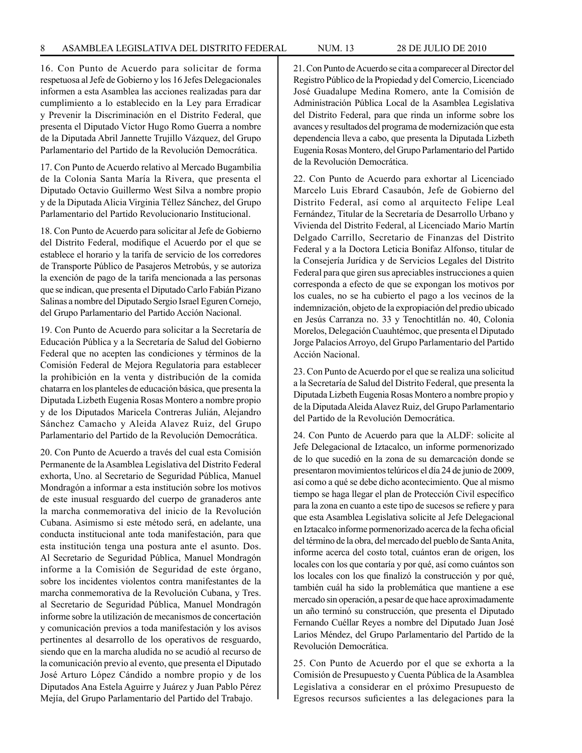16. Con Punto de Acuerdo para solicitar de forma respetuosa al Jefe de Gobierno y los 16 Jefes Delegacionales informen a esta Asamblea las acciones realizadas para dar cumplimiento a lo establecido en la Ley para Erradicar y Prevenir la Discriminación en el Distrito Federal, que presenta el Diputado Víctor Hugo Romo Guerra a nombre de la Diputada Abril Jannette Trujillo Vázquez, del Grupo Parlamentario del Partido de la Revolución Democrática.

17. Con Punto de Acuerdo relativo al Mercado Bugambilia de la Colonia Santa María la Rivera, que presenta el Diputado Octavio Guillermo West Silva a nombre propio y de la Diputada Alicia Virginia Téllez Sánchez, del Grupo Parlamentario del Partido Revolucionario Institucional.

18. Con Punto de Acuerdo para solicitar al Jefe de Gobierno del Distrito Federal, modifique el Acuerdo por el que se establece el horario y la tarifa de servicio de los corredores de Transporte Público de Pasajeros Metrobús, y se autoriza la exención de pago de la tarifa mencionada a las personas que se indican, que presenta el Diputado Carlo Fabián Pizano Salinas a nombre del Diputado Sergio Israel Eguren Cornejo, del Grupo Parlamentario del Partido Acción Nacional.

19. Con Punto de Acuerdo para solicitar a la Secretaría de Educación Pública y a la Secretaría de Salud del Gobierno Federal que no acepten las condiciones y términos de la Comisión Federal de Mejora Regulatoria para establecer la prohibición en la venta y distribución de la comida chatarra en los planteles de educación básica, que presenta la Diputada Lizbeth Eugenia Rosas Montero a nombre propio y de los Diputados Maricela Contreras Julián, Alejandro Sánchez Camacho y Aleida Alavez Ruiz, del Grupo Parlamentario del Partido de la Revolución Democrática.

20. Con Punto de Acuerdo a través del cual esta Comisión Permanente de la Asamblea Legislativa del Distrito Federal exhorta, Uno. al Secretario de Seguridad Pública, Manuel Mondragón a informar a esta institución sobre los motivos de este inusual resguardo del cuerpo de granaderos ante la marcha conmemorativa del inicio de la Revolución Cubana. Asimismo si este método será, en adelante, una conducta institucional ante toda manifestación, para que esta institución tenga una postura ante el asunto. Dos. Al Secretario de Seguridad Pública, Manuel Mondragón informe a la Comisión de Seguridad de este órgano, sobre los incidentes violentos contra manifestantes de la marcha conmemorativa de la Revolución Cubana, y Tres. al Secretario de Seguridad Pública, Manuel Mondragón informe sobre la utilización de mecanismos de concertación y comunicación previos a toda manifestación y los avisos pertinentes al desarrollo de los operativos de resguardo, siendo que en la marcha aludida no se acudió al recurso de la comunicación previo al evento, que presenta el Diputado José Arturo López Cándido a nombre propio y de los Diputados Ana Estela Aguirre y Juárez y Juan Pablo Pérez Mejía, del Grupo Parlamentario del Partido del Trabajo.

21. Con Punto de Acuerdo se cita a comparecer al Director del Registro Público de la Propiedad y del Comercio, Licenciado José Guadalupe Medina Romero, ante la Comisión de Administración Pública Local de la Asamblea Legislativa del Distrito Federal, para que rinda un informe sobre los avances y resultados del programa de modernización que esta dependencia lleva a cabo, que presenta la Diputada Lizbeth Eugenia Rosas Montero, del Grupo Parlamentario del Partido de la Revolución Democrática.

22. Con Punto de Acuerdo para exhortar al Licenciado Marcelo Luis Ebrard Casaubón, Jefe de Gobierno del Distrito Federal, así como al arquitecto Felipe Leal Fernández, Titular de la Secretaría de Desarrollo Urbano y Vivienda del Distrito Federal, al Licenciado Mario Martín Delgado Carrillo, Secretario de Finanzas del Distrito Federal y a la Doctora Leticia Bonifaz Alfonso, titular de la Consejería Jurídica y de Servicios Legales del Distrito Federal para que giren sus apreciables instrucciones a quien corresponda a efecto de que se expongan los motivos por los cuales, no se ha cubierto el pago a los vecinos de la indemnización, objeto de la expropiación del predio ubicado en Jesús Carranza no. 33 y Tenochtitlán no. 40, Colonia Morelos, Delegación Cuauhtémoc, que presenta el Diputado Jorge Palacios Arroyo, del Grupo Parlamentario del Partido Acción Nacional.

23. Con Punto de Acuerdo por el que se realiza una solicitud a la Secretaría de Salud del Distrito Federal, que presenta la Diputada Lizbeth Eugenia Rosas Montero a nombre propio y de la Diputada Aleida Alavez Ruiz, del Grupo Parlamentario del Partido de la Revolución Democrática.

24. Con Punto de Acuerdo para que la ALDF: solicite al Jefe Delegacional de Iztacalco, un informe pormenorizado de lo que sucedió en la zona de su demarcación donde se presentaron movimientos telúricos el día 24 de junio de 2009, así como a qué se debe dicho acontecimiento. Que al mismo tiempo se haga llegar el plan de Protección Civil específico para la zona en cuanto a este tipo de sucesos se refiere y para que esta Asamblea Legislativa solicite al Jefe Delegacional en Iztacalco informe pormenorizado acerca de la fecha oficial del término de la obra, del mercado del pueblo de Santa Anita, informe acerca del costo total, cuántos eran de origen, los locales con los que contaría y por qué, así como cuántos son los locales con los que finalizó la construcción y por qué, también cuál ha sido la problemática que mantiene a ese mercado sin operación, a pesar de que hace aproximadamente un año terminó su construcción, que presenta el Diputado Fernando Cuéllar Reyes a nombre del Diputado Juan José Larios Méndez, del Grupo Parlamentario del Partido de la Revolución Democrática.

25. Con Punto de Acuerdo por el que se exhorta a la Comisión de Presupuesto y Cuenta Pública de la Asamblea Legislativa a considerar en el próximo Presupuesto de Egresos recursos suficientes a las delegaciones para la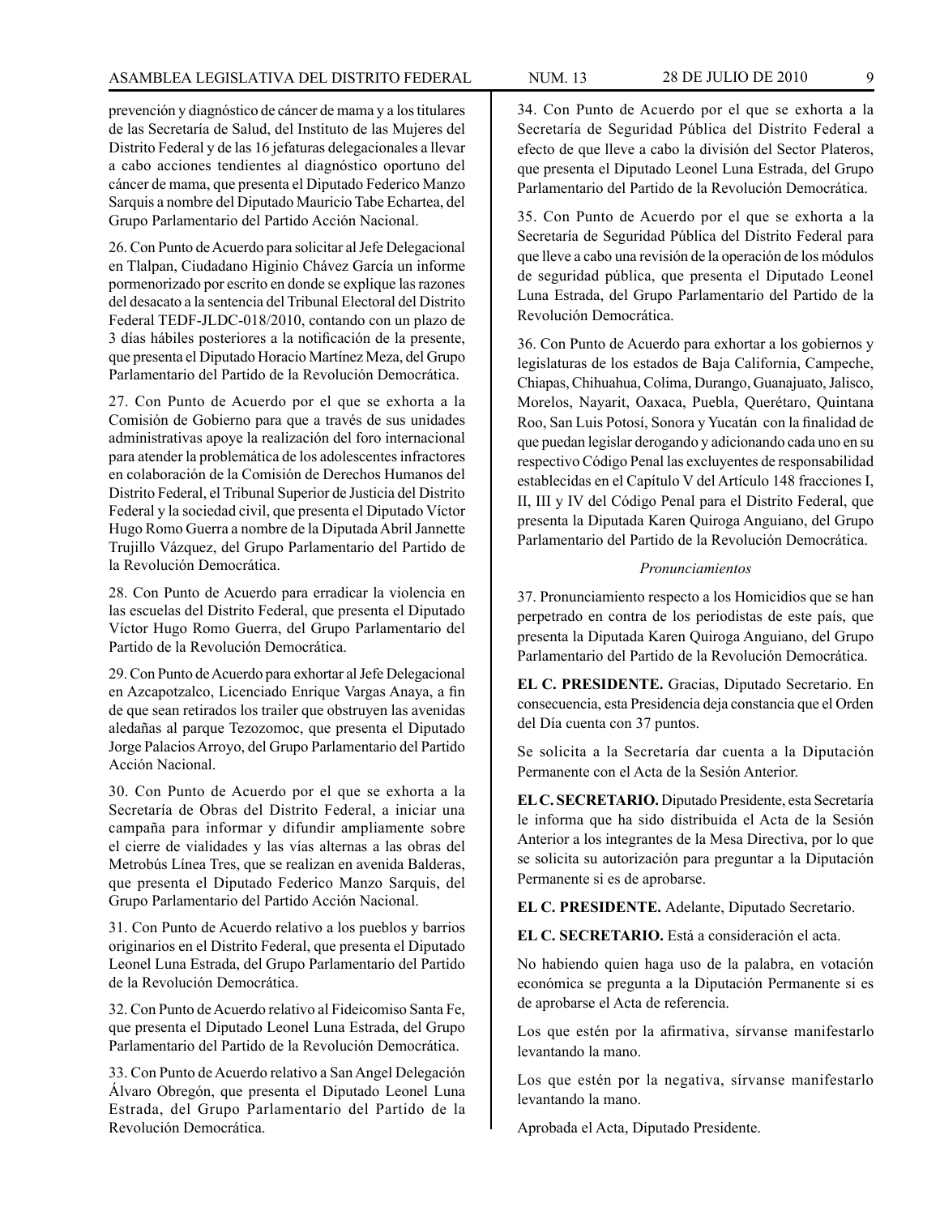prevención y diagnóstico de cáncer de mama y a los titulares de las Secretaría de Salud, del Instituto de las Mujeres del Distrito Federal y de las 16 jefaturas delegacionales a llevar a cabo acciones tendientes al diagnóstico oportuno del cáncer de mama, que presenta el Diputado Federico Manzo Sarquis a nombre del Diputado Mauricio Tabe Echartea, del Grupo Parlamentario del Partido Acción Nacional.

26. Con Punto de Acuerdo para solicitar al Jefe Delegacional en Tlalpan, Ciudadano Higinio Chávez García un informe pormenorizado por escrito en donde se explique las razones del desacato a la sentencia del Tribunal Electoral del Distrito Federal TEDF-JLDC-018/2010, contando con un plazo de 3 días hábiles posteriores a la notificación de la presente, que presenta el Diputado Horacio Martínez Meza, del Grupo Parlamentario del Partido de la Revolución Democrática.

27. Con Punto de Acuerdo por el que se exhorta a la Comisión de Gobierno para que a través de sus unidades administrativas apoye la realización del foro internacional para atender la problemática de los adolescentes infractores en colaboración de la Comisión de Derechos Humanos del Distrito Federal, el Tribunal Superior de Justicia del Distrito Federal y la sociedad civil, que presenta el Diputado Víctor Hugo Romo Guerra a nombre de la Diputada Abril Jannette Trujillo Vázquez, del Grupo Parlamentario del Partido de la Revolución Democrática.

28. Con Punto de Acuerdo para erradicar la violencia en las escuelas del Distrito Federal, que presenta el Diputado Víctor Hugo Romo Guerra, del Grupo Parlamentario del Partido de la Revolución Democrática.

29. Con Punto de Acuerdo para exhortar al Jefe Delegacional en Azcapotzalco, Licenciado Enrique Vargas Anaya, a fin de que sean retirados los trailer que obstruyen las avenidas aledañas al parque Tezozomoc, que presenta el Diputado Jorge Palacios Arroyo, del Grupo Parlamentario del Partido Acción Nacional.

30. Con Punto de Acuerdo por el que se exhorta a la Secretaría de Obras del Distrito Federal, a iniciar una campaña para informar y difundir ampliamente sobre el cierre de vialidades y las vías alternas a las obras del Metrobús Línea Tres, que se realizan en avenida Balderas, que presenta el Diputado Federico Manzo Sarquis, del Grupo Parlamentario del Partido Acción Nacional.

31. Con Punto de Acuerdo relativo a los pueblos y barrios originarios en el Distrito Federal, que presenta el Diputado Leonel Luna Estrada, del Grupo Parlamentario del Partido de la Revolución Democrática.

32. Con Punto de Acuerdo relativo al Fideicomiso Santa Fe, que presenta el Diputado Leonel Luna Estrada, del Grupo Parlamentario del Partido de la Revolución Democrática.

33. Con Punto de Acuerdo relativo a San Angel Delegación Álvaro Obregón, que presenta el Diputado Leonel Luna Estrada, del Grupo Parlamentario del Partido de la Revolución Democrática.

34. Con Punto de Acuerdo por el que se exhorta a la Secretaría de Seguridad Pública del Distrito Federal a efecto de que lleve a cabo la división del Sector Plateros, que presenta el Diputado Leonel Luna Estrada, del Grupo Parlamentario del Partido de la Revolución Democrática.

35. Con Punto de Acuerdo por el que se exhorta a la Secretaría de Seguridad Pública del Distrito Federal para que lleve a cabo una revisión de la operación de los módulos de seguridad pública, que presenta el Diputado Leonel Luna Estrada, del Grupo Parlamentario del Partido de la Revolución Democrática.

36. Con Punto de Acuerdo para exhortar a los gobiernos y legislaturas de los estados de Baja California, Campeche, Chiapas, Chihuahua, Colima, Durango, Guanajuato, Jalisco, Morelos, Nayarit, Oaxaca, Puebla, Querétaro, Quintana Roo, San Luis Potosí, Sonora y Yucatán con la finalidad de que puedan legislar derogando y adicionando cada uno en su respectivo Código Penal las excluyentes de responsabilidad establecidas en el Capítulo V del Artículo 148 fracciones I, II, III y IV del Código Penal para el Distrito Federal, que presenta la Diputada Karen Quiroga Anguiano, del Grupo Parlamentario del Partido de la Revolución Democrática.

*Pronunciamientos*

37. Pronunciamiento respecto a los Homicidios que se han perpetrado en contra de los periodistas de este país, que presenta la Diputada Karen Quiroga Anguiano, del Grupo Parlamentario del Partido de la Revolución Democrática.

**EL C. PRESIDENTE.** Gracias, Diputado Secretario. En consecuencia, esta Presidencia deja constancia que el Orden del Día cuenta con 37 puntos.

Se solicita a la Secretaría dar cuenta a la Diputación Permanente con el Acta de la Sesión Anterior.

**EL C. SECRETARIO.** Diputado Presidente, esta Secretaría le informa que ha sido distribuida el Acta de la Sesión Anterior a los integrantes de la Mesa Directiva, por lo que se solicita su autorización para preguntar a la Diputación Permanente si es de aprobarse.

**EL C. PRESIDENTE.** Adelante, Diputado Secretario.

**EL C. SECRETARIO.** Está a consideración el acta.

No habiendo quien haga uso de la palabra, en votación económica se pregunta a la Diputación Permanente si es de aprobarse el Acta de referencia.

Los que estén por la afirmativa, sírvanse manifestarlo levantando la mano.

Los que estén por la negativa, sírvanse manifestarlo levantando la mano.

Aprobada el Acta, Diputado Presidente.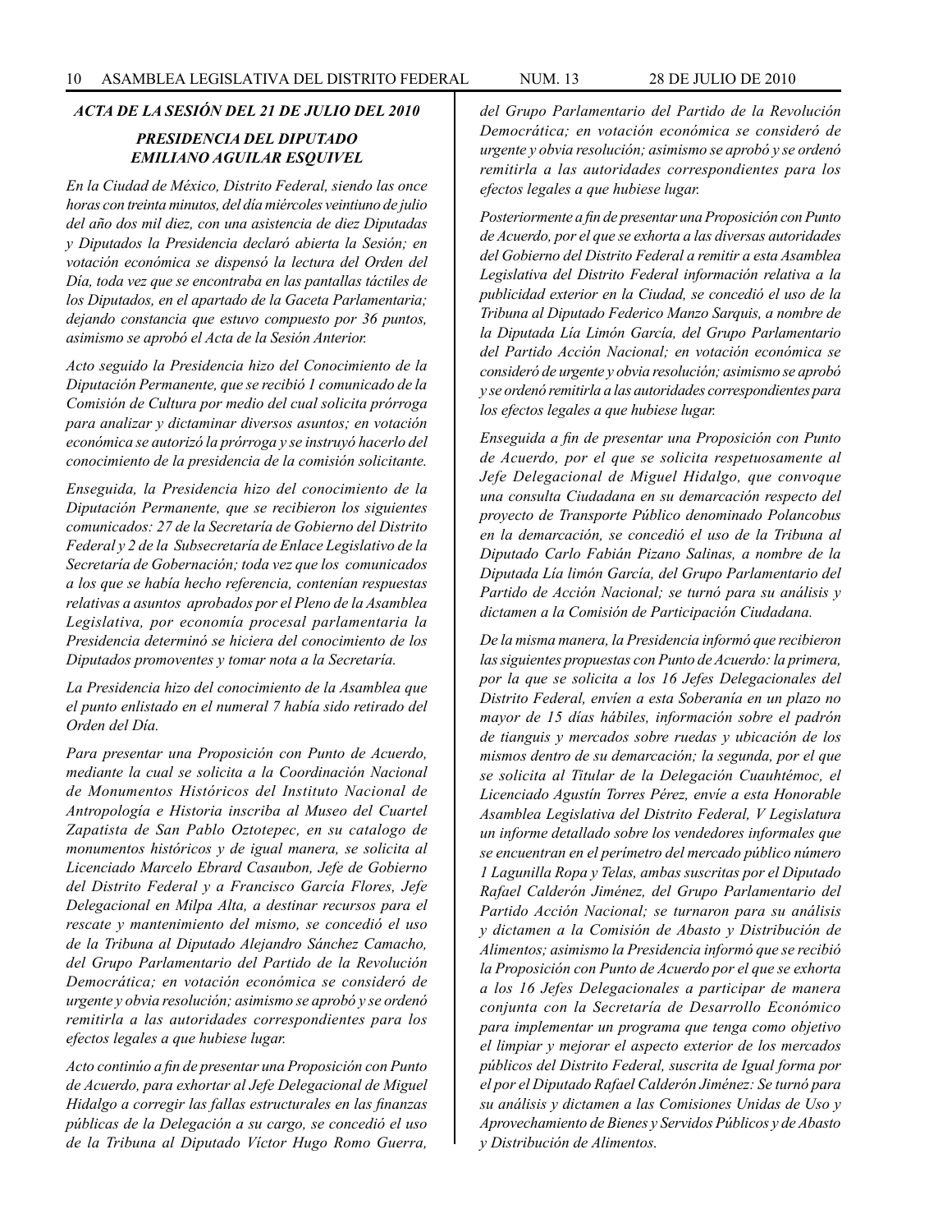### *ACTA DE LA SESIÓN DEL 21 DE JULIO DEL 2010*

### *PRESIDENCIA DEL DIPUTADO EMILIANO AGUILAR ESQUIVEL*

*En la Ciudad de México, Distrito Federal, siendo las once horas con treinta minutos, del día miércoles veintiuno de julio del año dos mil diez, con una asistencia de diez Diputadas y Diputados la Presidencia declaró abierta la Sesión; en votación económica se dispensó la lectura del Orden del Día, toda vez que se encontraba en las pantallas táctiles de los Diputados, en el apartado de la Gaceta Parlamentaria; dejando constancia que estuvo compuesto por 36 puntos, asimismo se aprobó el Acta de la Sesión Anterior.*

*Acto seguido la Presidencia hizo del Conocimiento de la Diputación Permanente, que se recibió 1 comunicado de la Comisión de Cultura por medio del cual solicita prórroga para analizar y dictaminar diversos asuntos; en votación económica se autorizó la prórroga y se instruyó hacerlo del conocimiento de la presidencia de la comisión solicitante.*

*Enseguida, la Presidencia hizo del conocimiento de la Diputación Permanente, que se recibieron los siguientes comunicados: 27 de la Secretaría de Gobierno del Distrito Federal y 2 de la Subsecretaría de Enlace Legislativo de la Secretaría de Gobernación; toda vez que los comunicados a los que se había hecho referencia, contenían respuestas relativas a asuntos aprobados por el Pleno de la Asamblea Legislativa, por economía procesal parlamentaria la Presidencia determinó se hiciera del conocimiento de los Diputados promoventes y tomar nota a la Secretaría.*

*La Presidencia hizo del conocimiento de la Asamblea que el punto enlistado en el numeral 7 había sido retirado del Orden del Día.*

*Para presentar una Proposición con Punto de Acuerdo, mediante la cual se solicita a la Coordinación Nacional de Monumentos Históricos del Instituto Nacional de Antropología e Historia inscriba al Museo del Cuartel Zapatista de San Pablo Oztotepec, en su catalogo de monumentos históricos y de igual manera, se solicita al Licenciado Marcelo Ebrard Casaubon, Jefe de Gobierno del Distrito Federal y a Francisco García Flores, Jefe Delegacional en Milpa Alta, a destinar recursos para el rescate y mantenimiento del mismo, se concedió el uso de la Tribuna al Diputado Alejandro Sánchez Camacho, del Grupo Parlamentario del Partido de la Revolución Democrática; en votación económica se consideró de urgente y obvia resolución; asimismo se aprobó y se ordenó remitirla a las autoridades correspondientes para los efectos legales a que hubiese lugar.*

*Acto continúo a fin de presentar una Proposición con Punto de Acuerdo, para exhortar al Jefe Delegacional de Miguel Hidalgo a corregir las fallas estructurales en las finanzas públicas de la Delegación a su cargo, se concedió el uso de la Tribuna al Diputado Víctor Hugo Romo Guerra, del Grupo Parlamentario del Partido de la Revolución Democrática; en votación económica se consideró de urgente y obvia resolución; asimismo se aprobó y se ordenó remitirla a las autoridades correspondientes para los efectos legales a que hubiese lugar.*

*Posteriormente a fin de presentar una Proposición con Punto de Acuerdo, por el que se exhorta a las diversas autoridades del Gobierno del Distrito Federal a remitir a esta Asamblea Legislativa del Distrito Federal información relativa a la publicidad exterior en la Ciudad, se concedió el uso de la Tribuna al Diputado Federico Manzo Sarquis, a nombre de la Diputada Lía Limón García, del Grupo Parlamentario del Partido Acción Nacional; en votación económica se consideró de urgente y obvia resolución; asimismo se aprobó y se ordenó remitirla a las autoridades correspondientes para los efectos legales a que hubiese lugar.*

*Enseguida a fin de presentar una Proposición con Punto de Acuerdo, por el que se solicita respetuosamente al Jefe Delegacional de Miguel Hidalgo, que convoque una consulta Ciudadana en su demarcación respecto del proyecto de Transporte Público denominado Polancobus en la demarcación, se concedió el uso de la Tribuna al Diputado Carlo Fabián Pizano Salinas, a nombre de la Diputada Lía limón García, del Grupo Parlamentario del Partido de Acción Nacional; se turnó para su análisis y dictamen a la Comisión de Participación Ciudadana.*

*De la misma manera, la Presidencia informó que recibieron las siguientes propuestas con Punto de Acuerdo: la primera, por la que se solicita a los 16 Jefes Delegacionales del Distrito Federal, envíen a esta Soberanía en un plazo no mayor de 15 días hábiles, información sobre el padrón de tianguis y mercados sobre ruedas y ubicación de los mismos dentro de su demarcación; la segunda, por el que se solicita al Titular de la Delegación Cuauhtémoc, el Licenciado Agustín Torres Pérez, envíe a esta Honorable Asamblea Legislativa del Distrito Federal, V Legislatura un informe detallado sobre los vendedores informales que se encuentran en el perímetro del mercado público número 1 Lagunilla Ropa y Telas, ambas suscritas por el Diputado Rafael Calderón Jiménez, del Grupo Parlamentario del Partido Acción Nacional; se turnaron para su análisis y dictamen a la Comisión de Abasto y Distribución de Alimentos; asimismo la Presidencia informó que se recibió la Proposición con Punto de Acuerdo por el que se exhorta a los 16 Jefes Delegacionales a participar de manera conjunta con la Secretaría de Desarrollo Económico para implementar un programa que tenga como objetivo el limpiar y mejorar el aspecto exterior de los mercados públicos del Distrito Federal, suscrita de Igual forma por el por el Diputado Rafael Calderón Jiménez: Se turnó para su análisis y dictamen a las Comisiones Unidas de Uso y Aprovechamiento de Bienes y Servidos Públicos y de Abasto y Distribución de Alimentos.*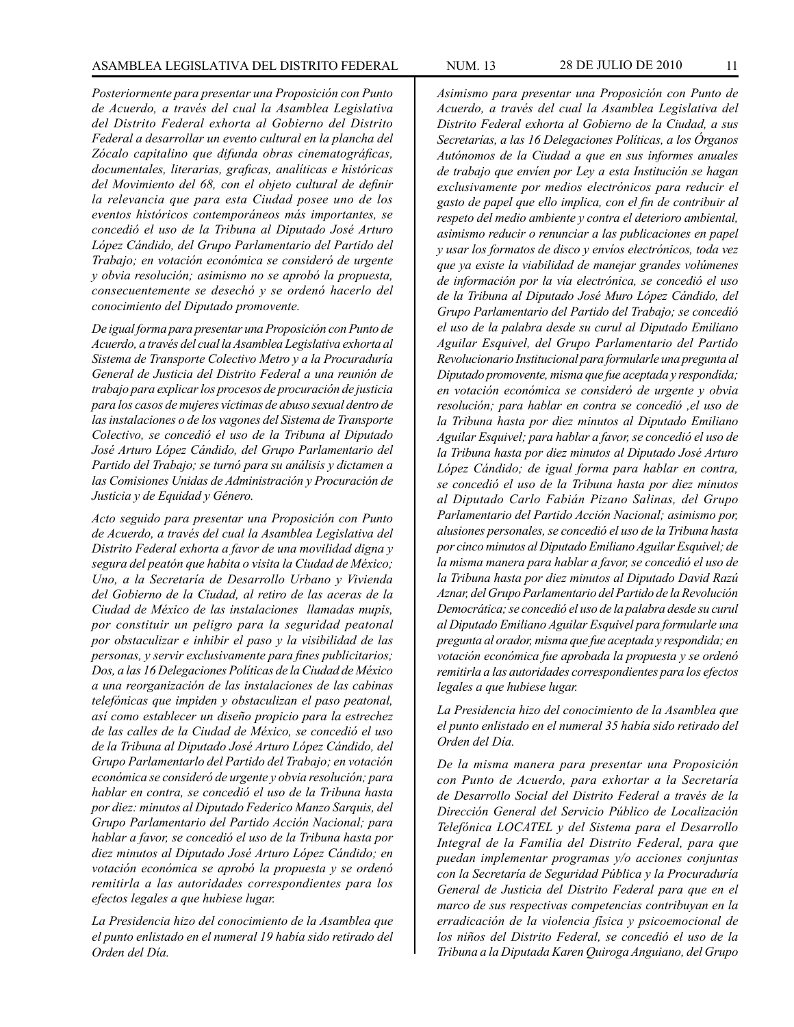*Posteriormente para presentar una Proposición con Punto de Acuerdo, a través del cual la Asamblea Legislativa del Distrito Federal exhorta al Gobierno del Distrito Federal a desarrollar un evento cultural en la plancha del Zócalo capitalino que difunda obras cinematográficas, documentales, literarias, graficas, analíticas e históricas del Movimiento del 68, con el objeto cultural de definir la relevancia que para esta Ciudad posee uno de los eventos históricos contemporáneos más importantes, se concedió el uso de la Tribuna al Diputado José Arturo López Cándido, del Grupo Parlamentario del Partido del Trabajo; en votación económica se consideró de urgente y obvia resolución; asimismo no se aprobó la propuesta, consecuentemente se desechó y se ordenó hacerlo del conocimiento del Diputado promovente.*

*De igual forma para presentar una Proposición con Punto de Acuerdo, a través del cual la Asamblea Legislativa exhorta al Sistema de Transporte Colectivo Metro y a la Procuraduría General de Justicia del Distrito Federal a una reunión de trabajo para explicar los procesos de procuración de justicia para los casos de mujeres víctimas de abuso sexual dentro de las instalaciones o de los vagones del Sistema de Transporte Colectivo, se concedió el uso de la Tribuna al Diputado José Arturo López Cándido, del Grupo Parlamentario del Partido del Trabajo; se turnó para su análisis y dictamen a las Comisiones Unidas de Administración y Procuración de Justicia y de Equidad y Género.*

*Acto seguido para presentar una Proposición con Punto de Acuerdo, a través del cual la Asamblea Legislativa del Distrito Federal exhorta a favor de una movilidad digna y segura del peatón que habita o visita la Ciudad de México; Uno, a la Secretaría de Desarrollo Urbano y Vivienda del Gobierno de la Ciudad, al retiro de las aceras de la Ciudad de México de las instalaciones llamadas mupis, por constituir un peligro para la seguridad peatonal por obstaculizar e inhibir el paso y la visibilidad de las personas, y servir exclusivamente para fines publicitarios; Dos, a las 16 Delegaciones Políticas de la Ciudad de México a una reorganización de las instalaciones de las cabinas telefónicas que impiden y obstaculizan el paso peatonal, así como establecer un diseño propicio para la estrechez de las calles de la Ciudad de México, se concedió el uso de la Tribuna al Diputado José Arturo López Cándido, del Grupo Parlamentarlo del Partido del Trabajo; en votación económica se consideró de urgente y obvia resolución; para hablar en contra, se concedió el uso de la Tribuna hasta por diez: minutos al Diputado Federico Manzo Sarquis, del Grupo Parlamentario del Partido Acción Nacional; para hablar a favor, se concedió el uso de la Tribuna hasta por diez minutos al Diputado José Arturo López Cándido; en votación económica se aprobó la propuesta y se ordenó remitirla a las autoridades correspondientes para los efectos legales a que hubiese lugar.*

*La Presidencia hizo del conocimiento de la Asamblea que el punto enlistado en el numeral 19 había sido retirado del Orden del Día.*

*Asimismo para presentar una Proposición con Punto de Acuerdo, a través del cual la Asamblea Legislativa del Distrito Federal exhorta al Gobierno de la Ciudad, a sus Secretarías, a las 16 Delegaciones Políticas, a los Órganos Autónomos de la Ciudad a que en sus informes anuales de trabajo que envíen por Ley a esta Institución se hagan exclusivamente por medios electrónicos para reducir el gasto de papel que ello implica, con el fin de contribuir al respeto del medio ambiente y contra el deterioro ambiental, asimismo reducir o renunciar a las publicaciones en papel y usar los formatos de disco y envíos electrónicos, toda vez que ya existe la viabilidad de manejar grandes volúmenes de información por la vía electrónica, se concedió el uso de la Tribuna al Diputado José Muro López Cándido, del Grupo Parlamentario del Partido del Trabajo; se concedió el uso de la palabra desde su curul al Diputado Emiliano Aguilar Esquivel, del Grupo Parlamentario del Partido Revolucionario Institucional para formularle una pregunta al Diputado promovente, misma que fue aceptada y respondida; en votación económica se consideró de urgente y obvia resolución; para hablar en contra se concedió ,el uso de la Tribuna hasta por diez minutos al Diputado Emiliano Aguilar Esquivel; para hablar a favor, se concedió el uso de la Tribuna hasta por diez minutos al Diputado José Arturo López Cándido; de igual forma para hablar en contra, se concedió el uso de la Tribuna hasta por diez minutos al Diputado Carlo Fabián Pizano Salinas, del Grupo Parlamentario del Partido Acción Nacional; asimismo por, alusiones personales, se concedió el uso de la Tribuna hasta por cinco minutos al Diputado Emiliano Aguilar Esquivel; de la misma manera para hablar a favor, se concedió el uso de la Tribuna hasta por diez minutos al Diputado David Razú Aznar, del Grupo Parlamentario del Partido de la Revolución Democrática; se concedió el uso de la palabra desde su curul al Diputado Emiliano Aguilar Esquivel para formularle una pregunta al orador, misma que fue aceptada y respondida; en votación económica fue aprobada la propuesta y se ordenó remitirla a las autoridades correspondientes para los efectos legales a que hubiese lugar.*

*La Presidencia hizo del conocimiento de la Asamblea que el punto enlistado en el numeral 35 había sido retirado del Orden del Día.*

*De la misma manera para presentar una Proposición con Punto de Acuerdo, para exhortar a la Secretaría de Desarrollo Social del Distrito Federal a través de la Dirección General del Servicio Público de Localización Telefónica LOCATEL y del Sistema para el Desarrollo Integral de la Familia del Distrito Federal, para que puedan implementar programas y/o acciones conjuntas con la Secretaría de Seguridad Pública y la Procuraduría General de Justicia del Distrito Federal para que en el marco de sus respectivas competencias contribuyan en la erradicación de la violencia física y psicoemocional de los niños del Distrito Federal, se concedió el uso de la Tribuna a la Diputada Karen Quiroga Anguiano, del Grupo*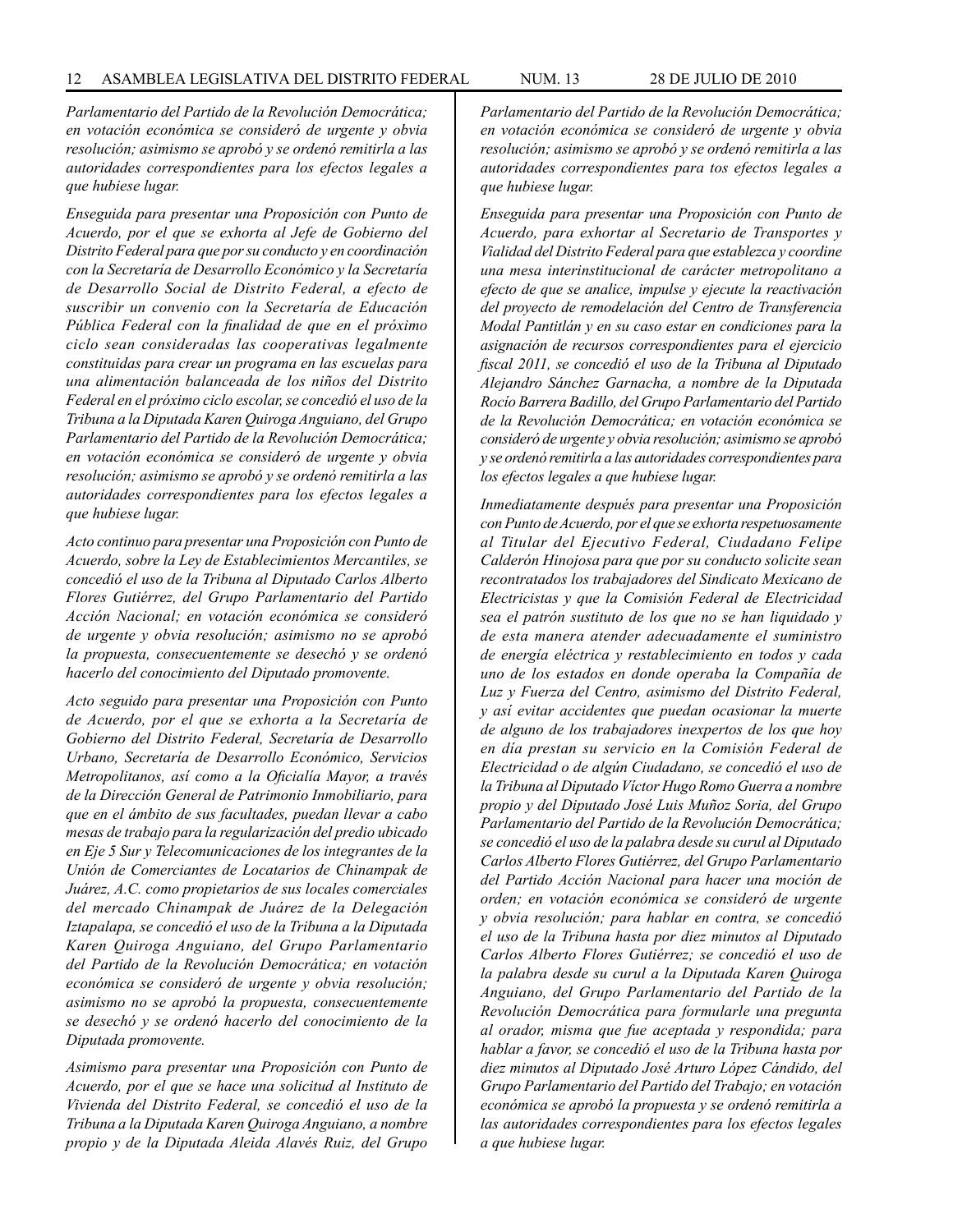*Parlamentario del Partido de la Revolución Democrática; en votación económica se consideró de urgente y obvia resolución; asimismo se aprobó y se ordenó remitirla a las autoridades correspondientes para los efectos legales a que hubiese lugar.*

*Enseguida para presentar una Proposición con Punto de Acuerdo, por el que se exhorta al Jefe de Gobierno del Distrito Federal para que por su conducto y en coordinación con la Secretaría de Desarrollo Económico y la Secretaría de Desarrollo Social de Distrito Federal, a efecto de suscribir un convenio con la Secretaría de Educación Pública Federal con la finalidad de que en el próximo ciclo sean consideradas las cooperativas legalmente constituidas para crear un programa en las escuelas para una alimentación balanceada de los niños del Distrito Federal en el próximo ciclo escolar, se concedió el uso de la Tribuna a la Diputada Karen Quiroga Anguiano, del Grupo Parlamentario del Partido de la Revolución Democrática; en votación económica se consideró de urgente y obvia resolución; asimismo se aprobó y se ordenó remitirla a las autoridades correspondientes para los efectos legales a que hubiese lugar.*

*Acto continuo para presentar una Proposición con Punto de Acuerdo, sobre la Ley de Establecimientos Mercantiles, se concedió el uso de la Tribuna al Diputado Carlos Alberto Flores Gutiérrez, del Grupo Parlamentario del Partido Acción Nacional; en votación económica se consideró de urgente y obvia resolución; asimismo no se aprobó la propuesta, consecuentemente se desechó y se ordenó hacerlo del conocimiento del Diputado promovente.*

*Acto seguido para presentar una Proposición con Punto de Acuerdo, por el que se exhorta a la Secretaría de Gobierno del Distrito Federal, Secretaría de Desarrollo Urbano, Secretaría de Desarrollo Económico, Servicios Metropolitanos, así como a la Oficialía Mayor, a través de la Dirección General de Patrimonio Inmobiliario, para que en el ámbito de sus facultades, puedan llevar a cabo mesas de trabajo para la regularización del predio ubicado en Eje 5 Sur y Telecomunicaciones de los integrantes de la Unión de Comerciantes de Locatarios de Chinampak de Juárez, A.C. como propietarios de sus locales comerciales del mercado Chinampak de Juárez de la Delegación Iztapalapa, se concedió el uso de la Tribuna a la Diputada Karen Quiroga Anguiano, del Grupo Parlamentario del Partido de la Revolución Democrática; en votación económica se consideró de urgente y obvia resolución; asimismo no se aprobó la propuesta, consecuentemente se desechó y se ordenó hacerlo del conocimiento de la Diputada promovente.*

*Asimismo para presentar una Proposición con Punto de Acuerdo, por el que se hace una solicitud al Instituto de Vivienda del Distrito Federal, se concedió el uso de la Tribuna a la Diputada Karen Quiroga Anguiano, a nombre propio y de la Diputada Aleida Alavés Ruiz, del Grupo Parlamentario del Partido de la Revolución Democrática; en votación económica se consideró de urgente y obvia resolución; asimismo se aprobó y se ordenó remitirla a las autoridades correspondientes para tos efectos legales a que hubiese lugar.*

*Enseguida para presentar una Proposición con Punto de Acuerdo, para exhortar al Secretario de Transportes y Vialidad del Distrito Federal para que establezca y coordine una mesa interinstitucional de carácter metropolitano a efecto de que se analice, impulse y ejecute la reactivación del proyecto de remodelación del Centro de Transferencia Modal Pantitlán y en su caso estar en condiciones para la asignación de recursos correspondientes para el ejercicio fiscal 2011, se concedió el uso de la Tribuna al Diputado Alejandro Sánchez Garnacha, a nombre de la Diputada Rocío Barrera Badillo, del Grupo Parlamentario del Partido de la Revolución Democrática; en votación económica se consideró de urgente y obvia resolución; asimismo se aprobó y se ordenó remitirla a las autoridades correspondientes para los efectos legales a que hubiese lugar.*

*Inmediatamente después para presentar una Proposición con Punto de Acuerdo, por el que se exhorta respetuosamente al Titular del Ejecutivo Federal, Ciudadano Felipe Calderón Hinojosa para que por su conducto solicite sean recontratados los trabajadores del Sindicato Mexicano de Electricistas y que la Comisión Federal de Electricidad sea el patrón sustituto de los que no se han liquidado y de esta manera atender adecuadamente el suministro de energía eléctrica y restablecimiento en todos y cada uno de los estados en donde operaba la Compañía de Luz y Fuerza del Centro, asimismo del Distrito Federal, y así evitar accidentes que puedan ocasionar la muerte de alguno de los trabajadores inexpertos de los que hoy en día prestan su servicio en la Comisión Federal de Electricidad o de algún Ciudadano, se concedió el uso de la Tribuna al Diputado Víctor Hugo Romo Guerra a nombre propio y del Diputado José Luis Muñoz Soria, del Grupo Parlamentario del Partido de la Revolución Democrática; se concedió el uso de la palabra desde su curul al Diputado Carlos Alberto Flores Gutiérrez, del Grupo Parlamentario del Partido Acción Nacional para hacer una moción de orden; en votación económica se consideró de urgente y obvia resolución; para hablar en contra, se concedió el uso de la Tribuna hasta por diez minutos al Diputado Carlos Alberto Flores Gutiérrez; se concedió el uso de la palabra desde su curul a la Diputada Karen Quiroga Anguiano, del Grupo Parlamentario del Partido de la Revolución Democrática para formularle una pregunta al orador, misma que fue aceptada y respondida; para hablar a favor, se concedió el uso de la Tribuna hasta por diez minutos al Diputado José Arturo López Cándido, del Grupo Parlamentario del Partido del Trabajo; en votación económica se aprobó la propuesta y se ordenó remitirla a las autoridades correspondientes para los efectos legales a que hubiese lugar.*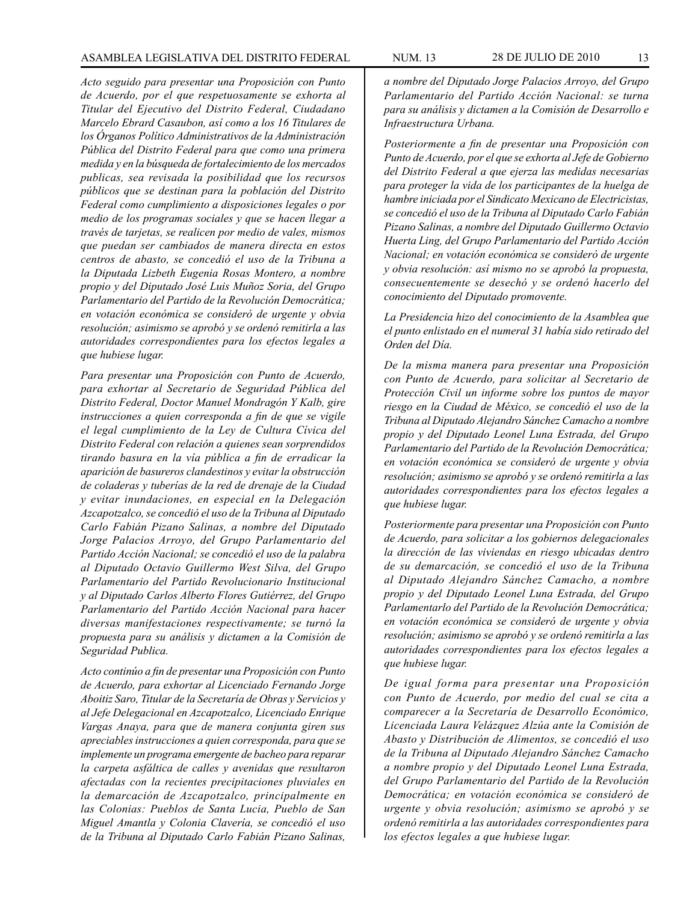*Acto seguido para presentar una Proposición con Punto de Acuerdo, por el que respetuosamente se exhorta al Titular del Ejecutivo del Distrito Federal, Ciudadano Marcelo Ebrard Casaubon, así como a los 16 Titulares de los Órganos Político Administrativos de la Administración Pública del Distrito Federal para que como una primera medida y en la búsqueda de fortalecimiento de los mercados publicas, sea revisada la posibilidad que los recursos públicos que se destinan para la población del Distrito Federal como cumplimiento a disposiciones legales o por medio de los programas sociales y que se hacen llegar a través de tarjetas, se realicen por medio de vales, mismos que puedan ser cambiados de manera directa en estos centros de abasto, se concedió el uso de la Tribuna a la Diputada Lizbeth Eugenia Rosas Montero, a nombre propio y del Diputado José Luis Muñoz Soria, del Grupo Parlamentario del Partido de la Revolución Democrática; en votación económica se consideró de urgente y obvia resolución; asimismo se aprobó y se ordenó remitirla a las autoridades correspondientes para los efectos legales a que hubiese lugar.*

*Para presentar una Proposición con Punto de Acuerdo, para exhortar al Secretario de Seguridad Pública del Distrito Federal, Doctor Manuel Mondragón Y Kalb, gire instrucciones a quien corresponda a fin de que se vigile el legal cumplimiento de la Ley de Cultura Cívica del Distrito Federal con relación a quienes sean sorprendidos tirando basura en la vía pública a fin de erradicar la aparición de basureros clandestinos y evitar la obstrucción de coladeras y tuberías de la red de drenaje de la Ciudad y evitar inundaciones, en especial en la Delegación Azcapotzalco, se concedió el uso de la Tribuna al Diputado Carlo Fabián Pizano Salinas, a nombre del Diputado Jorge Palacios Arroyo, del Grupo Parlamentario del Partido Acción Nacional; se concedió el uso de la palabra al Diputado Octavio Guillermo West Silva, del Grupo Parlamentario del Partido Revolucionario Institucional y al Diputado Carlos Alberto Flores Gutiérrez, del Grupo Parlamentario del Partido Acción Nacional para hacer diversas manifestaciones respectivamente; se turnó la propuesta para su análisis y dictamen a la Comisión de Seguridad Publica.*

*Acto continúo a fin de presentar una Proposición con Punto de Acuerdo, para exhortar al Licenciado Fernando Jorge Aboitiz Saro, Titular de la Secretaría de Obras y Servicios y al Jefe Delegacional en Azcapotzalco, Licenciado Enrique Vargas Anaya, para que de manera conjunta giren sus apreciables instrucciones a quien corresponda, para que se implemente un programa emergente de bacheo para reparar la carpeta asfáltica de calles y avenidas que resultaron afectadas con la recientes precipitaciones pluviales en la demarcación de Azcapotzalco, principalmente en las Colonias: Pueblos de Santa Lucia, Pueblo de San Miguel Amantla y Colonia Clavería, se concedió el uso de la Tribuna al Diputado Carlo Fabián Pizano Salinas, a nombre del Diputado Jorge Palacios Arroyo, del Grupo Parlamentario del Partido Acción Nacional: se turna para su análisis y dictamen a la Comisión de Desarrollo e Infraestructura Urbana.*

*Posteriormente a fin de presentar una Proposición con Punto de Acuerdo, por el que se exhorta al Jefe de Gobierno del Distrito Federal a que ejerza las medidas necesarias para proteger la vida de los participantes de la huelga de hambre iniciada por el Sindicato Mexicano de Electricistas, se concedió el uso de la Tribuna al Diputado Carlo Fabián Pizano Salinas, a nombre del Diputado Guillermo Octavio Huerta Ling, del Grupo Parlamentario del Partido Acción Nacional; en votación económica se consideró de urgente y obvia resolución: así mismo no se aprobó la propuesta, consecuentemente se desechó y se ordenó hacerlo del conocimiento del Diputado promovente.*

*La Presidencia hizo del conocimiento de la Asamblea que el punto enlistado en el numeral 31 había sido retirado del Orden del Día.*

*De la misma manera para presentar una Proposición con Punto de Acuerdo, para solicitar al Secretario de Protección Civil un informe sobre los puntos de mayor riesgo en la Ciudad de México, se concedió el uso de la Tribuna al Diputado Alejandro Sánchez Camacho a nombre propio y del Diputado Leonel Luna Estrada, del Grupo Parlamentario del Partido de la Revolución Democrática; en votación económica se consideró de urgente y obvia resolución; asimismo se aprobó y se ordenó remitirla a las autoridades correspondientes para los efectos legales a que hubiese lugar.*

*Posteriormente para presentar una Proposición con Punto de Acuerdo, para solicitar a los gobiernos delegacionales la dirección de las viviendas en riesgo ubicadas dentro de su demarcación, se concedió el uso de la Tribuna al Diputado Alejandro Sánchez Camacho, a nombre propio y del Diputado Leonel Luna Estrada, del Grupo Parlamentarlo del Partido de la Revolución Democrática; en votación económica se consideró de urgente y obvia resolución; asimismo se aprobó y se ordenó remitirla a las autoridades correspondientes para los efectos legales a que hubiese lugar.*

*De igual forma para presentar una Proposición con Punto de Acuerdo, por medio del cual se cita a comparecer a la Secretaría de Desarrollo Económico, Licenciada Laura Velázquez Alzúa ante la Comisión de Abasto y Distribución de Alimentos, se concedió el uso de la Tribuna al Diputado Alejandro Sánchez Camacho a nombre propio y del Diputado Leonel Luna Estrada, del Grupo Parlamentario del Partido de la Revolución Democrática; en votación económica se consideró de urgente y obvia resolución; asimismo se aprobó y se ordenó remitirla a las autoridades correspondientes para los efectos legales a que hubiese lugar.*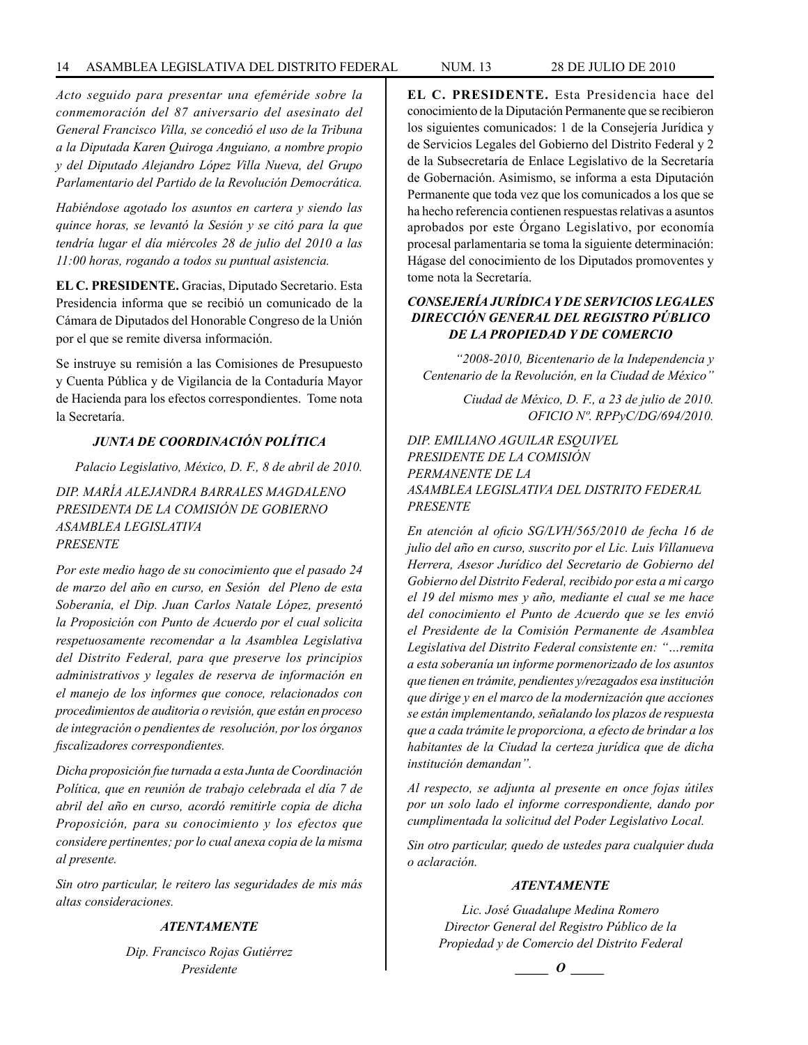*Acto seguido para presentar una efeméride sobre la conmemoración del 87 aniversario del asesinato del General Francisco Villa, se concedió el uso de la Tribuna a la Diputada Karen Quiroga Anguiano, a nombre propio y del Diputado Alejandro López Villa Nueva, del Grupo Parlamentario del Partido de la Revolución Democrática.*

*Habiéndose agotado los asuntos en cartera y siendo las quince horas, se levantó la Sesión y se citó para la que tendría lugar el día miércoles 28 de julio del 2010 a las 11:00 horas, rogando a todos su puntual asistencia.*

**EL C. PRESIDENTE.** Gracias, Diputado Secretario. Esta Presidencia informa que se recibió un comunicado de la Cámara de Diputados del Honorable Congreso de la Unión por el que se remite diversa información.

Se instruye su remisión a las Comisiones de Presupuesto y Cuenta Pública y de Vigilancia de la Contaduría Mayor de Hacienda para los efectos correspondientes. Tome nota la Secretaría.

***JUNTA DE COORDINACIÓN POLÍTICA***

*Palacio Legislativo, México, D. F., 8 de abril de 2010.*

*DIP. MARÍA ALEJANDRA BARRALES MAGDALENO*
*PRESIDENTA DE LA COMISIÓN DE GOBIERNO*
*ASAMBLEA LEGISLATIVA*
*PRESENTE*

*Por este medio hago de su conocimiento que el pasado 24 de marzo del año en curso, en Sesión del Pleno de esta Soberanía, el Dip. Juan Carlos Natale López, presentó la Proposición con Punto de Acuerdo por el cual solicita respetuosamente recomendar a la Asamblea Legislativa del Distrito Federal, para que preserve los principios administrativos y legales de reserva de información en el manejo de los informes que conoce, relacionados con procedimientos de auditoria o revisión, que están en proceso de integración o pendientes de resolución, por los órganos fiscalizadores correspondientes.*

*Dicha proposición fue turnada a esta Junta de Coordinación Política, que en reunión de trabajo celebrada el día 7 de abril del año en curso, acordó remitirle copia de dicha Proposición, para su conocimiento y los efectos que considere pertinentes; por lo cual anexa copia de la misma al presente.*

*Sin otro particular, le reitero las seguridades de mis más altas consideraciones.*

***ATENTAMENTE***

*Dip. Francisco Rojas Gutiérrez*
*Presidente*

**EL C. PRESIDENTE.** Esta Presidencia hace del conocimiento de la Diputación Permanente que se recibieron los siguientes comunicados: 1 de la Consejería Jurídica y de Servicios Legales del Gobierno del Distrito Federal y 2 de la Subsecretaría de Enlace Legislativo de la Secretaría de Gobernación. Asimismo, se informa a esta Diputación Permanente que toda vez que los comunicados a los que se ha hecho referencia contienen respuestas relativas a asuntos aprobados por este Órgano Legislativo, por economía procesal parlamentaria se toma la siguiente determinación: Hágase del conocimiento de los Diputados promoventes y tome nota la Secretaría.

***CONSEJERÍA JURÍDICA Y DE SERVICIOS LEGALES***
***DIRECCIÓN GENERAL DEL REGISTRO PÚBLICO DE LA PROPIEDAD Y DE COMERCIO***

*"2008-2010, Bicentenario de la Independencia y Centenario de la Revolución, en la Ciudad de México"*

*Ciudad de México, D. F., a 23 de julio de 2010.*
*OFICIO Nº. RPPyC/DG/694/2010.*

*DIP. EMILIANO AGUILAR ESQUIVEL*
*PRESIDENTE DE LA COMISIÓN*
*PERMANENTE DE LA*
*ASAMBLEA LEGISLATIVA DEL DISTRITO FEDERAL*
*PRESENTE*

*En atención al oficio SG/LVH/565/2010 de fecha 16 de julio del año en curso, suscrito por el Lic. Luis Villanueva Herrera, Asesor Jurídico del Secretario de Gobierno del Gobierno del Distrito Federal, recibido por esta a mi cargo el 19 del mismo mes y año, mediante el cual se me hace del conocimiento el Punto de Acuerdo que se les envió el Presidente de la Comisión Permanente de Asamblea Legislativa del Distrito Federal consistente en: "…remita a esta soberanía un informe pormenorizado de los asuntos que tienen en trámite, pendientes y/rezagados esa institución que dirige y en el marco de la modernización que acciones se están implementando, señalando los plazos de respuesta que a cada trámite le proporciona, a efecto de brindar a los habitantes de la Ciudad la certeza jurídica que de dicha institución demandan".*

*Al respecto, se adjunta al presente en once fojas útiles por un solo lado el informe correspondiente, dando por cumplimentada la solicitud del Poder Legislativo Local.*

*Sin otro particular, quedo de ustedes para cualquier duda o aclaración.*

***ATENTAMENTE***

*Lic. José Guadalupe Medina Romero*
*Director General del Registro Público de la Propiedad y de Comercio del Distrito Federal*

***\_\_\_\_\_ O \_\_\_\_\_***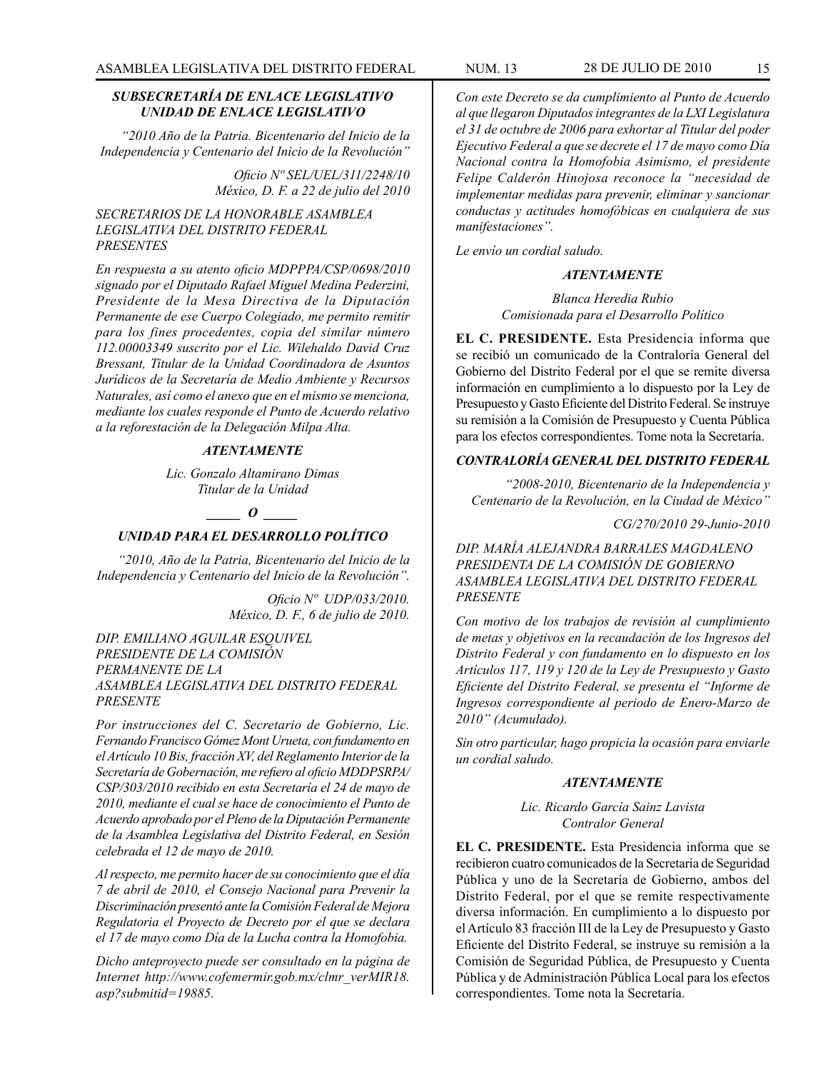***SUBSECRETARÍA DE ENLACE LEGISLATIVO UNIDAD DE ENLACE LEGISLATIVO***

*"2010 Año de la Patria. Bicentenario del Inicio de la Independencia y Centenario del Inicio de la Revolución"*

*Oficio Nº SEL/UEL/311/2248/10*
*México, D. F. a 22 de julio del 2010*

*SECRETARIOS DE LA HONORABLE ASAMBLEA LEGISLATIVA DEL DISTRITO FEDERAL*
*PRESENTES*

*En respuesta a su atento oficio MDPPPA/CSP/0698/2010 signado por el Diputado Rafael Miguel Medina Pederzini, Presidente de la Mesa Directiva de la Diputación Permanente de ese Cuerpo Colegiado, me permito remitir para los fines procedentes, copia del similar número 112.00003349 suscrito por el Lic. Wilehaldo David Cruz Bressant, Titular de la Unidad Coordinadora de Asuntos Jurídicos de la Secretaría de Medio Ambiente y Recursos Naturales, así como el anexo que en el mismo se menciona, mediante los cuales responde el Punto de Acuerdo relativo a la reforestación de la Delegación Milpa Alta.*

***ATENTAMENTE***

*Lic. Gonzalo Altamirano Dimas*
*Titular de la Unidad*

***\_\_\_\_\_ O \_\_\_\_\_***

***UNIDAD PARA EL DESARROLLO POLÍTICO***

*"2010, Año de la Patria, Bicentenario del Inicio de la Independencia y Centenario del Inicio de la Revolución".*

*Oficio Nº UDP/033/2010.*
*México, D. F., 6 de julio de 2010.*

*DIP. EMILIANO AGUILAR ESQUIVEL*
*PRESIDENTE DE LA COMISIÓN PERMANENTE DE LA ASAMBLEA LEGISLATIVA DEL DISTRITO FEDERAL*
*PRESENTE*

*Por instrucciones del C. Secretario de Gobierno, Lic. Fernando Francisco Gómez Mont Urueta, con fundamento en el Artículo 10 Bis, fracción XV, del Reglamento Interior de la Secretaría de Gobernación, me refiero al oficio MDDPSRPA/CSP/303/2010 recibido en esta Secretaría el 24 de mayo de 2010, mediante el cual se hace de conocimiento el Punto de Acuerdo aprobado por el Pleno de la Diputación Permanente de la Asamblea Legislativa del Distrito Federal, en Sesión celebrada el 12 de mayo de 2010.*

*Al respecto, me permito hacer de su conocimiento que el día 7 de abril de 2010, el Consejo Nacional para Prevenir la Discriminación presentó ante la Comisión Federal de Mejora Regulatoria el Proyecto de Decreto por el que se declara el 17 de mayo como Día de la Lucha contra la Homofobia.*

*Dicho anteproyecto puede ser consultado en la página de Internet http://www.cofemermir.gob.mx/clmr_verMIR18.asp?submitid=19885.*

*Con este Decreto se da cumplimiento al Punto de Acuerdo al que llegaron Diputados integrantes de la LXI Legislatura el 31 de octubre de 2006 para exhortar al Titular del poder Ejecutivo Federal a que se decrete el 17 de mayo como Día Nacional contra la Homofobia Asimismo, el presidente Felipe Calderón Hinojosa reconoce la "necesidad de implementar medidas para prevenir, eliminar y sancionar conductas y actitudes homofóbicas en cualquiera de sus manifestaciones".*

*Le envío un cordial saludo.*

***ATENTAMENTE***

*Blanca Heredia Rubio*
*Comisionada para el Desarrollo Político*

**EL C. PRESIDENTE.** Esta Presidencia informa que se recibió un comunicado de la Contraloría General del Gobierno del Distrito Federal por el que se remite diversa información en cumplimiento a lo dispuesto por la Ley de Presupuesto y Gasto Eficiente del Distrito Federal. Se instruye su remisión a la Comisión de Presupuesto y Cuenta Pública para los efectos correspondientes. Tome nota la Secretaría.

***CONTRALORÍA GENERAL DEL DISTRITO FEDERAL***

*"2008-2010, Bicentenario de la Independencia y Centenario de la Revolución, en la Ciudad de México"*

*CG/270/2010 29-Junio-2010*

*DIP. MARÍA ALEJANDRA BARRALES MAGDALENO*
*PRESIDENTA DE LA COMISIÓN DE GOBIERNO ASAMBLEA LEGISLATIVA DEL DISTRITO FEDERAL*
*PRESENTE*

*Con motivo de los trabajos de revisión al cumplimiento de metas y objetivos en la recaudación de los Ingresos del Distrito Federal y con fundamento en lo dispuesto en los Artículos 117, 119 y 120 de la Ley de Presupuesto y Gasto Eficiente del Distrito Federal, se presenta el "Informe de Ingresos correspondiente al periodo de Enero-Marzo de 2010" (Acumulado).*

*Sin otro particular, hago propicia la ocasión para enviarle un cordial saludo.*

***ATENTAMENTE***

*Lic. Ricardo García Sainz Lavista*
*Contralor General*

**EL C. PRESIDENTE.** Esta Presidencia informa que se recibieron cuatro comunicados de la Secretaría de Seguridad Pública y uno de la Secretaría de Gobierno, ambos del Distrito Federal, por el que se remite respectivamente diversa información. En cumplimiento a lo dispuesto por el Artículo 83 fracción III de la Ley de Presupuesto y Gasto Eficiente del Distrito Federal, se instruye su remisión a la Comisión de Seguridad Pública, de Presupuesto y Cuenta Pública y de Administración Pública Local para los efectos correspondientes. Tome nota la Secretaría.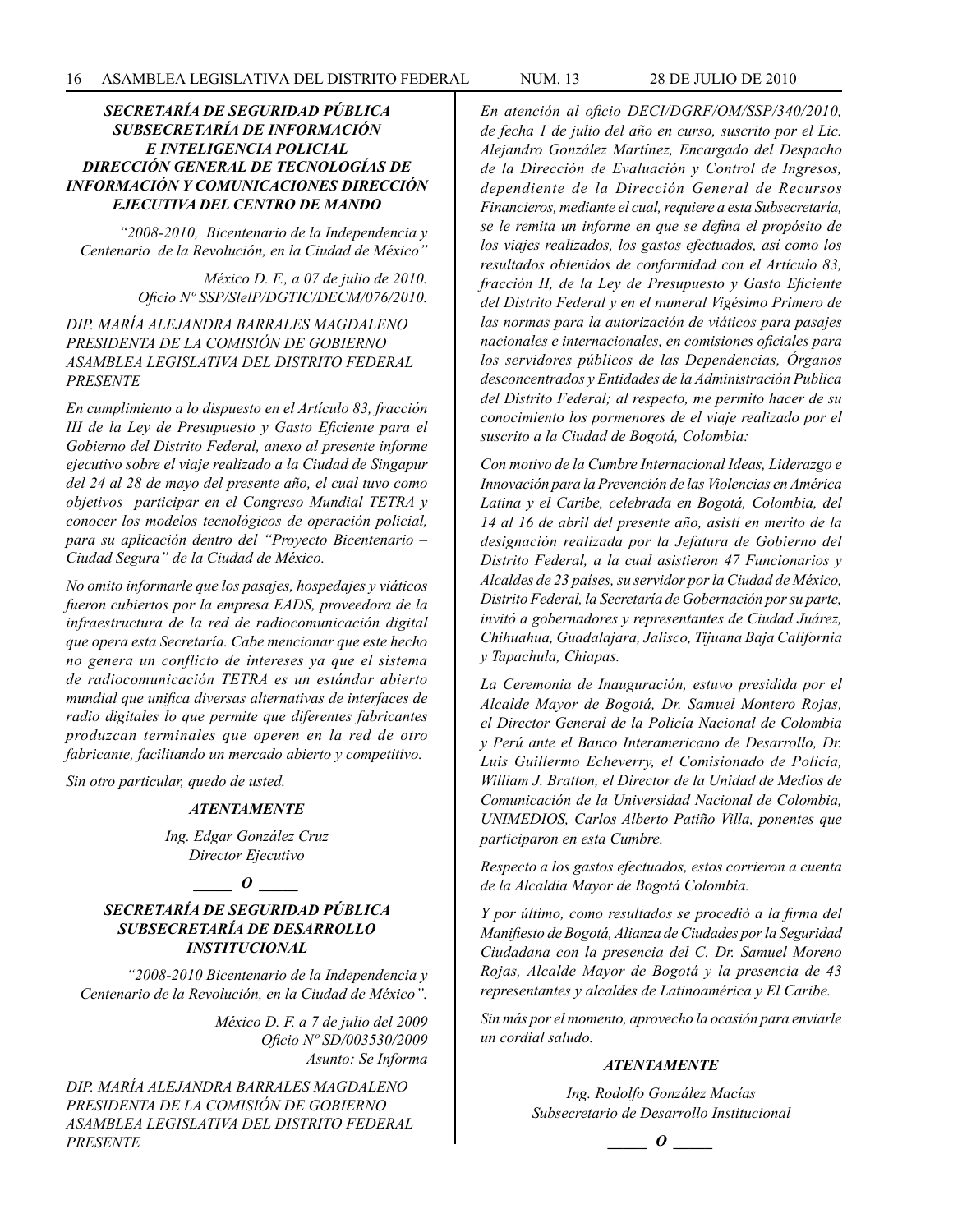***SECRETARÍA DE SEGURIDAD PÚBLICA SUBSECRETARÍA DE INFORMACIÓN E INTELIGENCIA POLICIAL DIRECCIÓN GENERAL DE TECNOLOGÍAS DE INFORMACIÓN Y COMUNICACIONES DIRECCIÓN EJECUTIVA DEL CENTRO DE MANDO***

*"2008-2010, Bicentenario de la Independencia y Centenario de la Revolución, en la Ciudad de México"*

*México D. F., a 07 de julio de 2010.*
*Oficio Nº SSP/SIelP/DGTIC/DECM/076/2010.*

*DIP. MARÍA ALEJANDRA BARRALES MAGDALENO*
*PRESIDENTA DE LA COMISIÓN DE GOBIERNO*
*ASAMBLEA LEGISLATIVA DEL DISTRITO FEDERAL*
*PRESENTE*

*En cumplimiento a lo dispuesto en el Artículo 83, fracción III de la Ley de Presupuesto y Gasto Eficiente para el Gobierno del Distrito Federal, anexo al presente informe ejecutivo sobre el viaje realizado a la Ciudad de Singapur del 24 al 28 de mayo del presente año, el cual tuvo como objetivos participar en el Congreso Mundial TETRA y conocer los modelos tecnológicos de operación policial, para su aplicación dentro del "Proyecto Bicentenario – Ciudad Segura" de la Ciudad de México.*

*No omito informarle que los pasajes, hospedajes y viáticos fueron cubiertos por la empresa EADS, proveedora de la infraestructura de la red de radiocomunicación digital que opera esta Secretaría. Cabe mencionar que este hecho no genera un conflicto de intereses ya que el sistema de radiocomunicación TETRA es un estándar abierto mundial que unifica diversas alternativas de interfaces de radio digitales lo que permite que diferentes fabricantes produzcan terminales que operen en la red de otro fabricante, facilitando un mercado abierto y competitivo.*

*Sin otro particular, quedo de usted.*

***ATENTAMENTE***

*Ing. Edgar González Cruz*
*Director Ejecutivo*

***_____ O _____***

***SECRETARÍA DE SEGURIDAD PÚBLICA SUBSECRETARÍA DE DESARROLLO INSTITUCIONAL***

*"2008-2010 Bicentenario de la Independencia y Centenario de la Revolución, en la Ciudad de México".*

*México D. F. a 7 de julio del 2009*
*Oficio Nº SD/003530/2009*
*Asunto: Se Informa*

*DIP. MARÍA ALEJANDRA BARRALES MAGDALENO*
*PRESIDENTA DE LA COMISIÓN DE GOBIERNO*
*ASAMBLEA LEGISLATIVA DEL DISTRITO FEDERAL*
*PRESENTE*

*En atención al oficio DECI/DGRF/OM/SSP/340/2010, de fecha 1 de julio del año en curso, suscrito por el Lic. Alejandro González Martínez, Encargado del Despacho de la Dirección de Evaluación y Control de Ingresos, dependiente de la Dirección General de Recursos Financieros, mediante el cual, requiere a esta Subsecretaría, se le remita un informe en que se defina el propósito de los viajes realizados, los gastos efectuados, así como los resultados obtenidos de conformidad con el Artículo 83, fracción II, de la Ley de Presupuesto y Gasto Eficiente del Distrito Federal y en el numeral Vigésimo Primero de las normas para la autorización de viáticos para pasajes nacionales e internacionales, en comisiones oficiales para los servidores públicos de las Dependencias, Órganos desconcentrados y Entidades de la Administración Publica del Distrito Federal; al respecto, me permito hacer de su conocimiento los pormenores de el viaje realizado por el suscrito a la Ciudad de Bogotá, Colombia:*

*Con motivo de la Cumbre Internacional Ideas, Liderazgo e Innovación para la Prevención de las Violencias en América Latina y el Caribe, celebrada en Bogotá, Colombia, del 14 al 16 de abril del presente año, asistí en merito de la designación realizada por la Jefatura de Gobierno del Distrito Federal, a la cual asistieron 47 Funcionarios y Alcaldes de 23 países, su servidor por la Ciudad de México, Distrito Federal, la Secretaría de Gobernación por su parte, invitó a gobernadores y representantes de Ciudad Juárez, Chihuahua, Guadalajara, Jalisco, Tijuana Baja California y Tapachula, Chiapas.*

*La Ceremonia de Inauguración, estuvo presidida por el Alcalde Mayor de Bogotá, Dr. Samuel Montero Rojas, el Director General de la Policía Nacional de Colombia y Perú ante el Banco Interamericano de Desarrollo, Dr. Luis Guillermo Echeverry, el Comisionado de Policía, William J. Bratton, el Director de la Unidad de Medios de Comunicación de la Universidad Nacional de Colombia, UNIMEDIOS, Carlos Alberto Patiño Villa, ponentes que participaron en esta Cumbre.*

*Respecto a los gastos efectuados, estos corrieron a cuenta de la Alcaldía Mayor de Bogotá Colombia.*

*Y por último, como resultados se procedió a la firma del Manifiesto de Bogotá, Alianza de Ciudades por la Seguridad Ciudadana con la presencia del C. Dr. Samuel Moreno Rojas, Alcalde Mayor de Bogotá y la presencia de 43 representantes y alcaldes de Latinoamérica y El Caribe.*

*Sin más por el momento, aprovecho la ocasión para enviarle un cordial saludo.*

***ATENTAMENTE***

*Ing. Rodolfo González Macías*
*Subsecretario de Desarrollo Institucional*

***_____ O _____***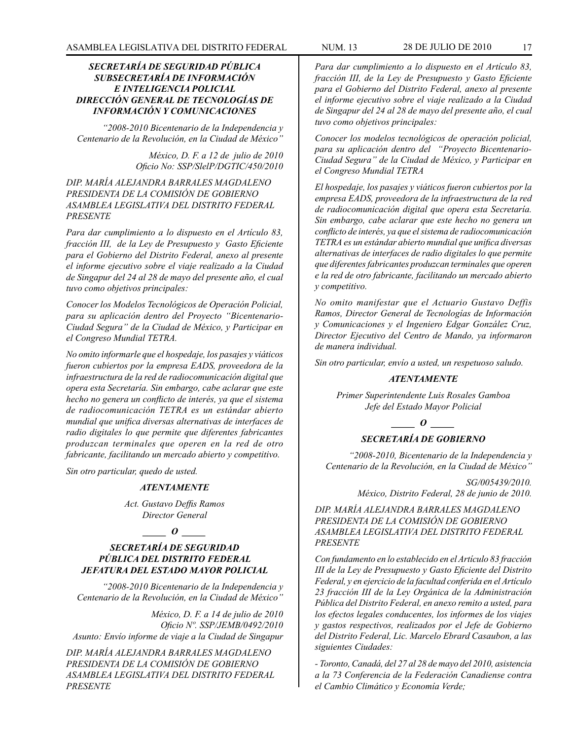***SECRETARÍA DE SEGURIDAD PÚBLICA SUBSECRETARÍA DE INFORMACIÓN E INTELIGENCIA POLICIAL DIRECCIÓN GENERAL DE TECNOLOGÍAS DE INFORMACIÓN Y COMUNICACIONES***

*"2008-2010 Bicentenario de la Independencia y Centenario de la Revolución, en la Ciudad de México"*

*México, D. F. a 12 de julio de 2010*
*Oficio No: SSP/SleIP/DGTIC/450/2010*

*DIP. MARÍA ALEJANDRA BARRALES MAGDALENO*
*PRESIDENTA DE LA COMISIÓN DE GOBIERNO*
*ASAMBLEA LEGISLATIVA DEL DISTRITO FEDERAL*
*PRESENTE*

*Para dar cumplimiento a lo dispuesto en el Artículo 83, fracción III, de la Ley de Presupuesto y Gasto Eficiente para el Gobierno del Distrito Federal, anexo al presente el informe ejecutivo sobre el viaje realizado a la Ciudad de Singapur del 24 al 28 de mayo del presente año, el cual tuvo como objetivos principales:*

*Conocer los Modelos Tecnológicos de Operación Policial, para su aplicación dentro del Proyecto "Bicentenario-Ciudad Segura" de la Ciudad de México, y Participar en el Congreso Mundial TETRA.*

*No omito informarle que el hospedaje, los pasajes y viáticos fueron cubiertos por la empresa EADS, proveedora de la infraestructura de la red de radiocomunicación digital que opera esta Secretaría. Sin embargo, cabe aclarar que este hecho no genera un conflicto de interés, ya que el sistema de radiocomunicación TETRA es un estándar abierto mundial que unifica diversas alternativas de interfaces de radio digitales lo que permite que diferentes fabricantes produzcan terminales que operen en la red de otro fabricante, facilitando un mercado abierto y competitivo.*

*Sin otro particular, quedo de usted.*

***ATENTAMENTE***

*Act. Gustavo Deffis Ramos*
*Director General*

***\_\_\_\_\_ O \_\_\_\_\_***

***SECRETARÍA DE SEGURIDAD PÚBLICA DEL DISTRITO FEDERAL JEFATURA DEL ESTADO MAYOR POLICIAL***

*"2008-2010 Bicentenario de la Independencia y Centenario de la Revolución, en la Ciudad de México"*

*México, D. F. a 14 de julio de 2010*
*Oficio Nº. SSP/JEMB/0492/2010*
*Asunto: Envío informe de viaje a la Ciudad de Singapur*

*DIP. MARÍA ALEJANDRA BARRALES MAGDALENO*
*PRESIDENTA DE LA COMISIÓN DE GOBIERNO*
*ASAMBLEA LEGISLATIVA DEL DISTRITO FEDERAL*
*PRESENTE*

*Para dar cumplimiento a lo dispuesto en el Artículo 83, fracción III, de la Ley de Presupuesto y Gasto Eficiente para el Gobierno del Distrito Federal, anexo al presente el informe ejecutivo sobre el viaje realizado a la Ciudad de Singapur del 24 al 28 de mayo del presente año, el cual tuvo como objetivos principales:*

*Conocer los modelos tecnológicos de operación policial, para su aplicación dentro del "Proyecto Bicentenario-Ciudad Segura" de la Ciudad de México, y Participar en el Congreso Mundial TETRA*

*El hospedaje, los pasajes y viáticos fueron cubiertos por la empresa EADS, proveedora de la infraestructura de la red de radiocomunicación digital que opera esta Secretaría. Sin embargo, cabe aclarar que este hecho no genera un conflicto de interés, ya que el sistema de radiocomunicación TETRA es un estándar abierto mundial que unifica diversas alternativas de interfaces de radio digitales lo que permite que diferentes fabricantes produzcan terminales que operen e la red de otro fabricante, facilitando un mercado abierto y competitivo.*

*No omito manifestar que el Actuario Gustavo Deffis Ramos, Director General de Tecnologías de Información y Comunicaciones y el Ingeniero Edgar González Cruz, Director Ejecutivo del Centro de Mando, ya informaron de manera individual.*

*Sin otro particular, envío a usted, un respetuoso saludo.*

***ATENTAMENTE***

*Primer Superintendente Luis Rosales Gamboa*
*Jefe del Estado Mayor Policial*

***\_\_\_\_\_ O \_\_\_\_\_***

***SECRETARÍA DE GOBIERNO***

*"2008-2010, Bicentenario de la Independencia y Centenario de la Revolución, en la Ciudad de México"*

*SG/005439/2010.*
*México, Distrito Federal, 28 de junio de 2010.*

*DIP. MARÍA ALEJANDRA BARRALES MAGDALENO*
*PRESIDENTA DE LA COMISIÓN DE GOBIERNO*
*ASAMBLEA LEGISLATIVA DEL DISTRITO FEDERAL*
*PRESENTE*

*Con fundamento en lo establecido en el Artículo 83 fracción III de la Ley de Presupuesto y Gasto Eficiente del Distrito Federal, y en ejercicio de la facultad conferida en el Artículo 23 fracción III de la Ley Orgánica de la Administración Pública del Distrito Federal, en anexo remito a usted, para los efectos legales conducentes, los informes de los viajes y gastos respectivos, realizados por el Jefe de Gobierno del Distrito Federal, Lic. Marcelo Ebrard Casaubon, a las siguientes Ciudades:*

*- Toronto, Canadá, del 27 al 28 de mayo del 2010, asistencia a la 73 Conferencia de la Federación Canadiense contra el Cambio Climático y Economía Verde;*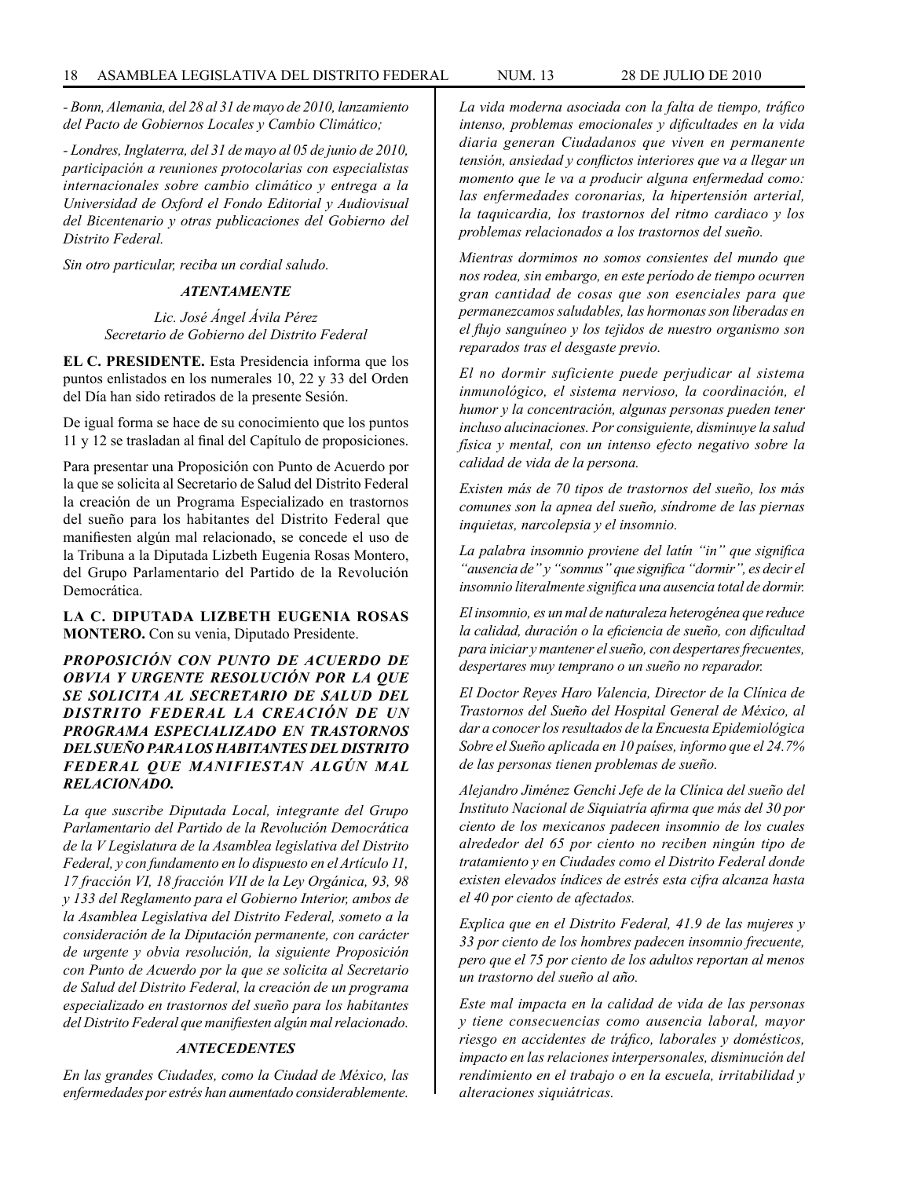*- Bonn, Alemania, del 28 al 31 de mayo de 2010, lanzamiento del Pacto de Gobiernos Locales y Cambio Climático;*

*- Londres, Inglaterra, del 31 de mayo al 05 de junio de 2010, participación a reuniones protocolarias con especialistas internacionales sobre cambio climático y entrega a la Universidad de Oxford el Fondo Editorial y Audiovisual del Bicentenario y otras publicaciones del Gobierno del Distrito Federal.*

*Sin otro particular, reciba un cordial saludo.*

***ATENTAMENTE***

*Lic. José Ángel Ávila Pérez*
*Secretario de Gobierno del Distrito Federal*

**EL C. PRESIDENTE.** Esta Presidencia informa que los puntos enlistados en los numerales 10, 22 y 33 del Orden del Día han sido retirados de la presente Sesión.

De igual forma se hace de su conocimiento que los puntos 11 y 12 se trasladan al final del Capítulo de proposiciones.

Para presentar una Proposición con Punto de Acuerdo por la que se solicita al Secretario de Salud del Distrito Federal la creación de un Programa Especializado en trastornos del sueño para los habitantes del Distrito Federal que manifiesten algún mal relacionado, se concede el uso de la Tribuna a la Diputada Lizbeth Eugenia Rosas Montero, del Grupo Parlamentario del Partido de la Revolución Democrática.

**LA C. DIPUTADA LIZBETH EUGENIA ROSAS MONTERO.** Con su venia, Diputado Presidente.

***PROPOSICIÓN CON PUNTO DE ACUERDO DE OBVIA Y URGENTE RESOLUCIÓN POR LA QUE SE SOLICITA AL SECRETARIO DE SALUD DEL DISTRITO FEDERAL LA CREACIÓN DE UN PROGRAMA ESPECIALIZADO EN TRASTORNOS DEL SUEÑO PARA LOS HABITANTES DEL DISTRITO FEDERAL QUE MANIFIESTAN ALGÚN MAL RELACIONADO.***

*La que suscribe Diputada Local, integrante del Grupo Parlamentario del Partido de la Revolución Democrática de la V Legislatura de la Asamblea legislativa del Distrito Federal, y con fundamento en lo dispuesto en el Artículo 11, 17 fracción VI, 18 fracción VII de la Ley Orgánica, 93, 98 y 133 del Reglamento para el Gobierno Interior, ambos de la Asamblea Legislativa del Distrito Federal, someto a la consideración de la Diputación permanente, con carácter de urgente y obvia resolución, la siguiente Proposición con Punto de Acuerdo por la que se solicita al Secretario de Salud del Distrito Federal, la creación de un programa especializado en trastornos del sueño para los habitantes del Distrito Federal que manifiesten algún mal relacionado.*

***ANTECEDENTES***

*En las grandes Ciudades, como la Ciudad de México, las enfermedades por estrés han aumentado considerablemente. La vida moderna asociada con la falta de tiempo, tráfico intenso, problemas emocionales y dificultades en la vida diaria generan Ciudadanos que viven en permanente tensión, ansiedad y conflictos interiores que va a llegar un momento que le va a producir alguna enfermedad como: las enfermedades coronarias, la hipertensión arterial, la taquicardia, los trastornos del ritmo cardiaco y los problemas relacionados a los trastornos del sueño.*

*Mientras dormimos no somos consientes del mundo que nos rodea, sin embargo, en este período de tiempo ocurren gran cantidad de cosas que son esenciales para que permanezcamos saludables, las hormonas son liberadas en el flujo sanguíneo y los tejidos de nuestro organismo son reparados tras el desgaste previo.*

*El no dormir suficiente puede perjudicar al sistema inmunológico, el sistema nervioso, la coordinación, el humor y la concentración, algunas personas pueden tener incluso alucinaciones. Por consiguiente, disminuye la salud física y mental, con un intenso efecto negativo sobre la calidad de vida de la persona.*

*Existen más de 70 tipos de trastornos del sueño, los más comunes son la apnea del sueño, síndrome de las piernas inquietas, narcolepsia y el insomnio.*

*La palabra insomnio proviene del latín "in" que significa "ausencia de" y "somnus" que significa "dormir", es decir el insomnio literalmente significa una ausencia total de dormir.*

*El insomnio, es un mal de naturaleza heterogénea que reduce la calidad, duración o la eficiencia de sueño, con dificultad para iniciar y mantener el sueño, con despertares frecuentes, despertares muy temprano o un sueño no reparador.*

*El Doctor Reyes Haro Valencia, Director de la Clínica de Trastornos del Sueño del Hospital General de México, al dar a conocer los resultados de la Encuesta Epidemiológica Sobre el Sueño aplicada en 10 países, informo que el 24.7% de las personas tienen problemas de sueño.*

*Alejandro Jiménez Genchi Jefe de la Clínica del sueño del Instituto Nacional de Siquiatría afirma que más del 30 por ciento de los mexicanos padecen insomnio de los cuales alrededor del 65 por ciento no reciben ningún tipo de tratamiento y en Ciudades como el Distrito Federal donde existen elevados índices de estrés esta cifra alcanza hasta el 40 por ciento de afectados.*

*Explica que en el Distrito Federal, 41.9 de las mujeres y 33 por ciento de los hombres padecen insomnio frecuente, pero que el 75 por ciento de los adultos reportan al menos un trastorno del sueño al año.*

*Este mal impacta en la calidad de vida de las personas y tiene consecuencias como ausencia laboral, mayor riesgo en accidentes de tráfico, laborales y domésticos, impacto en las relaciones interpersonales, disminución del rendimiento en el trabajo o en la escuela, irritabilidad y alteraciones siquiátricas.*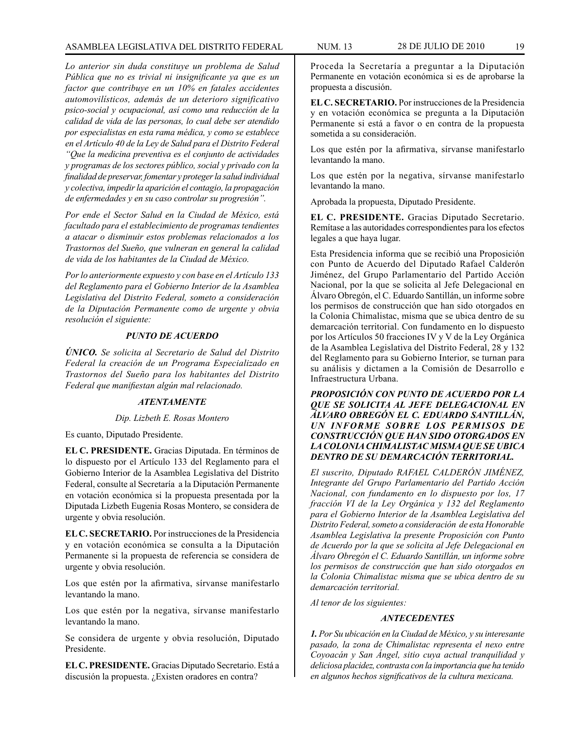*Lo anterior sin duda constituye un problema de Salud Pública que no es trivial ni insignificante ya que es un factor que contribuye en un 10% en fatales accidentes automovilísticos, además de un deterioro significativo psico-social y ocupacional, así como una reducción de la calidad de vida de las personas, lo cual debe ser atendido por especialistas en esta rama médica, y como se establece en el Artículo 40 de la Ley de Salud para el Distrito Federal "Que la medicina preventiva es el conjunto de actividades y programas de los sectores público, social y privado con la finalidad de preservar, fomentar y proteger la salud individual y colectiva, impedir la aparición el contagio, la propagación de enfermedades y en su caso controlar su progresión".*

*Por ende el Sector Salud en la Ciudad de México, está facultado para el establecimiento de programas tendientes a atacar o disminuir estos problemas relacionados a los Trastornos del Sueño, que vulneran en general la calidad de vida de los habitantes de la Ciudad de México.*

*Por lo anteriormente expuesto y con base en el Artículo 133 del Reglamento para el Gobierno Interior de la Asamblea Legislativa del Distrito Federal, someto a consideración de la Diputación Permanente como de urgente y obvia resolución el siguiente:*

***PUNTO DE ACUERDO***

***ÚNICO.*** *Se solicita al Secretario de Salud del Distrito Federal la creación de un Programa Especializado en Trastornos del Sueño para los habitantes del Distrito Federal que manifiestan algún mal relacionado.*

***ATENTAMENTE***

*Dip. Lizbeth E. Rosas Montero*

Es cuanto, Diputado Presidente.

**EL C. PRESIDENTE.** Gracias Diputada. En términos de lo dispuesto por el Artículo 133 del Reglamento para el Gobierno Interior de la Asamblea Legislativa del Distrito Federal, consulte al Secretaría a la Diputación Permanente en votación económica si la propuesta presentada por la Diputada Lizbeth Eugenia Rosas Montero, se considera de urgente y obvia resolución.

**EL C. SECRETARIO.** Por instrucciones de la Presidencia y en votación económica se consulta a la Diputación Permanente si la propuesta de referencia se considera de urgente y obvia resolución.

Los que estén por la afirmativa, sírvanse manifestarlo levantando la mano.

Los que estén por la negativa, sírvanse manifestarlo levantando la mano.

Se considera de urgente y obvia resolución, Diputado Presidente.

**EL C. PRESIDENTE.** Gracias Diputado Secretario. Está a discusión la propuesta. ¿Existen oradores en contra?

Proceda la Secretaría a preguntar a la Diputación Permanente en votación económica si es de aprobarse la propuesta a discusión.

**EL C. SECRETARIO.** Por instrucciones de la Presidencia y en votación económica se pregunta a la Diputación Permanente si está a favor o en contra de la propuesta sometida a su consideración.

Los que estén por la afirmativa, sírvanse manifestarlo levantando la mano.

Los que estén por la negativa, sírvanse manifestarlo levantando la mano.

Aprobada la propuesta, Diputado Presidente.

**EL C. PRESIDENTE.** Gracias Diputado Secretario. Remítase a las autoridades correspondientes para los efectos legales a que haya lugar.

Esta Presidencia informa que se recibió una Proposición con Punto de Acuerdo del Diputado Rafael Calderón Jiménez, del Grupo Parlamentario del Partido Acción Nacional, por la que se solicita al Jefe Delegacional en Álvaro Obregón, el C. Eduardo Santillán, un informe sobre los permisos de construcción que han sido otorgados en la Colonia Chimalistac, misma que se ubica dentro de su demarcación territorial. Con fundamento en lo dispuesto por los Artículos 50 fracciones IV y V de la Ley Orgánica de la Asamblea Legislativa del Distrito Federal, 28 y 132 del Reglamento para su Gobierno Interior, se turnan para su análisis y dictamen a la Comisión de Desarrollo e Infraestructura Urbana.

***PROPOSICIÓN CON PUNTO DE ACUERDO POR LA QUE SE SOLICITA AL JEFE DELEGACIONAL EN ÁLVARO OBREGÓN EL C. EDUARDO SANTILLÁN, UN INFORME SOBRE LOS PERMISOS DE CONSTRUCCIÓN QUE HAN SIDO OTORGADOS EN LA COLONIA CHIMALISTAC MISMA QUE SE UBICA DENTRO DE SU DEMARCACIÓN TERRITORIAL.***

*El suscrito, Diputado RAFAEL CALDERÓN JIMÉNEZ, Integrante del Grupo Parlamentario del Partido Acción Nacional, con fundamento en lo dispuesto por los, 17 fracción VI de la Ley Orgánica y 132 del Reglamento para el Gobierno Interior de la Asamblea Legislativa del Distrito Federal, someto a consideración de esta Honorable Asamblea Legislativa la presente Proposición con Punto de Acuerdo por la que se solicita al Jefe Delegacional en Álvaro Obregón el C. Eduardo Santillán, un informe sobre los permisos de construcción que han sido otorgados en la Colonia Chimalistac misma que se ubica dentro de su demarcación territorial.*

*Al tenor de los siguientes:*

***ANTECEDENTES***

***1.*** *Por Su ubicación en la Ciudad de México, y su interesante pasado, la zona de Chimalistac representa el nexo entre Coyoacán y San Ángel, sitio cuya actual tranquilidad y deliciosa placidez, contrasta con la importancia que ha tenido en algunos hechos significativos de la cultura mexicana.*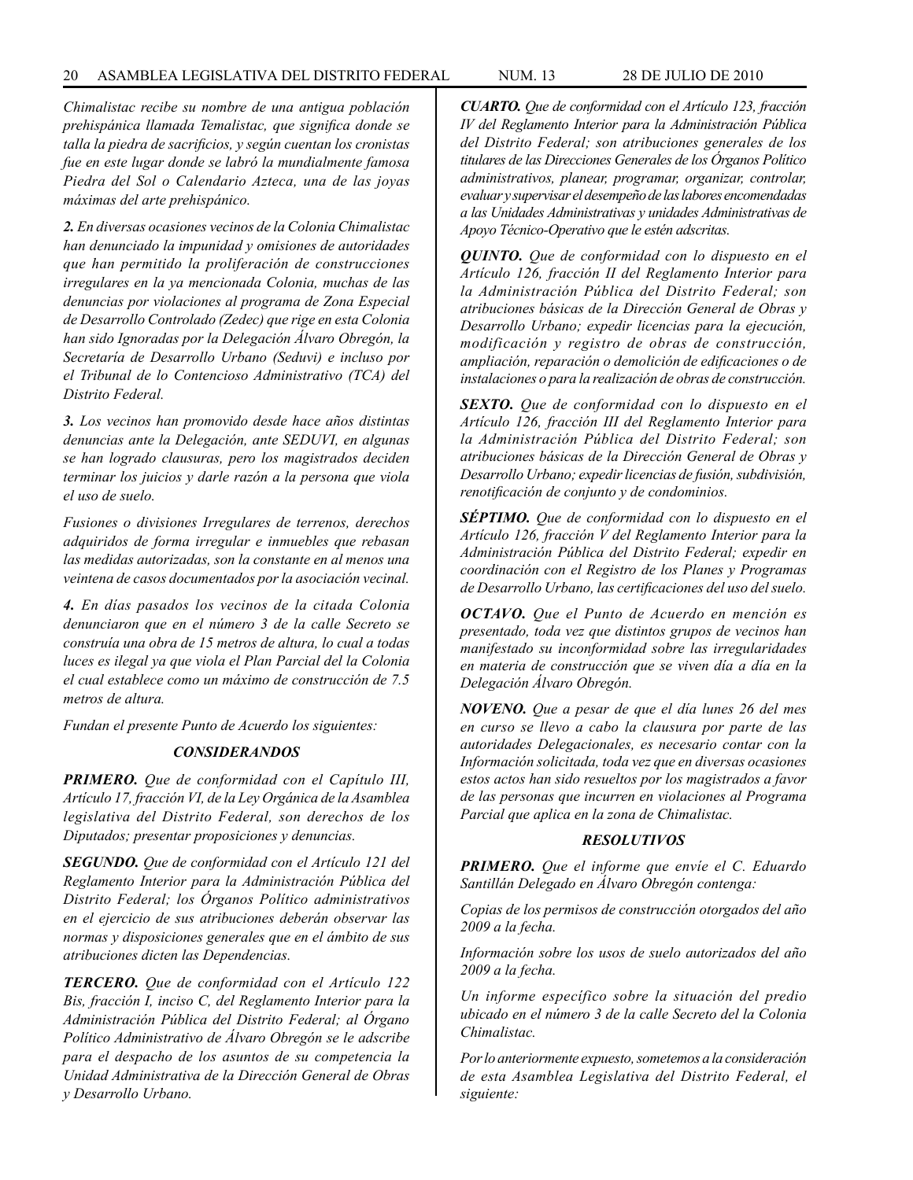*Chimalistac recibe su nombre de una antigua población prehispánica llamada Temalistac, que significa donde se talla la piedra de sacrificios, y según cuentan los cronistas fue en este lugar donde se labró la mundialmente famosa Piedra del Sol o Calendario Azteca, una de las joyas máximas del arte prehispánico.*

***2.*** *En diversas ocasiones vecinos de la Colonia Chimalistac han denunciado la impunidad y omisiones de autoridades que han permitido la proliferación de construcciones irregulares en la ya mencionada Colonia, muchas de las denuncias por violaciones al programa de Zona Especial de Desarrollo Controlado (Zedec) que rige en esta Colonia han sido Ignoradas por la Delegación Álvaro Obregón, la Secretaría de Desarrollo Urbano (Seduvi) e incluso por el Tribunal de lo Contencioso Administrativo (TCA) del Distrito Federal.*

***3.*** *Los vecinos han promovido desde hace años distintas denuncias ante la Delegación, ante SEDUVI, en algunas se han logrado clausuras, pero los magistrados deciden terminar los juicios y darle razón a la persona que viola el uso de suelo.*

*Fusiones o divisiones Irregulares de terrenos, derechos adquiridos de forma irregular e inmuebles que rebasan las medidas autorizadas, son la constante en al menos una veintena de casos documentados por la asociación vecinal.*

***4.*** *En días pasados los vecinos de la citada Colonia denunciaron que en el número 3 de la calle Secreto se construía una obra de 15 metros de altura, lo cual a todas luces es ilegal ya que viola el Plan Parcial del la Colonia el cual establece como un máximo de construcción de 7.5 metros de altura.*

*Fundan el presente Punto de Acuerdo los siguientes:*

### *CONSIDERANDOS*

***PRIMERO.*** *Que de conformidad con el Capítulo III, Artículo 17, fracción VI, de la Ley Orgánica de la Asamblea legislativa del Distrito Federal, son derechos de los Diputados; presentar proposiciones y denuncias.*

***SEGUNDO.*** *Que de conformidad con el Artículo 121 del Reglamento Interior para la Administración Pública del Distrito Federal; los Órganos Político administrativos en el ejercicio de sus atribuciones deberán observar las normas y disposiciones generales que en el ámbito de sus atribuciones dicten las Dependencias.*

***TERCERO.*** *Que de conformidad con el Artículo 122 Bis, fracción I, inciso C, del Reglamento Interior para la Administración Pública del Distrito Federal; al Órgano Político Administrativo de Álvaro Obregón se le adscribe para el despacho de los asuntos de su competencia la Unidad Administrativa de la Dirección General de Obras y Desarrollo Urbano.*

***CUARTO.*** *Que de conformidad con el Artículo 123, fracción IV del Reglamento Interior para la Administración Pública del Distrito Federal; son atribuciones generales de los titulares de las Direcciones Generales de los Órganos Político administrativos, planear, programar, organizar, controlar, evaluar y supervisar el desempeño de las labores encomendadas a las Unidades Administrativas y unidades Administrativas de Apoyo Técnico-Operativo que le estén adscritas.*

***QUINTO.*** *Que de conformidad con lo dispuesto en el Artículo 126, fracción II del Reglamento Interior para la Administración Pública del Distrito Federal; son atribuciones básicas de la Dirección General de Obras y Desarrollo Urbano; expedir licencias para la ejecución, modificación y registro de obras de construcción, ampliación, reparación o demolición de edificaciones o de instalaciones o para la realización de obras de construcción.*

***SEXTO.*** *Que de conformidad con lo dispuesto en el Artículo 126, fracción III del Reglamento Interior para la Administración Pública del Distrito Federal; son atribuciones básicas de la Dirección General de Obras y Desarrollo Urbano; expedir licencias de fusión, subdivisión, renotificación de conjunto y de condominios.*

***SÉPTIMO.*** *Que de conformidad con lo dispuesto en el Artículo 126, fracción V del Reglamento Interior para la Administración Pública del Distrito Federal; expedir en coordinación con el Registro de los Planes y Programas de Desarrollo Urbano, las certificaciones del uso del suelo.*

***OCTAVO.*** *Que el Punto de Acuerdo en mención es presentado, toda vez que distintos grupos de vecinos han manifestado su inconformidad sobre las irregularidades en materia de construcción que se viven día a día en la Delegación Álvaro Obregón.*

***NOVENO.*** *Que a pesar de que el día lunes 26 del mes en curso se llevo a cabo la clausura por parte de las autoridades Delegacionales, es necesario contar con la Información solicitada, toda vez que en diversas ocasiones estos actos han sido resueltos por los magistrados a favor de las personas que incurren en violaciones al Programa Parcial que aplica en la zona de Chimalistac.*

### *RESOLUTIVOS*

***PRIMERO.*** *Que el informe que envíe el C. Eduardo Santillán Delegado en Álvaro Obregón contenga:*

*Copias de los permisos de construcción otorgados del año 2009 a la fecha.*

*Información sobre los usos de suelo autorizados del año 2009 a la fecha.*

*Un informe específico sobre la situación del predio ubicado en el número 3 de la calle Secreto del la Colonia Chimalistac.*

*Por lo anteriormente expuesto, sometemos a la consideración de esta Asamblea Legislativa del Distrito Federal, el siguiente:*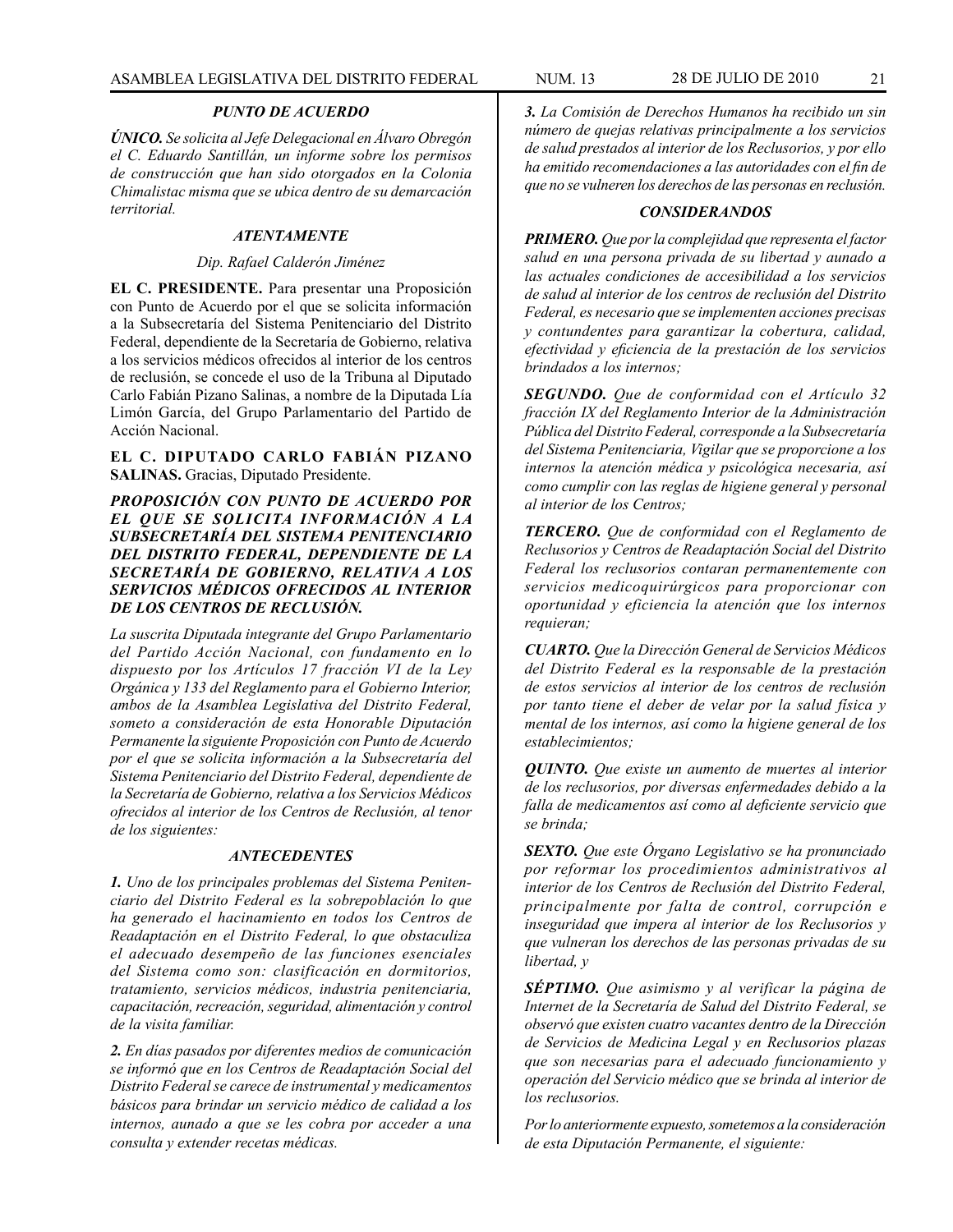*PUNTO DE ACUERDO*

***ÚNICO.*** *Se solicita al Jefe Delegacional en Álvaro Obregón el C. Eduardo Santillán, un informe sobre los permisos de construcción que han sido otorgados en la Colonia Chimalistac misma que se ubica dentro de su demarcación territorial.*

*ATENTAMENTE*

*Dip. Rafael Calderón Jiménez*

**EL C. PRESIDENTE.** Para presentar una Proposición con Punto de Acuerdo por el que se solicita información a la Subsecretaría del Sistema Penitenciario del Distrito Federal, dependiente de la Secretaría de Gobierno, relativa a los servicios médicos ofrecidos al interior de los centros de reclusión, se concede el uso de la Tribuna al Diputado Carlo Fabián Pizano Salinas, a nombre de la Diputada Lía Limón García, del Grupo Parlamentario del Partido de Acción Nacional.

**EL C. DIPUTADO CARLO FABIÁN PIZANO SALINAS.** Gracias, Diputado Presidente.

***PROPOSICIÓN CON PUNTO DE ACUERDO POR EL QUE SE SOLICITA INFORMACIÓN A LA SUBSECRETARÍA DEL SISTEMA PENITENCIARIO DEL DISTRITO FEDERAL, DEPENDIENTE DE LA SECRETARÍA DE GOBIERNO, RELATIVA A LOS SERVICIOS MÉDICOS OFRECIDOS AL INTERIOR DE LOS CENTROS DE RECLUSIÓN.***

*La suscrita Diputada integrante del Grupo Parlamentario del Partido Acción Nacional, con fundamento en lo dispuesto por los Artículos 17 fracción VI de la Ley Orgánica y 133 del Reglamento para el Gobierno Interior, ambos de la Asamblea Legislativa del Distrito Federal, someto a consideración de esta Honorable Diputación Permanente la siguiente Proposición con Punto de Acuerdo por el que se solicita información a la Subsecretaría del Sistema Penitenciario del Distrito Federal, dependiente de la Secretaría de Gobierno, relativa a los Servicios Médicos ofrecidos al interior de los Centros de Reclusión, al tenor de los siguientes:*

*ANTECEDENTES*

***1.*** *Uno de los principales problemas del Sistema Penitenciario del Distrito Federal es la sobrepoblación lo que ha generado el hacinamiento en todos los Centros de Readaptación en el Distrito Federal, lo que obstaculiza el adecuado desempeño de las funciones esenciales del Sistema como son: clasificación en dormitorios, tratamiento, servicios médicos, industria penitenciaria, capacitación, recreación, seguridad, alimentación y control de la visita familiar.*

***2.*** *En días pasados por diferentes medios de comunicación se informó que en los Centros de Readaptación Social del Distrito Federal se carece de instrumental y medicamentos básicos para brindar un servicio médico de calidad a los internos, aunado a que se les cobra por acceder a una consulta y extender recetas médicas.*

***3.*** *La Comisión de Derechos Humanos ha recibido un sin número de quejas relativas principalmente a los servicios de salud prestados al interior de los Reclusorios, y por ello ha emitido recomendaciones a las autoridades con el fin de que no se vulneren los derechos de las personas en reclusión.*

*CONSIDERANDOS*

***PRIMERO.*** *Que por la complejidad que representa el factor salud en una persona privada de su libertad y aunado a las actuales condiciones de accesibilidad a los servicios de salud al interior de los centros de reclusión del Distrito Federal, es necesario que se implementen acciones precisas y contundentes para garantizar la cobertura, calidad, efectividad y eficiencia de la prestación de los servicios brindados a los internos;*

***SEGUNDO.*** *Que de conformidad con el Artículo 32 fracción IX del Reglamento Interior de la Administración Pública del Distrito Federal, corresponde a la Subsecretaría del Sistema Penitenciaria, Vigilar que se proporcione a los internos la atención médica y psicológica necesaria, así como cumplir con las reglas de higiene general y personal al interior de los Centros;*

***TERCERO.*** *Que de conformidad con el Reglamento de Reclusorios y Centros de Readaptación Social del Distrito Federal los reclusorios contaran permanentemente con servicios medicoquirúrgicos para proporcionar con oportunidad y eficiencia la atención que los internos requieran;*

***CUARTO.*** *Que la Dirección General de Servicios Médicos del Distrito Federal es la responsable de la prestación de estos servicios al interior de los centros de reclusión por tanto tiene el deber de velar por la salud física y mental de los internos, así como la higiene general de los establecimientos;*

***QUINTO.*** *Que existe un aumento de muertes al interior de los reclusorios, por diversas enfermedades debido a la falla de medicamentos así como al deficiente servicio que se brinda;*

***SEXTO.*** *Que este Órgano Legislativo se ha pronunciado por reformar los procedimientos administrativos al interior de los Centros de Reclusión del Distrito Federal, principalmente por falta de control, corrupción e inseguridad que impera al interior de los Reclusorios y que vulneran los derechos de las personas privadas de su libertad, y*

***SÉPTIMO.*** *Que asimismo y al verificar la página de Internet de la Secretaría de Salud del Distrito Federal, se observó que existen cuatro vacantes dentro de la Dirección de Servicios de Medicina Legal y en Reclusorios plazas que son necesarias para el adecuado funcionamiento y operación del Servicio médico que se brinda al interior de los reclusorios.*

*Por lo anteriormente expuesto, sometemos a la consideración de esta Diputación Permanente, el siguiente:*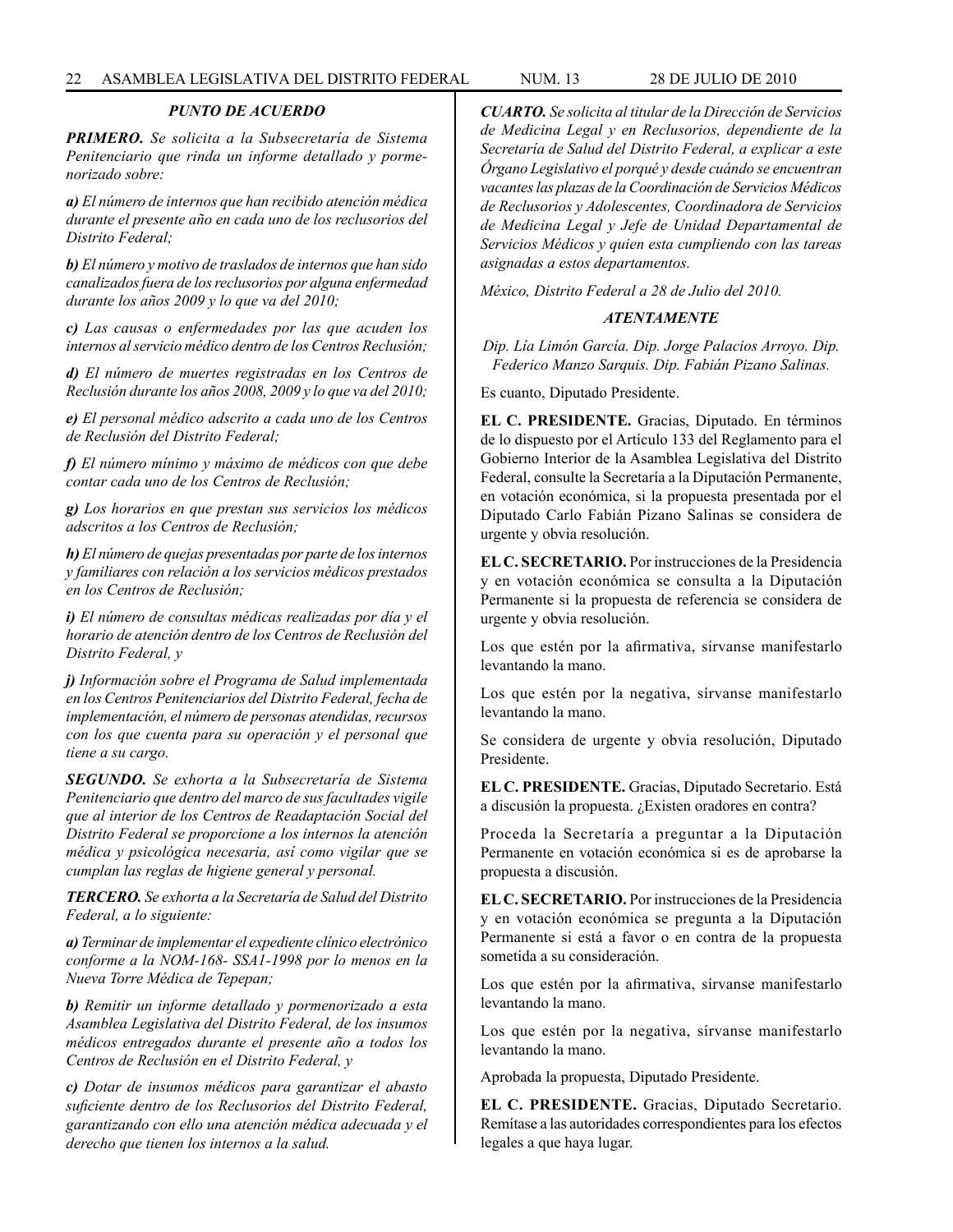### *PUNTO DE ACUERDO*

***PRIMERO.*** *Se solicita a la Subsecretaría de Sistema Penitenciario que rinda un informe detallado y pormenorizado sobre:*

***a)*** *El número de internos que han recibido atención médica durante el presente año en cada uno de los reclusorios del Distrito Federal;*

***b)*** *El número y motivo de traslados de internos que han sido canalizados fuera de los reclusorios por alguna enfermedad durante los años 2009 y lo que va del 2010;*

***c)*** *Las causas o enfermedades por las que acuden los internos al servicio médico dentro de los Centros Reclusión;*

***d)*** *El número de muertes registradas en los Centros de Reclusión durante los años 2008, 2009 y lo que va del 2010;*

***e)*** *El personal médico adscrito a cada uno de los Centros de Reclusión del Distrito Federal;*

***f)*** *El número mínimo y máximo de médicos con que debe contar cada uno de los Centros de Reclusión;*

***g)*** *Los horarios en que prestan sus servicios los médicos adscritos a los Centros de Reclusión;*

***h)*** *El número de quejas presentadas por parte de los internos y familiares con relación a los servicios médicos prestados en los Centros de Reclusión;*

***i)*** *El número de consultas médicas realizadas por día y el horario de atención dentro de los Centros de Reclusión del Distrito Federal, y*

***j)*** *Información sobre el Programa de Salud implementada en los Centros Penitenciarios del Distrito Federal, fecha de implementación, el número de personas atendidas, recursos con los que cuenta para su operación y el personal que tiene a su cargo.*

***SEGUNDO.*** *Se exhorta a la Subsecretaría de Sistema Penitenciario que dentro del marco de sus facultades vigile que al interior de los Centros de Readaptación Social del Distrito Federal se proporcione a los internos la atención médica y psicológica necesaria, así como vigilar que se cumplan las reglas de higiene general y personal.*

***TERCERO.*** *Se exhorta a la Secretaría de Salud del Distrito Federal, a lo siguiente:*

***a)*** *Terminar de implementar el expediente clínico electrónico conforme a la NOM-168- SSA1-1998 por lo menos en la Nueva Torre Médica de Tepepan;*

***b)*** *Remitir un informe detallado y pormenorizado a esta Asamblea Legislativa del Distrito Federal, de los insumos médicos entregados durante el presente año a todos los Centros de Reclusión en el Distrito Federal, y*

***c)*** *Dotar de insumos médicos para garantizar el abasto suficiente dentro de los Reclusorios del Distrito Federal, garantizando con ello una atención médica adecuada y el derecho que tienen los internos a la salud.*

***CUARTO.*** *Se solicita al titular de la Dirección de Servicios de Medicina Legal y en Reclusorios, dependiente de la Secretaría de Salud del Distrito Federal, a explicar a este Órgano Legislativo el porqué y desde cuándo se encuentran vacantes las plazas de la Coordinación de Servicios Médicos de Reclusorios y Adolescentes, Coordinadora de Servicios de Medicina Legal y Jefe de Unidad Departamental de Servicios Médicos y quien esta cumpliendo con las tareas asignadas a estos departamentos.*

*México, Distrito Federal a 28 de Julio del 2010.*

***ATENTAMENTE***

*Dip. Lía Limón García. Dip. Jorge Palacios Arroyo. Dip. Federico Manzo Sarquis. Dip. Fabián Pizano Salinas.*

Es cuanto, Diputado Presidente.

**EL C. PRESIDENTE.** Gracias, Diputado. En términos de lo dispuesto por el Artículo 133 del Reglamento para el Gobierno Interior de la Asamblea Legislativa del Distrito Federal, consulte la Secretaría a la Diputación Permanente, en votación económica, si la propuesta presentada por el Diputado Carlo Fabián Pizano Salinas se considera de urgente y obvia resolución.

**EL C. SECRETARIO.** Por instrucciones de la Presidencia y en votación económica se consulta a la Diputación Permanente si la propuesta de referencia se considera de urgente y obvia resolución.

Los que estén por la afirmativa, sírvanse manifestarlo levantando la mano.

Los que estén por la negativa, sírvanse manifestarlo levantando la mano.

Se considera de urgente y obvia resolución, Diputado Presidente.

**EL C. PRESIDENTE.** Gracias, Diputado Secretario. Está a discusión la propuesta. ¿Existen oradores en contra?

Proceda la Secretaría a preguntar a la Diputación Permanente en votación económica si es de aprobarse la propuesta a discusión.

**EL C. SECRETARIO.** Por instrucciones de la Presidencia y en votación económica se pregunta a la Diputación Permanente si está a favor o en contra de la propuesta sometida a su consideración.

Los que estén por la afirmativa, sírvanse manifestarlo levantando la mano.

Los que estén por la negativa, sírvanse manifestarlo levantando la mano.

Aprobada la propuesta, Diputado Presidente.

**EL C. PRESIDENTE.** Gracias, Diputado Secretario. Remítase a las autoridades correspondientes para los efectos legales a que haya lugar.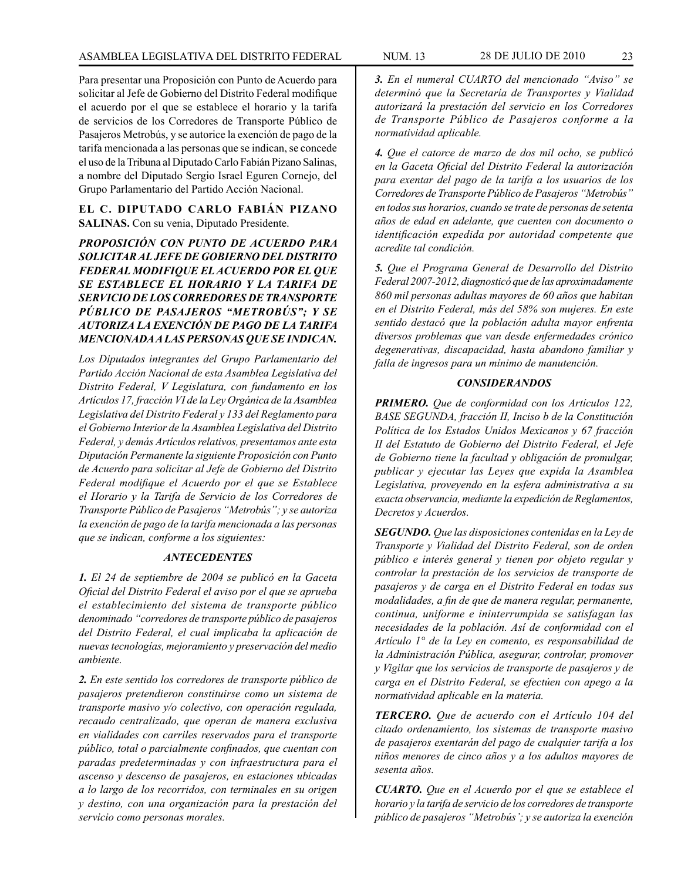Para presentar una Proposición con Punto de Acuerdo para solicitar al Jefe de Gobierno del Distrito Federal modifique el acuerdo por el que se establece el horario y la tarifa de servicios de los Corredores de Transporte Público de Pasajeros Metrobús, y se autorice la exención de pago de la tarifa mencionada a las personas que se indican, se concede el uso de la Tribuna al Diputado Carlo Fabián Pizano Salinas, a nombre del Diputado Sergio Israel Eguren Cornejo, del Grupo Parlamentario del Partido Acción Nacional.

**EL C. DIPUTADO CARLO FABIÁN PIZANO SALINAS.** Con su venia, Diputado Presidente.

***PROPOSICIÓN CON PUNTO DE ACUERDO PARA SOLICITAR AL JEFE DE GOBIERNO DEL DISTRITO FEDERAL MODIFIQUE EL ACUERDO POR EL QUE SE ESTABLECE EL HORARIO Y LA TARIFA DE SERVICIO DE LOS CORREDORES DE TRANSPORTE PÚBLICO DE PASAJEROS "METROBÚS"; Y SE AUTORIZA LA EXENCIÓN DE PAGO DE LA TARIFA MENCIONADA A LAS PERSONAS QUE SE INDICAN.***

*Los Diputados integrantes del Grupo Parlamentario del Partido Acción Nacional de esta Asamblea Legislativa del Distrito Federal, V Legislatura, con fundamento en los Artículos 17, fracción VI de la Ley Orgánica de la Asamblea Legislativa del Distrito Federal y 133 del Reglamento para el Gobierno Interior de la Asamblea Legislativa del Distrito Federal, y demás Artículos relativos, presentamos ante esta Diputación Permanente la siguiente Proposición con Punto de Acuerdo para solicitar al Jefe de Gobierno del Distrito Federal modifique el Acuerdo por el que se Establece el Horario y la Tarifa de Servicio de los Corredores de Transporte Público de Pasajeros "Metrobús"; y se autoriza la exención de pago de la tarifa mencionada a las personas que se indican, conforme a los siguientes:*

***ANTECEDENTES***

***1.*** *El 24 de septiembre de 2004 se publicó en la Gaceta Oficial del Distrito Federal el aviso por el que se aprueba el establecimiento del sistema de transporte público denominado "corredores de transporte público de pasajeros del Distrito Federal, el cual implicaba la aplicación de nuevas tecnologías, mejoramiento y preservación del medio ambiente.*

***2.*** *En este sentido los corredores de transporte público de pasajeros pretendieron constituirse como un sistema de transporte masivo y/o colectivo, con operación regulada, recaudo centralizado, que operan de manera exclusiva en vialidades con carriles reservados para el transporte público, total o parcialmente confinados, que cuentan con paradas predeterminadas y con infraestructura para el ascenso y descenso de pasajeros, en estaciones ubicadas a lo largo de los recorridos, con terminales en su origen y destino, con una organización para la prestación del servicio como personas morales.*

***3.*** *En el numeral CUARTO del mencionado "Aviso" se determinó que la Secretaría de Transportes y Vialidad autorizará la prestación del servicio en los Corredores de Transporte Público de Pasajeros conforme a la normatividad aplicable.*

***4.*** *Que el catorce de marzo de dos mil ocho, se publicó en la Gaceta Oficial del Distrito Federal la autorización para exentar del pago de la tarifa a los usuarios de los Corredores de Transporte Público de Pasajeros "Metrobús" en todos sus horarios, cuando se trate de personas de setenta años de edad en adelante, que cuenten con documento o identificación expedida por autoridad competente que acredite tal condición.*

***5.*** *Que el Programa General de Desarrollo del Distrito Federal 2007-2012, diagnosticó que de las aproximadamente 860 mil personas adultas mayores de 60 años que habitan en el Distrito Federal, más del 58% son mujeres. En este sentido destacó que la población adulta mayor enfrenta diversos problemas que van desde enfermedades crónico degenerativas, discapacidad, hasta abandono familiar y falla de ingresos para un mínimo de manutención.*

***CONSIDERANDOS***

***PRIMERO.*** *Que de conformidad con los Artículos 122, BASE SEGUNDA, fracción II, Inciso b de la Constitución Política de los Estados Unidos Mexicanos y 67 fracción II del Estatuto de Gobierno del Distrito Federal, el Jefe de Gobierno tiene la facultad y obligación de promulgar, publicar y ejecutar las Leyes que expida la Asamblea Legislativa, proveyendo en la esfera administrativa a su exacta observancia, mediante la expedición de Reglamentos, Decretos y Acuerdos.*

***SEGUNDO.*** *Que las disposiciones contenidas en la Ley de Transporte y Vialidad del Distrito Federal, son de orden público e interés general y tienen por objeto regular y controlar la prestación de los servicios de transporte de pasajeros y de carga en el Distrito Federal en todas sus modalidades, a fin de que de manera regular, permanente, continua, uniforme e ininterrumpida se satisfagan las necesidades de la población. Así de conformidad con el Artículo 1° de la Ley en comento, es responsabilidad de la Administración Pública, asegurar, controlar, promover y Vigilar que los servicios de transporte de pasajeros y de carga en el Distrito Federal, se efectúen con apego a la normatividad aplicable en la materia.*

***TERCERO.*** *Que de acuerdo con el Artículo 104 del citado ordenamiento, los sistemas de transporte masivo de pasajeros exentarán del pago de cualquier tarifa a los niños menores de cinco años y a los adultos mayores de sesenta años.*

***CUARTO.*** *Que en el Acuerdo por el que se establece el horario y la tarifa de servicio de los corredores de transporte público de pasajeros "Metrobús'; y se autoriza la exención*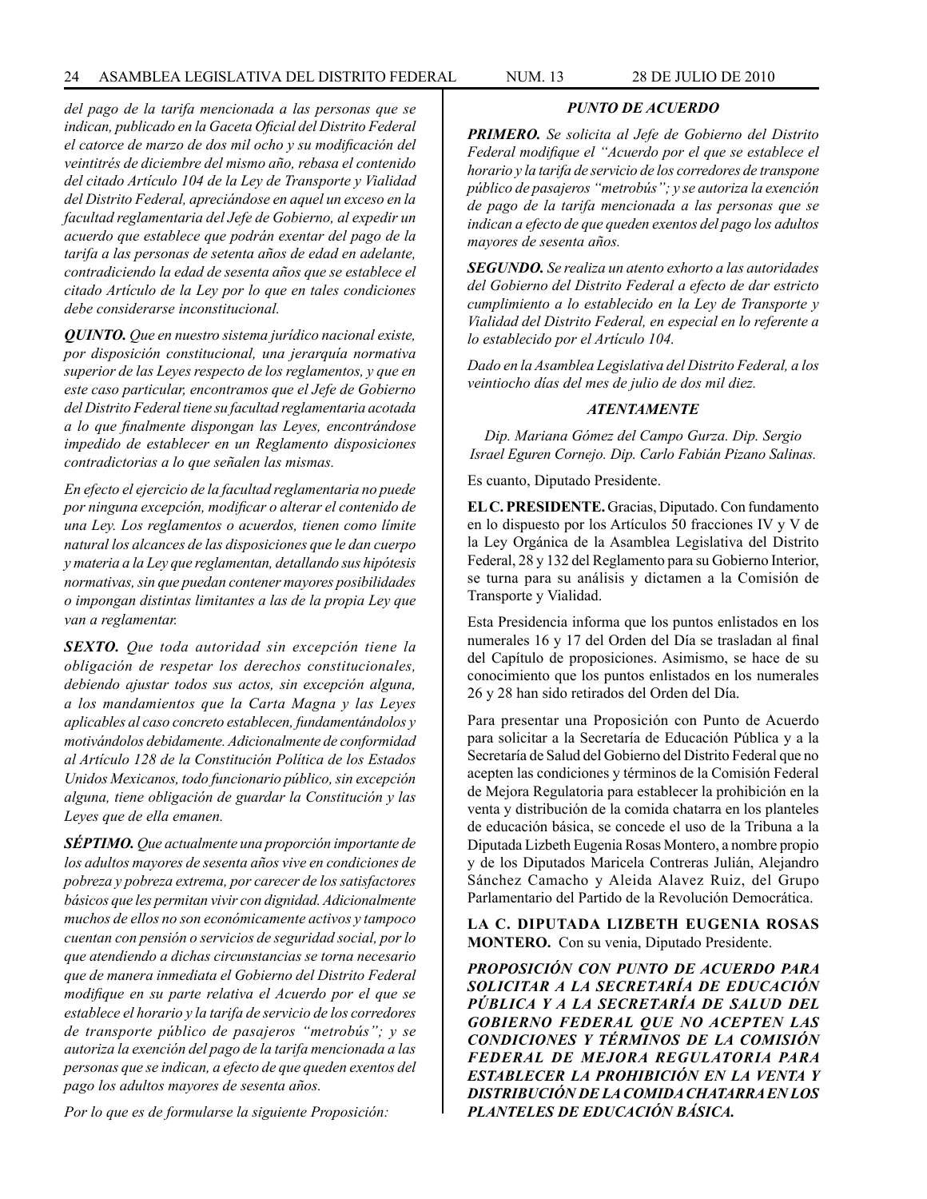*del pago de la tarifa mencionada a las personas que se indican, publicado en la Gaceta Oficial del Distrito Federal el catorce de marzo de dos mil ocho y su modificación del veintitrés de diciembre del mismo año, rebasa el contenido del citado Artículo 104 de la Ley de Transporte y Vialidad del Distrito Federal, apreciándose en aquel un exceso en la facultad reglamentaria del Jefe de Gobierno, al expedir un acuerdo que establece que podrán exentar del pago de la tarifa a las personas de setenta años de edad en adelante, contradiciendo la edad de sesenta años que se establece el citado Artículo de la Ley por lo que en tales condiciones debe considerarse inconstitucional.*

***QUINTO.*** *Que en nuestro sistema jurídico nacional existe, por disposición constitucional, una jerarquía normativa superior de las Leyes respecto de los reglamentos, y que en este caso particular, encontramos que el Jefe de Gobierno del Distrito Federal tiene su facultad reglamentaria acotada a lo que finalmente dispongan las Leyes, encontrándose impedido de establecer en un Reglamento disposiciones contradictorias a lo que señalen las mismas.*

*En efecto el ejercicio de la facultad reglamentaria no puede por ninguna excepción, modificar o alterar el contenido de una Ley. Los reglamentos o acuerdos, tienen como límite natural los alcances de las disposiciones que le dan cuerpo y materia a la Ley que reglamentan, detallando sus hipótesis normativas, sin que puedan contener mayores posibilidades o impongan distintas limitantes a las de la propia Ley que van a reglamentar.*

***SEXTO.*** *Que toda autoridad sin excepción tiene la obligación de respetar los derechos constitucionales, debiendo ajustar todos sus actos, sin excepción alguna, a los mandamientos que la Carta Magna y las Leyes aplicables al caso concreto establecen, fundamentándolos y motivándolos debidamente. Adicionalmente de conformidad al Artículo 128 de la Constitución Política de los Estados Unidos Mexicanos, todo funcionario público, sin excepción alguna, tiene obligación de guardar la Constitución y las Leyes que de ella emanen.*

***SÉPTIMO.*** *Que actualmente una proporción importante de los adultos mayores de sesenta años vive en condiciones de pobreza y pobreza extrema, por carecer de los satisfactores básicos que les permitan vivir con dignidad. Adicionalmente muchos de ellos no son económicamente activos y tampoco cuentan con pensión o servicios de seguridad social, por lo que atendiendo a dichas circunstancias se torna necesario que de manera inmediata el Gobierno del Distrito Federal modifique en su parte relativa el Acuerdo por el que se establece el horario y la tarifa de servicio de los corredores de transporte público de pasajeros "metrobús"; y se autoriza la exención del pago de la tarifa mencionada a las personas que se indican, a efecto de que queden exentos del pago los adultos mayores de sesenta años.*

*Por lo que es de formularse la siguiente Proposición:*

***PUNTO DE ACUERDO***

***PRIMERO.*** *Se solicita al Jefe de Gobierno del Distrito Federal modifique el "Acuerdo por el que se establece el horario y la tarifa de servicio de los corredores de transpone público de pasajeros "metrobús"; y se autoriza la exención de pago de la tarifa mencionada a las personas que se indican a efecto de que queden exentos del pago los adultos mayores de sesenta años.*

***SEGUNDO.*** *Se realiza un atento exhorto a las autoridades del Gobierno del Distrito Federal a efecto de dar estricto cumplimiento a lo establecido en la Ley de Transporte y Vialidad del Distrito Federal, en especial en lo referente a lo establecido por el Artículo 104.*

*Dado en la Asamblea Legislativa del Distrito Federal, a los veintiocho días del mes de julio de dos mil diez.*

***ATENTAMENTE***

*Dip. Mariana Gómez del Campo Gurza. Dip. Sergio Israel Eguren Cornejo. Dip. Carlo Fabián Pizano Salinas.*

Es cuanto, Diputado Presidente.

**EL C. PRESIDENTE.** Gracias, Diputado. Con fundamento en lo dispuesto por los Artículos 50 fracciones IV y V de la Ley Orgánica de la Asamblea Legislativa del Distrito Federal, 28 y 132 del Reglamento para su Gobierno Interior, se turna para su análisis y dictamen a la Comisión de Transporte y Vialidad.

Esta Presidencia informa que los puntos enlistados en los numerales 16 y 17 del Orden del Día se trasladan al final del Capítulo de proposiciones. Asimismo, se hace de su conocimiento que los puntos enlistados en los numerales 26 y 28 han sido retirados del Orden del Día.

Para presentar una Proposición con Punto de Acuerdo para solicitar a la Secretaría de Educación Pública y a la Secretaría de Salud del Gobierno del Distrito Federal que no acepten las condiciones y términos de la Comisión Federal de Mejora Regulatoria para establecer la prohibición en la venta y distribución de la comida chatarra en los planteles de educación básica, se concede el uso de la Tribuna a la Diputada Lizbeth Eugenia Rosas Montero, a nombre propio y de los Diputados Maricela Contreras Julián, Alejandro Sánchez Camacho y Aleida Alavez Ruiz, del Grupo Parlamentario del Partido de la Revolución Democrática.

**LA C. DIPUTADA LIZBETH EUGENIA ROSAS MONTERO.** Con su venia, Diputado Presidente.

***PROPOSICIÓN CON PUNTO DE ACUERDO PARA SOLICITAR A LA SECRETARÍA DE EDUCACIÓN PÚBLICA Y A LA SECRETARÍA DE SALUD DEL GOBIERNO FEDERAL QUE NO ACEPTEN LAS CONDICIONES Y TÉRMINOS DE LA COMISIÓN FEDERAL DE MEJORA REGULATORIA PARA ESTABLECER LA PROHIBICIÓN EN LA VENTA Y DISTRIBUCIÓN DE LA COMIDA CHATARRA EN LOS PLANTELES DE EDUCACIÓN BÁSICA.***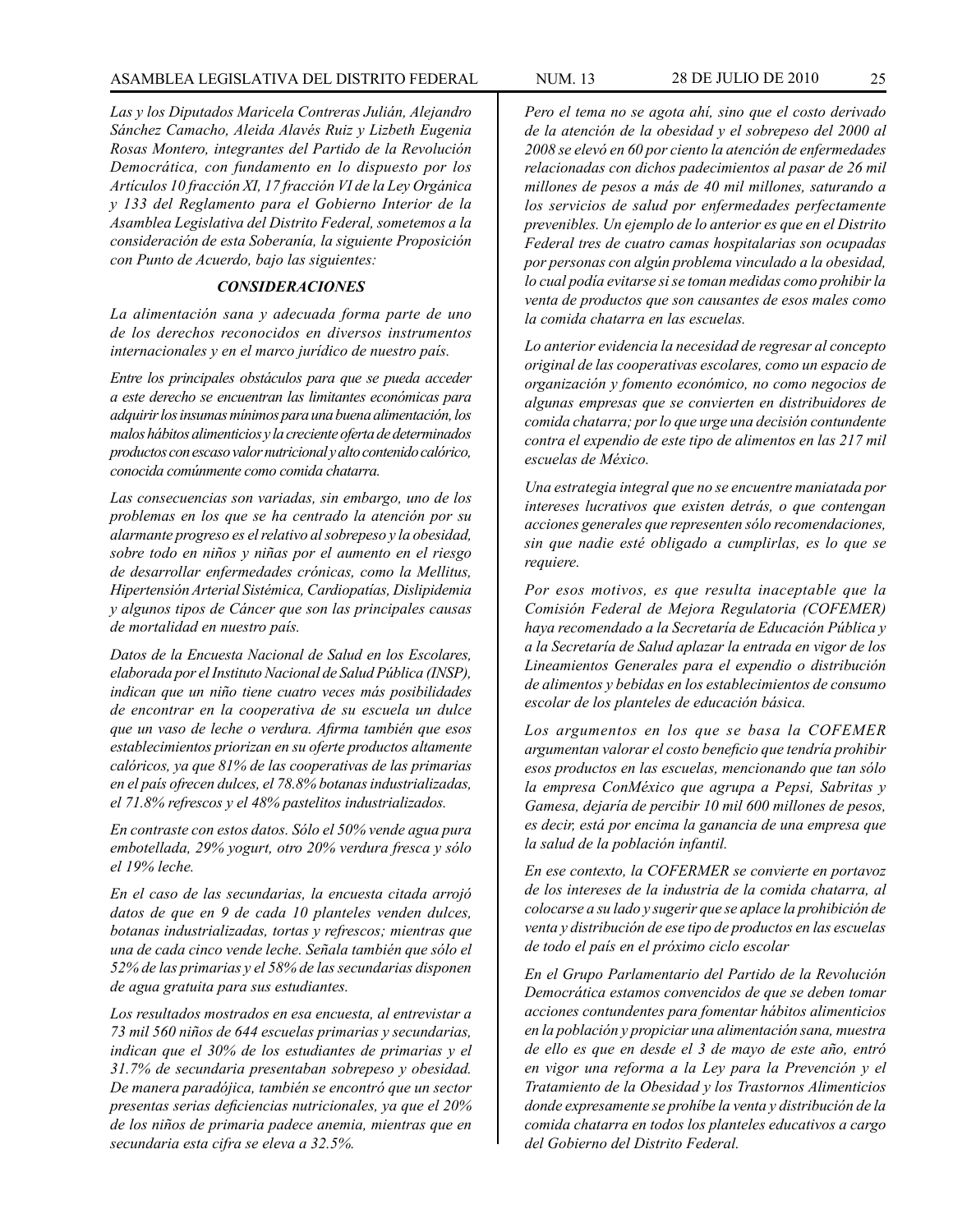*Las y los Diputados Maricela Contreras Julián, Alejandro Sánchez Camacho, Aleida Alavés Ruiz y Lizbeth Eugenia Rosas Montero, integrantes del Partido de la Revolución Democrática, con fundamento en lo dispuesto por los Artículos 10 fracción XI, 17 fracción VI de la Ley Orgánica y 133 del Reglamento para el Gobierno Interior de la Asamblea Legislativa del Distrito Federal, sometemos a la consideración de esta Soberanía, la siguiente Proposición con Punto de Acuerdo, bajo las siguientes:*

### *CONSIDERACIONES*

*La alimentación sana y adecuada forma parte de uno de los derechos reconocidos en diversos instrumentos internacionales y en el marco jurídico de nuestro país.*

*Entre los principales obstáculos para que se pueda acceder a este derecho se encuentran las limitantes económicas para adquirir los insumas mínimos para una buena alimentación, los malos hábitos alimenticios y la creciente oferta de determinados productos con escaso valor nutricional y alto contenido calórico, conocida comúnmente como comida chatarra.*

*Las consecuencias son variadas, sin embargo, uno de los problemas en los que se ha centrado la atención por su alarmante progreso es el relativo al sobrepeso y la obesidad, sobre todo en niños y niñas por el aumento en el riesgo de desarrollar enfermedades crónicas, como la Mellitus, Hipertensión Arterial Sistémica, Cardiopatías, Dislipidemia y algunos tipos de Cáncer que son las principales causas de mortalidad en nuestro país.*

*Datos de la Encuesta Nacional de Salud en los Escolares, elaborada por el Instituto Nacional de Salud Pública (INSP), indican que un niño tiene cuatro veces más posibilidades de encontrar en la cooperativa de su escuela un dulce que un vaso de leche o verdura. Afirma también que esos establecimientos priorizan en su oferte productos altamente calóricos, ya que 81% de las cooperativas de las primarias en el país ofrecen dulces, el 78.8% botanas industrializadas, el 71.8% refrescos y el 48% pastelitos industrializados.*

*En contraste con estos datos. Sólo el 50% vende agua pura embotellada, 29% yogurt, otro 20% verdura fresca y sólo el 19% leche.*

*En el caso de las secundarias, la encuesta citada arrojó datos de que en 9 de cada 10 planteles venden dulces, botanas industrializadas, tortas y refrescos; mientras que una de cada cinco vende leche. Señala también que sólo el 52% de las primarias y el 58% de las secundarias disponen de agua gratuita para sus estudiantes.*

*Los resultados mostrados en esa encuesta, al entrevistar a 73 mil 560 niños de 644 escuelas primarias y secundarias, indican que el 30% de los estudiantes de primarias y el 31.7% de secundaria presentaban sobrepeso y obesidad. De manera paradójica, también se encontró que un sector presentas serias deficiencias nutricionales, ya que el 20% de los niños de primaria padece anemia, mientras que en secundaria esta cifra se eleva a 32.5%.*

*Pero el tema no se agota ahí, sino que el costo derivado de la atención de la obesidad y el sobrepeso del 2000 al 2008 se elevó en 60 por ciento la atención de enfermedades relacionadas con dichos padecimientos al pasar de 26 mil millones de pesos a más de 40 mil millones, saturando a los servicios de salud por enfermedades perfectamente prevenibles. Un ejemplo de lo anterior es que en el Distrito Federal tres de cuatro camas hospitalarias son ocupadas por personas con algún problema vinculado a la obesidad, lo cual podía evitarse si se toman medidas como prohibir la venta de productos que son causantes de esos males como la comida chatarra en las escuelas.*

*Lo anterior evidencia la necesidad de regresar al concepto original de las cooperativas escolares, como un espacio de organización y fomento económico, no como negocios de algunas empresas que se convierten en distribuidores de comida chatarra; por lo que urge una decisión contundente contra el expendio de este tipo de alimentos en las 217 mil escuelas de México.*

*Una estrategia integral que no se encuentre maniatada por intereses lucrativos que existen detrás, o que contengan acciones generales que representen sólo recomendaciones, sin que nadie esté obligado a cumplirlas, es lo que se requiere.*

*Por esos motivos, es que resulta inaceptable que la Comisión Federal de Mejora Regulatoria (COFEMER) haya recomendado a la Secretaría de Educación Pública y a la Secretaría de Salud aplazar la entrada en vigor de los Lineamientos Generales para el expendio o distribución de alimentos y bebidas en los establecimientos de consumo escolar de los planteles de educación básica.*

*Los argumentos en los que se basa la COFEMER argumentan valorar el costo beneficio que tendría prohibir esos productos en las escuelas, mencionando que tan sólo la empresa ConMéxico que agrupa a Pepsi, Sabritas y Gamesa, dejaría de percibir 10 mil 600 millones de pesos, es decir, está por encima la ganancia de una empresa que la salud de la población infantil.*

*En ese contexto, la COFERMER se convierte en portavoz de los intereses de la industria de la comida chatarra, al colocarse a su lado y sugerir que se aplace la prohibición de venta y distribución de ese tipo de productos en las escuelas de todo el país en el próximo ciclo escolar*

*En el Grupo Parlamentario del Partido de la Revolución Democrática estamos convencidos de que se deben tomar acciones contundentes para fomentar hábitos alimenticios en la población y propiciar una alimentación sana, muestra de ello es que en desde el 3 de mayo de este año, entró en vigor una reforma a la Ley para la Prevención y el Tratamiento de la Obesidad y los Trastornos Alimenticios donde expresamente se prohíbe la venta y distribución de la comida chatarra en todos los planteles educativos a cargo del Gobierno del Distrito Federal.*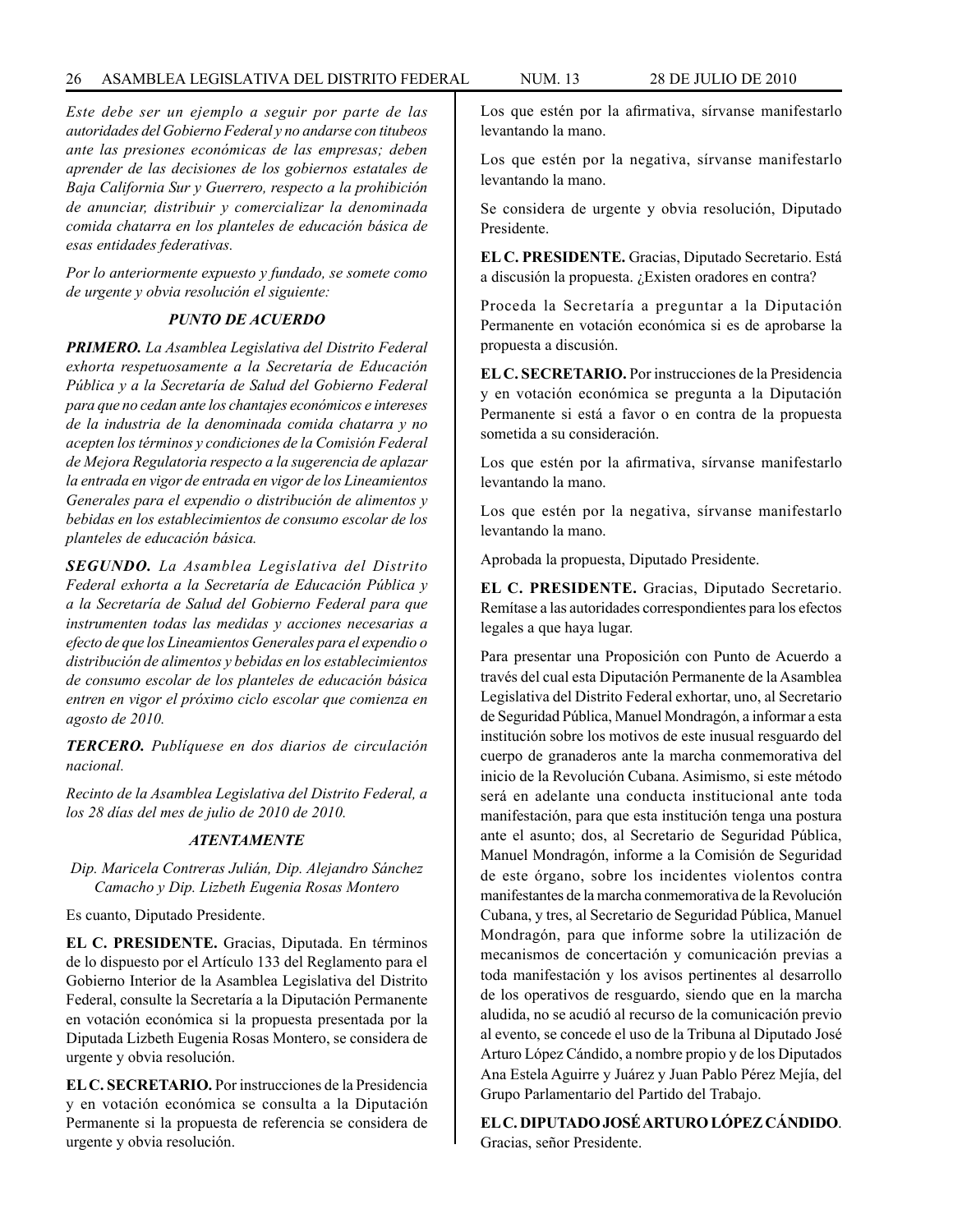*Este debe ser un ejemplo a seguir por parte de las autoridades del Gobierno Federal y no andarse con titubeos ante las presiones económicas de las empresas; deben aprender de las decisiones de los gobiernos estatales de Baja California Sur y Guerrero, respecto a la prohibición de anunciar, distribuir y comercializar la denominada comida chatarra en los planteles de educación básica de esas entidades federativas.*

*Por lo anteriormente expuesto y fundado, se somete como de urgente y obvia resolución el siguiente:*

***PUNTO DE ACUERDO***

***PRIMERO.*** *La Asamblea Legislativa del Distrito Federal exhorta respetuosamente a la Secretaría de Educación Pública y a la Secretaría de Salud del Gobierno Federal para que no cedan ante los chantajes económicos e intereses de la industria de la denominada comida chatarra y no acepten los términos y condiciones de la Comisión Federal de Mejora Regulatoria respecto a la sugerencia de aplazar la entrada en vigor de entrada en vigor de los Lineamientos Generales para el expendio o distribución de alimentos y bebidas en los establecimientos de consumo escolar de los planteles de educación básica.*

***SEGUNDO.*** *La Asamblea Legislativa del Distrito Federal exhorta a la Secretaría de Educación Pública y a la Secretaría de Salud del Gobierno Federal para que instrumenten todas las medidas y acciones necesarias a efecto de que los Lineamientos Generales para el expendio o distribución de alimentos y bebidas en los establecimientos de consumo escolar de los planteles de educación básica entren en vigor el próximo ciclo escolar que comienza en agosto de 2010.*

***TERCERO.*** *Publíquese en dos diarios de circulación nacional.*

*Recinto de la Asamblea Legislativa del Distrito Federal, a los 28 días del mes de julio de 2010 de 2010.*

***ATENTAMENTE***

*Dip. Maricela Contreras Julián, Dip. Alejandro Sánchez Camacho y Dip. Lizbeth Eugenia Rosas Montero*

Es cuanto, Diputado Presidente.

**EL C. PRESIDENTE.** Gracias, Diputada. En términos de lo dispuesto por el Artículo 133 del Reglamento para el Gobierno Interior de la Asamblea Legislativa del Distrito Federal, consulte la Secretaría a la Diputación Permanente en votación económica si la propuesta presentada por la Diputada Lizbeth Eugenia Rosas Montero, se considera de urgente y obvia resolución.

**EL C. SECRETARIO.** Por instrucciones de la Presidencia y en votación económica se consulta a la Diputación Permanente si la propuesta de referencia se considera de urgente y obvia resolución.

Los que estén por la afirmativa, sírvanse manifestarlo levantando la mano.

Los que estén por la negativa, sírvanse manifestarlo levantando la mano.

Se considera de urgente y obvia resolución, Diputado Presidente.

**EL C. PRESIDENTE.** Gracias, Diputado Secretario. Está a discusión la propuesta. ¿Existen oradores en contra?

Proceda la Secretaría a preguntar a la Diputación Permanente en votación económica si es de aprobarse la propuesta a discusión.

**EL C. SECRETARIO.** Por instrucciones de la Presidencia y en votación económica se pregunta a la Diputación Permanente si está a favor o en contra de la propuesta sometida a su consideración.

Los que estén por la afirmativa, sírvanse manifestarlo levantando la mano.

Los que estén por la negativa, sírvanse manifestarlo levantando la mano.

Aprobada la propuesta, Diputado Presidente.

**EL C. PRESIDENTE.** Gracias, Diputado Secretario. Remítase a las autoridades correspondientes para los efectos legales a que haya lugar.

Para presentar una Proposición con Punto de Acuerdo a través del cual esta Diputación Permanente de la Asamblea Legislativa del Distrito Federal exhortar, uno, al Secretario de Seguridad Pública, Manuel Mondragón, a informar a esta institución sobre los motivos de este inusual resguardo del cuerpo de granaderos ante la marcha conmemorativa del inicio de la Revolución Cubana. Asimismo, si este método será en adelante una conducta institucional ante toda manifestación, para que esta institución tenga una postura ante el asunto; dos, al Secretario de Seguridad Pública, Manuel Mondragón, informe a la Comisión de Seguridad de este órgano, sobre los incidentes violentos contra manifestantes de la marcha conmemorativa de la Revolución Cubana, y tres, al Secretario de Seguridad Pública, Manuel Mondragón, para que informe sobre la utilización de mecanismos de concertación y comunicación previas a toda manifestación y los avisos pertinentes al desarrollo de los operativos de resguardo, siendo que en la marcha aludida, no se acudió al recurso de la comunicación previo al evento, se concede el uso de la Tribuna al Diputado José Arturo López Cándido, a nombre propio y de los Diputados Ana Estela Aguirre y Juárez y Juan Pablo Pérez Mejía, del Grupo Parlamentario del Partido del Trabajo.

**EL C. DIPUTADO JOSÉ ARTURO LÓPEZ CÁNDIDO**. Gracias, señor Presidente.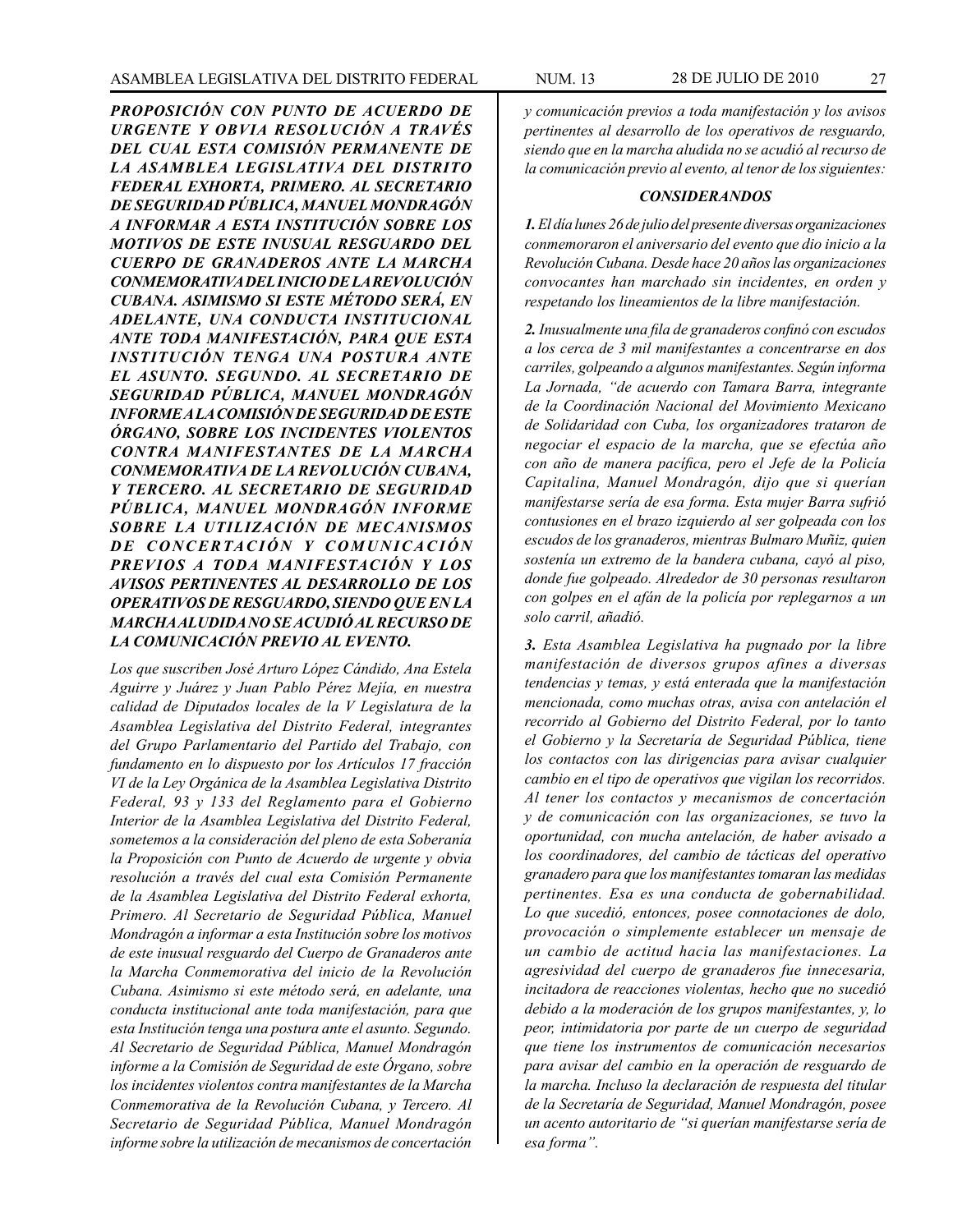***PROPOSICIÓN CON PUNTO DE ACUERDO DE URGENTE Y OBVIA RESOLUCIÓN A TRAVÉS DEL CUAL ESTA COMISIÓN PERMANENTE DE LA ASAMBLEA LEGISLATIVA DEL DISTRITO FEDERAL EXHORTA, PRIMERO. AL SECRETARIO DE SEGURIDAD PÚBLICA, MANUEL MONDRAGÓN A INFORMAR A ESTA INSTITUCIÓN SOBRE LOS MOTIVOS DE ESTE INUSUAL RESGUARDO DEL CUERPO DE GRANADEROS ANTE LA MARCHA CONMEMORATIVA DEL INICIO DE LA REVOLUCIÓN CUBANA. ASIMISMO SI ESTE MÉTODO SERÁ, EN ADELANTE, UNA CONDUCTA INSTITUCIONAL ANTE TODA MANIFESTACIÓN, PARA QUE ESTA INSTITUCIÓN TENGA UNA POSTURA ANTE EL ASUNTO. SEGUNDO. AL SECRETARIO DE SEGURIDAD PÚBLICA, MANUEL MONDRAGÓN INFORME A LA COMISIÓN DE SEGURIDAD DE ESTE ÓRGANO, SOBRE LOS INCIDENTES VIOLENTOS CONTRA MANIFESTANTES DE LA MARCHA CONMEMORATIVA DE LA REVOLUCIÓN CUBANA, Y TERCERO. AL SECRETARIO DE SEGURIDAD PÚBLICA, MANUEL MONDRAGÓN INFORME SOBRE LA UTILIZACIÓN DE MECANISMOS DE CONCERTACIÓN Y COMUNICACIÓN PREVIOS A TODA MANIFESTACIÓN Y LOS AVISOS PERTINENTES AL DESARROLLO DE LOS OPERATIVOS DE RESGUARDO, SIENDO QUE EN LA MARCHA ALUDIDA NO SE ACUDIÓ AL RECURSO DE LA COMUNICACIÓN PREVIO AL EVENTO.***

*Los que suscriben José Arturo López Cándido, Ana Estela Aguirre y Juárez y Juan Pablo Pérez Mejía, en nuestra calidad de Diputados locales de la V Legislatura de la Asamblea Legislativa del Distrito Federal, integrantes del Grupo Parlamentario del Partido del Trabajo, con fundamento en lo dispuesto por los Artículos 17 fracción VI de la Ley Orgánica de la Asamblea Legislativa Distrito Federal, 93 y 133 del Reglamento para el Gobierno Interior de la Asamblea Legislativa del Distrito Federal, sometemos a la consideración del pleno de esta Soberanía la Proposición con Punto de Acuerdo de urgente y obvia resolución a través del cual esta Comisión Permanente de la Asamblea Legislativa del Distrito Federal exhorta, Primero. Al Secretario de Seguridad Pública, Manuel Mondragón a informar a esta Institución sobre los motivos de este inusual resguardo del Cuerpo de Granaderos ante la Marcha Conmemorativa del inicio de la Revolución Cubana. Asimismo si este método será, en adelante, una conducta institucional ante toda manifestación, para que esta Institución tenga una postura ante el asunto. Segundo. Al Secretario de Seguridad Pública, Manuel Mondragón informe a la Comisión de Seguridad de este Órgano, sobre los incidentes violentos contra manifestantes de la Marcha Conmemorativa de la Revolución Cubana, y Tercero. Al Secretario de Seguridad Pública, Manuel Mondragón informe sobre la utilización de mecanismos de concertación y comunicación previos a toda manifestación y los avisos pertinentes al desarrollo de los operativos de resguardo, siendo que en la marcha aludida no se acudió al recurso de la comunicación previo al evento, al tenor de los siguientes:*

***CONSIDERANDOS***

***1.*** *El día lunes 26 de julio del presente diversas organizaciones conmemoraron el aniversario del evento que dio inicio a la Revolución Cubana. Desde hace 20 años las organizaciones convocantes han marchado sin incidentes, en orden y respetando los lineamientos de la libre manifestación.*

***2.*** *Inusualmente una fila de granaderos confinó con escudos a los cerca de 3 mil manifestantes a concentrarse en dos carriles, golpeando a algunos manifestantes. Según informa La Jornada, "de acuerdo con Tamara Barra, integrante de la Coordinación Nacional del Movimiento Mexicano de Solidaridad con Cuba, los organizadores trataron de negociar el espacio de la marcha, que se efectúa año con año de manera pacífica, pero el Jefe de la Policía Capitalina, Manuel Mondragón, dijo que si querían manifestarse sería de esa forma. Esta mujer Barra sufrió contusiones en el brazo izquierdo al ser golpeada con los escudos de los granaderos, mientras Bulmaro Muñiz, quien sostenía un extremo de la bandera cubana, cayó al piso, donde fue golpeado. Alrededor de 30 personas resultaron con golpes en el afán de la policía por replegarnos a un solo carril, añadió.*

***3.*** *Esta Asamblea Legislativa ha pugnado por la libre manifestación de diversos grupos afines a diversas tendencias y temas, y está enterada que la manifestación mencionada, como muchas otras, avisa con antelación el recorrido al Gobierno del Distrito Federal, por lo tanto el Gobierno y la Secretaría de Seguridad Pública, tiene los contactos con las dirigencias para avisar cualquier cambio en el tipo de operativos que vigilan los recorridos. Al tener los contactos y mecanismos de concertación y de comunicación con las organizaciones, se tuvo la oportunidad, con mucha antelación, de haber avisado a los coordinadores, del cambio de tácticas del operativo granadero para que los manifestantes tomaran las medidas pertinentes. Esa es una conducta de gobernabilidad. Lo que sucedió, entonces, posee connotaciones de dolo, provocación o simplemente establecer un mensaje de un cambio de actitud hacia las manifestaciones. La agresividad del cuerpo de granaderos fue innecesaria, incitadora de reacciones violentas, hecho que no sucedió debido a la moderación de los grupos manifestantes, y, lo peor, intimidatoria por parte de un cuerpo de seguridad que tiene los instrumentos de comunicación necesarios para avisar del cambio en la operación de resguardo de la marcha. Incluso la declaración de respuesta del titular de la Secretaría de Seguridad, Manuel Mondragón, posee un acento autoritario de "si querían manifestarse sería de esa forma".*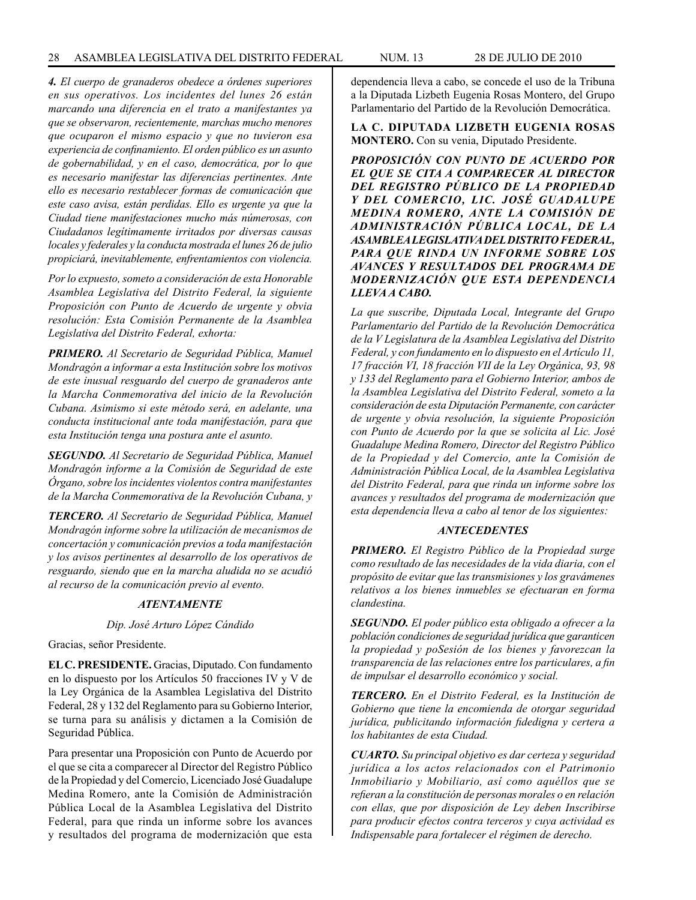***4.*** *El cuerpo de granaderos obedece a órdenes superiores en sus operativos. Los incidentes del lunes 26 están marcando una diferencia en el trato a manifestantes ya que se observaron, recientemente, marchas mucho menores que ocuparon el mismo espacio y que no tuvieron esa experiencia de confinamiento. El orden público es un asunto de gobernabilidad, y en el caso, democrática, por lo que es necesario manifestar las diferencias pertinentes. Ante ello es necesario restablecer formas de comunicación que este caso avisa, están perdidas. Ello es urgente ya que la Ciudad tiene manifestaciones mucho más númerosas, con Ciudadanos legítimamente irritados por diversas causas locales y federales y la conducta mostrada el lunes 26 de julio propiciará, inevitablemente, enfrentamientos con violencia.*

*Por lo expuesto, someto a consideración de esta Honorable Asamblea Legislativa del Distrito Federal, la siguiente Proposición con Punto de Acuerdo de urgente y obvia resolución: Esta Comisión Permanente de la Asamblea Legislativa del Distrito Federal, exhorta:*

***PRIMERO.*** *Al Secretario de Seguridad Pública, Manuel Mondragón a informar a esta Institución sobre los motivos de este inusual resguardo del cuerpo de granaderos ante la Marcha Conmemorativa del inicio de la Revolución Cubana. Asimismo si este método será, en adelante, una conducta institucional ante toda manifestación, para que esta Institución tenga una postura ante el asunto.*

***SEGUNDO.*** *Al Secretario de Seguridad Pública, Manuel Mondragón informe a la Comisión de Seguridad de este Órgano, sobre los incidentes violentos contra manifestantes de la Marcha Conmemorativa de la Revolución Cubana, y*

***TERCERO.*** *Al Secretario de Seguridad Pública, Manuel Mondragón informe sobre la utilización de mecanismos de concertación y comunicación previos a toda manifestación y los avisos pertinentes al desarrollo de los operativos de resguardo, siendo que en la marcha aludida no se acudió al recurso de la comunicación previo al evento.*

***ATENTAMENTE***

*Dip. José Arturo López Cándido*

Gracias, señor Presidente.

**EL C. PRESIDENTE.** Gracias, Diputado. Con fundamento en lo dispuesto por los Artículos 50 fracciones IV y V de la Ley Orgánica de la Asamblea Legislativa del Distrito Federal, 28 y 132 del Reglamento para su Gobierno Interior, se turna para su análisis y dictamen a la Comisión de Seguridad Pública.

Para presentar una Proposición con Punto de Acuerdo por el que se cita a comparecer al Director del Registro Público de la Propiedad y del Comercio, Licenciado José Guadalupe Medina Romero, ante la Comisión de Administración Pública Local de la Asamblea Legislativa del Distrito Federal, para que rinda un informe sobre los avances y resultados del programa de modernización que esta dependencia lleva a cabo, se concede el uso de la Tribuna a la Diputada Lizbeth Eugenia Rosas Montero, del Grupo Parlamentario del Partido de la Revolución Democrática.

**LA C. DIPUTADA LIZBETH EUGENIA ROSAS MONTERO.** Con su venia, Diputado Presidente.

***PROPOSICIÓN CON PUNTO DE ACUERDO POR EL QUE SE CITA A COMPARECER AL DIRECTOR DEL REGISTRO PÚBLICO DE LA PROPIEDAD Y DEL COMERCIO, LIC. JOSÉ GUADALUPE MEDINA ROMERO, ANTE LA COMISIÓN DE ADMINISTRACIÓN PÚBLICA LOCAL, DE LA ASAMBLEA LEGISLATIVA DEL DISTRITO FEDERAL, PARA QUE RINDA UN INFORME SOBRE LOS AVANCES Y RESULTADOS DEL PROGRAMA DE MODERNIZACIÓN QUE ESTA DEPENDENCIA LLEVA A CABO.***

*La que suscribe, Diputada Local, Integrante del Grupo Parlamentario del Partido de la Revolución Democrática de la V Legislatura de la Asamblea Legislativa del Distrito Federal, y con fundamento en lo dispuesto en el Artículo 11, 17 fracción VI, 18 fracción VII de la Ley Orgánica, 93, 98 y 133 del Reglamento para el Gobierno Interior, ambos de la Asamblea Legislativa del Distrito Federal, someto a la consideración de esta Diputación Permanente, con carácter de urgente y obvia resolución, la siguiente Proposición con Punto de Acuerdo por la que se solicita al Lic. José Guadalupe Medina Romero, Director del Registro Público de la Propiedad y del Comercio, ante la Comisión de Administración Pública Local, de la Asamblea Legislativa del Distrito Federal, para que rinda un informe sobre los avances y resultados del programa de modernización que esta dependencia lleva a cabo al tenor de los siguientes:*

***ANTECEDENTES***

***PRIMERO.*** *El Registro Público de la Propiedad surge como resultado de las necesidades de la vida diaria, con el propósito de evitar que las transmisiones y los gravámenes relativos a los bienes inmuebles se efectuaran en forma clandestina.*

***SEGUNDO.*** *El poder público esta obligado a ofrecer a la población condiciones de seguridad jurídica que garanticen la propiedad y poSesión de los bienes y favorezcan la transparencia de las relaciones entre los particulares, a fin de impulsar el desarrollo económico y social.*

***TERCERO.*** *En el Distrito Federal, es la Institución de Gobierno que tiene la encomienda de otorgar seguridad jurídica, publicitando información fidedigna y certera a los habitantes de esta Ciudad.*

***CUARTO.*** *Su principal objetivo es dar certeza y seguridad jurídica a los actos relacionados con el Patrimonio Inmobiliario y Mobiliario, así como aquéllos que se refieran a la constitución de personas morales o en relación con ellas, que por disposición de Ley deben Inscribirse para producir efectos contra terceros y cuya actividad es Indispensable para fortalecer el régimen de derecho.*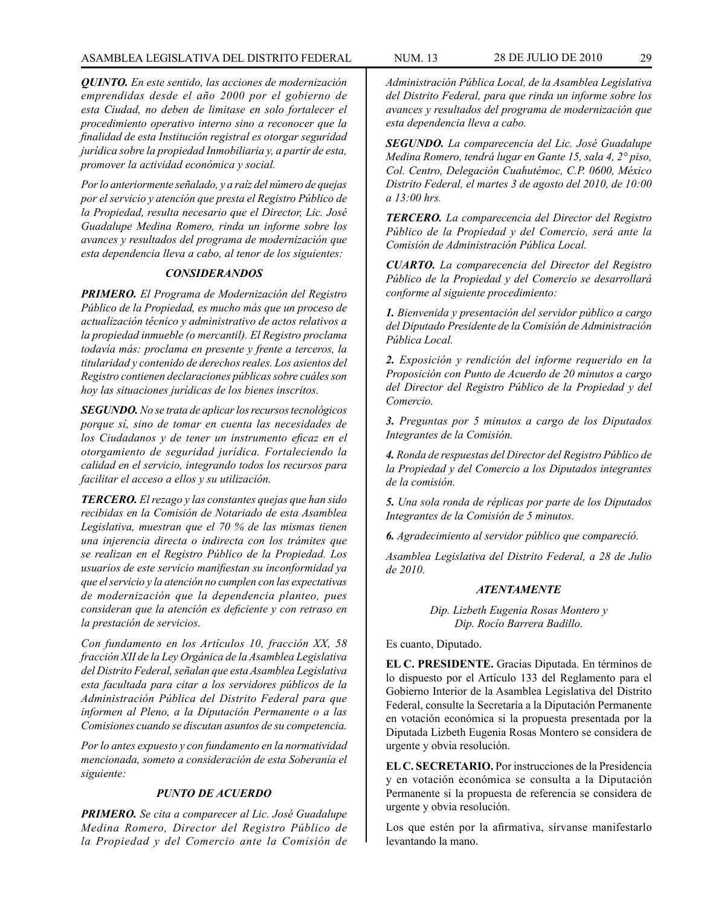*__QUINTO.__ En este sentido, las acciones de modernización emprendidas desde el año 2000 por el gobierno de esta Ciudad, no deben de limitase en solo fortalecer el procedimiento operativo interno sino a reconocer que la finalidad de esta Institución registral es otorgar seguridad jurídica sobre la propiedad Inmobiliaria y, a partir de esta, promover la actividad económica y social.*

*Por lo anteriormente señalado, y a raíz del número de quejas por el servicio y atención que presta el Registro Público de la Propiedad, resulta necesario que el Director, Lic. José Guadalupe Medina Romero, rinda un informe sobre los avances y resultados del programa de modernización que esta dependencia lleva a cabo, al tenor de los siguientes:*

### *CONSIDERANDOS*

*__PRIMERO.__ El Programa de Modernización del Registro Público de la Propiedad, es mucho más que un proceso de actualización técnico y administrativo de actos relativos a la propiedad inmueble (o mercantil). El Registro proclama todavía más: proclama en presente y frente a terceros, la titularidad y contenido de derechos reales. Los asientos del Registro contienen declaraciones públicas sobre cuáles son hoy las situaciones jurídicas de los bienes inscritos.*

*__SEGUNDO.__ No se trata de aplicar los recursos tecnológicos porque sí, sino de tomar en cuenta las necesidades de los Ciudadanos y de tener un instrumento eficaz en el otorgamiento de seguridad jurídica. Fortaleciendo la calidad en el servicio, integrando todos los recursos para facilitar el acceso a ellos y su utilización.*

*__TERCERO.__ El rezago y las constantes quejas que han sido recibidas en la Comisión de Notariado de esta Asamblea Legislativa, muestran que el 70 % de las mismas tienen una injerencia directa o indirecta con los trámites que se realizan en el Registro Público de la Propiedad. Los usuarios de este servicio manifiestan su inconformidad ya que el servicio y la atención no cumplen con las expectativas de modernización que la dependencia planteo, pues consideran que la atención es deficiente y con retraso en la prestación de servicios.*

*Con fundamento en los Artículos 10, fracción XX, 58 fracción XII de la Ley Orgánica de la Asamblea Legislativa del Distrito Federal, señalan que esta Asamblea Legislativa esta facultada para citar a los servidores públicos de la Administración Pública del Distrito Federal para que informen al Pleno, a la Diputación Permanente o a las Comisiones cuando se discutan asuntos de su competencia.*

*Por lo antes expuesto y con fundamento en la normatividad mencionada, someto a consideración de esta Soberanía el siguiente:*

### *PUNTO DE ACUERDO*

*__PRIMERO.__ Se cita a comparecer al Lic. José Guadalupe Medina Romero, Director del Registro Público de la Propiedad y del Comercio ante la Comisión de Administración Pública Local, de la Asamblea Legislativa del Distrito Federal, para que rinda un informe sobre los avances y resultados del programa de modernización que esta dependencia lleva a cabo.*

*__SEGUNDO.__ La comparecencia del Lic. José Guadalupe Medina Romero, tendrá lugar en Gante 15, sala 4, 2° piso, Col. Centro, Delegación Cuahutémoc, C.P. 0600, México Distrito Federal, el martes 3 de agosto del 2010, de 10:00 a 13:00 hrs.*

*__TERCERO.__ La comparecencia del Director del Registro Público de la Propiedad y del Comercio, será ante la Comisión de Administración Pública Local.*

*__CUARTO.__ La comparecencia del Director del Registro Público de la Propiedad y del Comercio se desarrollará conforme al siguiente procedimiento:*

*__1.__ Bienvenida y presentación del servidor público a cargo del Diputado Presidente de la Comisión de Administración Pública Local.*

*__2.__ Exposición y rendición del informe requerido en la Proposición con Punto de Acuerdo de 20 minutos a cargo del Director del Registro Público de la Propiedad y del Comercio.*

*__3.__ Preguntas por 5 minutos a cargo de los Diputados Integrantes de la Comisión.*

*__4.__ Ronda de respuestas del Director del Registro Público de la Propiedad y del Comercio a los Diputados integrantes de la comisión.*

*__5.__ Una sola ronda de réplicas por parte de los Diputados Integrantes de la Comisión de 5 minutos.*

*__6.__ Agradecimiento al servidor público que compareció.*

*Asamblea Legislativa del Distrito Federal, a 28 de Julio de 2010.*

### *ATENTAMENTE*

*Dip. Lizbeth Eugenia Rosas Montero y Dip. Rocío Barrera Badillo.*

Es cuanto, Diputado.

**EL C. PRESIDENTE.** Gracias Diputada. En términos de lo dispuesto por el Artículo 133 del Reglamento para el Gobierno Interior de la Asamblea Legislativa del Distrito Federal, consulte la Secretaría a la Diputación Permanente en votación económica si la propuesta presentada por la Diputada Lizbeth Eugenia Rosas Montero se considera de urgente y obvia resolución.

**EL C. SECRETARIO.** Por instrucciones de la Presidencia y en votación económica se consulta a la Diputación Permanente si la propuesta de referencia se considera de urgente y obvia resolución.

Los que estén por la afirmativa, sírvanse manifestarlo levantando la mano.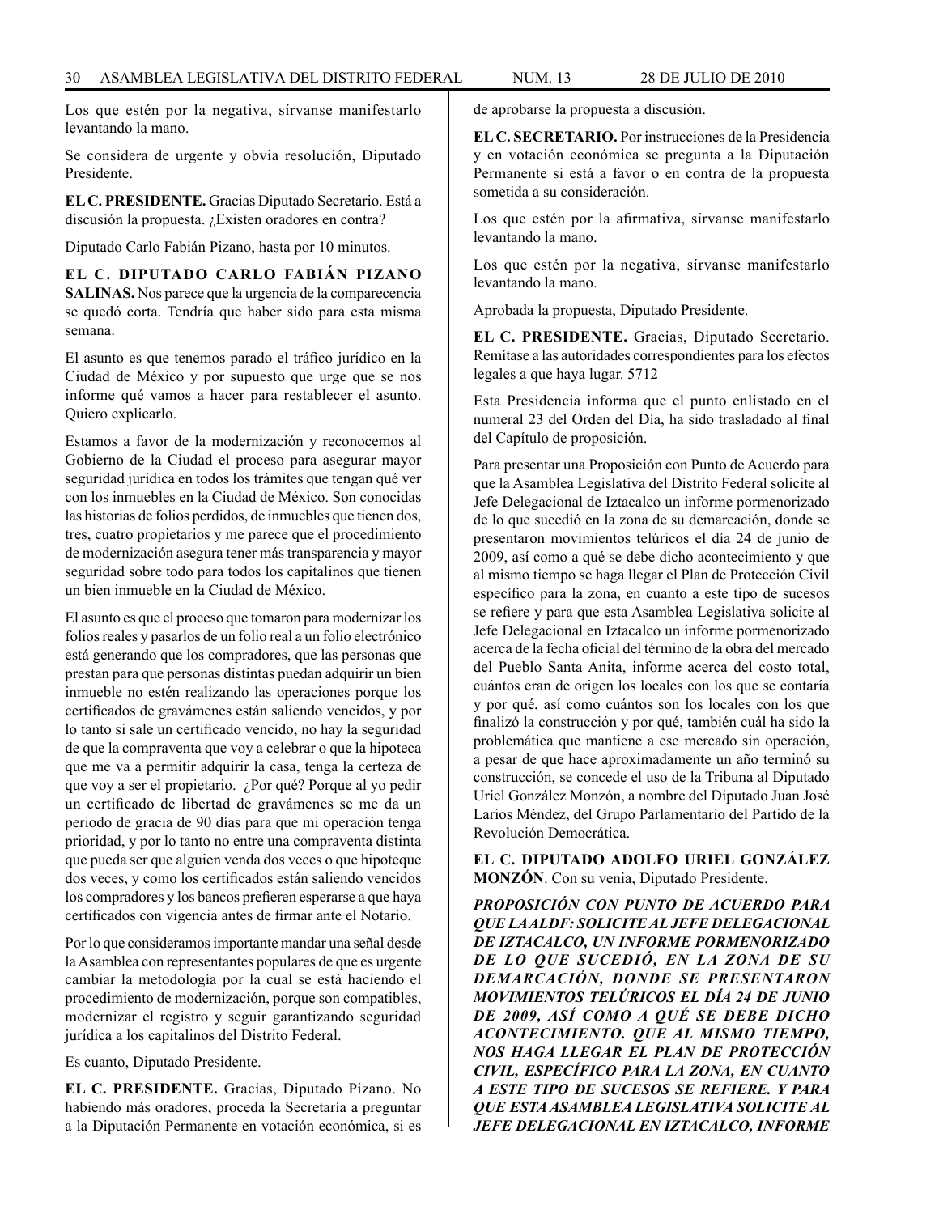Los que estén por la negativa, sírvanse manifestarlo levantando la mano.

Se considera de urgente y obvia resolución, Diputado Presidente.

**EL C. PRESIDENTE.** Gracias Diputado Secretario. Está a discusión la propuesta. ¿Existen oradores en contra?

Diputado Carlo Fabián Pizano, hasta por 10 minutos.

**EL C. DIPUTADO CARLO FABIÁN PIZANO SALINAS.** Nos parece que la urgencia de la comparecencia se quedó corta. Tendría que haber sido para esta misma semana.

El asunto es que tenemos parado el tráfico jurídico en la Ciudad de México y por supuesto que urge que se nos informe qué vamos a hacer para restablecer el asunto. Quiero explicarlo.

Estamos a favor de la modernización y reconocemos al Gobierno de la Ciudad el proceso para asegurar mayor seguridad jurídica en todos los trámites que tengan qué ver con los inmuebles en la Ciudad de México. Son conocidas las historias de folios perdidos, de inmuebles que tienen dos, tres, cuatro propietarios y me parece que el procedimiento de modernización asegura tener más transparencia y mayor seguridad sobre todo para todos los capitalinos que tienen un bien inmueble en la Ciudad de México.

El asunto es que el proceso que tomaron para modernizar los folios reales y pasarlos de un folio real a un folio electrónico está generando que los compradores, que las personas que prestan para que personas distintas puedan adquirir un bien inmueble no estén realizando las operaciones porque los certificados de gravámenes están saliendo vencidos, y por lo tanto si sale un certificado vencido, no hay la seguridad de que la compraventa que voy a celebrar o que la hipoteca que me va a permitir adquirir la casa, tenga la certeza de que voy a ser el propietario. ¿Por qué? Porque al yo pedir un certificado de libertad de gravámenes se me da un periodo de gracia de 90 días para que mi operación tenga prioridad, y por lo tanto no entre una compraventa distinta que pueda ser que alguien venda dos veces o que hipoteque dos veces, y como los certificados están saliendo vencidos los compradores y los bancos prefieren esperarse a que haya certificados con vigencia antes de firmar ante el Notario.

Por lo que consideramos importante mandar una señal desde la Asamblea con representantes populares de que es urgente cambiar la metodología por la cual se está haciendo el procedimiento de modernización, porque son compatibles, modernizar el registro y seguir garantizando seguridad jurídica a los capitalinos del Distrito Federal.

Es cuanto, Diputado Presidente.

**EL C. PRESIDENTE.** Gracias, Diputado Pizano. No habiendo más oradores, proceda la Secretaría a preguntar a la Diputación Permanente en votación económica, si es de aprobarse la propuesta a discusión.

**EL C. SECRETARIO.** Por instrucciones de la Presidencia y en votación económica se pregunta a la Diputación Permanente si está a favor o en contra de la propuesta sometida a su consideración.

Los que estén por la afirmativa, sírvanse manifestarlo levantando la mano.

Los que estén por la negativa, sírvanse manifestarlo levantando la mano.

Aprobada la propuesta, Diputado Presidente.

**EL C. PRESIDENTE.** Gracias, Diputado Secretario. Remítase a las autoridades correspondientes para los efectos legales a que haya lugar. 5712

Esta Presidencia informa que el punto enlistado en el numeral 23 del Orden del Día, ha sido trasladado al final del Capítulo de proposición.

Para presentar una Proposición con Punto de Acuerdo para que la Asamblea Legislativa del Distrito Federal solicite al Jefe Delegacional de Iztacalco un informe pormenorizado de lo que sucedió en la zona de su demarcación, donde se presentaron movimientos telúricos el día 24 de junio de 2009, así como a qué se debe dicho acontecimiento y que al mismo tiempo se haga llegar el Plan de Protección Civil específico para la zona, en cuanto a este tipo de sucesos se refiere y para que esta Asamblea Legislativa solicite al Jefe Delegacional en Iztacalco un informe pormenorizado acerca de la fecha oficial del término de la obra del mercado del Pueblo Santa Anita, informe acerca del costo total, cuántos eran de origen los locales con los que se contaría y por qué, así como cuántos son los locales con los que finalizó la construcción y por qué, también cuál ha sido la problemática que mantiene a ese mercado sin operación, a pesar de que hace aproximadamente un año terminó su construcción, se concede el uso de la Tribuna al Diputado Uriel González Monzón, a nombre del Diputado Juan José Larios Méndez, del Grupo Parlamentario del Partido de la Revolución Democrática.

**EL C. DIPUTADO ADOLFO URIEL GONZÁLEZ MONZÓN**. Con su venia, Diputado Presidente.

***PROPOSICIÓN CON PUNTO DE ACUERDO PARA QUE LA ALDF: SOLICITE AL JEFE DELEGACIONAL DE IZTACALCO, UN INFORME PORMENORIZADO DE LO QUE SUCEDIÓ, EN LA ZONA DE SU DEMARCACIÓN, DONDE SE PRESENTARON MOVIMIENTOS TELÚRICOS EL DÍA 24 DE JUNIO DE 2009, ASÍ COMO A QUÉ SE DEBE DICHO ACONTECIMIENTO. QUE AL MISMO TIEMPO, NOS HAGA LLEGAR EL PLAN DE PROTECCIÓN CIVIL, ESPECÍFICO PARA LA ZONA, EN CUANTO A ESTE TIPO DE SUCESOS SE REFIERE. Y PARA QUE ESTA ASAMBLEA LEGISLATIVA SOLICITE AL JEFE DELEGACIONAL EN IZTACALCO, INFORME***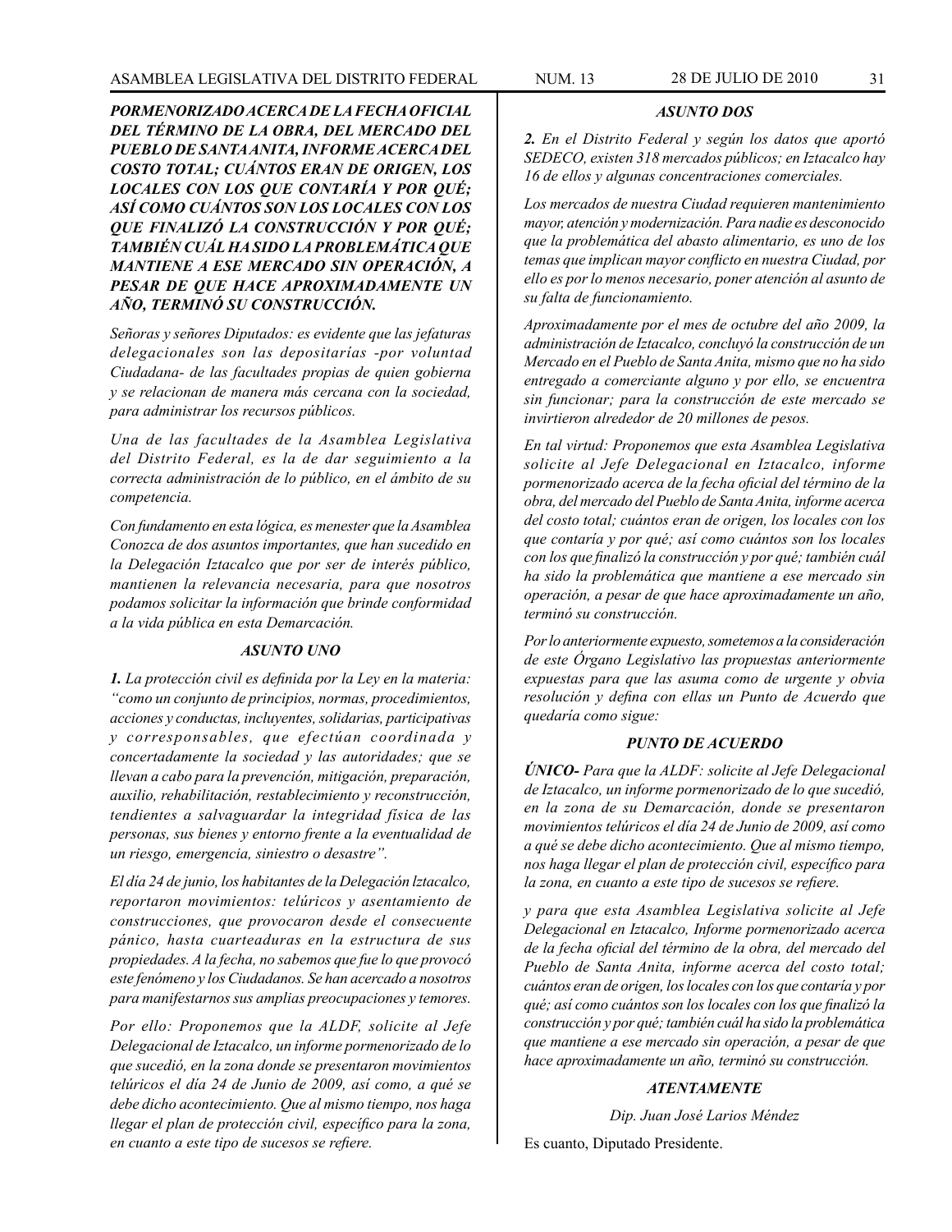***PORMENORIZADO ACERCA DE LA FECHA OFICIAL DEL TÉRMINO DE LA OBRA, DEL MERCADO DEL PUEBLO DE SANTA ANITA, INFORME ACERCA DEL COSTO TOTAL; CUÁNTOS ERAN DE ORIGEN, LOS LOCALES CON LOS QUE CONTARÍA Y POR QUÉ; ASÍ COMO CUÁNTOS SON LOS LOCALES CON LOS QUE FINALIZÓ LA CONSTRUCCIÓN Y POR QUÉ; TAMBIÉN CUÁL HA SIDO LA PROBLEMÁTICA QUE MANTIENE A ESE MERCADO SIN OPERACIÓN, A PESAR DE QUE HACE APROXIMADAMENTE UN AÑO, TERMINÓ SU CONSTRUCCIÓN.***

*Señoras y señores Diputados: es evidente que las jefaturas delegacionales son las depositarías -por voluntad Ciudadana- de las facultades propias de quien gobierna y se relacionan de manera más cercana con la sociedad, para administrar los recursos públicos.*

*Una de las facultades de la Asamblea Legislativa del Distrito Federal, es la de dar seguimiento a la correcta administración de lo público, en el ámbito de su competencia.*

*Con fundamento en esta lógica, es menester que la Asamblea Conozca de dos asuntos importantes, que han sucedido en la Delegación Iztacalco que por ser de interés público, mantienen la relevancia necesaria, para que nosotros podamos solicitar la información que brinde conformidad a la vida pública en esta Demarcación.*

***ASUNTO UNO***

***1.** La protección civil es definida por la Ley en la materia: "como un conjunto de principios, normas, procedimientos, acciones y conductas, incluyentes, solidarias, participativas y corresponsables, que efectúan coordinada y concertadamente la sociedad y las autoridades; que se llevan a cabo para la prevención, mitigación, preparación, auxilio, rehabilitación, restablecimiento y reconstrucción, tendientes a salvaguardar la integridad física de las personas, sus bienes y entorno frente a la eventualidad de un riesgo, emergencia, siniestro o desastre".*

*El día 24 de junio, los habitantes de la Delegación lztacalco, reportaron movimientos: telúricos y asentamiento de construcciones, que provocaron desde el consecuente pánico, hasta cuarteaduras en la estructura de sus propiedades. A la fecha, no sabemos que fue lo que provocó este fenómeno y los Ciudadanos. Se han acercado a nosotros para manifestarnos sus amplias preocupaciones y temores.*

*Por ello: Proponemos que la ALDF, solicite al Jefe Delegacional de Iztacalco, un informe pormenorizado de lo que sucedió, en la zona donde se presentaron movimientos telúricos el día 24 de Junio de 2009, así como, a qué se debe dicho acontecimiento. Que al mismo tiempo, nos haga llegar el plan de protección civil, específico para la zona, en cuanto a este tipo de sucesos se refiere.*

***ASUNTO DOS***

***2.** En el Distrito Federal y según los datos que aportó SEDECO, existen 318 mercados públicos; en Iztacalco hay 16 de ellos y algunas concentraciones comerciales.*

*Los mercados de nuestra Ciudad requieren mantenimiento mayor, atención y modernización. Para nadie es desconocido que la problemática del abasto alimentario, es uno de los temas que implican mayor conflicto en nuestra Ciudad, por ello es por lo menos necesario, poner atención al asunto de su falta de funcionamiento.*

*Aproximadamente por el mes de octubre del año 2009, la administración de Iztacalco, concluyó la construcción de un Mercado en el Pueblo de Santa Anita, mismo que no ha sido entregado a comerciante alguno y por ello, se encuentra sin funcionar; para la construcción de este mercado se invirtieron alrededor de 20 millones de pesos.*

*En tal virtud: Proponemos que esta Asamblea Legislativa solicite al Jefe Delegacional en Iztacalco, informe pormenorizado acerca de la fecha oficial del término de la obra, del mercado del Pueblo de Santa Anita, informe acerca del costo total; cuántos eran de origen, los locales con los que contaría y por qué; así como cuántos son los locales con los que finalizó la construcción y por qué; también cuál ha sido la problemática que mantiene a ese mercado sin operación, a pesar de que hace aproximadamente un año, terminó su construcción.*

*Por lo anteriormente expuesto, sometemos a la consideración de este Órgano Legislativo las propuestas anteriormente expuestas para que las asuma como de urgente y obvia resolución y defina con ellas un Punto de Acuerdo que quedaría como sigue:*

***PUNTO DE ACUERDO***

***ÚNICO-** Para que la ALDF: solicite al Jefe Delegacional de Iztacalco, un informe pormenorizado de lo que sucedió, en la zona de su Demarcación, donde se presentaron movimientos telúricos el día 24 de Junio de 2009, así como a qué se debe dicho acontecimiento. Que al mismo tiempo, nos haga llegar el plan de protección civil, específico para la zona, en cuanto a este tipo de sucesos se refiere.*

*y para que esta Asamblea Legislativa solicite al Jefe Delegacional en Iztacalco, Informe pormenorizado acerca de la fecha oficial del término de la obra, del mercado del Pueblo de Santa Anita, informe acerca del costo total; cuántos eran de origen, los locales con los que contaría y por qué; así como cuántos son los locales con los que finalizó la construcción y por qué; también cuál ha sido la problemática que mantiene a ese mercado sin operación, a pesar de que hace aproximadamente un año, terminó su construcción.*

***ATENTAMENTE***

*Dip. Juan José Larios Méndez*

Es cuanto, Diputado Presidente.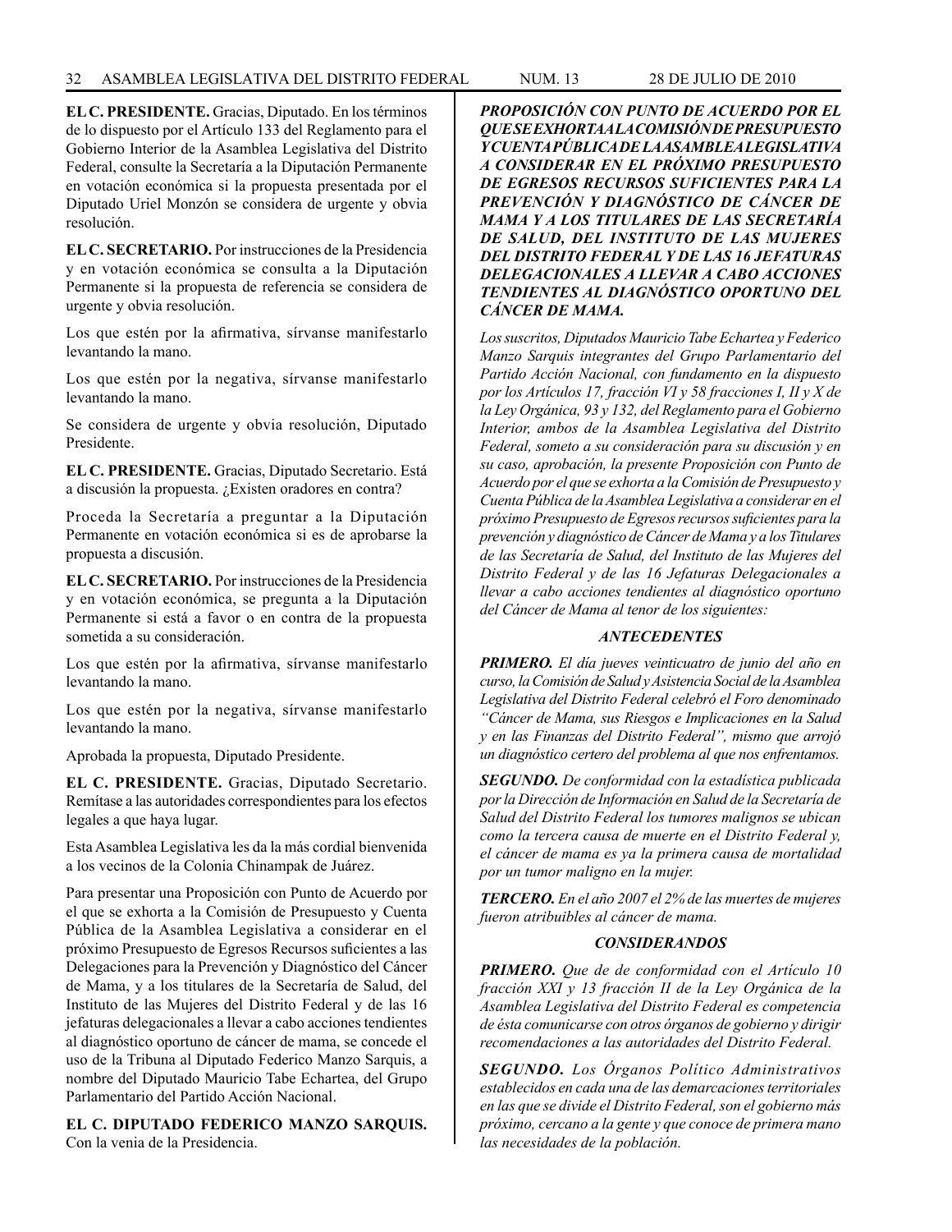**EL C. PRESIDENTE.** Gracias, Diputado. En los términos de lo dispuesto por el Artículo 133 del Reglamento para el Gobierno Interior de la Asamblea Legislativa del Distrito Federal, consulte la Secretaría a la Diputación Permanente en votación económica si la propuesta presentada por el Diputado Uriel Monzón se considera de urgente y obvia resolución.

**EL C. SECRETARIO.** Por instrucciones de la Presidencia y en votación económica se consulta a la Diputación Permanente si la propuesta de referencia se considera de urgente y obvia resolución.

Los que estén por la afirmativa, sírvanse manifestarlo levantando la mano.

Los que estén por la negativa, sírvanse manifestarlo levantando la mano.

Se considera de urgente y obvia resolución, Diputado Presidente.

**EL C. PRESIDENTE.** Gracias, Diputado Secretario. Está a discusión la propuesta. ¿Existen oradores en contra?

Proceda la Secretaría a preguntar a la Diputación Permanente en votación económica si es de aprobarse la propuesta a discusión.

**EL C. SECRETARIO.** Por instrucciones de la Presidencia y en votación económica, se pregunta a la Diputación Permanente si está a favor o en contra de la propuesta sometida a su consideración.

Los que estén por la afirmativa, sírvanse manifestarlo levantando la mano.

Los que estén por la negativa, sírvanse manifestarlo levantando la mano.

Aprobada la propuesta, Diputado Presidente.

**EL C. PRESIDENTE.** Gracias, Diputado Secretario. Remítase a las autoridades correspondientes para los efectos legales a que haya lugar.

Esta Asamblea Legislativa les da la más cordial bienvenida a los vecinos de la Colonia Chinampak de Juárez.

Para presentar una Proposición con Punto de Acuerdo por el que se exhorta a la Comisión de Presupuesto y Cuenta Pública de la Asamblea Legislativa a considerar en el próximo Presupuesto de Egresos Recursos suficientes a las Delegaciones para la Prevención y Diagnóstico del Cáncer de Mama, y a los titulares de la Secretaría de Salud, del Instituto de las Mujeres del Distrito Federal y de las 16 jefaturas delegacionales a llevar a cabo acciones tendientes al diagnóstico oportuno de cáncer de mama, se concede el uso de la Tribuna al Diputado Federico Manzo Sarquis, a nombre del Diputado Mauricio Tabe Echartea, del Grupo Parlamentario del Partido Acción Nacional.

**EL C. DIPUTADO FEDERICO MANZO SARQUIS.** Con la venia de la Presidencia.

***PROPOSICIÓN CON PUNTO DE ACUERDO POR EL QUE SE EXHORTA A LA COMISIÓN DE PRESUPUESTO Y CUENTA PÚBLICA DE LA ASAMBLEA LEGISLATIVA A CONSIDERAR EN EL PRÓXIMO PRESUPUESTO DE EGRESOS RECURSOS SUFICIENTES PARA LA PREVENCIÓN Y DIAGNÓSTICO DE CÁNCER DE MAMA Y A LOS TITULARES DE LAS SECRETARÍA DE SALUD, DEL INSTITUTO DE LAS MUJERES DEL DISTRITO FEDERAL Y DE LAS 16 JEFATURAS DELEGACIONALES A LLEVAR A CABO ACCIONES TENDIENTES AL DIAGNÓSTICO OPORTUNO DEL CÁNCER DE MAMA.***

*Los suscritos, Diputados Mauricio Tabe Echartea y Federico Manzo Sarquis integrantes del Grupo Parlamentario del Partido Acción Nacional, con fundamento en la dispuesto por los Artículos 17, fracción VI y 58 fracciones I, II y X de la Ley Orgánica, 93 y 132, del Reglamento para el Gobierno Interior, ambos de la Asamblea Legislativa del Distrito Federal, someto a su consideración para su discusión y en su caso, aprobación, la presente Proposición con Punto de Acuerdo por el que se exhorta a la Comisión de Presupuesto y Cuenta Pública de la Asamblea Legislativa a considerar en el próximo Presupuesto de Egresos recursos suficientes para la prevención y diagnóstico de Cáncer de Mama y a los Titulares de las Secretaría de Salud, del Instituto de las Mujeres del Distrito Federal y de las 16 Jefaturas Delegacionales a llevar a cabo acciones tendientes al diagnóstico oportuno del Cáncer de Mama al tenor de los siguientes:*

***ANTECEDENTES***

***PRIMERO.*** *El día jueves veinticuatro de junio del año en curso, la Comisión de Salud y Asistencia Social de la Asamblea Legislativa del Distrito Federal celebró el Foro denominado "Cáncer de Mama, sus Riesgos e Implicaciones en la Salud y en las Finanzas del Distrito Federal", mismo que arrojó un diagnóstico certero del problema al que nos enfrentamos.*

***SEGUNDO.*** *De conformidad con la estadística publicada por la Dirección de Información en Salud de la Secretaría de Salud del Distrito Federal los tumores malignos se ubican como la tercera causa de muerte en el Distrito Federal y, el cáncer de mama es ya la primera causa de mortalidad por un tumor maligno en la mujer.*

***TERCERO.*** *En el año 2007 el 2% de las muertes de mujeres fueron atribuibles al cáncer de mama.*

***CONSIDERANDOS***

***PRIMERO.*** *Que de de conformidad con el Artículo 10 fracción XXI y 13 fracción II de la Ley Orgánica de la Asamblea Legislativa del Distrito Federal es competencia de ésta comunicarse con otros órganos de gobierno y dirigir recomendaciones a las autoridades del Distrito Federal.*

***SEGUNDO.*** *Los Órganos Político Administrativos establecidos en cada una de las demarcaciones territoriales en las que se divide el Distrito Federal, son el gobierno más próximo, cercano a la gente y que conoce de primera mano las necesidades de la población.*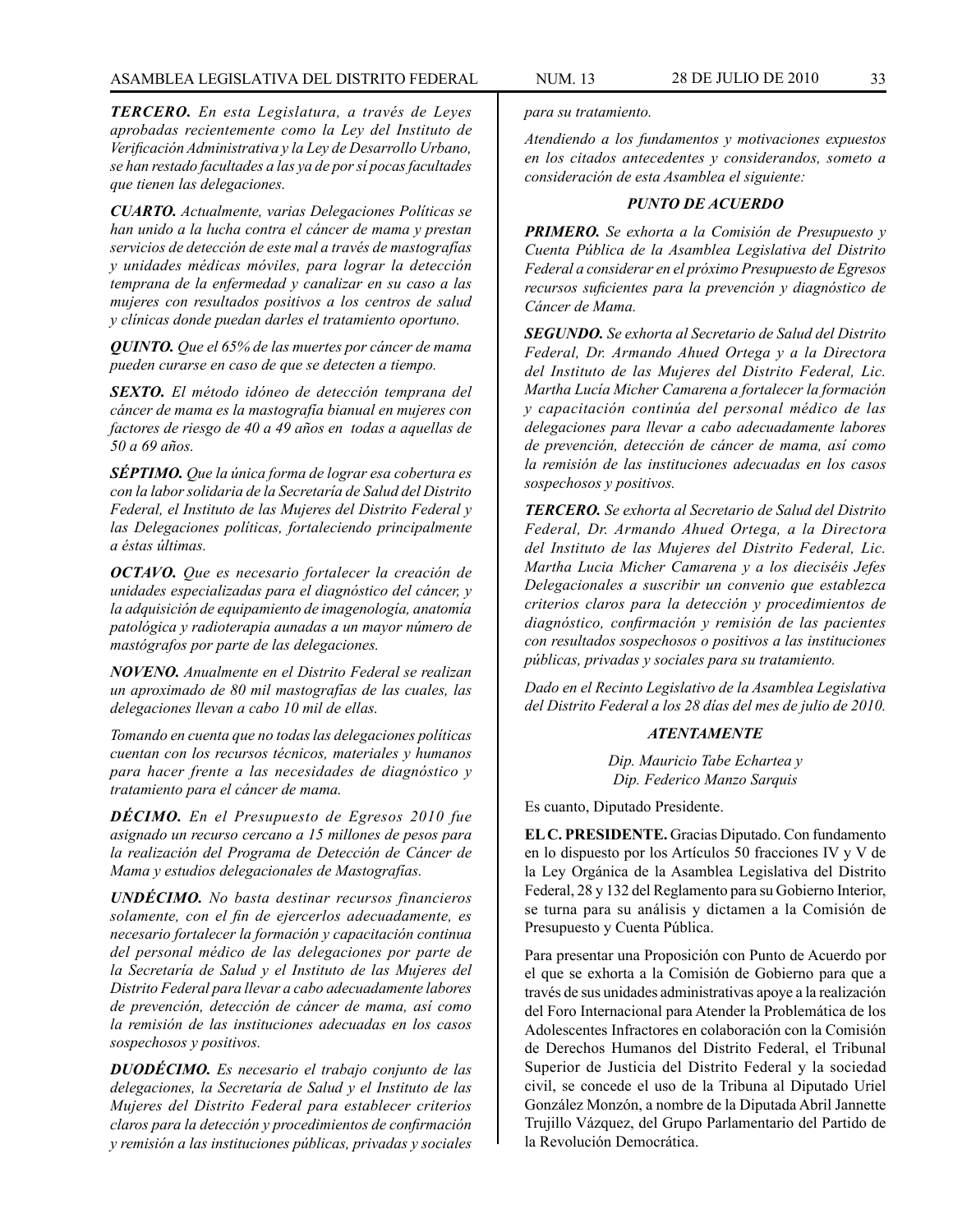***TERCERO.*** *En esta Legislatura, a través de Leyes aprobadas recientemente como la Ley del Instituto de Verificación Administrativa y la Ley de Desarrollo Urbano, se han restado facultades a las ya de por sí pocas facultades que tienen las delegaciones.*

***CUARTO.*** *Actualmente, varias Delegaciones Políticas se han unido a la lucha contra el cáncer de mama y prestan servicios de detección de este mal a través de mastografías y unidades médicas móviles, para lograr la detección temprana de la enfermedad y canalizar en su caso a las mujeres con resultados positivos a los centros de salud y clínicas donde puedan darles el tratamiento oportuno.*

***QUINTO.*** *Que el 65% de las muertes por cáncer de mama pueden curarse en caso de que se detecten a tiempo.*

***SEXTO.*** *El método idóneo de detección temprana del cáncer de mama es la mastografía bianual en mujeres con factores de riesgo de 40 a 49 años en todas a aquellas de 50 a 69 años.*

***SÉPTIMO.*** *Que la única forma de lograr esa cobertura es con la labor solidaria de la Secretaría de Salud del Distrito Federal, el Instituto de las Mujeres del Distrito Federal y las Delegaciones políticas, fortaleciendo principalmente a éstas últimas.*

***OCTAVO.*** *Que es necesario fortalecer la creación de unidades especializadas para el diagnóstico del cáncer, y la adquisición de equipamiento de imagenología, anatomía patológica y radioterapia aunadas a un mayor número de mastógrafos por parte de las delegaciones.*

***NOVENO.*** *Anualmente en el Distrito Federal se realizan un aproximado de 80 mil mastografías de las cuales, las delegaciones llevan a cabo 10 mil de ellas.*

*Tomando en cuenta que no todas las delegaciones políticas cuentan con los recursos técnicos, materiales y humanos para hacer frente a las necesidades de diagnóstico y tratamiento para el cáncer de mama.*

***DÉCIMO.*** *En el Presupuesto de Egresos 2010 fue asignado un recurso cercano a 15 millones de pesos para la realización del Programa de Detección de Cáncer de Mama y estudios delegacionales de Mastografías.*

***UNDÉCIMO.*** *No basta destinar recursos financieros solamente, con el fin de ejercerlos adecuadamente, es necesario fortalecer la formación y capacitación continua del personal médico de las delegaciones por parte de la Secretaría de Salud y el Instituto de las Mujeres del Distrito Federal para llevar a cabo adecuadamente labores de prevención, detección de cáncer de mama, así como la remisión de las instituciones adecuadas en los casos sospechosos y positivos.*

***DUODÉCIMO.*** *Es necesario el trabajo conjunto de las delegaciones, la Secretaría de Salud y el Instituto de las Mujeres del Distrito Federal para establecer criterios claros para la detección y procedimientos de confirmación y remisión a las instituciones públicas, privadas y sociales para su tratamiento.*

*Atendiendo a los fundamentos y motivaciones expuestos en los citados antecedentes y considerandos, someto a consideración de esta Asamblea el siguiente:*

***PUNTO DE ACUERDO***

***PRIMERO.*** *Se exhorta a la Comisión de Presupuesto y Cuenta Pública de la Asamblea Legislativa del Distrito Federal a considerar en el próximo Presupuesto de Egresos recursos suficientes para la prevención y diagnóstico de Cáncer de Mama.*

***SEGUNDO.*** *Se exhorta al Secretario de Salud del Distrito Federal, Dr. Armando Ahued Ortega y a la Directora del Instituto de las Mujeres del Distrito Federal, Lic. Martha Lucía Micher Camarena a fortalecer la formación y capacitación continúa del personal médico de las delegaciones para llevar a cabo adecuadamente labores de prevención, detección de cáncer de mama, así como la remisión de las instituciones adecuadas en los casos sospechosos y positivos.*

***TERCERO.*** *Se exhorta al Secretario de Salud del Distrito Federal, Dr. Armando Ahued Ortega, a la Directora del Instituto de las Mujeres del Distrito Federal, Lic. Martha Lucia Micher Camarena y a los dieciséis Jefes Delegacionales a suscribir un convenio que establezca criterios claros para la detección y procedimientos de diagnóstico, confirmación y remisión de las pacientes con resultados sospechosos o positivos a las instituciones públicas, privadas y sociales para su tratamiento.*

*Dado en el Recinto Legislativo de la Asamblea Legislativa del Distrito Federal a los 28 días del mes de julio de 2010.*

***ATENTAMENTE***

*Dip. Mauricio Tabe Echartea y*
*Dip. Federico Manzo Sarquis*

Es cuanto, Diputado Presidente.

**EL C. PRESIDENTE.** Gracias Diputado. Con fundamento en lo dispuesto por los Artículos 50 fracciones IV y V de la Ley Orgánica de la Asamblea Legislativa del Distrito Federal, 28 y 132 del Reglamento para su Gobierno Interior, se turna para su análisis y dictamen a la Comisión de Presupuesto y Cuenta Pública.

Para presentar una Proposición con Punto de Acuerdo por el que se exhorta a la Comisión de Gobierno para que a través de sus unidades administrativas apoye a la realización del Foro Internacional para Atender la Problemática de los Adolescentes Infractores en colaboración con la Comisión de Derechos Humanos del Distrito Federal, el Tribunal Superior de Justicia del Distrito Federal y la sociedad civil, se concede el uso de la Tribuna al Diputado Uriel González Monzón, a nombre de la Diputada Abril Jannette Trujillo Vázquez, del Grupo Parlamentario del Partido de la Revolución Democrática.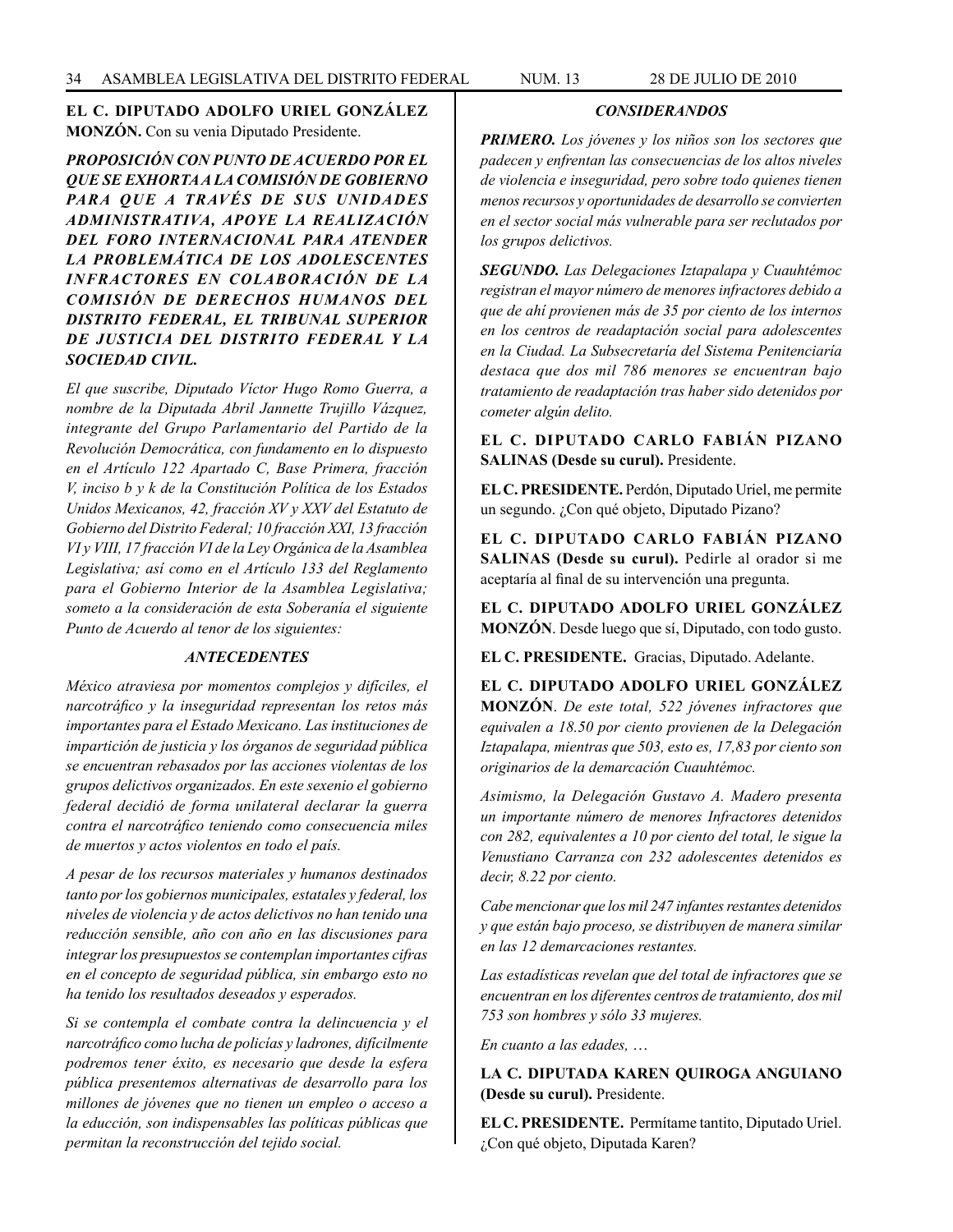**EL C. DIPUTADO ADOLFO URIEL GONZÁLEZ MONZÓN.** Con su venia Diputado Presidente.

***PROPOSICIÓN CON PUNTO DE ACUERDO POR EL QUE SE EXHORTA A LA COMISIÓN DE GOBIERNO PARA QUE A TRAVÉS DE SUS UNIDADES ADMINISTRATIVA, APOYE LA REALIZACIÓN DEL FORO INTERNACIONAL PARA ATENDER LA PROBLEMÁTICA DE LOS ADOLESCENTES INFRACTORES EN COLABORACIÓN DE LA COMISIÓN DE DERECHOS HUMANOS DEL DISTRITO FEDERAL, EL TRIBUNAL SUPERIOR DE JUSTICIA DEL DISTRITO FEDERAL Y LA SOCIEDAD CIVIL.***

*El que suscribe, Diputado Víctor Hugo Romo Guerra, a nombre de la Diputada Abril Jannette Trujillo Vázquez, integrante del Grupo Parlamentario del Partido de la Revolución Democrática, con fundamento en lo dispuesto en el Artículo 122 Apartado C, Base Primera, fracción V, inciso b y k de la Constitución Política de los Estados Unidos Mexicanos, 42, fracción XV y XXV del Estatuto de Gobierno del Distrito Federal; 10 fracción XXI, 13 fracción VI y VIII, 17 fracción VI de la Ley Orgánica de la Asamblea Legislativa; así como en el Artículo 133 del Reglamento para el Gobierno Interior de la Asamblea Legislativa; someto a la consideración de esta Soberanía el siguiente Punto de Acuerdo al tenor de los siguientes:*

***ANTECEDENTES***

*México atraviesa por momentos complejos y difíciles, el narcotráfico y la inseguridad representan los retos más importantes para el Estado Mexicano. Las instituciones de impartición de justicia y los órganos de seguridad pública se encuentran rebasados por las acciones violentas de los grupos delictivos organizados. En este sexenio el gobierno federal decidió de forma unilateral declarar la guerra contra el narcotráfico teniendo como consecuencia miles de muertos y actos violentos en todo el país.*

*A pesar de los recursos materiales y humanos destinados tanto por los gobiernos municipales, estatales y federal, los niveles de violencia y de actos delictivos no han tenido una reducción sensible, año con año en las discusiones para integrar los presupuestos se contemplan importantes cifras en el concepto de seguridad pública, sin embargo esto no ha tenido los resultados deseados y esperados.*

*Si se contempla el combate contra la delincuencia y el narcotráfico como lucha de policías y ladrones, difícilmente podremos tener éxito, es necesario que desde la esfera pública presentemos alternativas de desarrollo para los millones de jóvenes que no tienen un empleo o acceso a la educción, son indispensables las políticas públicas que permitan la reconstrucción del tejido social.*

***CONSIDERANDOS***

***PRIMERO.*** *Los jóvenes y los niños son los sectores que padecen y enfrentan las consecuencias de los altos niveles de violencia e inseguridad, pero sobre todo quienes tienen menos recursos y oportunidades de desarrollo se convierten en el sector social más vulnerable para ser reclutados por los grupos delictivos.*

***SEGUNDO.*** *Las Delegaciones Iztapalapa y Cuauhtémoc registran el mayor número de menores infractores debido a que de ahí provienen más de 35 por ciento de los internos en los centros de readaptación social para adolescentes en la Ciudad. La Subsecretaría del Sistema Penitenciaría destaca que dos mil 786 menores se encuentran bajo tratamiento de readaptación tras haber sido detenidos por cometer algún delito.*

**EL C. DIPUTADO CARLO FABIÁN PIZANO SALINAS (Desde su curul).** Presidente.

**EL C. PRESIDENTE.** Perdón, Diputado Uriel, me permite un segundo. ¿Con qué objeto, Diputado Pizano?

**EL C. DIPUTADO CARLO FABIÁN PIZANO SALINAS (Desde su curul).** Pedirle al orador si me aceptaría al final de su intervención una pregunta.

**EL C. DIPUTADO ADOLFO URIEL GONZÁLEZ MONZÓN**. Desde luego que sí, Diputado, con todo gusto.

**EL C. PRESIDENTE.** Gracias, Diputado. Adelante.

**EL C. DIPUTADO ADOLFO URIEL GONZÁLEZ MONZÓN**. *De este total, 522 jóvenes infractores que equivalen a 18.50 por ciento provienen de la Delegación Iztapalapa, mientras que 503, esto es, 17,83 por ciento son originarios de la demarcación Cuauhtémoc.*

*Asimismo, la Delegación Gustavo A. Madero presenta un importante número de menores Infractores detenidos con 282, equivalentes a 10 por ciento del total, le sigue la Venustiano Carranza con 232 adolescentes detenidos es decir, 8.22 por ciento.*

*Cabe mencionar que los mil 247 infantes restantes detenidos y que están bajo proceso, se distribuyen de manera similar en las 12 demarcaciones restantes.*

*Las estadísticas revelan que del total de infractores que se encuentran en los diferentes centros de tratamiento, dos mil 753 son hombres y sólo 33 mujeres.*

*En cuanto a las edades, …*

**LA C. DIPUTADA KAREN QUIROGA ANGUIANO (Desde su curul).** Presidente.

**EL C. PRESIDENTE.** Permítame tantito, Diputado Uriel. ¿Con qué objeto, Diputada Karen?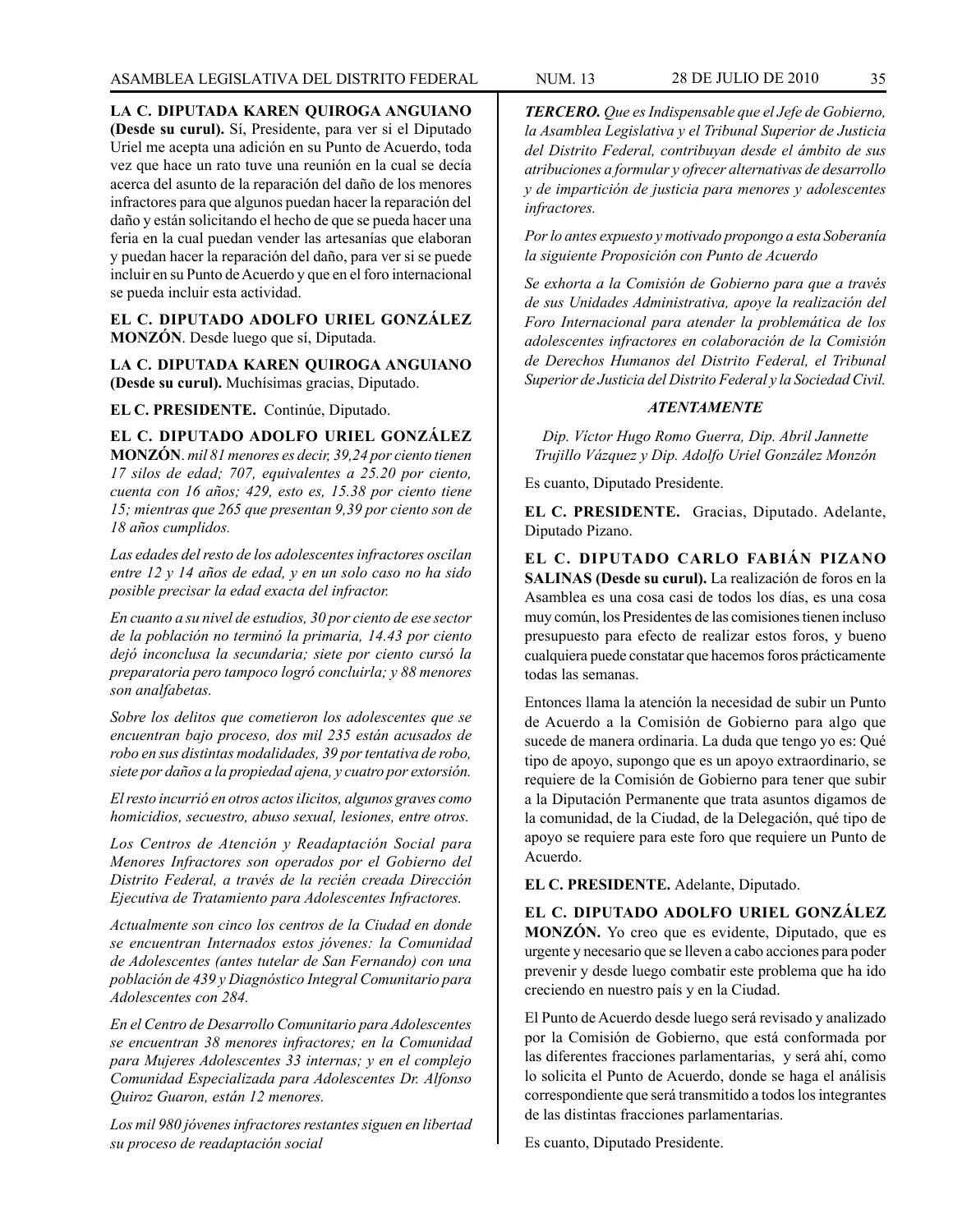**LA C. DIPUTADA KAREN QUIROGA ANGUIANO (Desde su curul).** Sí, Presidente, para ver si el Diputado Uriel me acepta una adición en su Punto de Acuerdo, toda vez que hace un rato tuve una reunión en la cual se decía acerca del asunto de la reparación del daño de los menores infractores para que algunos puedan hacer la reparación del daño y están solicitando el hecho de que se pueda hacer una feria en la cual puedan vender las artesanías que elaboran y puedan hacer la reparación del daño, para ver si se puede incluir en su Punto de Acuerdo y que en el foro internacional se pueda incluir esta actividad.

**EL C. DIPUTADO ADOLFO URIEL GONZÁLEZ MONZÓN**. Desde luego que sí, Diputada.

**LA C. DIPUTADA KAREN QUIROGA ANGUIANO (Desde su curul).** Muchísimas gracias, Diputado.

**EL C. PRESIDENTE.** Continúe, Diputado.

**EL C. DIPUTADO ADOLFO URIEL GONZÁLEZ MONZÓN**. *mil 81 menores es decir, 39,24 por ciento tienen 17 silos de edad; 707, equivalentes a 25.20 por ciento, cuenta con 16 años; 429, esto es, 15.38 por ciento tiene 15; mientras que 265 que presentan 9,39 por ciento son de 18 años cumplidos.*

*Las edades del resto de los adolescentes infractores oscilan entre 12 y 14 años de edad, y en un solo caso no ha sido posible precisar la edad exacta del infractor.*

*En cuanto a su nivel de estudios, 30 por ciento de ese sector de la población no terminó la primaria, 14.43 por ciento dejó inconclusa la secundaria; siete por ciento cursó la preparatoria pero tampoco logró concluirla; y 88 menores son analfabetas.*

*Sobre los delitos que cometieron los adolescentes que se encuentran bajo proceso, dos mil 235 están acusados de robo en sus distintas modalidades, 39 por tentativa de robo, siete por daños a la propiedad ajena, y cuatro por extorsión.*

*El resto incurrió en otros actos ilícitos, algunos graves como homicidios, secuestro, abuso sexual, lesiones, entre otros.*

*Los Centros de Atención y Readaptación Social para Menores Infractores son operados por el Gobierno del Distrito Federal, a través de la recién creada Dirección Ejecutiva de Tratamiento para Adolescentes Infractores.*

*Actualmente son cinco los centros de la Ciudad en donde se encuentran Internados estos jóvenes: la Comunidad de Adolescentes (antes tutelar de San Fernando) con una población de 439 y Diagnóstico Integral Comunitario para Adolescentes con 284.*

*En el Centro de Desarrollo Comunitario para Adolescentes se encuentran 38 menores infractores; en la Comunidad para Mujeres Adolescentes 33 internas; y en el complejo Comunidad Especializada para Adolescentes Dr. Alfonso Quiroz Guaron, están 12 menores.*

*Los mil 980 jóvenes infractores restantes siguen en libertad su proceso de readaptación social*

***TERCERO.** Que es Indispensable que el Jefe de Gobierno, la Asamblea Legislativa y el Tribunal Superior de Justicia del Distrito Federal, contribuyan desde el ámbito de sus atribuciones a formular y ofrecer alternativas de desarrollo y de impartición de justicia para menores y adolescentes infractores.*

*Por lo antes expuesto y motivado propongo a esta Soberanía la siguiente Proposición con Punto de Acuerdo*

*Se exhorta a la Comisión de Gobierno para que a través de sus Unidades Administrativa, apoye la realización del Foro Internacional para atender la problemática de los adolescentes infractores en colaboración de la Comisión de Derechos Humanos del Distrito Federal, el Tribunal Superior de Justicia del Distrito Federal y la Sociedad Civil.*

***ATENTAMENTE***

*Dip. Víctor Hugo Romo Guerra, Dip. Abril Jannette Trujillo Vázquez y Dip. Adolfo Uriel González Monzón*

Es cuanto, Diputado Presidente.

**EL C. PRESIDENTE.** Gracias, Diputado. Adelante, Diputado Pizano.

**EL C. DIPUTADO CARLO FABIÁN PIZANO SALINAS (Desde su curul).** La realización de foros en la Asamblea es una cosa casi de todos los días, es una cosa muy común, los Presidentes de las comisiones tienen incluso presupuesto para efecto de realizar estos foros, y bueno cualquiera puede constatar que hacemos foros prácticamente todas las semanas.

Entonces llama la atención la necesidad de subir un Punto de Acuerdo a la Comisión de Gobierno para algo que sucede de manera ordinaria. La duda que tengo yo es: Qué tipo de apoyo, supongo que es un apoyo extraordinario, se requiere de la Comisión de Gobierno para tener que subir a la Diputación Permanente que trata asuntos digamos de la comunidad, de la Ciudad, de la Delegación, qué tipo de apoyo se requiere para este foro que requiere un Punto de Acuerdo.

**EL C. PRESIDENTE.** Adelante, Diputado.

**EL C. DIPUTADO ADOLFO URIEL GONZÁLEZ MONZÓN.** Yo creo que es evidente, Diputado, que es urgente y necesario que se lleven a cabo acciones para poder prevenir y desde luego combatir este problema que ha ido creciendo en nuestro país y en la Ciudad.

El Punto de Acuerdo desde luego será revisado y analizado por la Comisión de Gobierno, que está conformada por las diferentes fracciones parlamentarias, y será ahí, como lo solicita el Punto de Acuerdo, donde se haga el análisis correspondiente que será transmitido a todos los integrantes de las distintas fracciones parlamentarias.

Es cuanto, Diputado Presidente.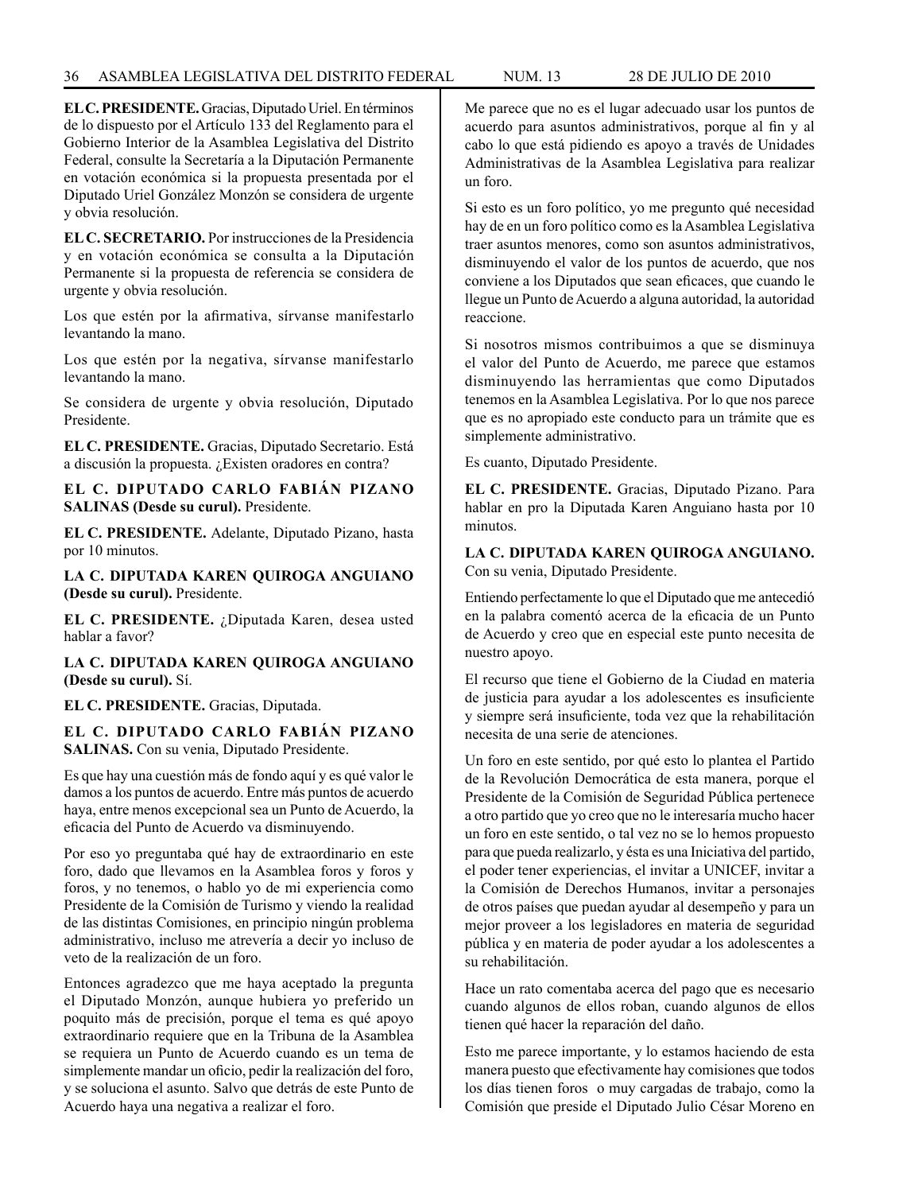**EL C. PRESIDENTE.** Gracias, Diputado Uriel. En términos de lo dispuesto por el Artículo 133 del Reglamento para el Gobierno Interior de la Asamblea Legislativa del Distrito Federal, consulte la Secretaría a la Diputación Permanente en votación económica si la propuesta presentada por el Diputado Uriel González Monzón se considera de urgente y obvia resolución.

**EL C. SECRETARIO.** Por instrucciones de la Presidencia y en votación económica se consulta a la Diputación Permanente si la propuesta de referencia se considera de urgente y obvia resolución.

Los que estén por la afirmativa, sírvanse manifestarlo levantando la mano.

Los que estén por la negativa, sírvanse manifestarlo levantando la mano.

Se considera de urgente y obvia resolución, Diputado Presidente.

**EL C. PRESIDENTE.** Gracias, Diputado Secretario. Está a discusión la propuesta. ¿Existen oradores en contra?

**EL C. DIPUTADO CARLO FABIÁN PIZANO SALINAS (Desde su curul).** Presidente.

**EL C. PRESIDENTE.** Adelante, Diputado Pizano, hasta por 10 minutos.

**LA C. DIPUTADA KAREN QUIROGA ANGUIANO (Desde su curul).** Presidente.

**EL C. PRESIDENTE.** ¿Diputada Karen, desea usted hablar a favor?

**LA C. DIPUTADA KAREN QUIROGA ANGUIANO (Desde su curul).** Sí.

**EL C. PRESIDENTE.** Gracias, Diputada.

**EL C. DIPUTADO CARLO FABIÁN PIZANO SALINAS.** Con su venia, Diputado Presidente.

Es que hay una cuestión más de fondo aquí y es qué valor le damos a los puntos de acuerdo. Entre más puntos de acuerdo haya, entre menos excepcional sea un Punto de Acuerdo, la eficacia del Punto de Acuerdo va disminuyendo.

Por eso yo preguntaba qué hay de extraordinario en este foro, dado que llevamos en la Asamblea foros y foros y foros, y no tenemos, o hablo yo de mi experiencia como Presidente de la Comisión de Turismo y viendo la realidad de las distintas Comisiones, en principio ningún problema administrativo, incluso me atrevería a decir yo incluso de veto de la realización de un foro.

Entonces agradezco que me haya aceptado la pregunta el Diputado Monzón, aunque hubiera yo preferido un poquito más de precisión, porque el tema es qué apoyo extraordinario requiere que en la Tribuna de la Asamblea se requiera un Punto de Acuerdo cuando es un tema de simplemente mandar un oficio, pedir la realización del foro, y se soluciona el asunto. Salvo que detrás de este Punto de Acuerdo haya una negativa a realizar el foro.

Me parece que no es el lugar adecuado usar los puntos de acuerdo para asuntos administrativos, porque al fin y al cabo lo que está pidiendo es apoyo a través de Unidades Administrativas de la Asamblea Legislativa para realizar un foro.

Si esto es un foro político, yo me pregunto qué necesidad hay de en un foro político como es la Asamblea Legislativa traer asuntos menores, como son asuntos administrativos, disminuyendo el valor de los puntos de acuerdo, que nos conviene a los Diputados que sean eficaces, que cuando le llegue un Punto de Acuerdo a alguna autoridad, la autoridad reaccione.

Si nosotros mismos contribuimos a que se disminuya el valor del Punto de Acuerdo, me parece que estamos disminuyendo las herramientas que como Diputados tenemos en la Asamblea Legislativa. Por lo que nos parece que es no apropiado este conducto para un trámite que es simplemente administrativo.

Es cuanto, Diputado Presidente.

**EL C. PRESIDENTE.** Gracias, Diputado Pizano. Para hablar en pro la Diputada Karen Anguiano hasta por 10 minutos.

**LA C. DIPUTADA KAREN QUIROGA ANGUIANO.** Con su venia, Diputado Presidente.

Entiendo perfectamente lo que el Diputado que me antecedió en la palabra comentó acerca de la eficacia de un Punto de Acuerdo y creo que en especial este punto necesita de nuestro apoyo.

El recurso que tiene el Gobierno de la Ciudad en materia de justicia para ayudar a los adolescentes es insuficiente y siempre será insuficiente, toda vez que la rehabilitación necesita de una serie de atenciones.

Un foro en este sentido, por qué esto lo plantea el Partido de la Revolución Democrática de esta manera, porque el Presidente de la Comisión de Seguridad Pública pertenece a otro partido que yo creo que no le interesaría mucho hacer un foro en este sentido, o tal vez no se lo hemos propuesto para que pueda realizarlo, y ésta es una Iniciativa del partido, el poder tener experiencias, el invitar a UNICEF, invitar a la Comisión de Derechos Humanos, invitar a personajes de otros países que puedan ayudar al desempeño y para un mejor proveer a los legisladores en materia de seguridad pública y en materia de poder ayudar a los adolescentes a su rehabilitación.

Hace un rato comentaba acerca del pago que es necesario cuando algunos de ellos roban, cuando algunos de ellos tienen qué hacer la reparación del daño.

Esto me parece importante, y lo estamos haciendo de esta manera puesto que efectivamente hay comisiones que todos los días tienen foros o muy cargadas de trabajo, como la Comisión que preside el Diputado Julio César Moreno en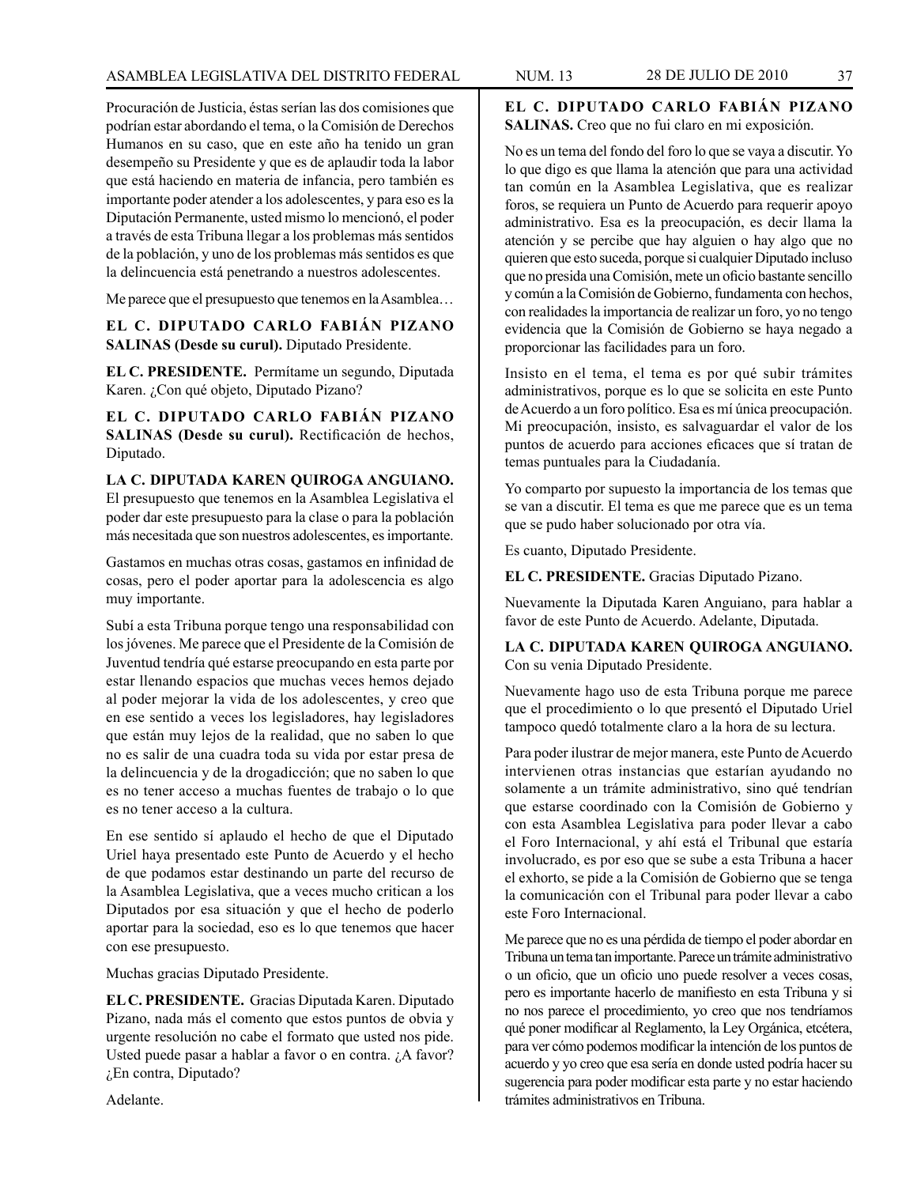Procuración de Justicia, éstas serían las dos comisiones que podrían estar abordando el tema, o la Comisión de Derechos Humanos en su caso, que en este año ha tenido un gran desempeño su Presidente y que es de aplaudir toda la labor que está haciendo en materia de infancia, pero también es importante poder atender a los adolescentes, y para eso es la Diputación Permanente, usted mismo lo mencionó, el poder a través de esta Tribuna llegar a los problemas más sentidos de la población, y uno de los problemas más sentidos es que la delincuencia está penetrando a nuestros adolescentes.

Me parece que el presupuesto que tenemos en la Asamblea…

**EL C. DIPUTADO CARLO FABIÁN PIZANO SALINAS (Desde su curul).** Diputado Presidente.

**EL C. PRESIDENTE.** Permítame un segundo, Diputada Karen. ¿Con qué objeto, Diputado Pizano?

**EL C. DIPUTADO CARLO FABIÁN PIZANO SALINAS (Desde su curul).** Rectificación de hechos, Diputado.

**LA C. DIPUTADA KAREN QUIROGA ANGUIANO.** El presupuesto que tenemos en la Asamblea Legislativa el poder dar este presupuesto para la clase o para la población más necesitada que son nuestros adolescentes, es importante.

Gastamos en muchas otras cosas, gastamos en infinidad de cosas, pero el poder aportar para la adolescencia es algo muy importante.

Subí a esta Tribuna porque tengo una responsabilidad con los jóvenes. Me parece que el Presidente de la Comisión de Juventud tendría qué estarse preocupando en esta parte por estar llenando espacios que muchas veces hemos dejado al poder mejorar la vida de los adolescentes, y creo que en ese sentido a veces los legisladores, hay legisladores que están muy lejos de la realidad, que no saben lo que no es salir de una cuadra toda su vida por estar presa de la delincuencia y de la drogadicción; que no saben lo que es no tener acceso a muchas fuentes de trabajo o lo que es no tener acceso a la cultura.

En ese sentido sí aplaudo el hecho de que el Diputado Uriel haya presentado este Punto de Acuerdo y el hecho de que podamos estar destinando un parte del recurso de la Asamblea Legislativa, que a veces mucho critican a los Diputados por esa situación y que el hecho de poderlo aportar para la sociedad, eso es lo que tenemos que hacer con ese presupuesto.

Muchas gracias Diputado Presidente.

**EL C. PRESIDENTE.** Gracias Diputada Karen. Diputado Pizano, nada más el comento que estos puntos de obvia y urgente resolución no cabe el formato que usted nos pide. Usted puede pasar a hablar a favor o en contra. ¿A favor? ¿En contra, Diputado?

Adelante.

**EL C. DIPUTADO CARLO FABIÁN PIZANO SALINAS.** Creo que no fui claro en mi exposición.

No es un tema del fondo del foro lo que se vaya a discutir. Yo lo que digo es que llama la atención que para una actividad tan común en la Asamblea Legislativa, que es realizar foros, se requiera un Punto de Acuerdo para requerir apoyo administrativo. Esa es la preocupación, es decir llama la atención y se percibe que hay alguien o hay algo que no quieren que esto suceda, porque si cualquier Diputado incluso que no presida una Comisión, mete un oficio bastante sencillo y común a la Comisión de Gobierno, fundamenta con hechos, con realidades la importancia de realizar un foro, yo no tengo evidencia que la Comisión de Gobierno se haya negado a proporcionar las facilidades para un foro.

Insisto en el tema, el tema es por qué subir trámites administrativos, porque es lo que se solicita en este Punto de Acuerdo a un foro político. Esa es mí única preocupación. Mi preocupación, insisto, es salvaguardar el valor de los puntos de acuerdo para acciones eficaces que sí tratan de temas puntuales para la Ciudadanía.

Yo comparto por supuesto la importancia de los temas que se van a discutir. El tema es que me parece que es un tema que se pudo haber solucionado por otra vía.

Es cuanto, Diputado Presidente.

**EL C. PRESIDENTE.** Gracias Diputado Pizano.

Nuevamente la Diputada Karen Anguiano, para hablar a favor de este Punto de Acuerdo. Adelante, Diputada.

**LA C. DIPUTADA KAREN QUIROGA ANGUIANO.** Con su venia Diputado Presidente.

Nuevamente hago uso de esta Tribuna porque me parece que el procedimiento o lo que presentó el Diputado Uriel tampoco quedó totalmente claro a la hora de su lectura.

Para poder ilustrar de mejor manera, este Punto de Acuerdo intervienen otras instancias que estarían ayudando no solamente a un trámite administrativo, sino qué tendrían que estarse coordinado con la Comisión de Gobierno y con esta Asamblea Legislativa para poder llevar a cabo el Foro Internacional, y ahí está el Tribunal que estaría involucrado, es por eso que se sube a esta Tribuna a hacer el exhorto, se pide a la Comisión de Gobierno que se tenga la comunicación con el Tribunal para poder llevar a cabo este Foro Internacional.

Me parece que no es una pérdida de tiempo el poder abordar en Tribuna un tema tan importante. Parece un trámite administrativo o un oficio, que un oficio uno puede resolver a veces cosas, pero es importante hacerlo de manifiesto en esta Tribuna y si no nos parece el procedimiento, yo creo que nos tendríamos qué poner modificar al Reglamento, la Ley Orgánica, etcétera, para ver cómo podemos modificar la intención de los puntos de acuerdo y yo creo que esa sería en donde usted podría hacer su sugerencia para poder modificar esta parte y no estar haciendo trámites administrativos en Tribuna.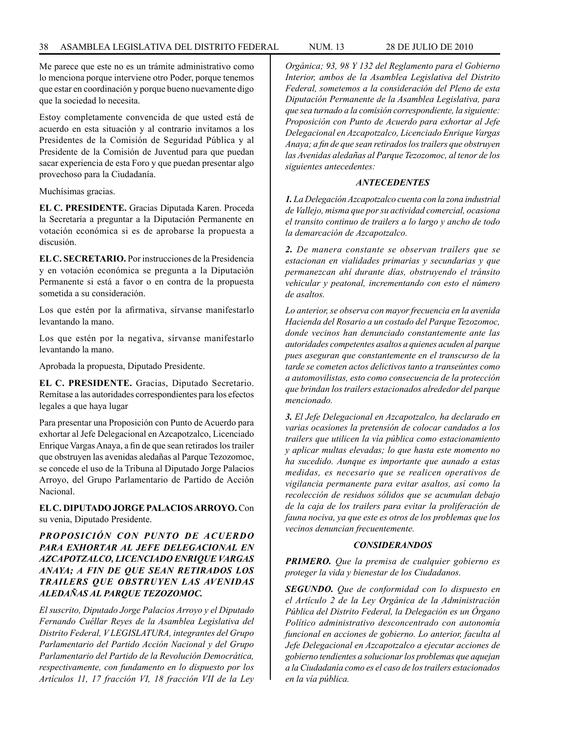Me parece que este no es un trámite administrativo como lo menciona porque interviene otro Poder, porque tenemos que estar en coordinación y porque bueno nuevamente digo que la sociedad lo necesita.

Estoy completamente convencida de que usted está de acuerdo en esta situación y al contrario invitamos a los Presidentes de la Comisión de Seguridad Pública y al Presidente de la Comisión de Juventud para que puedan sacar experiencia de esta Foro y que puedan presentar algo provechoso para la Ciudadanía.

Muchísimas gracias.

**EL C. PRESIDENTE.** Gracias Diputada Karen. Proceda la Secretaría a preguntar a la Diputación Permanente en votación económica si es de aprobarse la propuesta a discusión.

**EL C. SECRETARIO.** Por instrucciones de la Presidencia y en votación económica se pregunta a la Diputación Permanente si está a favor o en contra de la propuesta sometida a su consideración.

Los que estén por la afirmativa, sírvanse manifestarlo levantando la mano.

Los que estén por la negativa, sírvanse manifestarlo levantando la mano.

Aprobada la propuesta, Diputado Presidente.

**EL C. PRESIDENTE.** Gracias, Diputado Secretario. Remítase a las autoridades correspondientes para los efectos legales a que haya lugar

Para presentar una Proposición con Punto de Acuerdo para exhortar al Jefe Delegacional en Azcapotzalco, Licenciado Enrique Vargas Anaya, a fin de que sean retirados los trailer que obstruyen las avenidas aledañas al Parque Tezozomoc, se concede el uso de la Tribuna al Diputado Jorge Palacios Arroyo, del Grupo Parlamentario de Partido de Acción Nacional.

**EL C. DIPUTADO JORGE PALACIOS ARROYO.** Con su venia, Diputado Presidente.

***PROPOSICIÓN CON PUNTO DE ACUERDO PARA EXHORTAR AL JEFE DELEGACIONAL EN AZCAPOTZALCO, LICENCIADO ENRIQUE VARGAS ANAYA; A FIN DE QUE SEAN RETIRADOS LOS TRAILERS QUE OBSTRUYEN LAS AVENIDAS ALEDAÑAS AL PARQUE TEZOZOMOC.***

*El suscrito, Diputado Jorge Palacios Arroyo y el Diputado Fernando Cuéllar Reyes de la Asamblea Legislativa del Distrito Federal, V LEGISLATURA, integrantes del Grupo Parlamentario del Partido Acción Nacional y del Grupo Parlamentario del Partido de la Revolución Democrática, respectivamente, con fundamento en lo dispuesto por los Artículos 11, 17 fracción VI, 18 fracción VII de la Ley Orgánica; 93, 98 Y 132 del Reglamento para el Gobierno Interior, ambos de la Asamblea Legislativa del Distrito Federal, sometemos a la consideración del Pleno de esta Diputación Permanente de la Asamblea Legislativa, para que sea turnado a la comisión correspondiente, la siguiente: Proposición con Punto de Acuerdo para exhortar al Jefe Delegacional en Azcapotzalco, Licenciado Enrique Vargas Anaya; a fin de que sean retirados los trailers que obstruyen las Avenidas aledañas al Parque Tezozomoc, al tenor de los siguientes antecedentes:*

***ANTECEDENTES***

***1.*** *La Delegación Azcapotzalco cuenta con la zona industrial de Vallejo, misma que por su actividad comercial, ocasiona el transito continuo de trailers a lo largo y ancho de todo la demarcación de Azcapotzalco.*

***2.*** *De manera constante se observan trailers que se estacionan en vialidades primarias y secundarias y que permanezcan ahí durante días, obstruyendo el tránsito vehicular y peatonal, incrementando con esto el número de asaltos.*

*Lo anterior, se observa con mayor frecuencia en la avenida Hacienda del Rosario a un costado del Parque Tezozomoc, donde vecinos han denunciado constantemente ante las autoridades competentes asaltos a quienes acuden al parque pues aseguran que constantemente en el transcurso de la tarde se cometen actos delictivos tanto a transeúntes como a automovilistas, esto como consecuencia de la protección que brindan los trailers estacionados alrededor del parque mencionado.*

***3.*** *El Jefe Delegacional en Azcapotzalco, ha declarado en varias ocasiones la pretensión de colocar candados a los trailers que utilicen la vía pública como estacionamiento y aplicar multas elevadas; lo que hasta este momento no ha sucedido. Aunque es importante que aunado a estas medidas, es necesario que se realicen operativos de vigilancia permanente para evitar asaltos, así como la recolección de residuos sólidos que se acumulan debajo de la caja de los trailers para evitar la proliferación de fauna nociva, ya que este es otros de los problemas que los vecinos denuncian frecuentemente.*

***CONSIDERANDOS***

***PRIMERO.*** *Que la premisa de cualquier gobierno es proteger la vida y bienestar de los Ciudadanos.*

***SEGUNDO.*** *Que de conformidad con lo dispuesto en el Artículo 2 de la Ley Orgánica de la Administración Pública del Distrito Federal, la Delegación es un Órgano Político administrativo desconcentrado con autonomía funcional en acciones de gobierno. Lo anterior, faculta al Jefe Delegacional en Azcapotzalco a ejecutar acciones de gobierno tendientes a solucionar los problemas que aquejan a la Ciudadanía como es el caso de los trailers estacionados en la vía pública.*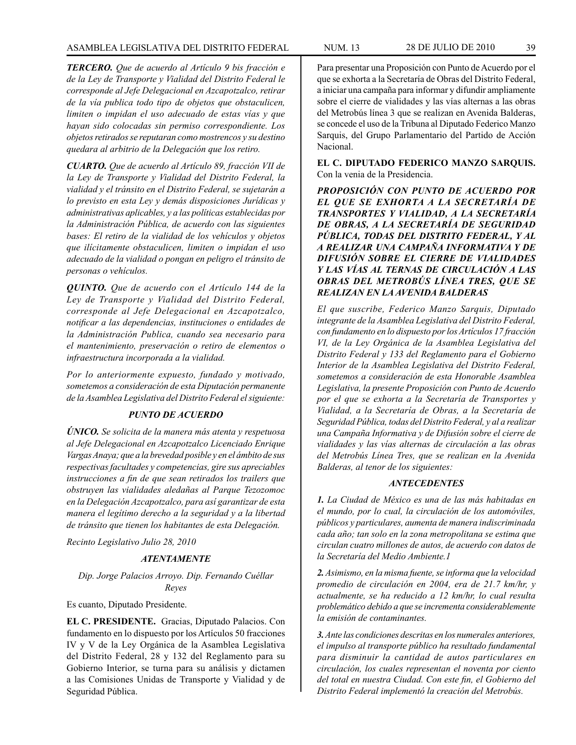***TERCERO.*** *Que de acuerdo al Artículo 9 bis fracción e de la Ley de Transporte y Vialidad del Distrito Federal le corresponde al Jefe Delegacional en Azcapotzalco, retirar de la vía publica todo tipo de objetos que obstaculicen, limiten o impidan el uso adecuado de estas vías y que hayan sido colocadas sin permiso correspondiente. Los objetos retirados se reputaran como mostrencos y su destino quedara al arbitrio de la Delegación que los retiro.*

***CUARTO.*** *Que de acuerdo al Artículo 89, fracción VII de la Ley de Transporte y Vialidad del Distrito Federal, la vialidad y el tránsito en el Distrito Federal, se sujetarán a lo previsto en esta Ley y demás disposiciones Jurídicas y administrativas aplicables, y a las políticas establecidas por la Administración Pública, de acuerdo con las siguientes bases: El retiro de la vialidad de los vehículos y objetos que ilícitamente obstaculicen, limiten o impidan el uso adecuado de la vialidad o pongan en peligro el tránsito de personas o vehículos.*

***QUINTO.*** *Que de acuerdo con el Artículo 144 de la Ley de Transporte y Vialidad del Distrito Federal, corresponde al Jefe Delegacional en Azcapotzalco, notificar a las dependencias, instituciones o entidades de la Administración Publica, cuando sea necesario para el mantenimiento, preservación o retiro de elementos o infraestructura incorporada a la vialidad.*

*Por lo anteriormente expuesto, fundado y motivado, sometemos a consideración de esta Diputación permanente de la Asamblea Legislativa del Distrito Federal el siguiente:*

***PUNTO DE ACUERDO***

***ÚNICO.*** *Se solicita de la manera más atenta y respetuosa al Jefe Delegacional en Azcapotzalco Licenciado Enrique Vargas Anaya; que a la brevedad posible y en el ámbito de sus respectivas facultades y competencias, gire sus apreciables instrucciones a fin de que sean retirados los trailers que obstruyen las vialidades aledañas al Parque Tezozomoc en la Delegación Azcapotzalco, para así garantizar de esta manera el legítimo derecho a la seguridad y a la libertad de tránsito que tienen los habitantes de esta Delegación.*

*Recinto Legislativo Julio 28, 2010*

***ATENTAMENTE***

*Dip. Jorge Palacios Arroyo. Dip. Fernando Cuéllar Reyes*

Es cuanto, Diputado Presidente.

**EL C. PRESIDENTE.** Gracias, Diputado Palacios. Con fundamento en lo dispuesto por los Artículos 50 fracciones IV y V de la Ley Orgánica de la Asamblea Legislativa del Distrito Federal, 28 y 132 del Reglamento para su Gobierno Interior, se turna para su análisis y dictamen a las Comisiones Unidas de Transporte y Vialidad y de Seguridad Pública.

Para presentar una Proposición con Punto de Acuerdo por el que se exhorta a la Secretaría de Obras del Distrito Federal, a iniciar una campaña para informar y difundir ampliamente sobre el cierre de vialidades y las vías alternas a las obras del Metrobús línea 3 que se realizan en Avenida Balderas, se concede el uso de la Tribuna al Diputado Federico Manzo Sarquis, del Grupo Parlamentario del Partido de Acción Nacional.

**EL C. DIPUTADO FEDERICO MANZO SARQUIS.** Con la venia de la Presidencia.

***PROPOSICIÓN CON PUNTO DE ACUERDO POR EL QUE SE EXHORTA A LA SECRETARÍA DE TRANSPORTES Y VIALIDAD, A LA SECRETARÍA DE OBRAS, A LA SECRETARÍA DE SEGURIDAD PÚBLICA, TODAS DEL DISTRITO FEDERAL, Y AL A REALIZAR UNA CAMPAÑA INFORMATIVA Y DE DIFUSIÓN SOBRE EL CIERRE DE VIALIDADES Y LAS VÍAS AL TERNAS DE CIRCULACIÓN A LAS OBRAS DEL METROBÚS LÍNEA TRES, QUE SE REALIZAN EN LA AVENIDA BALDERAS***

*El que suscribe, Federico Manzo Sarquis, Diputado integrante de la Asamblea Legislativa del Distrito Federal, con fundamento en lo dispuesto por los Artículos 17 fracción VI, de la Ley Orgánica de la Asamblea Legislativa del Distrito Federal y 133 del Reglamento para el Gobierno Interior de la Asamblea Legislativa del Distrito Federal, sometemos a consideración de esta Honorable Asamblea Legislativa, la presente Proposición con Punto de Acuerdo por el que se exhorta a la Secretaría de Transportes y Vialidad, a la Secretaría de Obras, a la Secretaría de Seguridad Pública, todas del Distrito Federal, y al a realizar una Campaña Informativa y de Difusión sobre el cierre de vialidades y las vías alternas de circulación a las obras del Metrobús Línea Tres, que se realizan en la Avenida Balderas, al tenor de los siguientes:*

***ANTECEDENTES***

***1.*** *La Ciudad de México es una de las más habitadas en el mundo, por lo cual, la circulación de los automóviles, públicos y particulares, aumenta de manera indiscriminada cada año; tan solo en la zona metropolitana se estima que circulan cuatro millones de autos, de acuerdo con datos de la Secretaría del Medio Ambiente.1*

***2.*** *Asimismo, en la misma fuente, se informa que la velocidad promedio de circulación en 2004, era de 21.7 km/hr, y actualmente, se ha reducido a 12 km/hr, lo cual resulta problemático debido a que se incrementa considerablemente la emisión de contaminantes.*

***3.*** *Ante las condiciones descritas en los numerales anteriores, el impulso al transporte público ha resultado fundamental para disminuir la cantidad de autos particulares en circulación, los cuales representan el noventa por ciento del total en nuestra Ciudad. Con este fin, el Gobierno del Distrito Federal implementó la creación del Metrobús.*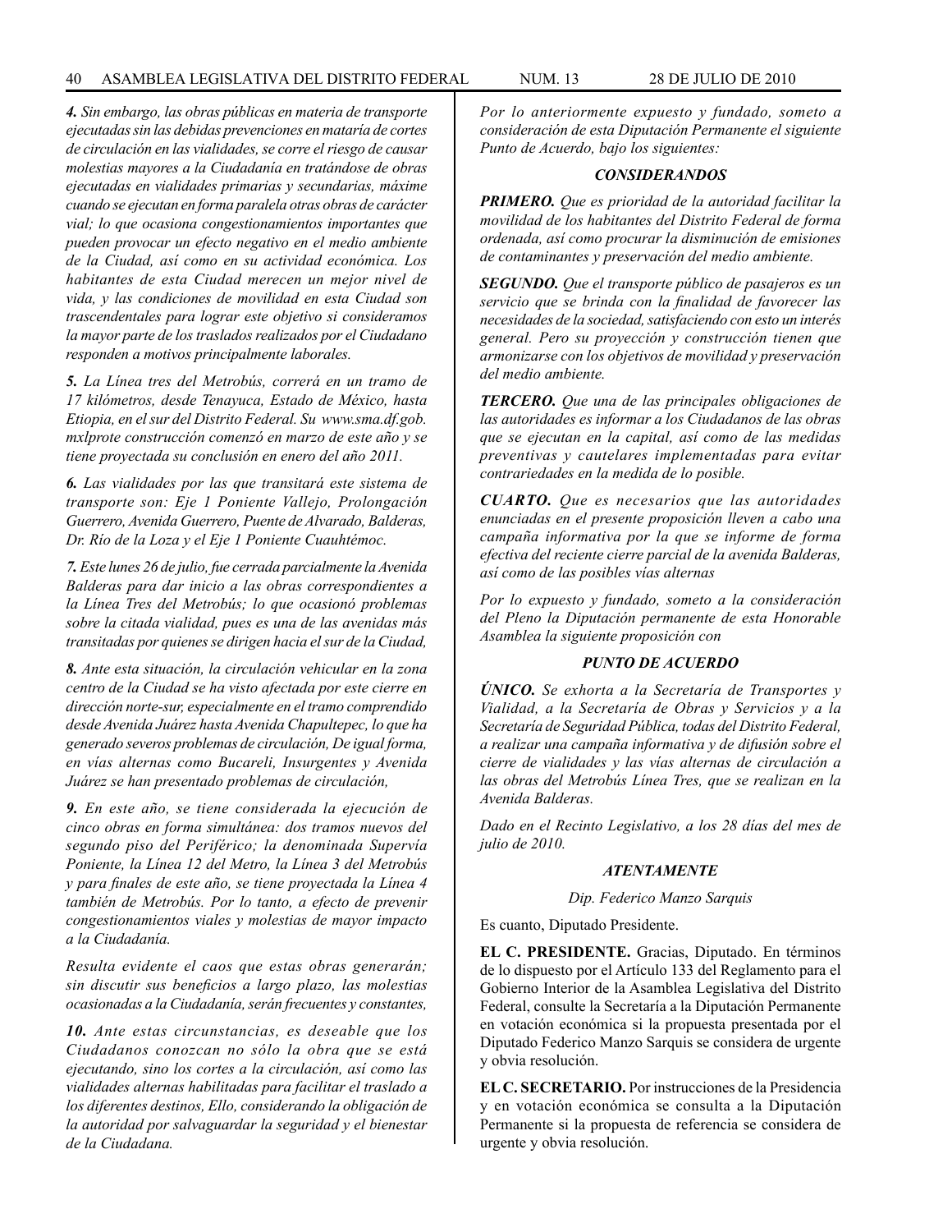*4. Sin embargo, las obras públicas en materia de transporte ejecutadas sin las debidas prevenciones en mataría de cortes de circulación en las vialidades, se corre el riesgo de causar molestias mayores a la Ciudadanía en tratándose de obras ejecutadas en vialidades primarias y secundarias, máxime cuando se ejecutan en forma paralela otras obras de carácter vial; lo que ocasiona congestionamientos importantes que pueden provocar un efecto negativo en el medio ambiente de la Ciudad, así como en su actividad económica. Los habitantes de esta Ciudad merecen un mejor nivel de vida, y las condiciones de movilidad en esta Ciudad son trascendentales para lograr este objetivo si consideramos la mayor parte de los traslados realizados por el Ciudadano responden a motivos principalmente laborales.*

*5. La Línea tres del Metrobús, correrá en un tramo de 17 kilómetros, desde Tenayuca, Estado de México, hasta Etiopia, en el sur del Distrito Federal. Su www.sma.df.gob.mxlprote construcción comenzó en marzo de este año y se tiene proyectada su conclusión en enero del año 2011.*

*6. Las vialidades por las que transitará este sistema de transporte son: Eje 1 Poniente Vallejo, Prolongación Guerrero, Avenida Guerrero, Puente de Alvarado, Balderas, Dr. Río de la Loza y el Eje 1 Poniente Cuauhtémoc.*

*7. Este lunes 26 de julio, fue cerrada parcialmente la Avenida Balderas para dar inicio a las obras correspondientes a la Línea Tres del Metrobús; lo que ocasionó problemas sobre la citada vialidad, pues es una de las avenidas más transitadas por quienes se dirigen hacia el sur de la Ciudad,*

*8. Ante esta situación, la circulación vehicular en la zona centro de la Ciudad se ha visto afectada por este cierre en dirección norte-sur, especialmente en el tramo comprendido desde Avenida Juárez hasta Avenida Chapultepec, lo que ha generado severos problemas de circulación, De igual forma, en vías alternas como Bucareli, Insurgentes y Avenida Juárez se han presentado problemas de circulación,*

*9. En este año, se tiene considerada la ejecución de cinco obras en forma simultánea: dos tramos nuevos del segundo piso del Periférico; la denominada Supervía Poniente, la Línea 12 del Metro, la Línea 3 del Metrobús y para finales de este año, se tiene proyectada la Línea 4 también de Metrobús. Por lo tanto, a efecto de prevenir congestionamientos viales y molestias de mayor impacto a la Ciudadanía.*

*Resulta evidente el caos que estas obras generarán; sin discutir sus beneficios a largo plazo, las molestias ocasionadas a la Ciudadanía, serán frecuentes y constantes,*

*10. Ante estas circunstancias, es deseable que los Ciudadanos conozcan no sólo la obra que se está ejecutando, sino los cortes a la circulación, así como las vialidades alternas habilitadas para facilitar el traslado a los diferentes destinos, Ello, considerando la obligación de la autoridad por salvaguardar la seguridad y el bienestar de la Ciudadana.*

*Por lo anteriormente expuesto y fundado, someto a consideración de esta Diputación Permanente el siguiente Punto de Acuerdo, bajo los siguientes:*

***CONSIDERANDOS***

***PRIMERO.*** *Que es prioridad de la autoridad facilitar la movilidad de los habitantes del Distrito Federal de forma ordenada, así como procurar la disminución de emisiones de contaminantes y preservación del medio ambiente.*

***SEGUNDO.*** *Que el transporte público de pasajeros es un servicio que se brinda con la finalidad de favorecer las necesidades de la sociedad, satisfaciendo con esto un interés general. Pero su proyección y construcción tienen que armonizarse con los objetivos de movilidad y preservación del medio ambiente.*

***TERCERO.*** *Que una de las principales obligaciones de las autoridades es informar a los Ciudadanos de las obras que se ejecutan en la capital, así como de las medidas preventivas y cautelares implementadas para evitar contrariedades en la medida de lo posible.*

***CUARTO.*** *Que es necesarios que las autoridades enunciadas en el presente proposición lleven a cabo una campaña informativa por la que se informe de forma efectiva del reciente cierre parcial de la avenida Balderas, así como de las posibles vías alternas*

*Por lo expuesto y fundado, someto a la consideración del Pleno la Diputación permanente de esta Honorable Asamblea la siguiente proposición con*

***PUNTO DE ACUERDO***

***ÚNICO.*** *Se exhorta a la Secretaría de Transportes y Vialidad, a la Secretaría de Obras y Servicios y a la Secretaría de Seguridad Pública, todas del Distrito Federal, a realizar una campaña informativa y de difusión sobre el cierre de vialidades y las vías alternas de circulación a las obras del Metrobús Línea Tres, que se realizan en la Avenida Balderas.*

*Dado en el Recinto Legislativo, a los 28 días del mes de julio de 2010.*

***ATENTAMENTE***

*Dip. Federico Manzo Sarquis*

Es cuanto, Diputado Presidente.

**EL C. PRESIDENTE.** Gracias, Diputado. En términos de lo dispuesto por el Artículo 133 del Reglamento para el Gobierno Interior de la Asamblea Legislativa del Distrito Federal, consulte la Secretaría a la Diputación Permanente en votación económica si la propuesta presentada por el Diputado Federico Manzo Sarquis se considera de urgente y obvia resolución.

**EL C. SECRETARIO.** Por instrucciones de la Presidencia y en votación económica se consulta a la Diputación Permanente si la propuesta de referencia se considera de urgente y obvia resolución.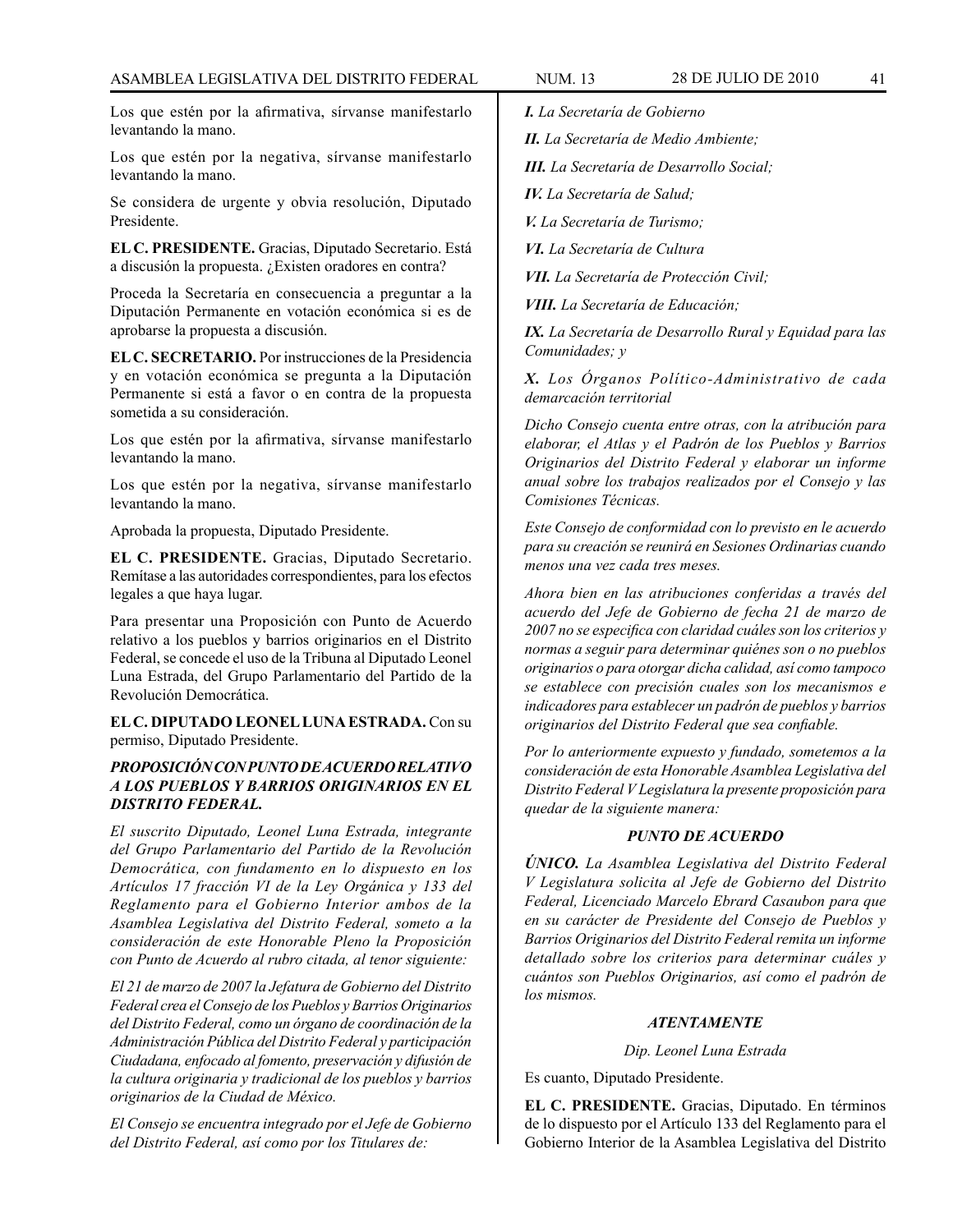Los que estén por la afirmativa, sírvanse manifestarlo levantando la mano.

Los que estén por la negativa, sírvanse manifestarlo levantando la mano.

Se considera de urgente y obvia resolución, Diputado Presidente.

**EL C. PRESIDENTE.** Gracias, Diputado Secretario. Está a discusión la propuesta. ¿Existen oradores en contra?

Proceda la Secretaría en consecuencia a preguntar a la Diputación Permanente en votación económica si es de aprobarse la propuesta a discusión.

**EL C. SECRETARIO.** Por instrucciones de la Presidencia y en votación económica se pregunta a la Diputación Permanente si está a favor o en contra de la propuesta sometida a su consideración.

Los que estén por la afirmativa, sírvanse manifestarlo levantando la mano.

Los que estén por la negativa, sírvanse manifestarlo levantando la mano.

Aprobada la propuesta, Diputado Presidente.

**EL C. PRESIDENTE.** Gracias, Diputado Secretario. Remítase a las autoridades correspondientes, para los efectos legales a que haya lugar.

Para presentar una Proposición con Punto de Acuerdo relativo a los pueblos y barrios originarios en el Distrito Federal, se concede el uso de la Tribuna al Diputado Leonel Luna Estrada, del Grupo Parlamentario del Partido de la Revolución Democrática.

**EL C. DIPUTADO LEONEL LUNA ESTRADA.** Con su permiso, Diputado Presidente.

***PROPOSICIÓN CON PUNTO DE ACUERDO RELATIVO A LOS PUEBLOS Y BARRIOS ORIGINARIOS EN EL DISTRITO FEDERAL.***

*El suscrito Diputado, Leonel Luna Estrada, integrante del Grupo Parlamentario del Partido de la Revolución Democrática, con fundamento en lo dispuesto en los Artículos 17 fracción VI de la Ley Orgánica y 133 del Reglamento para el Gobierno Interior ambos de la Asamblea Legislativa del Distrito Federal, someto a la consideración de este Honorable Pleno la Proposición con Punto de Acuerdo al rubro citada, al tenor siguiente:*

*El 21 de marzo de 2007 la Jefatura de Gobierno del Distrito Federal crea el Consejo de los Pueblos y Barrios Originarios del Distrito Federal, como un órgano de coordinación de la Administración Pública del Distrito Federal y participación Ciudadana, enfocado al fomento, preservación y difusión de la cultura originaria y tradicional de los pueblos y barrios originarios de la Ciudad de México.*

*El Consejo se encuentra integrado por el Jefe de Gobierno del Distrito Federal, así como por los Titulares de:*

***I.*** *La Secretaría de Gobierno*

***II.*** *La Secretaría de Medio Ambiente;*

***III.*** *La Secretaría de Desarrollo Social;*

***IV.*** *La Secretaría de Salud;*

***V.*** *La Secretaría de Turismo;*

***VI.*** *La Secretaría de Cultura*

***VII.*** *La Secretaría de Protección Civil;*

***VIII.*** *La Secretaría de Educación;*

***IX.*** *La Secretaría de Desarrollo Rural y Equidad para las Comunidades; y*

***X.*** *Los Órganos Político-Administrativo de cada demarcación territorial*

*Dicho Consejo cuenta entre otras, con la atribución para elaborar, el Atlas y el Padrón de los Pueblos y Barrios Originarios del Distrito Federal y elaborar un informe anual sobre los trabajos realizados por el Consejo y las Comisiones Técnicas.*

*Este Consejo de conformidad con lo previsto en le acuerdo para su creación se reunirá en Sesiones Ordinarias cuando menos una vez cada tres meses.*

*Ahora bien en las atribuciones conferidas a través del acuerdo del Jefe de Gobierno de fecha 21 de marzo de 2007 no se especifica con claridad cuáles son los criterios y normas a seguir para determinar quiénes son o no pueblos originarios o para otorgar dicha calidad, así como tampoco se establece con precisión cuales son los mecanismos e indicadores para establecer un padrón de pueblos y barrios originarios del Distrito Federal que sea confiable.*

*Por lo anteriormente expuesto y fundado, sometemos a la consideración de esta Honorable Asamblea Legislativa del Distrito Federal V Legislatura la presente proposición para quedar de la siguiente manera:*

***PUNTO DE ACUERDO***

***ÚNICO.*** *La Asamblea Legislativa del Distrito Federal V Legislatura solicita al Jefe de Gobierno del Distrito Federal, Licenciado Marcelo Ebrard Casaubon para que en su carácter de Presidente del Consejo de Pueblos y Barrios Originarios del Distrito Federal remita un informe detallado sobre los criterios para determinar cuáles y cuántos son Pueblos Originarios, así como el padrón de los mismos.*

***ATENTAMENTE***

*Dip. Leonel Luna Estrada*

Es cuanto, Diputado Presidente.

**EL C. PRESIDENTE.** Gracias, Diputado. En términos de lo dispuesto por el Artículo 133 del Reglamento para el Gobierno Interior de la Asamblea Legislativa del Distrito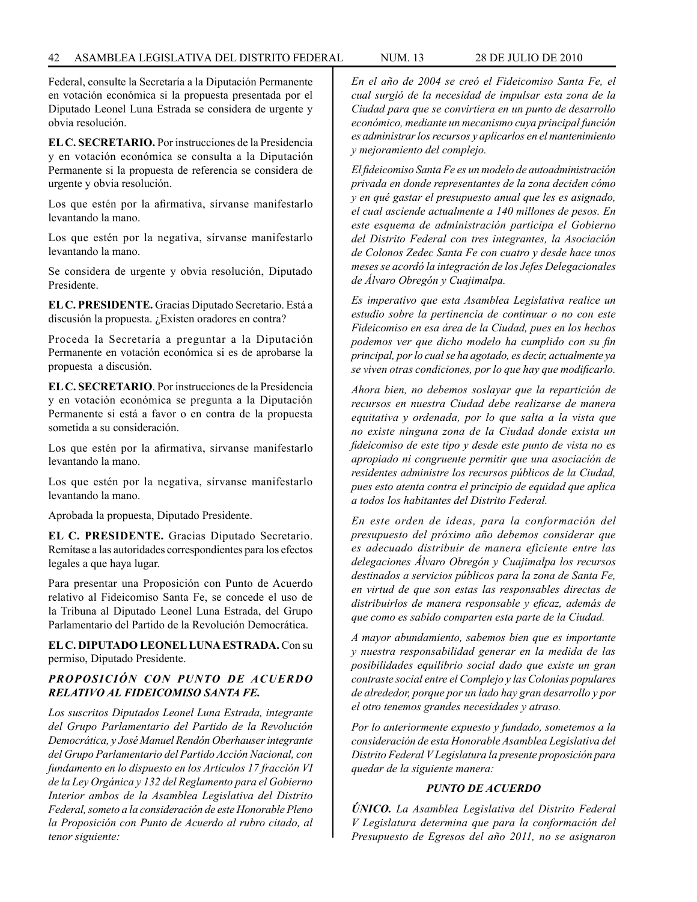Federal, consulte la Secretaría a la Diputación Permanente en votación económica si la propuesta presentada por el Diputado Leonel Luna Estrada se considera de urgente y obvia resolución.

**EL C. SECRETARIO.** Por instrucciones de la Presidencia y en votación económica se consulta a la Diputación Permanente si la propuesta de referencia se considera de urgente y obvia resolución.

Los que estén por la afirmativa, sírvanse manifestarlo levantando la mano.

Los que estén por la negativa, sírvanse manifestarlo levantando la mano.

Se considera de urgente y obvia resolución, Diputado Presidente.

**EL C. PRESIDENTE.** Gracias Diputado Secretario. Está a discusión la propuesta. ¿Existen oradores en contra?

Proceda la Secretaría a preguntar a la Diputación Permanente en votación económica si es de aprobarse la propuesta a discusión.

**EL C. SECRETARIO**. Por instrucciones de la Presidencia y en votación económica se pregunta a la Diputación Permanente si está a favor o en contra de la propuesta sometida a su consideración.

Los que estén por la afirmativa, sírvanse manifestarlo levantando la mano.

Los que estén por la negativa, sírvanse manifestarlo levantando la mano.

Aprobada la propuesta, Diputado Presidente.

**EL C. PRESIDENTE.** Gracias Diputado Secretario. Remítase a las autoridades correspondientes para los efectos legales a que haya lugar.

Para presentar una Proposición con Punto de Acuerdo relativo al Fideicomiso Santa Fe, se concede el uso de la Tribuna al Diputado Leonel Luna Estrada, del Grupo Parlamentario del Partido de la Revolución Democrática.

**EL C. DIPUTADO LEONEL LUNA ESTRADA.** Con su permiso, Diputado Presidente.

***PROPOSICIÓN CON PUNTO DE ACUERDO RELATIVO AL FIDEICOMISO SANTA FE.***

*Los suscritos Diputados Leonel Luna Estrada, integrante del Grupo Parlamentario del Partido de la Revolución Democrática, y José Manuel Rendón Oberhauser integrante del Grupo Parlamentario del Partido Acción Nacional, con fundamento en lo dispuesto en los Artículos 17 fracción VI de la Ley Orgánica y 132 del Reglamento para el Gobierno Interior ambos de la Asamblea Legislativa del Distrito Federal, someto a la consideración de este Honorable Pleno la Proposición con Punto de Acuerdo al rubro citado, al tenor siguiente:*

*En el año de 2004 se creó el Fideicomiso Santa Fe, el cual surgió de la necesidad de impulsar esta zona de la Ciudad para que se convirtiera en un punto de desarrollo económico, mediante un mecanismo cuya principal función es administrar los recursos y aplicarlos en el mantenimiento y mejoramiento del complejo.*

*El fideicomiso Santa Fe es un modelo de autoadministración privada en donde representantes de la zona deciden cómo y en qué gastar el presupuesto anual que les es asignado, el cual asciende actualmente a 140 millones de pesos. En este esquema de administración participa el Gobierno del Distrito Federal con tres integrantes, la Asociación de Colonos Zedec Santa Fe con cuatro y desde hace unos meses se acordó la integración de los Jefes Delegacionales de Álvaro Obregón y Cuajimalpa.*

*Es imperativo que esta Asamblea Legislativa realice un estudio sobre la pertinencia de continuar o no con este Fideicomiso en esa área de la Ciudad, pues en los hechos podemos ver que dicho modelo ha cumplido con su fin principal, por lo cual se ha agotado, es decir, actualmente ya se viven otras condiciones, por lo que hay que modificarlo.*

*Ahora bien, no debemos soslayar que la repartición de recursos en nuestra Ciudad debe realizarse de manera equitativa y ordenada, por lo que salta a la vista que no existe ninguna zona de la Ciudad donde exista un fideicomiso de este tipo y desde este punto de vista no es apropiado ni congruente permitir que una asociación de residentes administre los recursos públicos de la Ciudad, pues esto atenta contra el principio de equidad que aplica a todos los habitantes del Distrito Federal.*

*En este orden de ideas, para la conformación del presupuesto del próximo año debemos considerar que es adecuado distribuir de manera eficiente entre las delegaciones Álvaro Obregón y Cuajimalpa los recursos destinados a servicios públicos para la zona de Santa Fe, en virtud de que son estas las responsables directas de distribuirlos de manera responsable y eficaz, además de que como es sabido comparten esta parte de la Ciudad.*

*A mayor abundamiento, sabemos bien que es importante y nuestra responsabilidad generar en la medida de las posibilidades equilibrio social dado que existe un gran contraste social entre el Complejo y las Colonias populares de alrededor, porque por un lado hay gran desarrollo y por el otro tenemos grandes necesidades y atraso.*

*Por lo anteriormente expuesto y fundado, sometemos a la consideración de esta Honorable Asamblea Legislativa del Distrito Federal V Legislatura la presente proposición para quedar de la siguiente manera:*

***PUNTO DE ACUERDO***

***ÚNICO.*** *La Asamblea Legislativa del Distrito Federal V Legislatura determina que para la conformación del Presupuesto de Egresos del año 2011, no se asignaron*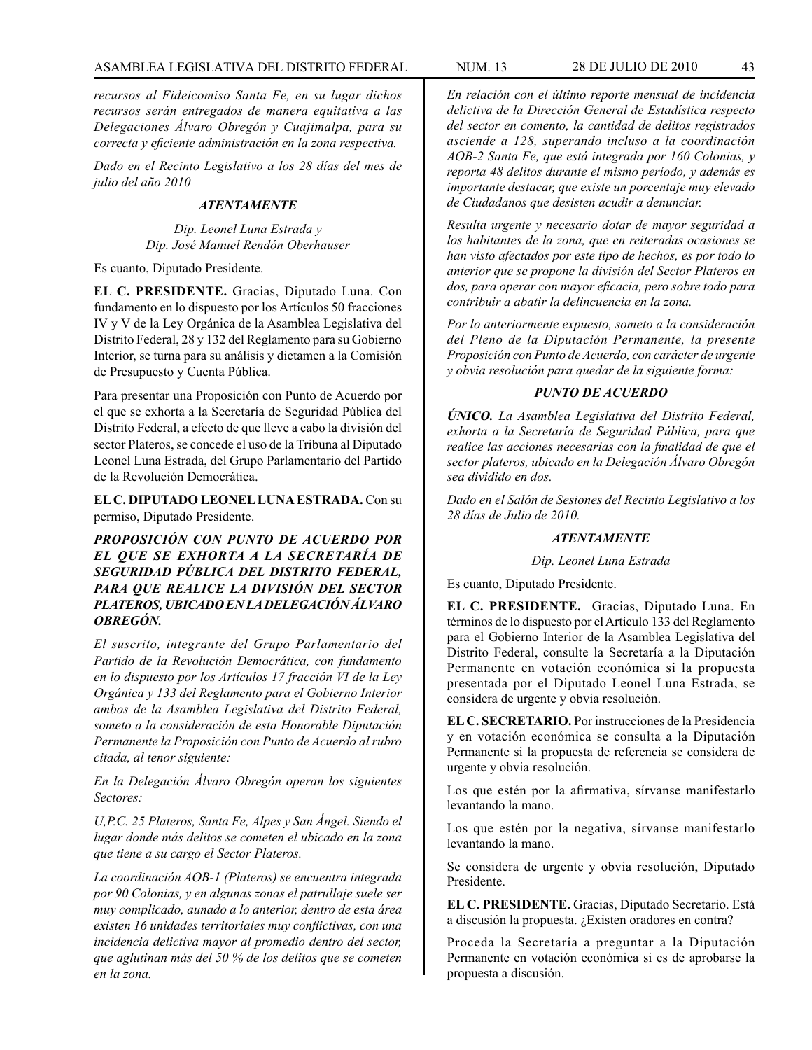*recursos al Fideicomiso Santa Fe, en su lugar dichos recursos serán entregados de manera equitativa a las Delegaciones Álvaro Obregón y Cuajimalpa, para su correcta y eficiente administración en la zona respectiva.*

*Dado en el Recinto Legislativo a los 28 días del mes de julio del año 2010*

***ATENTAMENTE***

*Dip. Leonel Luna Estrada y*
*Dip. José Manuel Rendón Oberhauser*

Es cuanto, Diputado Presidente.

**EL C. PRESIDENTE.** Gracias, Diputado Luna. Con fundamento en lo dispuesto por los Artículos 50 fracciones IV y V de la Ley Orgánica de la Asamblea Legislativa del Distrito Federal, 28 y 132 del Reglamento para su Gobierno Interior, se turna para su análisis y dictamen a la Comisión de Presupuesto y Cuenta Pública.

Para presentar una Proposición con Punto de Acuerdo por el que se exhorta a la Secretaría de Seguridad Pública del Distrito Federal, a efecto de que lleve a cabo la división del sector Plateros, se concede el uso de la Tribuna al Diputado Leonel Luna Estrada, del Grupo Parlamentario del Partido de la Revolución Democrática.

**EL C. DIPUTADO LEONEL LUNA ESTRADA.** Con su permiso, Diputado Presidente.

***PROPOSICIÓN CON PUNTO DE ACUERDO POR EL QUE SE EXHORTA A LA SECRETARÍA DE SEGURIDAD PÚBLICA DEL DISTRITO FEDERAL, PARA QUE REALICE LA DIVISIÓN DEL SECTOR PLATEROS, UBICADO EN LA DELEGACIÓN ÁLVARO OBREGÓN.***

*El suscrito, integrante del Grupo Parlamentario del Partido de la Revolución Democrática, con fundamento en lo dispuesto por los Artículos 17 fracción VI de la Ley Orgánica y 133 del Reglamento para el Gobierno Interior ambos de la Asamblea Legislativa del Distrito Federal, someto a la consideración de esta Honorable Diputación Permanente la Proposición con Punto de Acuerdo al rubro citada, al tenor siguiente:*

*En la Delegación Álvaro Obregón operan los siguientes Sectores:*

*U,P.C. 25 Plateros, Santa Fe, Alpes y San Ángel. Siendo el lugar donde más delitos se cometen el ubicado en la zona que tiene a su cargo el Sector Plateros.*

*La coordinación AOB-1 (Plateros) se encuentra integrada por 90 Colonias, y en algunas zonas el patrullaje suele ser muy complicado, aunado a lo anterior, dentro de esta área existen 16 unidades territoriales muy conflictivas, con una incidencia delictiva mayor al promedio dentro del sector, que aglutinan más del 50 % de los delitos que se cometen en la zona.*

*En relación con el último reporte mensual de incidencia delictiva de la Dirección General de Estadística respecto del sector en comento, la cantidad de delitos registrados asciende a 128, superando incluso a la coordinación AOB-2 Santa Fe, que está integrada por 160 Colonias, y reporta 48 delitos durante el mismo período, y además es importante destacar, que existe un porcentaje muy elevado de Ciudadanos que desisten acudir a denunciar.*

*Resulta urgente y necesario dotar de mayor seguridad a los habitantes de la zona, que en reiteradas ocasiones se han visto afectados por este tipo de hechos, es por todo lo anterior que se propone la división del Sector Plateros en dos, para operar con mayor eficacia, pero sobre todo para contribuir a abatir la delincuencia en la zona.*

*Por lo anteriormente expuesto, someto a la consideración del Pleno de la Diputación Permanente, la presente Proposición con Punto de Acuerdo, con carácter de urgente y obvia resolución para quedar de la siguiente forma:*

***PUNTO DE ACUERDO***

***ÚNICO.*** *La Asamblea Legislativa del Distrito Federal, exhorta a la Secretaría de Seguridad Pública, para que realice las acciones necesarias con la finalidad de que el sector plateros, ubicado en la Delegación Álvaro Obregón sea dividido en dos.*

*Dado en el Salón de Sesiones del Recinto Legislativo a los 28 días de Julio de 2010.*

***ATENTAMENTE***

*Dip. Leonel Luna Estrada*

Es cuanto, Diputado Presidente.

**EL C. PRESIDENTE.** Gracias, Diputado Luna. En términos de lo dispuesto por el Artículo 133 del Reglamento para el Gobierno Interior de la Asamblea Legislativa del Distrito Federal, consulte la Secretaría a la Diputación Permanente en votación económica si la propuesta presentada por el Diputado Leonel Luna Estrada, se considera de urgente y obvia resolución.

**EL C. SECRETARIO.** Por instrucciones de la Presidencia y en votación económica se consulta a la Diputación Permanente si la propuesta de referencia se considera de urgente y obvia resolución.

Los que estén por la afirmativa, sírvanse manifestarlo levantando la mano.

Los que estén por la negativa, sírvanse manifestarlo levantando la mano.

Se considera de urgente y obvia resolución, Diputado Presidente.

**EL C. PRESIDENTE.** Gracias, Diputado Secretario. Está a discusión la propuesta. ¿Existen oradores en contra?

Proceda la Secretaría a preguntar a la Diputación Permanente en votación económica si es de aprobarse la propuesta a discusión.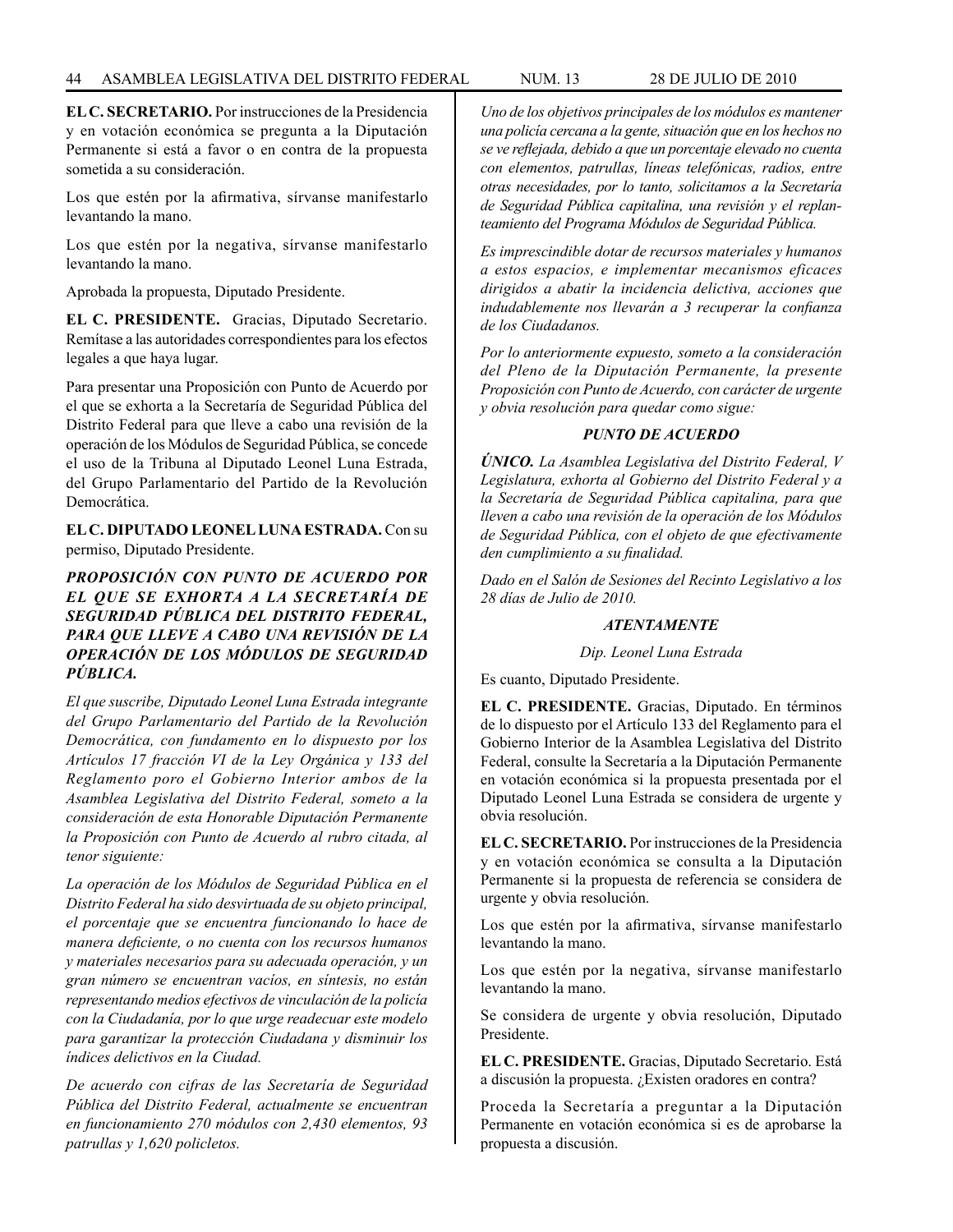**EL C. SECRETARIO.** Por instrucciones de la Presidencia y en votación económica se pregunta a la Diputación Permanente si está a favor o en contra de la propuesta sometida a su consideración.

Los que estén por la afirmativa, sírvanse manifestarlo levantando la mano.

Los que estén por la negativa, sírvanse manifestarlo levantando la mano.

Aprobada la propuesta, Diputado Presidente.

**EL C. PRESIDENTE.** Gracias, Diputado Secretario. Remítase a las autoridades correspondientes para los efectos legales a que haya lugar.

Para presentar una Proposición con Punto de Acuerdo por el que se exhorta a la Secretaría de Seguridad Pública del Distrito Federal para que lleve a cabo una revisión de la operación de los Módulos de Seguridad Pública, se concede el uso de la Tribuna al Diputado Leonel Luna Estrada, del Grupo Parlamentario del Partido de la Revolución Democrática.

**EL C. DIPUTADO LEONEL LUNA ESTRADA.** Con su permiso, Diputado Presidente.

***PROPOSICIÓN CON PUNTO DE ACUERDO POR EL QUE SE EXHORTA A LA SECRETARÍA DE SEGURIDAD PÚBLICA DEL DISTRITO FEDERAL, PARA QUE LLEVE A CABO UNA REVISIÓN DE LA OPERACIÓN DE LOS MÓDULOS DE SEGURIDAD PÚBLICA.***

*El que suscribe, Diputado Leonel Luna Estrada integrante del Grupo Parlamentario del Partido de la Revolución Democrática, con fundamento en lo dispuesto por los Artículos 17 fracción VI de la Ley Orgánica y 133 del Reglamento poro el Gobierno Interior ambos de la Asamblea Legislativa del Distrito Federal, someto a la consideración de esta Honorable Diputación Permanente la Proposición con Punto de Acuerdo al rubro citada, al tenor siguiente:*

*La operación de los Módulos de Seguridad Pública en el Distrito Federal ha sido desvirtuada de su objeto principal, el porcentaje que se encuentra funcionando lo hace de manera deficiente, o no cuenta con los recursos humanos y materiales necesarios para su adecuada operación, y un gran número se encuentran vacíos, en síntesis, no están representando medios efectivos de vinculación de la policía con la Ciudadanía, por lo que urge readecuar este modelo para garantizar la protección Ciudadana y disminuir los índices delictivos en la Ciudad.*

*De acuerdo con cifras de las Secretaría de Seguridad Pública del Distrito Federal, actualmente se encuentran en funcionamiento 270 módulos con 2,430 elementos, 93 patrullas y 1,620 policletos.*

*Uno de los objetivos principales de los módulos es mantener una policía cercana a la gente, situación que en los hechos no se ve reflejada, debido a que un porcentaje elevado no cuenta con elementos, patrullas, líneas telefónicas, radios, entre otras necesidades, por lo tanto, solicitamos a la Secretaría de Seguridad Pública capitalina, una revisión y el replanteamiento del Programa Módulos de Seguridad Pública.*

*Es imprescindible dotar de recursos materiales y humanos a estos espacios, e implementar mecanismos eficaces dirigidos a abatir la incidencia delictiva, acciones que indudablemente nos llevarán a 3 recuperar la confianza de los Ciudadanos.*

*Por lo anteriormente expuesto, someto a la consideración del Pleno de la Diputación Permanente, la presente Proposición con Punto de Acuerdo, con carácter de urgente y obvia resolución para quedar como sigue:*

***PUNTO DE ACUERDO***

***ÚNICO.*** *La Asamblea Legislativa del Distrito Federal, V Legislatura, exhorta al Gobierno del Distrito Federal y a la Secretaría de Seguridad Pública capitalina, para que lleven a cabo una revisión de la operación de los Módulos de Seguridad Pública, con el objeto de que efectivamente den cumplimiento a su finalidad.*

*Dado en el Salón de Sesiones del Recinto Legislativo a los 28 días de Julio de 2010.*

***ATENTAMENTE***

*Dip. Leonel Luna Estrada*

Es cuanto, Diputado Presidente.

**EL C. PRESIDENTE.** Gracias, Diputado. En términos de lo dispuesto por el Artículo 133 del Reglamento para el Gobierno Interior de la Asamblea Legislativa del Distrito Federal, consulte la Secretaría a la Diputación Permanente en votación económica si la propuesta presentada por el Diputado Leonel Luna Estrada se considera de urgente y obvia resolución.

**EL C. SECRETARIO.** Por instrucciones de la Presidencia y en votación económica se consulta a la Diputación Permanente si la propuesta de referencia se considera de urgente y obvia resolución.

Los que estén por la afirmativa, sírvanse manifestarlo levantando la mano.

Los que estén por la negativa, sírvanse manifestarlo levantando la mano.

Se considera de urgente y obvia resolución, Diputado Presidente.

**EL C. PRESIDENTE.** Gracias, Diputado Secretario. Está a discusión la propuesta. ¿Existen oradores en contra?

Proceda la Secretaría a preguntar a la Diputación Permanente en votación económica si es de aprobarse la propuesta a discusión.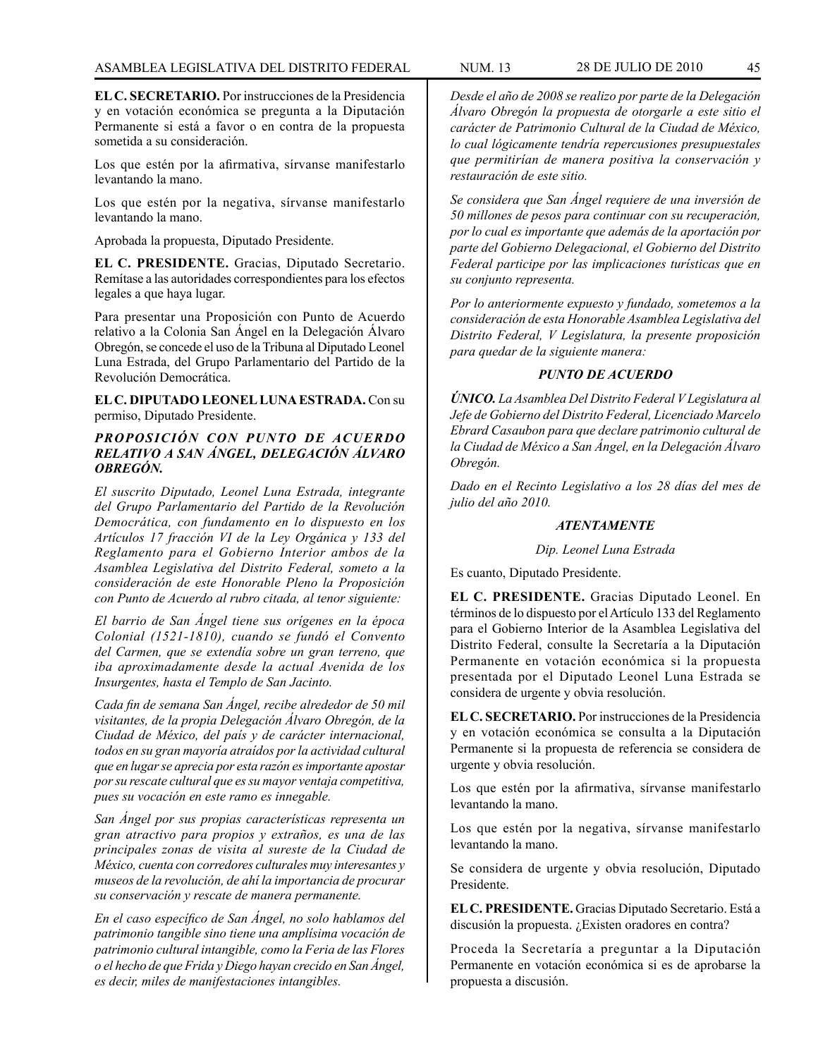**EL C. SECRETARIO.** Por instrucciones de la Presidencia y en votación económica se pregunta a la Diputación Permanente si está a favor o en contra de la propuesta sometida a su consideración.

Los que estén por la afirmativa, sírvanse manifestarlo levantando la mano.

Los que estén por la negativa, sírvanse manifestarlo levantando la mano.

Aprobada la propuesta, Diputado Presidente.

**EL C. PRESIDENTE.** Gracias, Diputado Secretario. Remítase a las autoridades correspondientes para los efectos legales a que haya lugar.

Para presentar una Proposición con Punto de Acuerdo relativo a la Colonia San Ángel en la Delegación Álvaro Obregón, se concede el uso de la Tribuna al Diputado Leonel Luna Estrada, del Grupo Parlamentario del Partido de la Revolución Democrática.

**EL C. DIPUTADO LEONEL LUNA ESTRADA.** Con su permiso, Diputado Presidente.

***PROPOSICIÓN CON PUNTO DE ACUERDO RELATIVO A SAN ÁNGEL, DELEGACIÓN ÁLVARO OBREGÓN.***

*El suscrito Diputado, Leonel Luna Estrada, integrante del Grupo Parlamentario del Partido de la Revolución Democrática, con fundamento en lo dispuesto en los Artículos 17 fracción VI de la Ley Orgánica y 133 del Reglamento para el Gobierno Interior ambos de la Asamblea Legislativa del Distrito Federal, someto a la consideración de este Honorable Pleno la Proposición con Punto de Acuerdo al rubro citada, al tenor siguiente:*

*El barrio de San Ángel tiene sus orígenes en la época Colonial (1521-1810), cuando se fundó el Convento del Carmen, que se extendía sobre un gran terreno, que iba aproximadamente desde la actual Avenida de los Insurgentes, hasta el Templo de San Jacinto.*

*Cada fin de semana San Ángel, recibe alrededor de 50 mil visitantes, de la propia Delegación Álvaro Obregón, de la Ciudad de México, del país y de carácter internacional, todos en su gran mayoría atraídos por la actividad cultural que en lugar se aprecia por esta razón es importante apostar por su rescate cultural que es su mayor ventaja competitiva, pues su vocación en este ramo es innegable.*

*San Ángel por sus propias características representa un gran atractivo para propios y extraños, es una de las principales zonas de visita al sureste de la Ciudad de México, cuenta con corredores culturales muy interesantes y museos de la revolución, de ahí la importancia de procurar su conservación y rescate de manera permanente.*

*En el caso específico de San Ángel, no solo hablamos del patrimonio tangible sino tiene una amplísima vocación de patrimonio cultural intangible, como la Feria de las Flores o el hecho de que Frida y Diego hayan crecido en San Ángel, es decir, miles de manifestaciones intangibles.*

*Desde el año de 2008 se realizo por parte de la Delegación Álvaro Obregón la propuesta de otorgarle a este sitio el carácter de Patrimonio Cultural de la Ciudad de México, lo cual lógicamente tendría repercusiones presupuestales que permitirían de manera positiva la conservación y restauración de este sitio.*

*Se considera que San Ángel requiere de una inversión de 50 millones de pesos para continuar con su recuperación, por lo cual es importante que además de la aportación por parte del Gobierno Delegacional, el Gobierno del Distrito Federal participe por las implicaciones turísticas que en su conjunto representa.*

*Por lo anteriormente expuesto y fundado, sometemos a la consideración de esta Honorable Asamblea Legislativa del Distrito Federal, V Legislatura, la presente proposición para quedar de la siguiente manera:*

***PUNTO DE ACUERDO***

***ÚNICO.*** *La Asamblea Del Distrito Federal V Legislatura al Jefe de Gobierno del Distrito Federal, Licenciado Marcelo Ebrard Casaubon para que declare patrimonio cultural de la Ciudad de México a San Ángel, en la Delegación Álvaro Obregón.*

*Dado en el Recinto Legislativo a los 28 días del mes de julio del año 2010.*

***ATENTAMENTE***

*Dip. Leonel Luna Estrada*

Es cuanto, Diputado Presidente.

**EL C. PRESIDENTE.** Gracias Diputado Leonel. En términos de lo dispuesto por el Artículo 133 del Reglamento para el Gobierno Interior de la Asamblea Legislativa del Distrito Federal, consulte la Secretaría a la Diputación Permanente en votación económica si la propuesta presentada por el Diputado Leonel Luna Estrada se considera de urgente y obvia resolución.

**EL C. SECRETARIO.** Por instrucciones de la Presidencia y en votación económica se consulta a la Diputación Permanente si la propuesta de referencia se considera de urgente y obvia resolución.

Los que estén por la afirmativa, sírvanse manifestarlo levantando la mano.

Los que estén por la negativa, sírvanse manifestarlo levantando la mano.

Se considera de urgente y obvia resolución, Diputado Presidente.

**EL C. PRESIDENTE.** Gracias Diputado Secretario. Está a discusión la propuesta. ¿Existen oradores en contra?

Proceda la Secretaría a preguntar a la Diputación Permanente en votación económica si es de aprobarse la propuesta a discusión.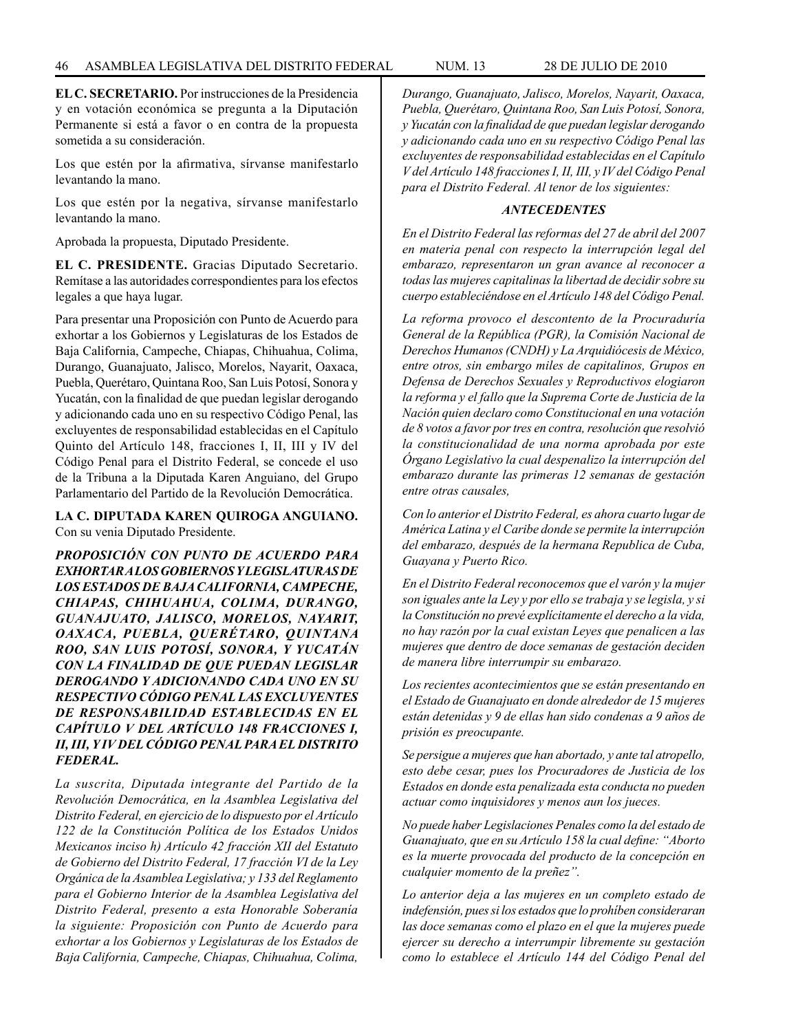**EL C. SECRETARIO.** Por instrucciones de la Presidencia y en votación económica se pregunta a la Diputación Permanente si está a favor o en contra de la propuesta sometida a su consideración.

Los que estén por la afirmativa, sírvanse manifestarlo levantando la mano.

Los que estén por la negativa, sírvanse manifestarlo levantando la mano.

Aprobada la propuesta, Diputado Presidente.

**EL C. PRESIDENTE.** Gracias Diputado Secretario. Remítase a las autoridades correspondientes para los efectos legales a que haya lugar.

Para presentar una Proposición con Punto de Acuerdo para exhortar a los Gobiernos y Legislaturas de los Estados de Baja California, Campeche, Chiapas, Chihuahua, Colima, Durango, Guanajuato, Jalisco, Morelos, Nayarit, Oaxaca, Puebla, Querétaro, Quintana Roo, San Luis Potosí, Sonora y Yucatán, con la finalidad de que puedan legislar derogando y adicionando cada uno en su respectivo Código Penal, las excluyentes de responsabilidad establecidas en el Capítulo Quinto del Artículo 148, fracciones I, II, III y IV del Código Penal para el Distrito Federal, se concede el uso de la Tribuna a la Diputada Karen Anguiano, del Grupo Parlamentario del Partido de la Revolución Democrática.

**LA C. DIPUTADA KAREN QUIROGA ANGUIANO.** Con su venia Diputado Presidente.

***PROPOSICIÓN CON PUNTO DE ACUERDO PARA EXHORTAR A LOS GOBIERNOS Y LEGISLATURAS DE LOS ESTADOS DE BAJA CALIFORNIA, CAMPECHE, CHIAPAS, CHIHUAHUA, COLIMA, DURANGO, GUANAJUATO, JALISCO, MORELOS, NAYARIT, OAXACA, PUEBLA, QUERÉTARO, QUINTANA ROO, SAN LUIS POTOSÍ, SONORA, Y YUCATÁN CON LA FINALIDAD DE QUE PUEDAN LEGISLAR DEROGANDO Y ADICIONANDO CADA UNO EN SU RESPECTIVO CÓDIGO PENAL LAS EXCLUYENTES DE RESPONSABILIDAD ESTABLECIDAS EN EL CAPÍTULO V DEL ARTÍCULO 148 FRACCIONES I, II, III, Y IV DEL CÓDIGO PENAL PARA EL DISTRITO FEDERAL.***

*La suscrita, Diputada integrante del Partido de la Revolución Democrática, en la Asamblea Legislativa del Distrito Federal, en ejercicio de lo dispuesto por el Artículo 122 de la Constitución Política de los Estados Unidos Mexicanos inciso h) Artículo 42 fracción XII del Estatuto de Gobierno del Distrito Federal, 17 fracción VI de la Ley Orgánica de la Asamblea Legislativa; y 133 del Reglamento para el Gobierno Interior de la Asamblea Legislativa del Distrito Federal, presento a esta Honorable Soberanía la siguiente: Proposición con Punto de Acuerdo para exhortar a los Gobiernos y Legislaturas de los Estados de Baja California, Campeche, Chiapas, Chihuahua, Colima, Durango, Guanajuato, Jalisco, Morelos, Nayarit, Oaxaca, Puebla, Querétaro, Quintana Roo, San Luis Potosí, Sonora, y Yucatán con la finalidad de que puedan legislar derogando y adicionando cada uno en su respectivo Código Penal las excluyentes de responsabilidad establecidas en el Capítulo V del Artículo 148 fracciones I, II, III, y IV del Código Penal para el Distrito Federal. Al tenor de los siguientes:*

***ANTECEDENTES***

*En el Distrito Federal las reformas del 27 de abril del 2007 en materia penal con respecto la interrupción legal del embarazo, representaron un gran avance al reconocer a todas las mujeres capitalinas la libertad de decidir sobre su cuerpo estableciéndose en el Artículo 148 del Código Penal.*

*La reforma provoco el descontento de la Procuraduría General de la República (PGR), la Comisión Nacional de Derechos Humanos (CNDH) y La Arquidiócesis de México, entre otros, sin embargo miles de capitalinos, Grupos en Defensa de Derechos Sexuales y Reproductivos elogiaron la reforma y el fallo que la Suprema Corte de Justicia de la Nación quien declaro como Constitucional en una votación de 8 votos a favor por tres en contra, resolución que resolvió la constitucionalidad de una norma aprobada por este Órgano Legislativo la cual despenalizo la interrupción del embarazo durante las primeras 12 semanas de gestación entre otras causales,*

*Con lo anterior el Distrito Federal, es ahora cuarto lugar de América Latina y el Caribe donde se permite la interrupción del embarazo, después de la hermana Republica de Cuba, Guayana y Puerto Rico.*

*En el Distrito Federal reconocemos que el varón y la mujer son iguales ante la Ley y por ello se trabaja y se legisla, y si la Constitución no prevé explícitamente el derecho a la vida, no hay razón por la cual existan Leyes que penalicen a las mujeres que dentro de doce semanas de gestación deciden de manera libre interrumpir su embarazo.*

*Los recientes acontecimientos que se están presentando en el Estado de Guanajuato en donde alrededor de 15 mujeres están detenidas y 9 de ellas han sido condenas a 9 años de prisión es preocupante.*

*Se persigue a mujeres que han abortado, y ante tal atropello, esto debe cesar, pues los Procuradores de Justicia de los Estados en donde esta penalizada esta conducta no pueden actuar como inquisidores y menos aun los jueces.*

*No puede haber Legislaciones Penales como la del estado de Guanajuato, que en su Artículo 158 la cual define: "Aborto es la muerte provocada del producto de la concepción en cualquier momento de la preñez".*

*Lo anterior deja a las mujeres en un completo estado de indefensión, pues si los estados que lo prohíben consideraran las doce semanas como el plazo en el que la mujeres puede ejercer su derecho a interrumpir libremente su gestación como lo establece el Artículo 144 del Código Penal del*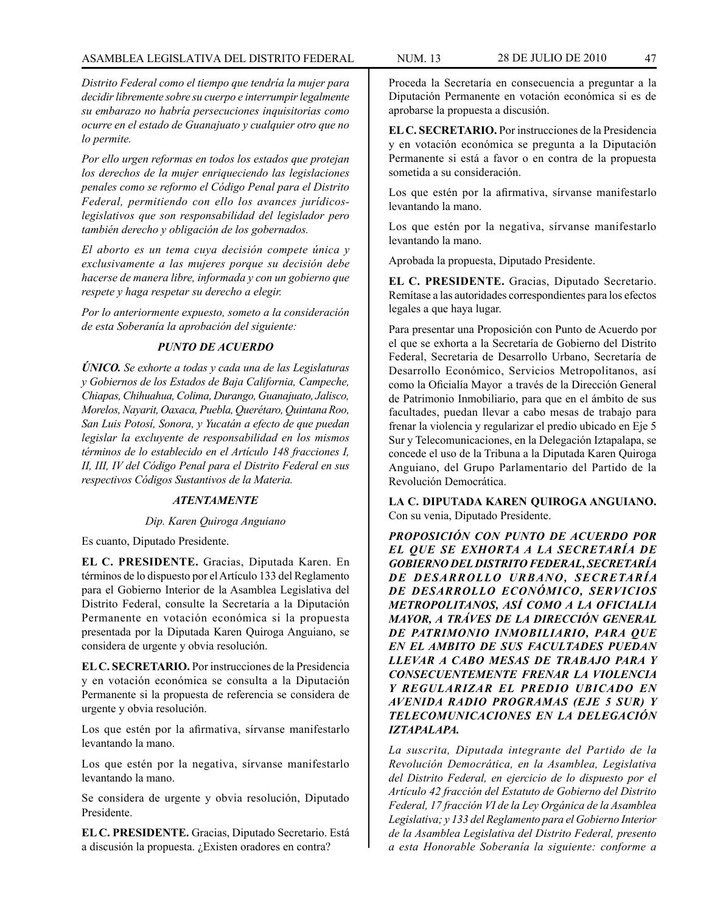*Distrito Federal como el tiempo que tendría la mujer para decidir libremente sobre su cuerpo e interrumpir legalmente su embarazo no habría persecuciones inquisitorias como ocurre en el estado de Guanajuato y cualquier otro que no lo permite.*

*Por ello urgen reformas en todos los estados que protejan los derechos de la mujer enriqueciendo las legislaciones penales como se reformo el Código Penal para el Distrito Federal, permitiendo con ello los avances jurídicos-legislativos que son responsabilidad del legislador pero también derecho y obligación de los gobernados.*

*El aborto es un tema cuya decisión compete única y exclusivamente a las mujeres porque su decisión debe hacerse de manera libre, informada y con un gobierno que respete y haga respetar su derecho a elegir.*

*Por lo anteriormente expuesto, someto a la consideración de esta Soberanía la aprobación del siguiente:*

***PUNTO DE ACUERDO***

***ÚNICO.*** *Se exhorte a todas y cada una de las Legislaturas y Gobiernos de los Estados de Baja California, Campeche, Chiapas, Chihuahua, Colima, Durango, Guanajuato, Jalisco, Morelos, Nayarit, Oaxaca, Puebla, Querétaro, Quintana Roo, San Luis Potosí, Sonora, y Yucatán a efecto de que puedan legislar la excluyente de responsabilidad en los mismos términos de lo establecido en el Artículo 148 fracciones I, II, III, IV del Código Penal para el Distrito Federal en sus respectivos Códigos Sustantivos de la Materia.*

***ATENTAMENTE***

*Dip. Karen Quiroga Anguiano*

Es cuanto, Diputado Presidente.

**EL C. PRESIDENTE.** Gracias, Diputada Karen. En términos de lo dispuesto por el Artículo 133 del Reglamento para el Gobierno Interior de la Asamblea Legislativa del Distrito Federal, consulte la Secretaría a la Diputación Permanente en votación económica si la propuesta presentada por la Diputada Karen Quiroga Anguiano, se considera de urgente y obvia resolución.

**EL C. SECRETARIO.** Por instrucciones de la Presidencia y en votación económica se consulta a la Diputación Permanente si la propuesta de referencia se considera de urgente y obvia resolución.

Los que estén por la afirmativa, sírvanse manifestarlo levantando la mano.

Los que estén por la negativa, sírvanse manifestarlo levantando la mano.

Se considera de urgente y obvia resolución, Diputado Presidente.

**EL C. PRESIDENTE.** Gracias, Diputado Secretario. Está a discusión la propuesta. ¿Existen oradores en contra?

Proceda la Secretaría en consecuencia a preguntar a la Diputación Permanente en votación económica si es de aprobarse la propuesta a discusión.

**EL C. SECRETARIO.** Por instrucciones de la Presidencia y en votación económica se pregunta a la Diputación Permanente si está a favor o en contra de la propuesta sometida a su consideración.

Los que estén por la afirmativa, sírvanse manifestarlo levantando la mano.

Los que estén por la negativa, sírvanse manifestarlo levantando la mano.

Aprobada la propuesta, Diputado Presidente.

**EL C. PRESIDENTE.** Gracias, Diputado Secretario. Remítase a las autoridades correspondientes para los efectos legales a que haya lugar.

Para presentar una Proposición con Punto de Acuerdo por el que se exhorta a la Secretaría de Gobierno del Distrito Federal, Secretaria de Desarrollo Urbano, Secretaría de Desarrollo Económico, Servicios Metropolitanos, así como la Oficialía Mayor a través de la Dirección General de Patrimonio Inmobiliario, para que en el ámbito de sus facultades, puedan llevar a cabo mesas de trabajo para frenar la violencia y regularizar el predio ubicado en Eje 5 Sur y Telecomunicaciones, en la Delegación Iztapalapa, se concede el uso de la Tribuna a la Diputada Karen Quiroga Anguiano, del Grupo Parlamentario del Partido de la Revolución Democrática.

**LA C. DIPUTADA KAREN QUIROGA ANGUIANO.** Con su venia, Diputado Presidente.

***PROPOSICIÓN CON PUNTO DE ACUERDO POR EL QUE SE EXHORTA A LA SECRETARÍA DE GOBIERNO DEL DISTRITO FEDERAL, SECRETARÍA DE DESARROLLO URBANO, SECRETARÍA DE DESARROLLO ECONÓMICO, SERVICIOS METROPOLITANOS, ASÍ COMO A LA OFICIALIA MAYOR, A TRÁVES DE LA DIRECCIÓN GENERAL DE PATRIMONIO INMOBILIARIO, PARA QUE EN EL AMBITO DE SUS FACULTADES PUEDAN LLEVAR A CABO MESAS DE TRABAJO PARA Y CONSECUENTEMENTE FRENAR LA VIOLENCIA Y REGULARIZAR EL PREDIO UBICADO EN AVENIDA RADIO PROGRAMAS (EJE 5 SUR) Y TELECOMUNICACIONES EN LA DELEGACIÓN IZTAPALAPA.***

*La suscrita, Diputada integrante del Partido de la Revolución Democrática, en la Asamblea, Legislativa del Distrito Federal, en ejercicio de lo dispuesto por el Artículo 42 fracción del Estatuto de Gobierno del Distrito Federal, 17 fracción VI de la Ley Orgánica de la Asamblea Legislativa; y 133 del Reglamento para el Gobierno Interior de la Asamblea Legislativa del Distrito Federal, presento a esta Honorable Soberanía la siguiente: conforme a*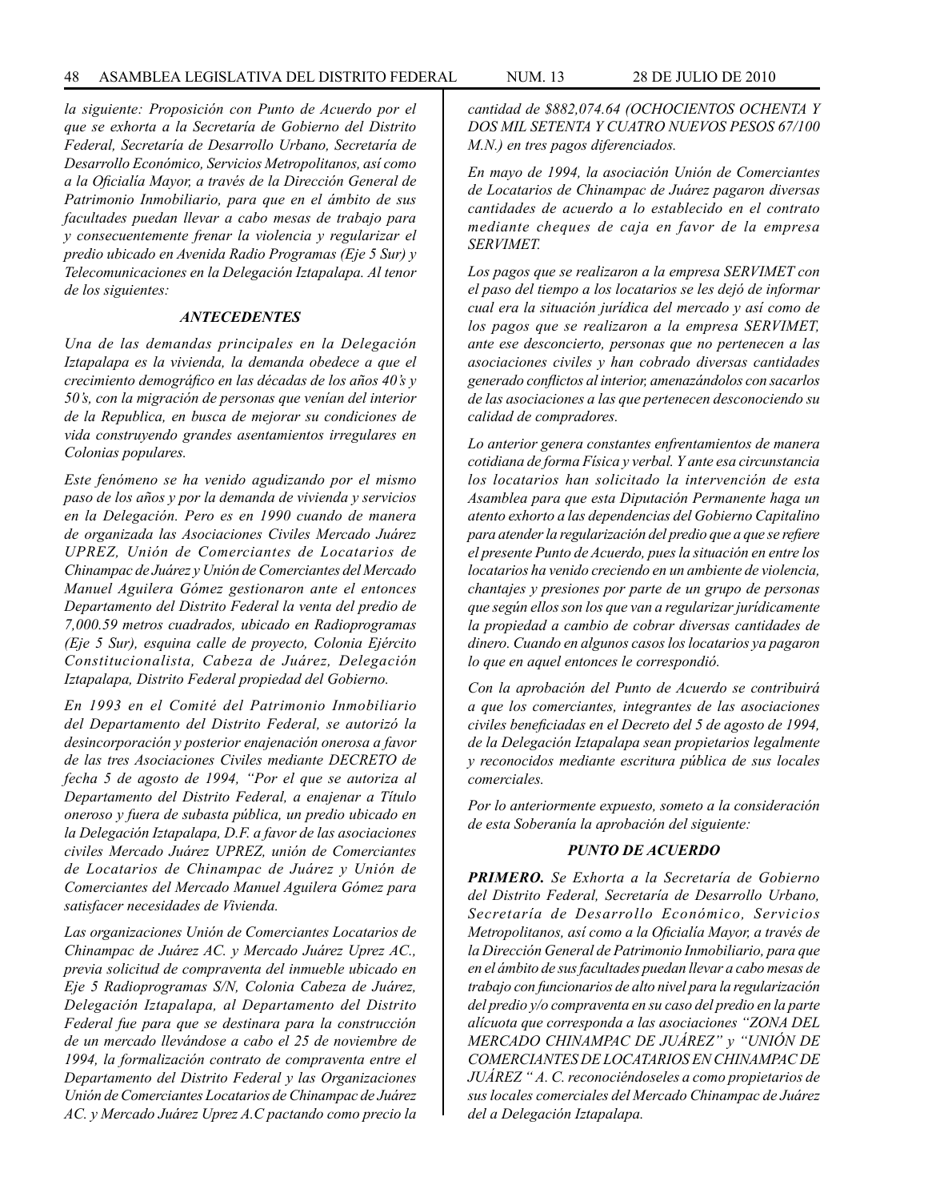*la siguiente: Proposición con Punto de Acuerdo por el que se exhorta a la Secretaría de Gobierno del Distrito Federal, Secretaría de Desarrollo Urbano, Secretaría de Desarrollo Económico, Servicios Metropolitanos, así como a la Oficialía Mayor, a través de la Dirección General de Patrimonio Inmobiliario, para que en el ámbito de sus facultades puedan llevar a cabo mesas de trabajo para y consecuentemente frenar la violencia y regularizar el predio ubicado en Avenida Radio Programas (Eje 5 Sur) y Telecomunicaciones en la Delegación Iztapalapa. Al tenor de los siguientes:*

### *ANTECEDENTES*

*Una de las demandas principales en la Delegación Iztapalapa es la vivienda, la demanda obedece a que el crecimiento demográfico en las décadas de los años 40's y 50's, con la migración de personas que venían del interior de la Republica, en busca de mejorar su condiciones de vida construyendo grandes asentamientos irregulares en Colonias populares.*

*Este fenómeno se ha venido agudizando por el mismo paso de los años y por la demanda de vivienda y servicios en la Delegación. Pero es en 1990 cuando de manera de organizada las Asociaciones Civiles Mercado Juárez UPREZ, Unión de Comerciantes de Locatarios de Chinampac de Juárez y Unión de Comerciantes del Mercado Manuel Aguilera Gómez gestionaron ante el entonces Departamento del Distrito Federal la venta del predio de 7,000.59 metros cuadrados, ubicado en Radioprogramas (Eje 5 Sur), esquina calle de proyecto, Colonia Ejército Constitucionalista, Cabeza de Juárez, Delegación Iztapalapa, Distrito Federal propiedad del Gobierno.*

*En 1993 en el Comité del Patrimonio Inmobiliario del Departamento del Distrito Federal, se autorizó la desincorporación y posterior enajenación onerosa a favor de las tres Asociaciones Civiles mediante DECRETO de fecha 5 de agosto de 1994, "Por el que se autoriza al Departamento del Distrito Federal, a enajenar a Título oneroso y fuera de subasta pública, un predio ubicado en la Delegación Iztapalapa, D.F. a favor de las asociaciones civiles Mercado Juárez UPREZ, unión de Comerciantes de Locatarios de Chinampac de Juárez y Unión de Comerciantes del Mercado Manuel Aguilera Gómez para satisfacer necesidades de Vivienda.*

*Las organizaciones Unión de Comerciantes Locatarios de Chinampac de Juárez AC. y Mercado Juárez Uprez AC., previa solicitud de compraventa del inmueble ubicado en Eje 5 Radioprogramas S/N, Colonia Cabeza de Juárez, Delegación Iztapalapa, al Departamento del Distrito Federal fue para que se destinara para la construcción de un mercado llevándose a cabo el 25 de noviembre de 1994, la formalización contrato de compraventa entre el Departamento del Distrito Federal y las Organizaciones Unión de Comerciantes Locatarios de Chinampac de Juárez AC. y Mercado Juárez Uprez A.C pactando como precio la cantidad de $882,074.64 (OCHOCIENTOS OCHENTA Y DOS MIL SETENTA Y CUATRO NUEVOS PESOS 67/100 M.N.) en tres pagos diferenciados.*

*En mayo de 1994, la asociación Unión de Comerciantes de Locatarios de Chinampac de Juárez pagaron diversas cantidades de acuerdo a lo establecido en el contrato mediante cheques de caja en favor de la empresa SERVIMET.*

*Los pagos que se realizaron a la empresa SERVIMET con el paso del tiempo a los locatarios se les dejó de informar cual era la situación jurídica del mercado y así como de los pagos que se realizaron a la empresa SERVIMET, ante ese desconcierto, personas que no pertenecen a las asociaciones civiles y han cobrado diversas cantidades generado conflictos al interior, amenazándolos con sacarlos de las asociaciones a las que pertenecen desconociendo su calidad de compradores.*

*Lo anterior genera constantes enfrentamientos de manera cotidiana de forma Física y verbal. Y ante esa circunstancia los locatarios han solicitado la intervención de esta Asamblea para que esta Diputación Permanente haga un atento exhorto a las dependencias del Gobierno Capitalino para atender la regularización del predio que a que se refiere el presente Punto de Acuerdo, pues la situación en entre los locatarios ha venido creciendo en un ambiente de violencia, chantajes y presiones por parte de un grupo de personas que según ellos son los que van a regularizar jurídicamente la propiedad a cambio de cobrar diversas cantidades de dinero. Cuando en algunos casos los locatarios ya pagaron lo que en aquel entonces le correspondió.*

*Con la aprobación del Punto de Acuerdo se contribuirá a que los comerciantes, integrantes de las asociaciones civiles beneficiadas en el Decreto del 5 de agosto de 1994, de la Delegación Iztapalapa sean propietarios legalmente y reconocidos mediante escritura pública de sus locales comerciales.*

*Por lo anteriormente expuesto, someto a la consideración de esta Soberanía la aprobación del siguiente:*

### *PUNTO DE ACUERDO*

***PRIMERO.** Se Exhorta a la Secretaría de Gobierno del Distrito Federal, Secretaría de Desarrollo Urbano, Secretaría de Desarrollo Económico, Servicios Metropolitanos, así como a la Oficialía Mayor, a través de la Dirección General de Patrimonio Inmobiliario, para que en el ámbito de sus facultades puedan llevar a cabo mesas de trabajo con funcionarios de alto nivel para la regularización del predio y/o compraventa en su caso del predio en la parte alícuota que corresponda a las asociaciones "ZONA DEL MERCADO CHINAMPAC DE JUÁREZ" y "UNIÓN DE COMERCIANTES DE LOCATARIOS EN CHINAMPAC DE JUÁREZ " A. C. reconociéndoseles a como propietarios de sus locales comerciales del Mercado Chinampac de Juárez del a Delegación Iztapalapa.*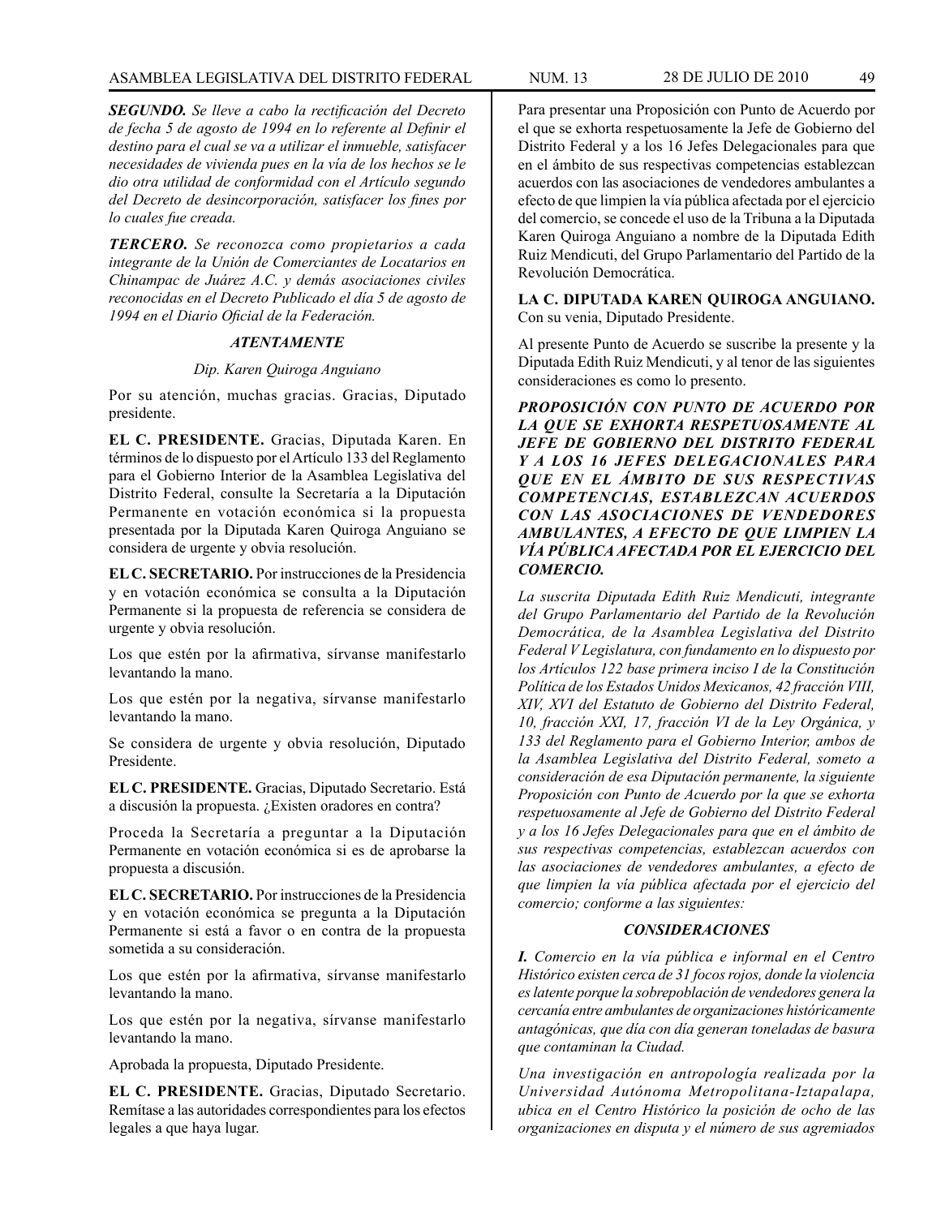***SEGUNDO.*** *Se lleve a cabo la rectificación del Decreto de fecha 5 de agosto de 1994 en lo referente al Definir el destino para el cual se va a utilizar el inmueble, satisfacer necesidades de vivienda pues en la vía de los hechos se le dio otra utilidad de conformidad con el Artículo segundo del Decreto de desincorporación, satisfacer los fines por lo cuales fue creada.*

***TERCERO.*** *Se reconozca como propietarios a cada integrante de la Unión de Comerciantes de Locatarios en Chinampac de Juárez A.C. y demás asociaciones civiles reconocidas en el Decreto Publicado el día 5 de agosto de 1994 en el Diario Oficial de la Federación.*

***ATENTAMENTE***

*Dip. Karen Quiroga Anguiano*

Por su atención, muchas gracias. Gracias, Diputado presidente.

**EL C. PRESIDENTE.** Gracias, Diputada Karen. En términos de lo dispuesto por el Artículo 133 del Reglamento para el Gobierno Interior de la Asamblea Legislativa del Distrito Federal, consulte la Secretaría a la Diputación Permanente en votación económica si la propuesta presentada por la Diputada Karen Quiroga Anguiano se considera de urgente y obvia resolución.

**EL C. SECRETARIO.** Por instrucciones de la Presidencia y en votación económica se consulta a la Diputación Permanente si la propuesta de referencia se considera de urgente y obvia resolución.

Los que estén por la afirmativa, sírvanse manifestarlo levantando la mano.

Los que estén por la negativa, sírvanse manifestarlo levantando la mano.

Se considera de urgente y obvia resolución, Diputado Presidente.

**EL C. PRESIDENTE.** Gracias, Diputado Secretario. Está a discusión la propuesta. ¿Existen oradores en contra?

Proceda la Secretaría a preguntar a la Diputación Permanente en votación económica si es de aprobarse la propuesta a discusión.

**EL C. SECRETARIO.** Por instrucciones de la Presidencia y en votación económica se pregunta a la Diputación Permanente si está a favor o en contra de la propuesta sometida a su consideración.

Los que estén por la afirmativa, sírvanse manifestarlo levantando la mano.

Los que estén por la negativa, sírvanse manifestarlo levantando la mano.

Aprobada la propuesta, Diputado Presidente.

**EL C. PRESIDENTE.** Gracias, Diputado Secretario. Remítase a las autoridades correspondientes para los efectos legales a que haya lugar.

Para presentar una Proposición con Punto de Acuerdo por el que se exhorta respetuosamente la Jefe de Gobierno del Distrito Federal y a los 16 Jefes Delegacionales para que en el ámbito de sus respectivas competencias establezcan acuerdos con las asociaciones de vendedores ambulantes a efecto de que limpien la vía pública afectada por el ejercicio del comercio, se concede el uso de la Tribuna a la Diputada Karen Quiroga Anguiano a nombre de la Diputada Edith Ruiz Mendicuti, del Grupo Parlamentario del Partido de la Revolución Democrática.

**LA C. DIPUTADA KAREN QUIROGA ANGUIANO.** Con su venia, Diputado Presidente.

Al presente Punto de Acuerdo se suscribe la presente y la Diputada Edith Ruiz Mendicuti, y al tenor de las siguientes consideraciones es como lo presento.

***PROPOSICIÓN CON PUNTO DE ACUERDO POR LA QUE SE EXHORTA RESPETUOSAMENTE AL JEFE DE GOBIERNO DEL DISTRITO FEDERAL Y A LOS 16 JEFES DELEGACIONALES PARA QUE EN EL ÁMBITO DE SUS RESPECTIVAS COMPETENCIAS, ESTABLEZCAN ACUERDOS CON LAS ASOCIACIONES DE VENDEDORES AMBULANTES, A EFECTO DE QUE LIMPIEN LA VÍA PÚBLICA AFECTADA POR EL EJERCICIO DEL COMERCIO.***

*La suscrita Diputada Edith Ruiz Mendicuti, integrante del Grupo Parlamentario del Partido de la Revolución Democrática, de la Asamblea Legislativa del Distrito Federal V Legislatura, con fundamento en lo dispuesto por los Artículos 122 base primera inciso I de la Constitución Política de los Estados Unidos Mexicanos, 42 fracción VIII, XIV, XVI del Estatuto de Gobierno del Distrito Federal, 10, fracción XXI, 17, fracción VI de la Ley Orgánica, y 133 del Reglamento para el Gobierno Interior, ambos de la Asamblea Legislativa del Distrito Federal, someto a consideración de esa Diputación permanente, la siguiente Proposición con Punto de Acuerdo por la que se exhorta respetuosamente al Jefe de Gobierno del Distrito Federal y a los 16 Jefes Delegacionales para que en el ámbito de sus respectivas competencias, establezcan acuerdos con las asociaciones de vendedores ambulantes, a efecto de que limpien la vía pública afectada por el ejercicio del comercio; conforme a las siguientes:*

***CONSIDERACIONES***

***I.*** *Comercio en la vía pública e informal en el Centro Histórico existen cerca de 31 focos rojos, donde la violencia es latente porque la sobrepoblación de vendedores genera la cercanía entre ambulantes de organizaciones históricamente antagónicas, que día con día generan toneladas de basura que contaminan la Ciudad.*

*Una investigación en antropología realizada por la Universidad Autónoma Metropolitana-Iztapalapa, ubica en el Centro Histórico la posición de ocho de las organizaciones en disputa y el número de sus agremiados*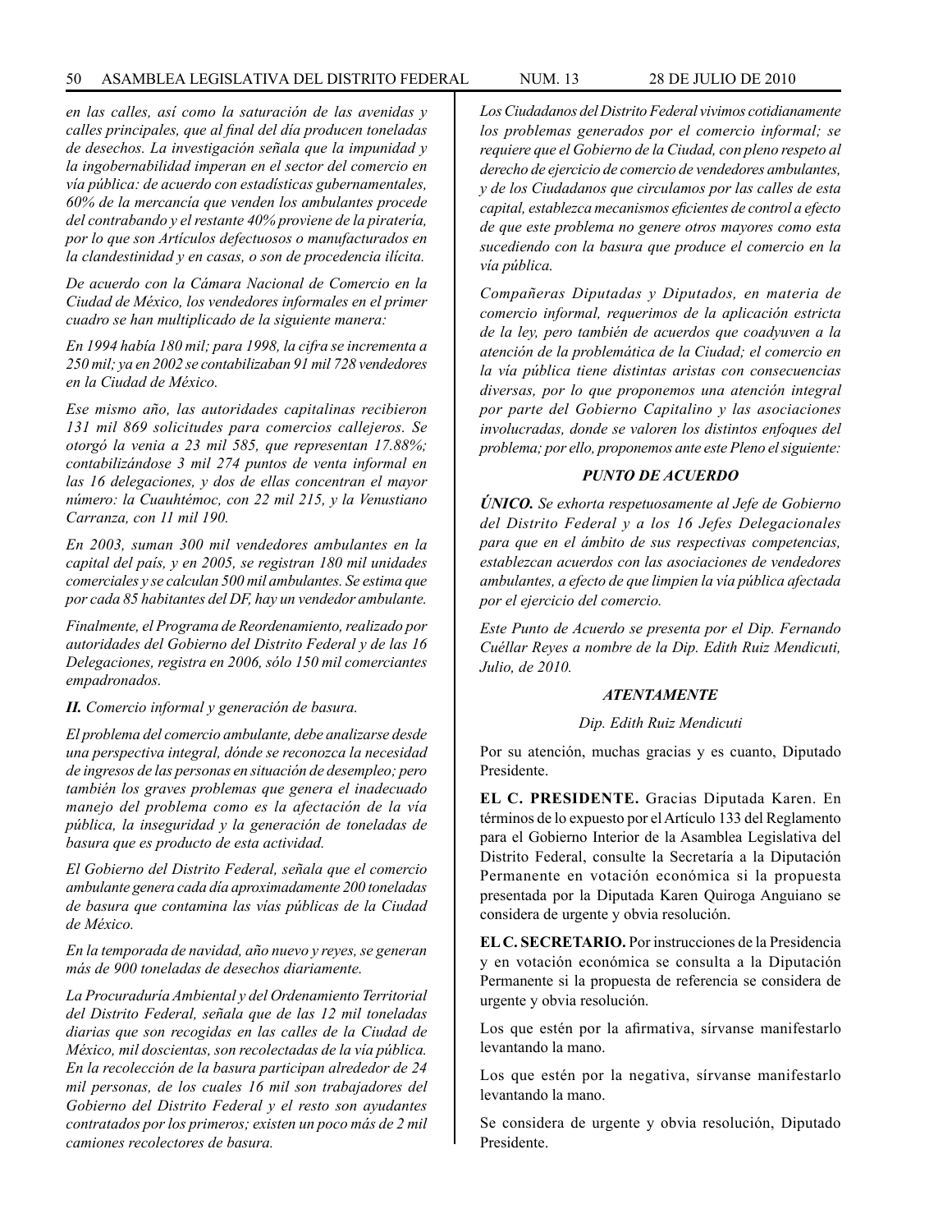*en las calles, así como la saturación de las avenidas y calles principales, que al final del día producen toneladas de desechos. La investigación señala que la impunidad y la ingobernabilidad imperan en el sector del comercio en vía pública: de acuerdo con estadísticas gubernamentales, 60% de la mercancía que venden los ambulantes procede del contrabando y el restante 40% proviene de la piratería, por lo que son Artículos defectuosos o manufacturados en la clandestinidad y en casas, o son de procedencia ilícita.*

*De acuerdo con la Cámara Nacional de Comercio en la Ciudad de México, los vendedores informales en el primer cuadro se han multiplicado de la siguiente manera:*

*En 1994 había 180 mil; para 1998, la cifra se incrementa a 250 mil; ya en 2002 se contabilizaban 91 mil 728 vendedores en la Ciudad de México.*

*Ese mismo año, las autoridades capitalinas recibieron 131 mil 869 solicitudes para comercios callejeros. Se otorgó la venia a 23 mil 585, que representan 17.88%; contabilizándose 3 mil 274 puntos de venta informal en las 16 delegaciones, y dos de ellas concentran el mayor número: la Cuauhtémoc, con 22 mil 215, y la Venustiano Carranza, con 11 mil 190.*

*En 2003, suman 300 mil vendedores ambulantes en la capital del país, y en 2005, se registran 180 mil unidades comerciales y se calculan 500 mil ambulantes. Se estima que por cada 85 habitantes del DF, hay un vendedor ambulante.*

*Finalmente, el Programa de Reordenamiento, realizado por autoridades del Gobierno del Distrito Federal y de las 16 Delegaciones, registra en 2006, sólo 150 mil comerciantes empadronados.*

***II.** Comercio informal y generación de basura.*

*El problema del comercio ambulante, debe analizarse desde una perspectiva integral, dónde se reconozca la necesidad de ingresos de las personas en situación de desempleo; pero también los graves problemas que genera el inadecuado manejo del problema como es la afectación de la vía pública, la inseguridad y la generación de toneladas de basura que es producto de esta actividad.*

*El Gobierno del Distrito Federal, señala que el comercio ambulante genera cada día aproximadamente 200 toneladas de basura que contamina las vías públicas de la Ciudad de México.*

*En la temporada de navidad, año nuevo y reyes, se generan más de 900 toneladas de desechos diariamente.*

*La Procuraduría Ambiental y del Ordenamiento Territorial del Distrito Federal, señala que de las 12 mil toneladas diarias que son recogidas en las calles de la Ciudad de México, mil doscientas, son recolectadas de la vía pública. En la recolección de la basura participan alrededor de 24 mil personas, de los cuales 16 mil son trabajadores del Gobierno del Distrito Federal y el resto son ayudantes contratados por los primeros; existen un poco más de 2 mil camiones recolectores de basura.*

*Los Ciudadanos del Distrito Federal vivimos cotidianamente los problemas generados por el comercio informal; se requiere que el Gobierno de la Ciudad, con pleno respeto al derecho de ejercicio de comercio de vendedores ambulantes, y de los Ciudadanos que circulamos por las calles de esta capital, establezca mecanismos eficientes de control a efecto de que este problema no genere otros mayores como esta sucediendo con la basura que produce el comercio en la vía pública.*

*Compañeras Diputadas y Diputados, en materia de comercio informal, requerimos de la aplicación estricta de la ley, pero también de acuerdos que coadyuven a la atención de la problemática de la Ciudad; el comercio en la vía pública tiene distintas aristas con consecuencias diversas, por lo que proponemos una atención integral por parte del Gobierno Capitalino y las asociaciones involucradas, donde se valoren los distintos enfoques del problema; por ello, proponemos ante este Pleno el siguiente:*

***PUNTO DE ACUERDO***

***ÚNICO.** Se exhorta respetuosamente al Jefe de Gobierno del Distrito Federal y a los 16 Jefes Delegacionales para que en el ámbito de sus respectivas competencias, establezcan acuerdos con las asociaciones de vendedores ambulantes, a efecto de que limpien la vía pública afectada por el ejercicio del comercio.*

*Este Punto de Acuerdo se presenta por el Dip. Fernando Cuéllar Reyes a nombre de la Dip. Edith Ruiz Mendicuti, Julio, de 2010.*

***ATENTAMENTE***

*Dip. Edith Ruiz Mendicuti*

Por su atención, muchas gracias y es cuanto, Diputado Presidente.

**EL C. PRESIDENTE.** Gracias Diputada Karen. En términos de lo expuesto por el Artículo 133 del Reglamento para el Gobierno Interior de la Asamblea Legislativa del Distrito Federal, consulte la Secretaría a la Diputación Permanente en votación económica si la propuesta presentada por la Diputada Karen Quiroga Anguiano se considera de urgente y obvia resolución.

**EL C. SECRETARIO.** Por instrucciones de la Presidencia y en votación económica se consulta a la Diputación Permanente si la propuesta de referencia se considera de urgente y obvia resolución.

Los que estén por la afirmativa, sírvanse manifestarlo levantando la mano.

Los que estén por la negativa, sírvanse manifestarlo levantando la mano.

Se considera de urgente y obvia resolución, Diputado Presidente.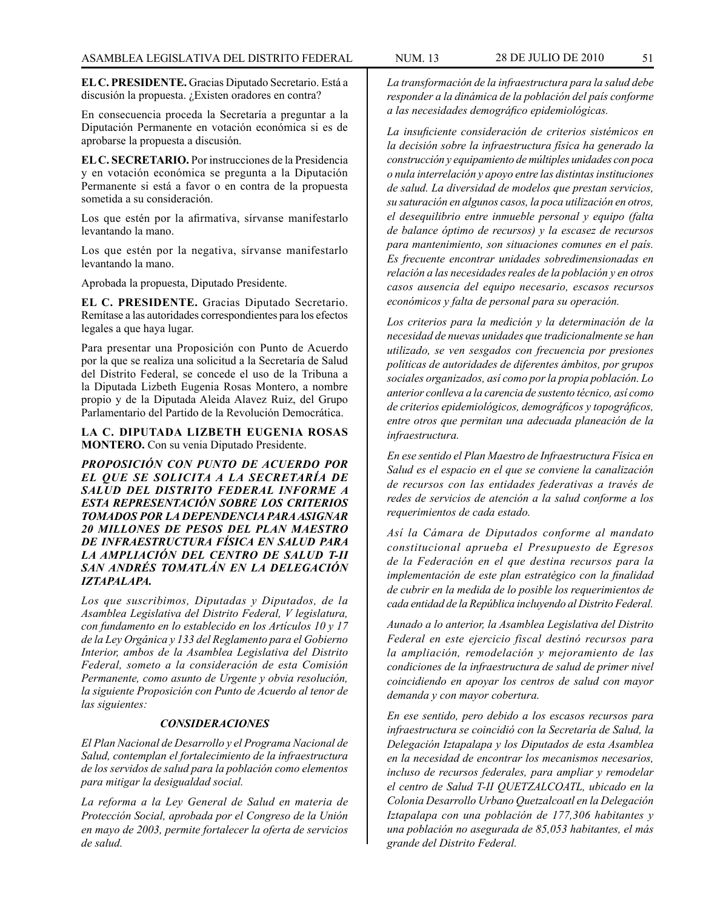**EL C. PRESIDENTE.** Gracias Diputado Secretario. Está a discusión la propuesta. ¿Existen oradores en contra?

En consecuencia proceda la Secretaría a preguntar a la Diputación Permanente en votación económica si es de aprobarse la propuesta a discusión.

**EL C. SECRETARIO.** Por instrucciones de la Presidencia y en votación económica se pregunta a la Diputación Permanente si está a favor o en contra de la propuesta sometida a su consideración.

Los que estén por la afirmativa, sírvanse manifestarlo levantando la mano.

Los que estén por la negativa, sírvanse manifestarlo levantando la mano.

Aprobada la propuesta, Diputado Presidente.

**EL C. PRESIDENTE.** Gracias Diputado Secretario. Remítase a las autoridades correspondientes para los efectos legales a que haya lugar.

Para presentar una Proposición con Punto de Acuerdo por la que se realiza una solicitud a la Secretaría de Salud del Distrito Federal, se concede el uso de la Tribuna a la Diputada Lizbeth Eugenia Rosas Montero, a nombre propio y de la Diputada Aleida Alavez Ruiz, del Grupo Parlamentario del Partido de la Revolución Democrática.

**LA C. DIPUTADA LIZBETH EUGENIA ROSAS MONTERO.** Con su venia Diputado Presidente.

***PROPOSICIÓN CON PUNTO DE ACUERDO POR EL QUE SE SOLICITA A LA SECRETARÍA DE SALUD DEL DISTRITO FEDERAL INFORME A ESTA REPRESENTACIÓN SOBRE LOS CRITERIOS TOMADOS POR LA DEPENDENCIA PARA ASIGNAR 20 MILLONES DE PESOS DEL PLAN MAESTRO DE INFRAESTRUCTURA FÍSICA EN SALUD PARA LA AMPLIACIÓN DEL CENTRO DE SALUD T-II SAN ANDRÉS TOMATLÁN EN LA DELEGACIÓN IZTAPALAPA.***

*Los que suscribimos, Diputadas y Diputados, de la Asamblea Legislativa del Distrito Federal, V legislatura, con fundamento en lo establecido en los Artículos 10 y 17 de la Ley Orgánica y 133 del Reglamento para el Gobierno Interior, ambos de la Asamblea Legislativa del Distrito Federal, someto a la consideración de esta Comisión Permanente, como asunto de Urgente y obvia resolución, la siguiente Proposición con Punto de Acuerdo al tenor de las siguientes:*

***CONSIDERACIONES***

*El Plan Nacional de Desarrollo y el Programa Nacional de Salud, contemplan el fortalecimiento de la infraestructura de los servidos de salud para la población como elementos para mitigar la desigualdad social.*

*La reforma a la Ley General de Salud en materia de Protección Social, aprobada por el Congreso de la Unión en mayo de 2003, permite fortalecer la oferta de servicios de salud.*

*La transformación de la infraestructura para la salud debe responder a la dinámica de la población del país conforme a las necesidades demográfico epidemiológicas.*

*La insuficiente consideración de criterios sistémicos en la decisión sobre la infraestructura física ha generado la construcción y equipamiento de múltiples unidades con poca o nula interrelación y apoyo entre las distintas instituciones de salud. La diversidad de modelos que prestan servicios, su saturación en algunos casos, la poca utilización en otros, el desequilibrio entre inmueble personal y equipo (falta de balance óptimo de recursos) y la escasez de recursos para mantenimiento, son situaciones comunes en el país. Es frecuente encontrar unidades sobredimensionadas en relación a las necesidades reales de la población y en otros casos ausencia del equipo necesario, escasos recursos económicos y falta de personal para su operación.*

*Los criterios para la medición y la determinación de la necesidad de nuevas unidades que tradicionalmente se han utilizado, se ven sesgados con frecuencia por presiones políticas de autoridades de diferentes ámbitos, por grupos sociales organizados, así como por la propia población. Lo anterior conlleva a la carencia de sustento técnico, así como de criterios epidemiológicos, demográficos y topográficos, entre otros que permitan una adecuada planeación de la infraestructura.*

*En ese sentido el Plan Maestro de Infraestructura Física en Salud es el espacio en el que se conviene la canalización de recursos con las entidades federativas a través de redes de servicios de atención a la salud conforme a los requerimientos de cada estado.*

*Así la Cámara de Diputados conforme al mandato constitucional aprueba el Presupuesto de Egresos de la Federación en el que destina recursos para la implementación de este plan estratégico con la finalidad de cubrir en la medida de lo posible los requerimientos de cada entidad de la República incluyendo al Distrito Federal.*

*Aunado a lo anterior, la Asamblea Legislativa del Distrito Federal en este ejercicio fiscal destinó recursos para la ampliación, remodelación y mejoramiento de las condiciones de la infraestructura de salud de primer nivel coincidiendo en apoyar los centros de salud con mayor demanda y con mayor cobertura.*

*En ese sentido, pero debido a los escasos recursos para infraestructura se coincidió con la Secretaría de Salud, la Delegación Iztapalapa y los Diputados de esta Asamblea en la necesidad de encontrar los mecanismos necesarios, incluso de recursos federales, para ampliar y remodelar el centro de Salud T-II QUETZALCOATL, ubicado en la Colonia Desarrollo Urbano Quetzalcoatl en la Delegación Iztapalapa con una población de 177,306 habitantes y una población no asegurada de 85,053 habitantes, el más grande del Distrito Federal.*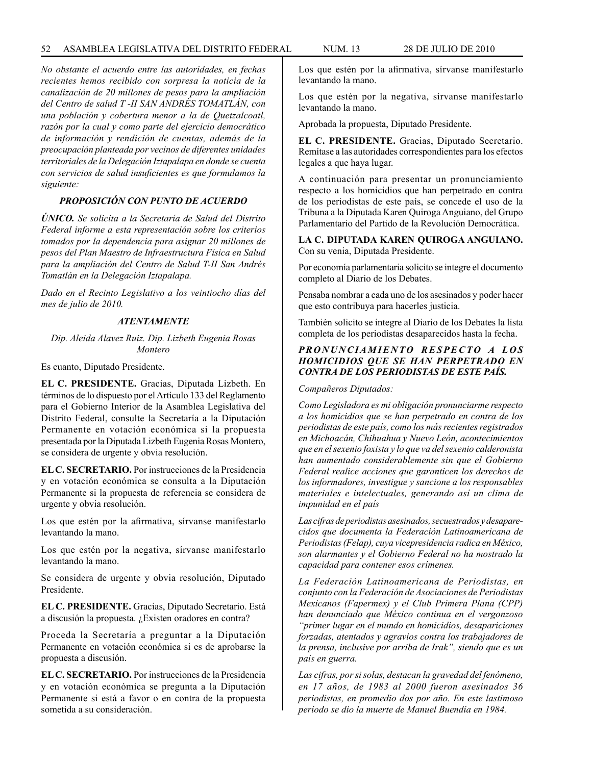*No obstante el acuerdo entre las autoridades, en fechas recientes hemos recibido con sorpresa la noticia de la canalización de 20 millones de pesos para la ampliación del Centro de salud T -II SAN ANDRÉS TOMATLÁN, con una población y cobertura menor a la de Quetzalcoatl, razón por la cual y como parte del ejercicio democrático de información y rendición de cuentas, además de la preocupación planteada por vecinos de diferentes unidades territoriales de la Delegación Iztapalapa en donde se cuenta con servicios de salud insuficientes es que formulamos la siguiente:*

***PROPOSICIÓN CON PUNTO DE ACUERDO***

***ÚNICO.*** *Se solicita a la Secretaría de Salud del Distrito Federal informe a esta representación sobre los criterios tomados por la dependencia para asignar 20 millones de pesos del Plan Maestro de Infraestructura Física en Salud para la ampliación del Centro de Salud T-II San Andrés Tomatlán en la Delegación Iztapalapa.*

*Dado en el Recinto Legislativo a los veintiocho días del mes de julio de 2010.*

***ATENTAMENTE***

*Dip. Aleida Alavez Ruiz. Dip. Lizbeth Eugenia Rosas Montero*

Es cuanto, Diputado Presidente.

**EL C. PRESIDENTE.** Gracias, Diputada Lizbeth. En términos de lo dispuesto por el Artículo 133 del Reglamento para el Gobierno Interior de la Asamblea Legislativa del Distrito Federal, consulte la Secretaría a la Diputación Permanente en votación económica si la propuesta presentada por la Diputada Lizbeth Eugenia Rosas Montero, se considera de urgente y obvia resolución.

**EL C. SECRETARIO.** Por instrucciones de la Presidencia y en votación económica se consulta a la Diputación Permanente si la propuesta de referencia se considera de urgente y obvia resolución.

Los que estén por la afirmativa, sírvanse manifestarlo levantando la mano.

Los que estén por la negativa, sírvanse manifestarlo levantando la mano.

Se considera de urgente y obvia resolución, Diputado Presidente.

**EL C. PRESIDENTE.** Gracias, Diputado Secretario. Está a discusión la propuesta. ¿Existen oradores en contra?

Proceda la Secretaría a preguntar a la Diputación Permanente en votación económica si es de aprobarse la propuesta a discusión.

**EL C. SECRETARIO.** Por instrucciones de la Presidencia y en votación económica se pregunta a la Diputación Permanente si está a favor o en contra de la propuesta sometida a su consideración.

Los que estén por la afirmativa, sírvanse manifestarlo levantando la mano.

Los que estén por la negativa, sírvanse manifestarlo levantando la mano.

Aprobada la propuesta, Diputado Presidente.

**EL C. PRESIDENTE.** Gracias, Diputado Secretario. Remítase a las autoridades correspondientes para los efectos legales a que haya lugar.

A continuación para presentar un pronunciamiento respecto a los homicidios que han perpetrado en contra de los periodistas de este país, se concede el uso de la Tribuna a la Diputada Karen Quiroga Anguiano, del Grupo Parlamentario del Partido de la Revolución Democrática.

**LA C. DIPUTADA KAREN QUIROGA ANGUIANO.** Con su venia, Diputada Presidente.

Por economía parlamentaria solicito se integre el documento completo al Diario de los Debates.

Pensaba nombrar a cada uno de los asesinados y poder hacer que esto contribuya para hacerles justicia.

También solicito se integre al Diario de los Debates la lista completa de los periodistas desaparecidos hasta la fecha.

***PRONUNCIAMIENTO RESPECTO A LOS HOMICIDIOS QUE SE HAN PERPETRADO EN CONTRA DE LOS PERIODISTAS DE ESTE PAÍS.***

*Compañeros Diputados:*

*Como Legisladora es mi obligación pronunciarme respecto a los homicidios que se han perpetrado en contra de los periodistas de este país, como los más recientes registrados en Michoacán, Chihuahua y Nuevo León, acontecimientos que en el sexenio foxista y lo que va del sexenio calderonista han aumentado considerablemente sin que el Gobierno Federal realice acciones que garanticen los derechos de los informadores, investigue y sancione a los responsables materiales e intelectuales, generando así un clima de impunidad en el país*

*Las cifras de periodistas asesinados, secuestrados y desaparecidos que documenta la Federación Latinoamericana de Periodistas (Felap), cuya vicepresidencia radica en México, son alarmantes y el Gobierno Federal no ha mostrado la capacidad para contener esos crímenes.*

*La Federación Latinoamericana de Periodistas, en conjunto con la Federación de Asociaciones de Periodistas Mexicanos (Fapermex) y el Club Primera Plana (CPP) han denunciado que México continua en el vergonzoso "primer lugar en el mundo en homicidios, desapariciones forzadas, atentados y agravios contra los trabajadores de la prensa, inclusive por arriba de Irak", siendo que es un país en guerra.*

*Las cifras, por si solas, destacan la gravedad del fenómeno, en 17 años, de 1983 al 2000 fueron asesinados 36 periodistas, en promedio dos por año. En este lastimoso período se dio la muerte de Manuel Buendía en 1984.*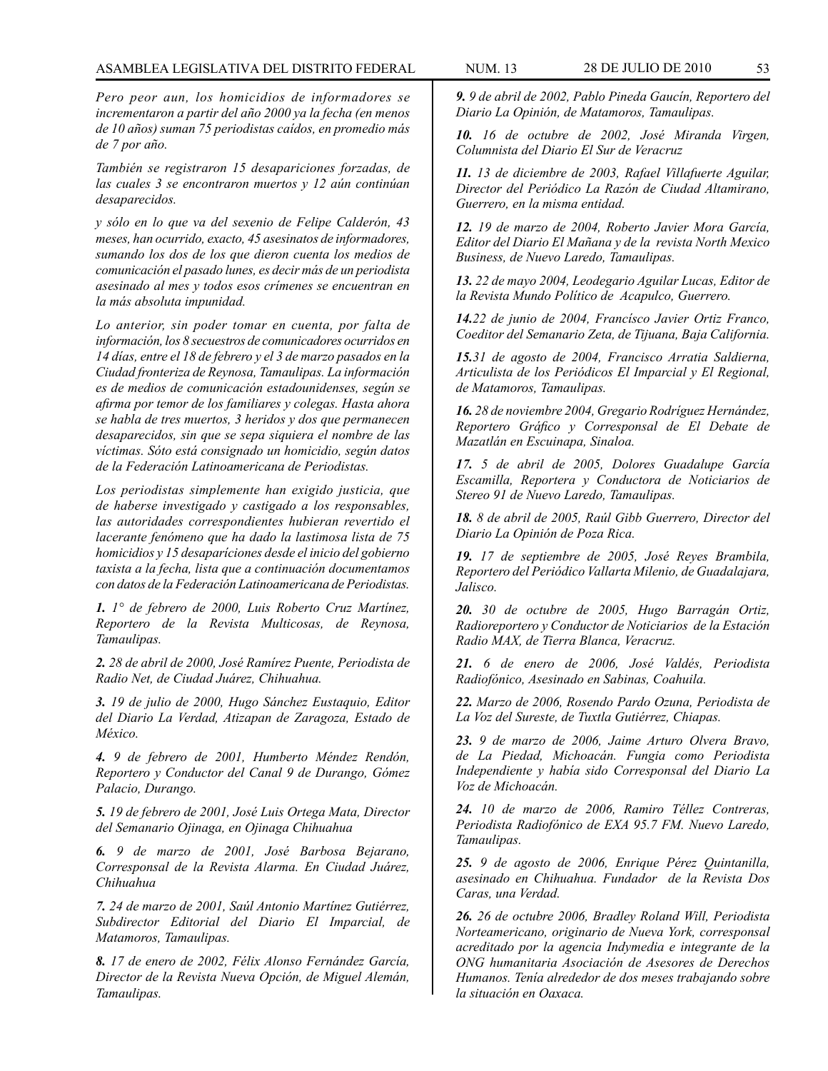*Pero peor aun, los homicidios de informadores se incrementaron a partir del año 2000 ya la fecha (en menos de 10 años) suman 75 periodistas caídos, en promedio más de 7 por año.*

*También se registraron 15 desapariciones forzadas, de las cuales 3 se encontraron muertos y 12 aún continúan desaparecidos.*

*y sólo en lo que va del sexenio de Felipe Calderón, 43 meses, han ocurrido, exacto, 45 asesinatos de informadores, sumando los dos de los que dieron cuenta los medios de comunicación el pasado lunes, es decir más de un periodista asesinado al mes y todos esos crímenes se encuentran en la más absoluta impunidad.*

*Lo anterior, sin poder tomar en cuenta, por falta de información, los 8 secuestros de comunicadores ocurridos en 14 días, entre el 18 de febrero y el 3 de marzo pasados en la Ciudad fronteriza de Reynosa, Tamaulipas. La información es de medios de comunicación estadounidenses, según se afirma por temor de los familiares y colegas. Hasta ahora se habla de tres muertos, 3 heridos y dos que permanecen desaparecidos, sin que se sepa siquiera el nombre de las víctimas. Sóto está consignado un homicidio, según datos de la Federación Latinoamericana de Periodistas.*

*Los periodistas simplemente han exigido justicia, que de haberse investigado y castigado a los responsables, las autoridades correspondientes hubieran revertido el lacerante fenómeno que ha dado la lastimosa lista de 75 homicidios y 15 desapariciones desde el inicio del gobierno taxista a la fecha, lista que a continuación documentamos con datos de la Federación Latinoamericana de Periodistas.*

***1.** 1° de febrero de 2000, Luis Roberto Cruz Martínez, Reportero de la Revista Multicosas, de Reynosa, Tamaulipas.*

***2.** 28 de abril de 2000, José Ramírez Puente, Periodista de Radio Net, de Ciudad Juárez, Chihuahua.*

***3.** 19 de julio de 2000, Hugo Sánchez Eustaquio, Editor del Diario La Verdad, Atizapan de Zaragoza, Estado de México.*

***4.** 9 de febrero de 2001, Humberto Méndez Rendón, Reportero y Conductor del Canal 9 de Durango, Gómez Palacio, Durango.*

***5.** 19 de febrero de 2001, José Luis Ortega Mata, Director del Semanario Ojinaga, en Ojinaga Chihuahua*

***6.** 9 de marzo de 2001, José Barbosa Bejarano, Corresponsal de la Revista Alarma. En Ciudad Juárez, Chihuahua*

***7.** 24 de marzo de 2001, Saúl Antonio Martínez Gutiérrez, Subdirector Editorial del Diario El Imparcial, de Matamoros, Tamaulipas.*

***8.** 17 de enero de 2002, Félix Alonso Fernández García, Director de la Revista Nueva Opción, de Miguel Alemán, Tamaulipas.*

***9.** 9 de abril de 2002, Pablo Pineda Gaucín, Reportero del Diario La Opinión, de Matamoros, Tamaulipas.*

***10.** 16 de octubre de 2002, José Miranda Virgen, Columnista del Diario El Sur de Veracruz*

***11.** 13 de diciembre de 2003, Rafael Villafuerte Aguilar, Director del Periódico La Razón de Ciudad Altamirano, Guerrero, en la misma entidad.*

***12.** 19 de marzo de 2004, Roberto Javier Mora García, Editor del Diario El Mañana y de la revista North Mexico Business, de Nuevo Laredo, Tamaulipas.*

***13.** 22 de mayo 2004, Leodegario Aguilar Lucas, Editor de la Revista Mundo Político de Acapulco, Guerrero.*

***14.**22 de junio de 2004, Francisco Javier Ortiz Franco, Coeditor del Semanario Zeta, de Tijuana, Baja California.*

***15.**31 de agosto de 2004, Francisco Arratia Saldierna, Articulista de los Periódicos El Imparcial y El Regional, de Matamoros, Tamaulipas.*

***16.** 28 de noviembre 2004, Gregario Rodríguez Hernández, Reportero Gráfico y Corresponsal de El Debate de Mazatlán en Escuinapa, Sinaloa.*

***17.** 5 de abril de 2005, Dolores Guadalupe García Escamilla, Reportera y Conductora de Noticiarios de Stereo 91 de Nuevo Laredo, Tamaulipas.*

***18.** 8 de abril de 2005, Raúl Gibb Guerrero, Director del Diario La Opinión de Poza Rica.*

***19.** 17 de septiembre de 2005, José Reyes Brambila, Reportero del Periódico Vallarta Milenio, de Guadalajara, Jalisco.*

***20.** 30 de octubre de 2005, Hugo Barragán Ortiz, Radioreportero y Conductor de Noticiarios de la Estación Radio MAX, de Tierra Blanca, Veracruz.*

***21.** 6 de enero de 2006, José Valdés, Periodista Radiofónico, Asesinado en Sabinas, Coahuila.*

***22.** Marzo de 2006, Rosendo Pardo Ozuna, Periodista de La Voz del Sureste, de Tuxtla Gutiérrez, Chiapas.*

***23.** 9 de marzo de 2006, Jaime Arturo Olvera Bravo, de La Piedad, Michoacán. Fungia como Periodista Independiente y había sido Corresponsal del Diario La Voz de Michoacán.*

***24.** 10 de marzo de 2006, Ramiro Téllez Contreras, Periodista Radiofónico de EXA 95.7 FM. Nuevo Laredo, Tamaulipas.*

***25.** 9 de agosto de 2006, Enrique Pérez Quintanilla, asesinado en Chihuahua. Fundador de la Revista Dos Caras, una Verdad.*

***26.** 26 de octubre 2006, Bradley Roland Will, Periodista Norteamericano, originario de Nueva York, corresponsal acreditado por la agencia Indymedia e integrante de la ONG humanitaria Asociación de Asesores de Derechos Humanos. Tenía alrededor de dos meses trabajando sobre la situación en Oaxaca.*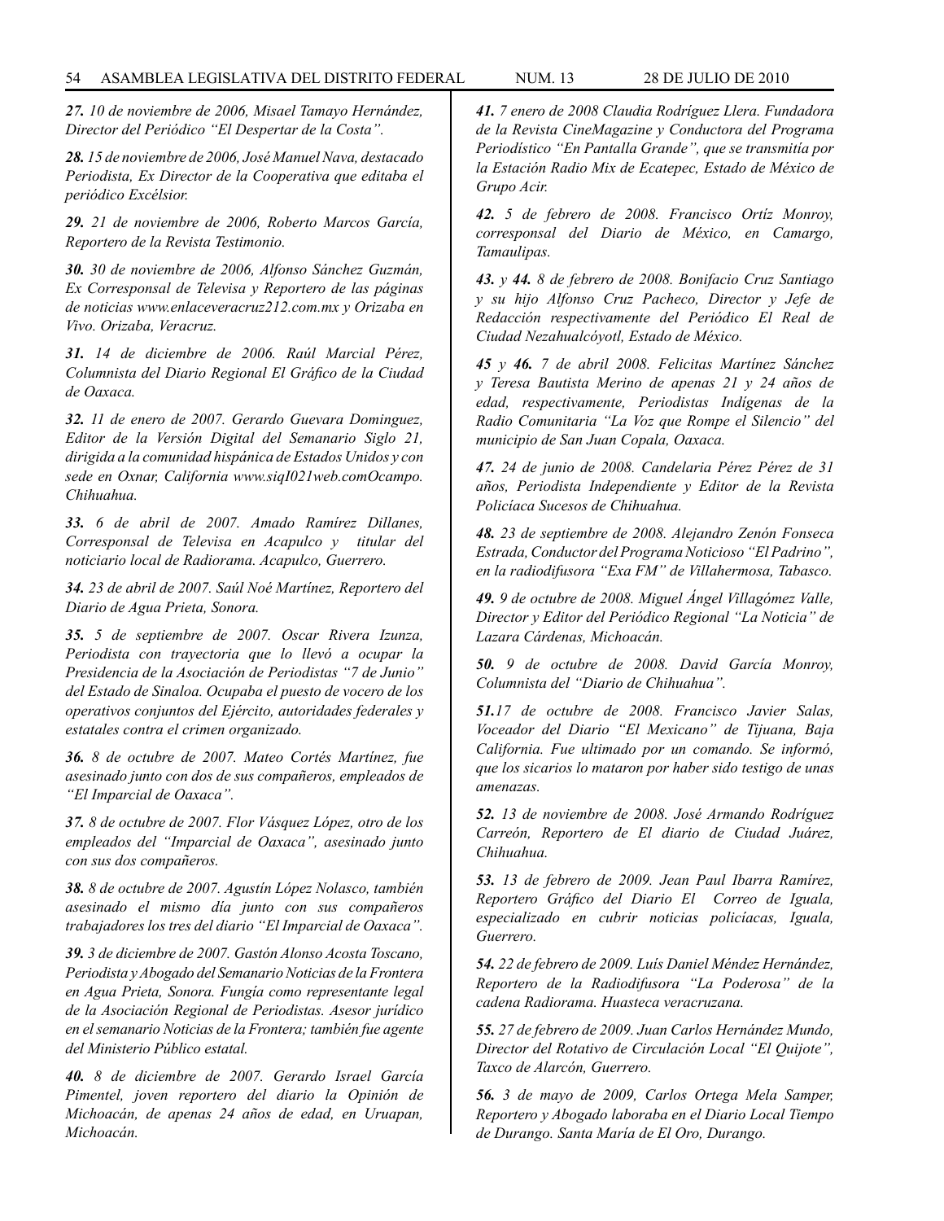***27.** 10 de noviembre de 2006, Misael Tamayo Hernández, Director del Periódico "El Despertar de la Costa".*

***28.** 15 de noviembre de 2006, José Manuel Nava, destacado Periodista, Ex Director de la Cooperativa que editaba el periódico Excélsior.*

***29.** 21 de noviembre de 2006, Roberto Marcos García, Reportero de la Revista Testimonio.*

***30.** 30 de noviembre de 2006, Alfonso Sánchez Guzmán, Ex Corresponsal de Televisa y Reportero de las páginas de noticias www.enlaceveracruz212.com.mx y Orizaba en Vivo. Orizaba, Veracruz.*

***31.** 14 de diciembre de 2006. Raúl Marcial Pérez, Columnista del Diario Regional El Gráfico de la Ciudad de Oaxaca.*

***32.** 11 de enero de 2007. Gerardo Guevara Dominguez, Editor de la Versión Digital del Semanario Siglo 21, dirigida a la comunidad hispánica de Estados Unidos y con sede en Oxnar, California www.siqI021web.comOcampo. Chihuahua.*

***33.** 6 de abril de 2007. Amado Ramírez Dillanes, Corresponsal de Televisa en Acapulco y titular del noticiario local de Radiorama. Acapulco, Guerrero.*

***34.** 23 de abril de 2007. Saúl Noé Martínez, Reportero del Diario de Agua Prieta, Sonora.*

***35.** 5 de septiembre de 2007. Oscar Rivera Izunza, Periodista con trayectoria que lo llevó a ocupar la Presidencia de la Asociación de Periodistas "7 de Junio" del Estado de Sinaloa. Ocupaba el puesto de vocero de los operativos conjuntos del Ejército, autoridades federales y estatales contra el crimen organizado.*

***36.** 8 de octubre de 2007. Mateo Cortés Martínez, fue asesinado junto con dos de sus compañeros, empleados de "El Imparcial de Oaxaca".*

***37.** 8 de octubre de 2007. Flor Vásquez López, otro de los empleados del "Imparcial de Oaxaca", asesinado junto con sus dos compañeros.*

***38.** 8 de octubre de 2007. Agustín López Nolasco, también asesinado el mismo día junto con sus compañeros trabajadores los tres del diario "El Imparcial de Oaxaca".*

***39.** 3 de diciembre de 2007. Gastón Alonso Acosta Toscano, Periodista y Abogado del Semanario Noticias de la Frontera en Agua Prieta, Sonora. Fungía como representante legal de la Asociación Regional de Periodistas. Asesor jurídico en el semanario Noticias de la Frontera; también fue agente del Ministerio Público estatal.*

***40.** 8 de diciembre de 2007. Gerardo Israel García Pimentel, joven reportero del diario la Opinión de Michoacán, de apenas 24 años de edad, en Uruapan, Michoacán.*

***41.** 7 enero de 2008 Claudia Rodríguez Llera. Fundadora de la Revista CineMagazine y Conductora del Programa Periodístico "En Pantalla Grande", que se transmitía por la Estación Radio Mix de Ecatepec, Estado de México de Grupo Acir.*

***42.** 5 de febrero de 2008. Francisco Ortíz Monroy, corresponsal del Diario de México, en Camargo, Tamaulipas.*

***43.** y **44.** 8 de febrero de 2008. Bonifacio Cruz Santiago y su hijo Alfonso Cruz Pacheco, Director y Jefe de Redacción respectivamente del Periódico El Real de Ciudad Nezahualcóyotl, Estado de México.*

***45** y **46.** 7 de abril 2008. Felicitas Martínez Sánchez y Teresa Bautista Merino de apenas 21 y 24 años de edad, respectivamente, Periodistas Indígenas de la Radio Comunitaria "La Voz que Rompe el Silencio" del municipio de San Juan Copala, Oaxaca.*

***47.** 24 de junio de 2008. Candelaria Pérez Pérez de 31 años, Periodista Independiente y Editor de la Revista Policíaca Sucesos de Chihuahua.*

***48.** 23 de septiembre de 2008. Alejandro Zenón Fonseca Estrada, Conductor del Programa Noticioso "El Padrino", en la radiodifusora "Exa FM" de Villahermosa, Tabasco.*

***49.** 9 de octubre de 2008. Miguel Ángel Villagómez Valle, Director y Editor del Periódico Regional "La Noticia" de Lazara Cárdenas, Michoacán.*

***50.** 9 de octubre de 2008. David García Monroy, Columnista del "Diario de Chihuahua".*

***51.**17 de octubre de 2008. Francisco Javier Salas, Voceador del Diario "El Mexicano" de Tijuana, Baja California. Fue ultimado por un comando. Se informó, que los sicarios lo mataron por haber sido testigo de unas amenazas.*

***52.** 13 de noviembre de 2008. José Armando Rodríguez Carreón, Reportero de El diario de Ciudad Juárez, Chihuahua.*

***53.** 13 de febrero de 2009. Jean Paul Ibarra Ramírez, Reportero Gráfico del Diario El Correo de Iguala, especializado en cubrir noticias policíacas, Iguala, Guerrero.*

***54.** 22 de febrero de 2009. Luís Daniel Méndez Hernández, Reportero de la Radiodifusora "La Poderosa" de la cadena Radiorama. Huasteca veracruzana.*

***55.** 27 de febrero de 2009. Juan Carlos Hernández Mundo, Director del Rotativo de Circulación Local "El Quijote", Taxco de Alarcón, Guerrero.*

***56.** 3 de mayo de 2009, Carlos Ortega Mela Samper, Reportero y Abogado laboraba en el Diario Local Tiempo de Durango. Santa María de El Oro, Durango.*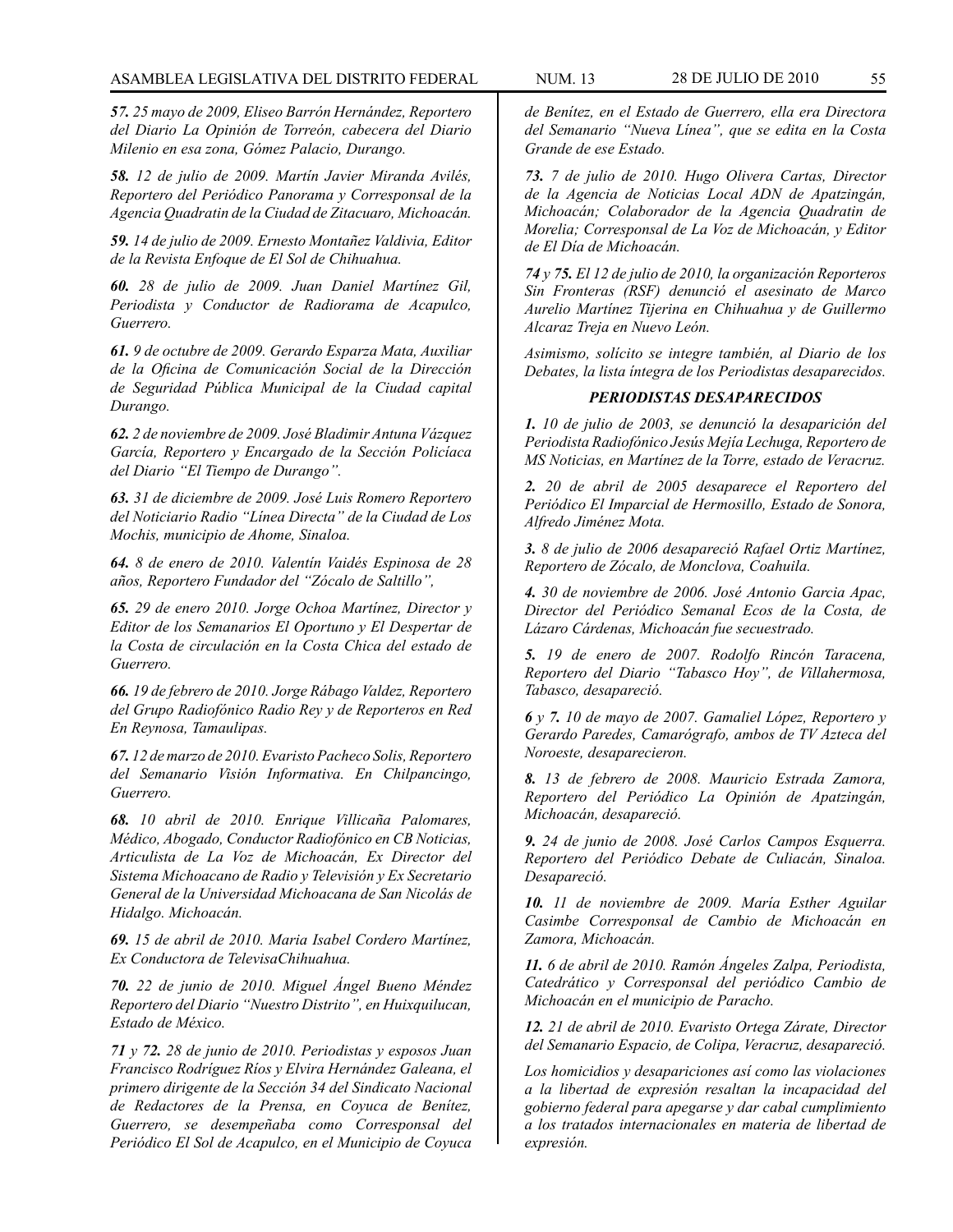***57.** 25 mayo de 2009, Eliseo Barrón Hernández, Reportero del Diario La Opinión de Torreón, cabecera del Diario Milenio en esa zona, Gómez Palacio, Durango.*

***58.** 12 de julio de 2009. Martín Javier Miranda Avilés, Reportero del Periódico Panorama y Corresponsal de la Agencia Quadratin de la Ciudad de Zitacuaro, Michoacán.*

***59.** 14 de julio de 2009. Ernesto Montañez Valdivia, Editor de la Revista Enfoque de El Sol de Chihuahua.*

***60.** 28 de julio de 2009. Juan Daniel Martínez Gil, Periodista y Conductor de Radiorama de Acapulco, Guerrero.*

***61.** 9 de octubre de 2009. Gerardo Esparza Mata, Auxiliar de la Oficina de Comunicación Social de la Dirección de Seguridad Pública Municipal de la Ciudad capital Durango.*

***62.** 2 de noviembre de 2009. José Bladimir Antuna Vázquez García, Reportero y Encargado de la Sección Policíaca del Diario "El Tiempo de Durango".*

***63.** 31 de diciembre de 2009. José Luis Romero Reportero del Noticiario Radio "Línea Directa" de la Ciudad de Los Mochis, municipio de Ahome, Sinaloa.*

***64.** 8 de enero de 2010. Valentín Vaidés Espinosa de 28 años, Reportero Fundador del "Zócalo de Saltillo",*

***65.** 29 de enero 2010. Jorge Ochoa Martínez, Director y Editor de los Semanarios El Oportuno y El Despertar de la Costa de circulación en la Costa Chica del estado de Guerrero.*

***66.** 19 de febrero de 2010. Jorge Rábago Valdez, Reportero del Grupo Radiofónico Radio Rey y de Reporteros en Red En Reynosa, Tamaulipas.*

***67.** 12 de marzo de 2010. Evaristo Pacheco Solis, Reportero del Semanario Visión Informativa. En Chilpancingo, Guerrero.*

***68.** 10 abril de 2010. Enrique Villicaña Palomares, Médico, Abogado, Conductor Radiofónico en CB Noticias, Articulista de La Voz de Michoacán, Ex Director del Sistema Michoacano de Radio y Televisión y Ex Secretario General de la Universidad Michoacana de San Nicolás de Hidalgo. Michoacán.*

***69.** 15 de abril de 2010. Maria Isabel Cordero Martínez, Ex Conductora de TelevisaChihuahua.*

***70.** 22 de junio de 2010. Miguel Ángel Bueno Méndez Reportero del Diario "Nuestro Distrito", en Huixquilucan, Estado de México.*

***71** y **72.** 28 de junio de 2010. Periodistas y esposos Juan Francisco Rodríguez Ríos y Elvira Hernández Galeana, el primero dirigente de la Sección 34 del Sindicato Nacional de Redactores de la Prensa, en Coyuca de Benítez, Guerrero, se desempeñaba como Corresponsal del Periódico El Sol de Acapulco, en el Municipio de Coyuca de Benítez, en el Estado de Guerrero, ella era Directora del Semanario "Nueva Línea", que se edita en la Costa Grande de ese Estado.*

***73.** 7 de julio de 2010. Hugo Olivera Cartas, Director de la Agencia de Noticias Local ADN de Apatzingán, Michoacán; Colaborador de la Agencia Quadratin de Morelia; Corresponsal de La Voz de Michoacán, y Editor de El Día de Michoacán.*

***74** y **75.** El 12 de julio de 2010, la organización Reporteros Sin Fronteras (RSF) denunció el asesinato de Marco Aurelio Martínez Tijerina en Chihuahua y de Guillermo Alcaraz Treja en Nuevo León.*

*Asimismo, solicito se integre también, al Diario de los Debates, la lista íntegra de los Periodistas desaparecidos.*

### *PERIODISTAS DESAPARECIDOS*

***1.** 10 de julio de 2003, se denunció la desaparición del Periodista Radiofónico Jesús Mejía Lechuga, Reportero de MS Noticias, en Martínez de la Torre, estado de Veracruz.*

***2.** 20 de abril de 2005 desaparece el Reportero del Periódico El Imparcial de Hermosillo, Estado de Sonora, Alfredo Jiménez Mota.*

***3.** 8 de julio de 2006 desapareció Rafael Ortiz Martínez, Reportero de Zócalo, de Monclova, Coahuila.*

***4.** 30 de noviembre de 2006. José Antonio Garcia Apac, Director del Periódico Semanal Ecos de la Costa, de Lázaro Cárdenas, Michoacán fue secuestrado.*

***5.** 19 de enero de 2007. Rodolfo Rincón Taracena, Reportero del Diario "Tabasco Hoy", de Villahermosa, Tabasco, desapareció.*

***6** y **7.** 10 de mayo de 2007. Gamaliel López, Reportero y Gerardo Paredes, Camarógrafo, ambos de TV Azteca del Noroeste, desaparecieron.*

***8.** 13 de febrero de 2008. Mauricio Estrada Zamora, Reportero del Periódico La Opinión de Apatzingán, Michoacán, desapareció.*

***9.** 24 de junio de 2008. José Carlos Campos Esquerra. Reportero del Periódico Debate de Culiacán, Sinaloa. Desapareció.*

***10.** 11 de noviembre de 2009. María Esther Aguilar Casimbe Corresponsal de Cambio de Michoacán en Zamora, Michoacán.*

***11.** 6 de abril de 2010. Ramón Ángeles Zalpa, Periodista, Catedrático y Corresponsal del periódico Cambio de Michoacán en el municipio de Paracho.*

***12.** 21 de abril de 2010. Evaristo Ortega Zárate, Director del Semanario Espacio, de Colipa, Veracruz, desapareció.*

*Los homicidios y desapariciones así como las violaciones a la libertad de expresión resaltan la incapacidad del gobierno federal para apegarse y dar cabal cumplimiento a los tratados internacionales en materia de libertad de expresión.*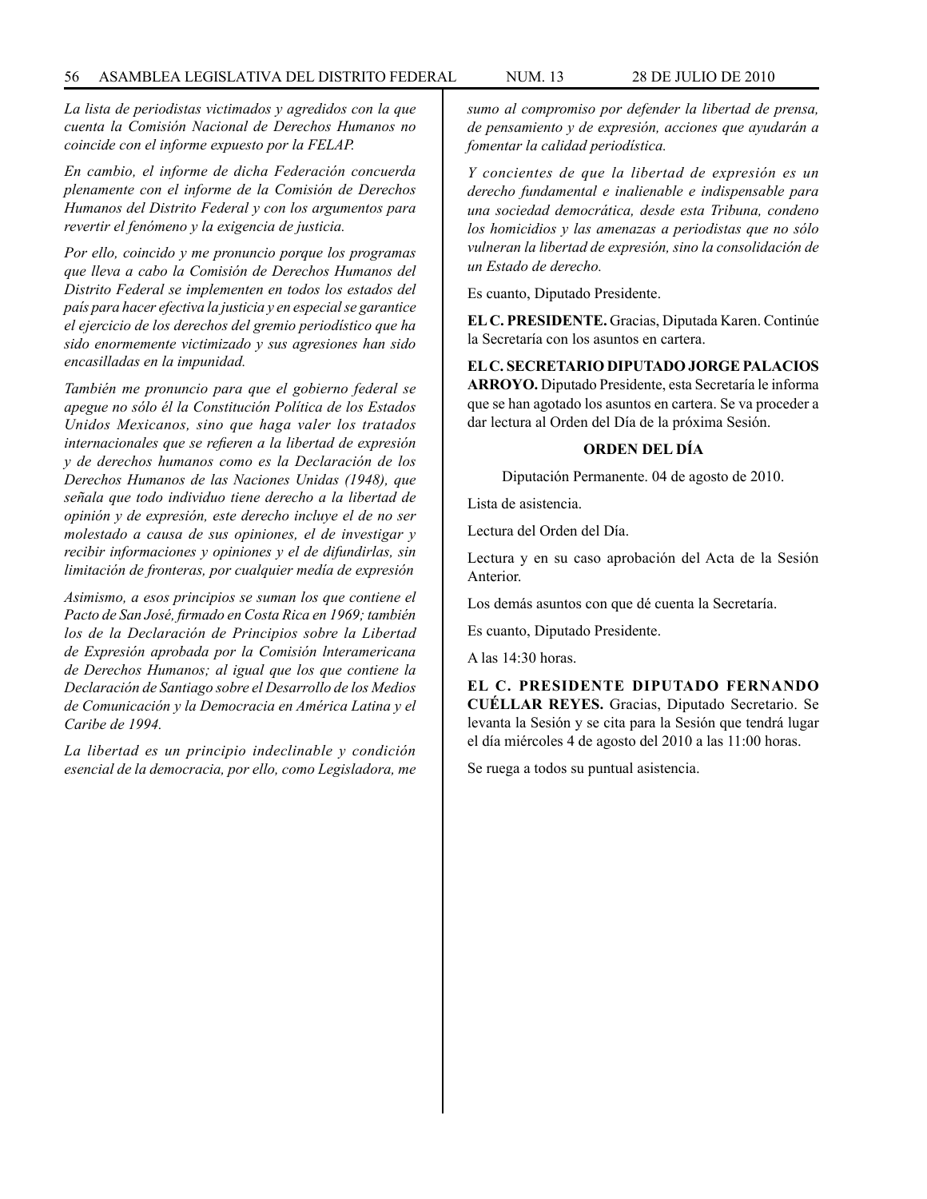*La lista de periodistas victimados y agredidos con la que cuenta la Comisión Nacional de Derechos Humanos no coincide con el informe expuesto por la FELAP.*

*En cambio, el informe de dicha Federación concuerda plenamente con el informe de la Comisión de Derechos Humanos del Distrito Federal y con los argumentos para revertir el fenómeno y la exigencia de justicia.*

*Por ello, coincido y me pronuncio porque los programas que lleva a cabo la Comisión de Derechos Humanos del Distrito Federal se implementen en todos los estados del país para hacer efectiva la justicia y en especial se garantice el ejercicio de los derechos del gremio periodístico que ha sido enormemente victimizado y sus agresiones han sido encasilladas en la impunidad.*

*También me pronuncio para que el gobierno federal se apegue no sólo él la Constitución Política de los Estados Unidos Mexicanos, sino que haga valer los tratados internacionales que se refieren a la libertad de expresión y de derechos humanos como es la Declaración de los Derechos Humanos de las Naciones Unidas (1948), que señala que todo individuo tiene derecho a la libertad de opinión y de expresión, este derecho incluye el de no ser molestado a causa de sus opiniones, el de investigar y recibir informaciones y opiniones y el de difundirlas, sin limitación de fronteras, por cualquier medía de expresión*

*Asimismo, a esos principios se suman los que contiene el Pacto de San José, firmado en Costa Rica en 1969; también los de la Declaración de Principios sobre la Libertad de Expresión aprobada por la Comisión lnteramericana de Derechos Humanos; al igual que los que contiene la Declaración de Santiago sobre el Desarrollo de los Medios de Comunicación y la Democracia en América Latina y el Caribe de 1994.*

*La libertad es un principio indeclinable y condición esencial de la democracia, por ello, como Legisladora, me sumo al compromiso por defender la libertad de prensa, de pensamiento y de expresión, acciones que ayudarán a fomentar la calidad periodística.*

*Y concientes de que la libertad de expresión es un derecho fundamental e inalienable e indispensable para una sociedad democrática, desde esta Tribuna, condeno los homicidios y las amenazas a periodistas que no sólo vulneran la libertad de expresión, sino la consolidación de un Estado de derecho.*

Es cuanto, Diputado Presidente.

**EL C. PRESIDENTE.** Gracias, Diputada Karen. Continúe la Secretaría con los asuntos en cartera.

**EL C. SECRETARIO DIPUTADO JORGE PALACIOS ARROYO.** Diputado Presidente, esta Secretaría le informa que se han agotado los asuntos en cartera. Se va proceder a dar lectura al Orden del Día de la próxima Sesión.

**ORDEN DEL DÍA**

Diputación Permanente. 04 de agosto de 2010.

Lista de asistencia.

Lectura del Orden del Día.

Lectura y en su caso aprobación del Acta de la Sesión Anterior.

Los demás asuntos con que dé cuenta la Secretaría.

Es cuanto, Diputado Presidente.

A las 14:30 horas.

**EL C. PRESIDENTE DIPUTADO FERNANDO CUÉLLAR REYES.** Gracias, Diputado Secretario. Se levanta la Sesión y se cita para la Sesión que tendrá lugar el día miércoles 4 de agosto del 2010 a las 11:00 horas.

Se ruega a todos su puntual asistencia.